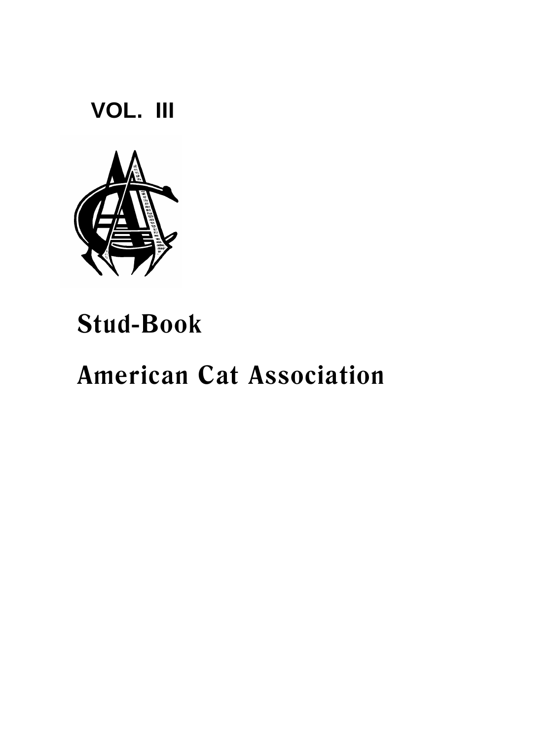VOL. III

# Stud-Book

# American Cat Association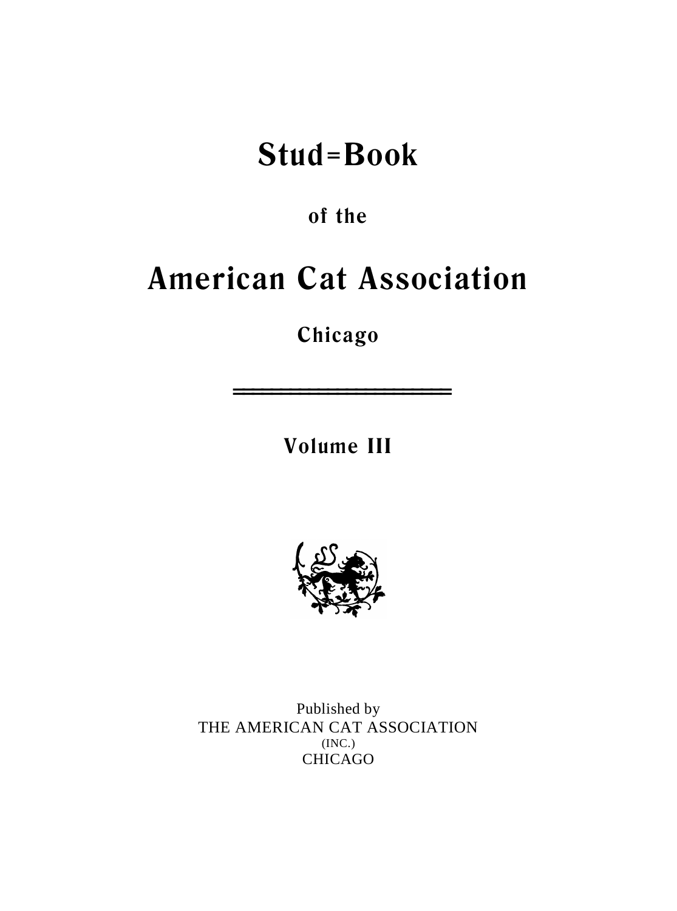# Stud=Book

### of the

# American Cat Association

### Chicago

---

### Volume III

Published by
THE AMERICAN CAT ASSOCIATION
(INC.)
CHICAGO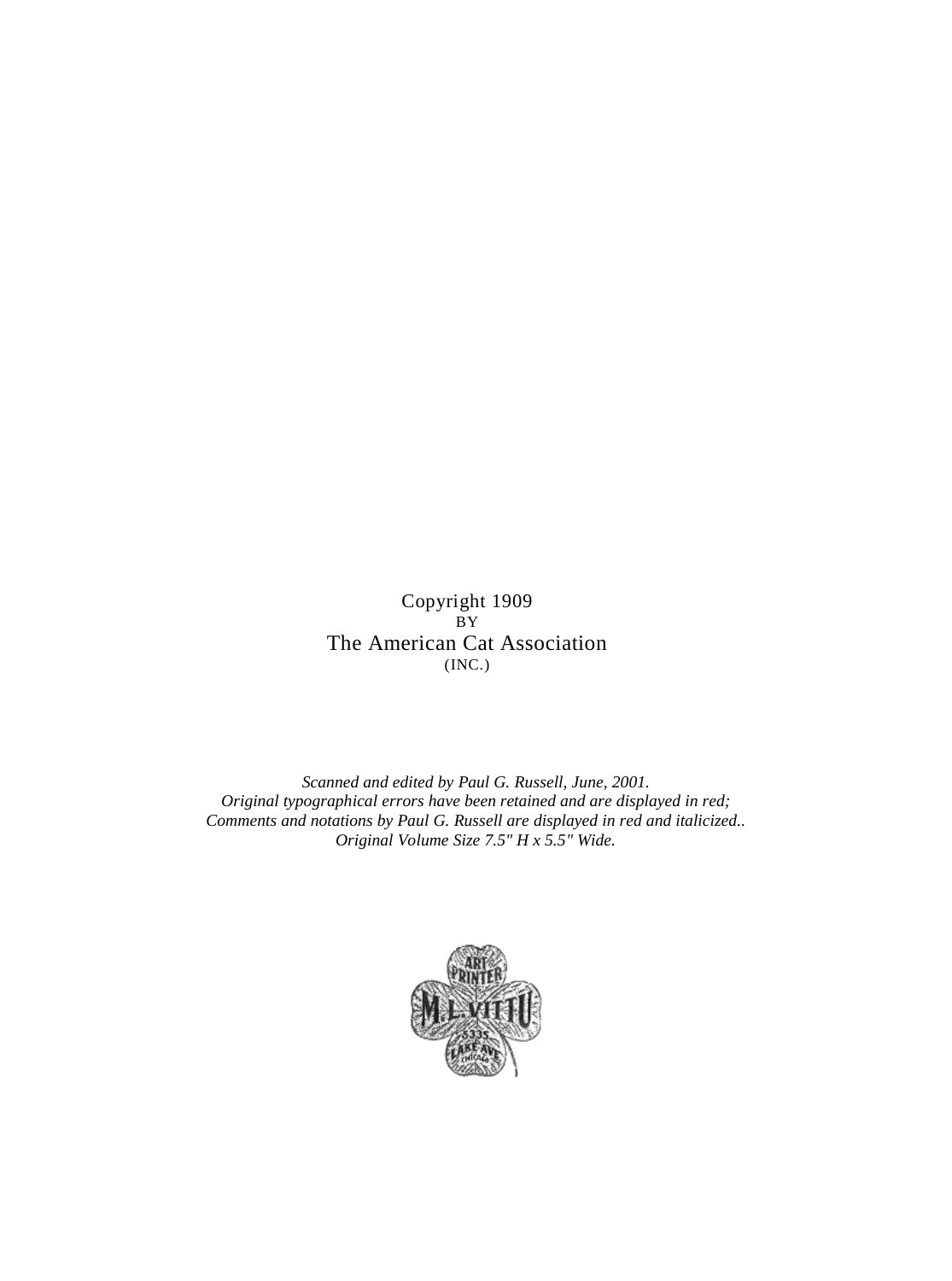Copyright 1909
BY
The American Cat Association
(INC.)

*Scanned and edited by Paul G. Russell, June, 2001.*
*Original typographical errors have been retained and are displayed in red;*
*Comments and notations by Paul G. Russell are displayed in red and italicized..*
*Original Volume Size 7.5" H x 5.5" Wide.*

ART PRINTER
M. L. VITTU
6335 LAKE AVE
CHICAGO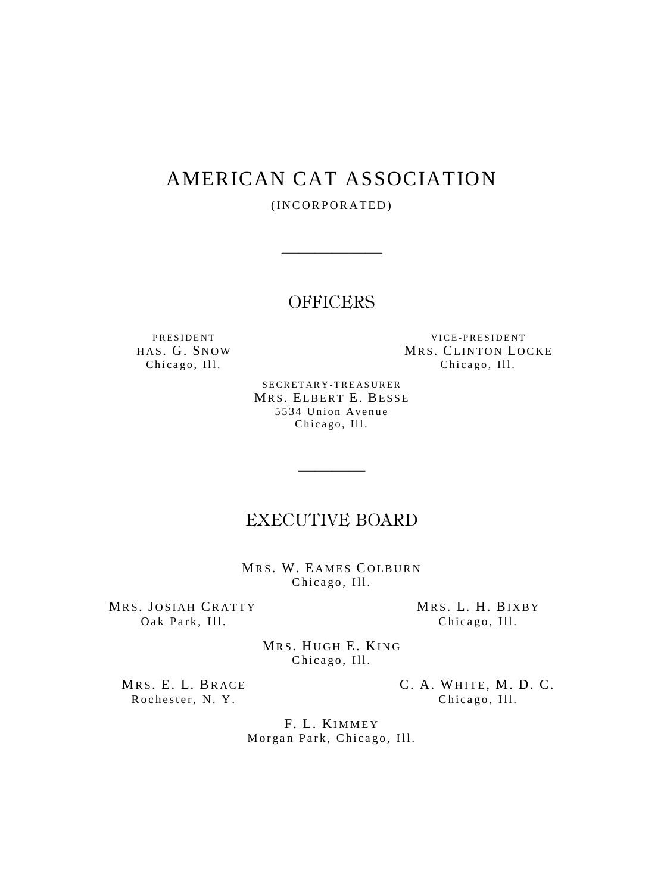# AMERICAN CAT ASSOCIATION

(INCORPORATED)

---

## OFFICERS

PRESIDENT
HAS. G. SNOW
Chicago, Ill.

VICE-PRESIDENT
MRS. CLINTON LOCKE
Chicago, Ill.

SECRETARY-TREASURER
MRS. ELBERT E. BESSE
5534 Union Avenue
Chicago, Ill.

---

## EXECUTIVE BOARD

MRS. W. EAMES COLBURN
Chicago, Ill.

MRS. JOSIAH CRATTY
Oak Park, Ill.

MRS. L. H. BIXBY
Chicago, Ill.

MRS. HUGH E. KING
Chicago, Ill.

MRS. E. L. BRACE
Rochester, N. Y.

C. A. WHITE, M. D. C.
Chicago, Ill.

F. L. KIMMEY
Morgan Park, Chicago, Ill.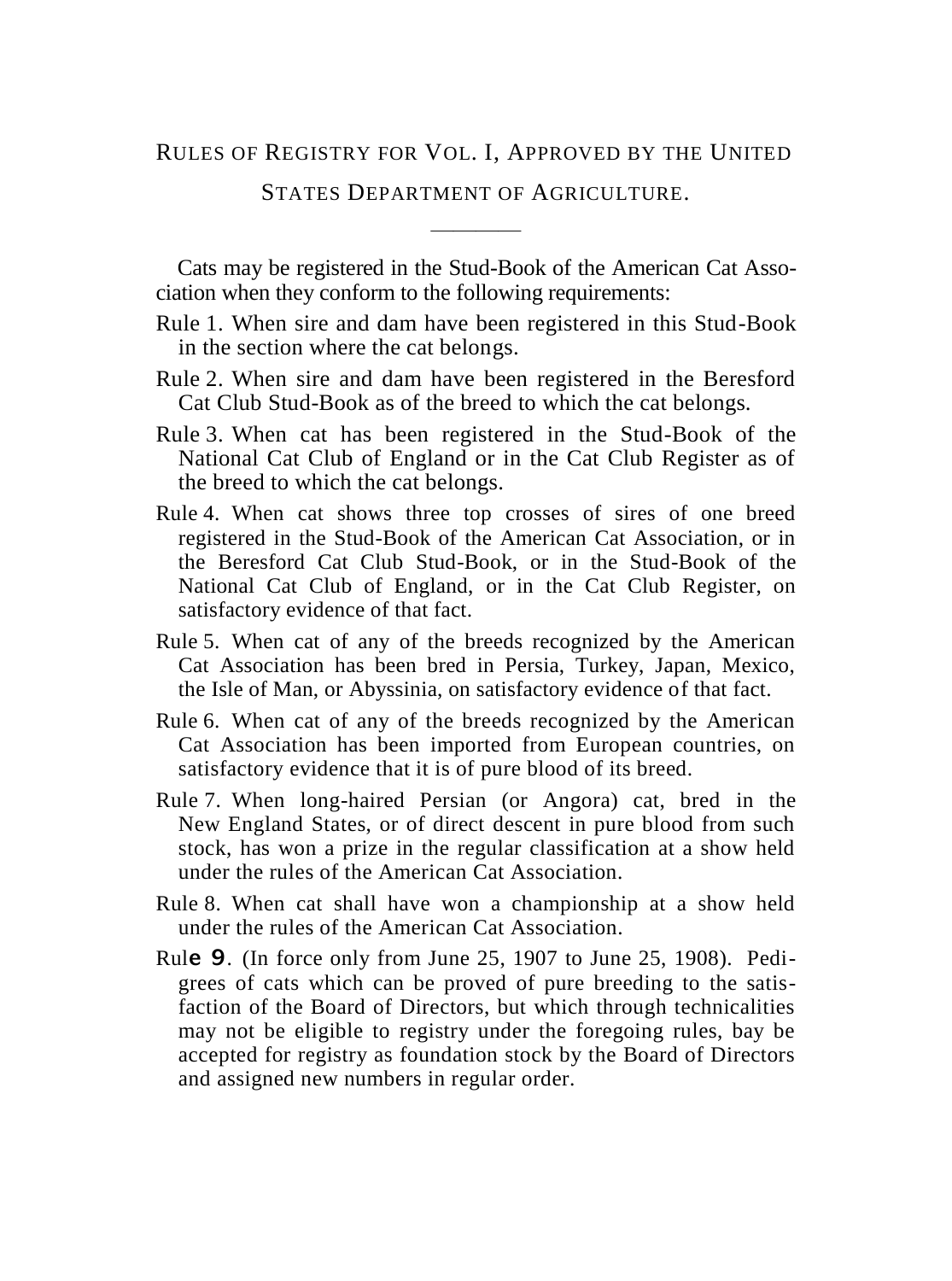## Rules of Registry for Vol. I, Approved by the United States Department of Agriculture.

---

Cats may be registered in the Stud-Book of the American Cat Association when they conform to the following requirements:

Rule 1. When sire and dam have been registered in this Stud-Book in the section where the cat belongs.

Rule 2. When sire and dam have been registered in the Beresford Cat Club Stud-Book as of the breed to which the cat belongs.

Rule 3. When cat has been registered in the Stud-Book of the National Cat Club of England or in the Cat Club Register as of the breed to which the cat belongs.

Rule 4. When cat shows three top crosses of sires of one breed registered in the Stud-Book of the American Cat Association, or in the Beresford Cat Club Stud-Book, or in the Stud-Book of the National Cat Club of England, or in the Cat Club Register, on satisfactory evidence of that fact.

Rule 5. When cat of any of the breeds recognized by the American Cat Association has been bred in Persia, Turkey, Japan, Mexico, the Isle of Man, or Abyssinia, on satisfactory evidence of that fact.

Rule 6. When cat of any of the breeds recognized by the American Cat Association has been imported from European countries, on satisfactory evidence that it is of pure blood of its breed.

Rule 7. When long-haired Persian (or Angora) cat, bred in the New England States, or of direct descent in pure blood from such stock, has won a prize in the regular classification at a show held under the rules of the American Cat Association.

Rule 8. When cat shall have won a championship at a show held under the rules of the American Cat Association.

Rule 9. (In force only from June 25, 1907 to June 25, 1908). Pedigrees of cats which can be proved of pure breeding to the satisfaction of the Board of Directors, but which through technicalities may not be eligible to registry under the foregoing rules, bay be accepted for registry as foundation stock by the Board of Directors and assigned new numbers in regular order.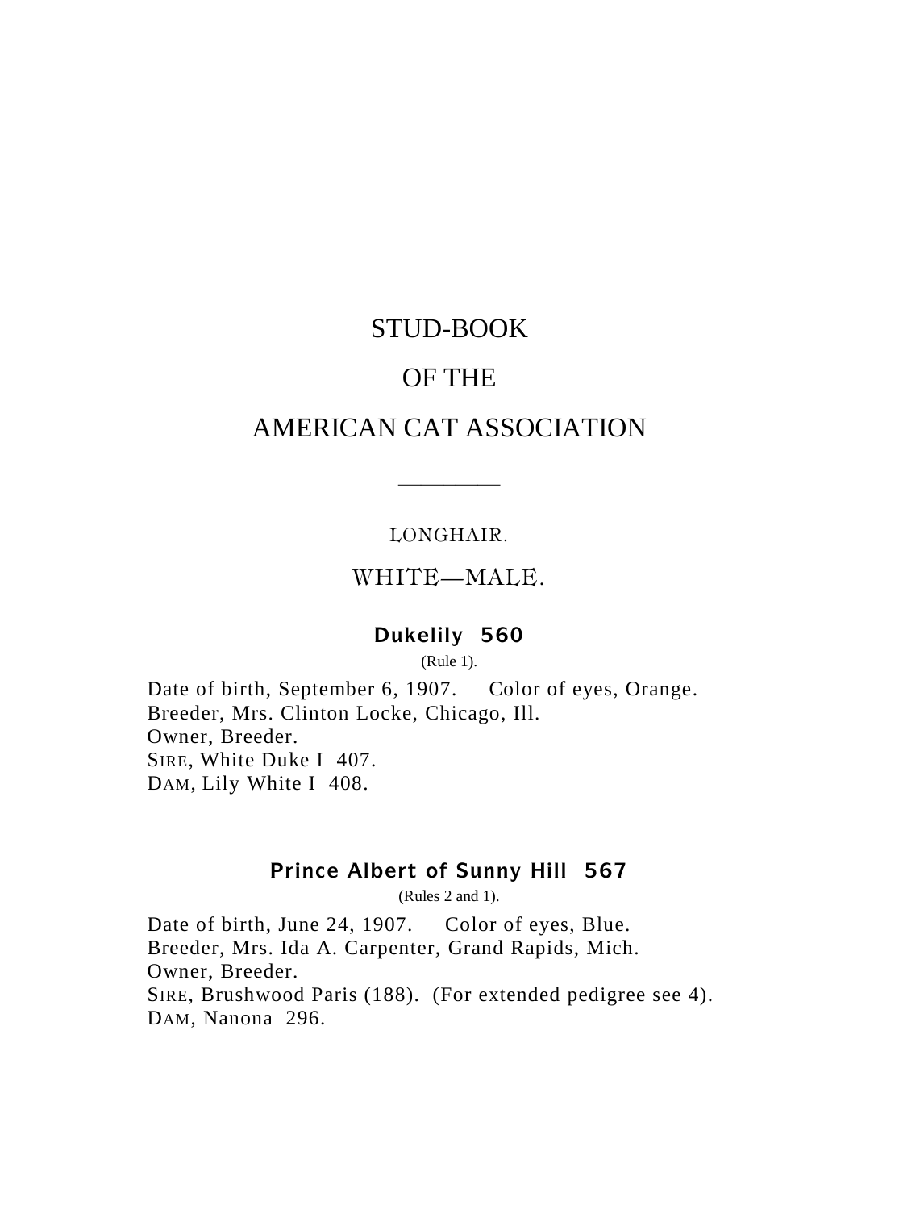# STUD-BOOK

# OF THE

# AMERICAN CAT ASSOCIATION

---

## LONGHAIR.

## WHITE—MALE.

### Dukelily 560

(Rule 1).

Date of birth, September 6, 1907. Color of eyes, Orange.
Breeder, Mrs. Clinton Locke, Chicago, Ill.
Owner, Breeder.
SIRE, White Duke I 407.
DAM, Lily White I 408.

### Prince Albert of Sunny Hill 567

(Rules 2 and 1).

Date of birth, June 24, 1907. Color of eyes, Blue.
Breeder, Mrs. Ida A. Carpenter, Grand Rapids, Mich.
Owner, Breeder.
SIRE, Brushwood Paris (188). (For extended pedigree see 4).
DAM, Nanona 296.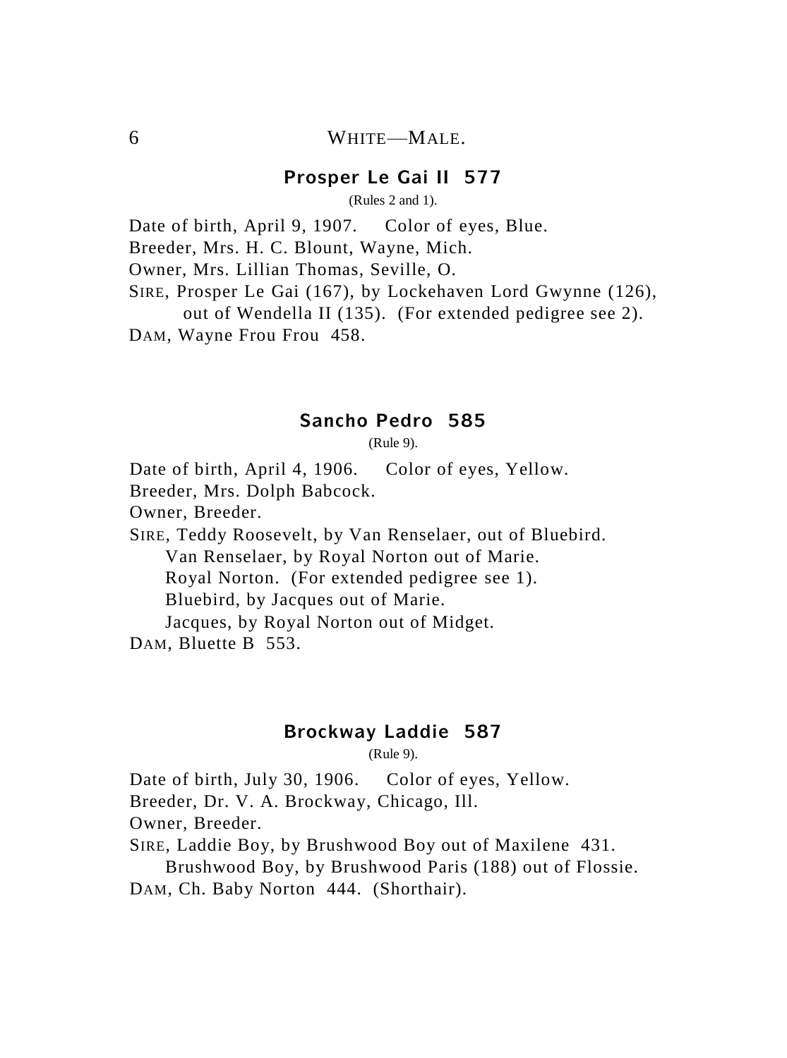## WHITE—MALE.

### Prosper Le Gai II 577

(Rules 2 and 1).

Date of birth, April 9, 1907. Color of eyes, Blue.
Breeder, Mrs. H. C. Blount, Wayne, Mich.
Owner, Mrs. Lillian Thomas, Seville, O.
SIRE, Prosper Le Gai (167), by Lockehaven Lord Gwynne (126), out of Wendella II (135). (For extended pedigree see 2).
DAM, Wayne Frou Frou 458.

### Sancho Pedro 585

(Rule 9).

Date of birth, April 4, 1906. Color of eyes, Yellow.
Breeder, Mrs. Dolph Babcock.
Owner, Breeder.
SIRE, Teddy Roosevelt, by Van Renselaer, out of Bluebird.
Van Renselaer, by Royal Norton out of Marie.
Royal Norton. (For extended pedigree see 1).
Bluebird, by Jacques out of Marie.
Jacques, by Royal Norton out of Midget.
DAM, Bluette B 553.

### Brockway Laddie 587

(Rule 9).

Date of birth, July 30, 1906. Color of eyes, Yellow.
Breeder, Dr. V. A. Brockway, Chicago, Ill.
Owner, Breeder.
SIRE, Laddie Boy, by Brushwood Boy out of Maxilene 431.
Brushwood Boy, by Brushwood Paris (188) out of Flossie.
DAM, Ch. Baby Norton 444. (Shorthair).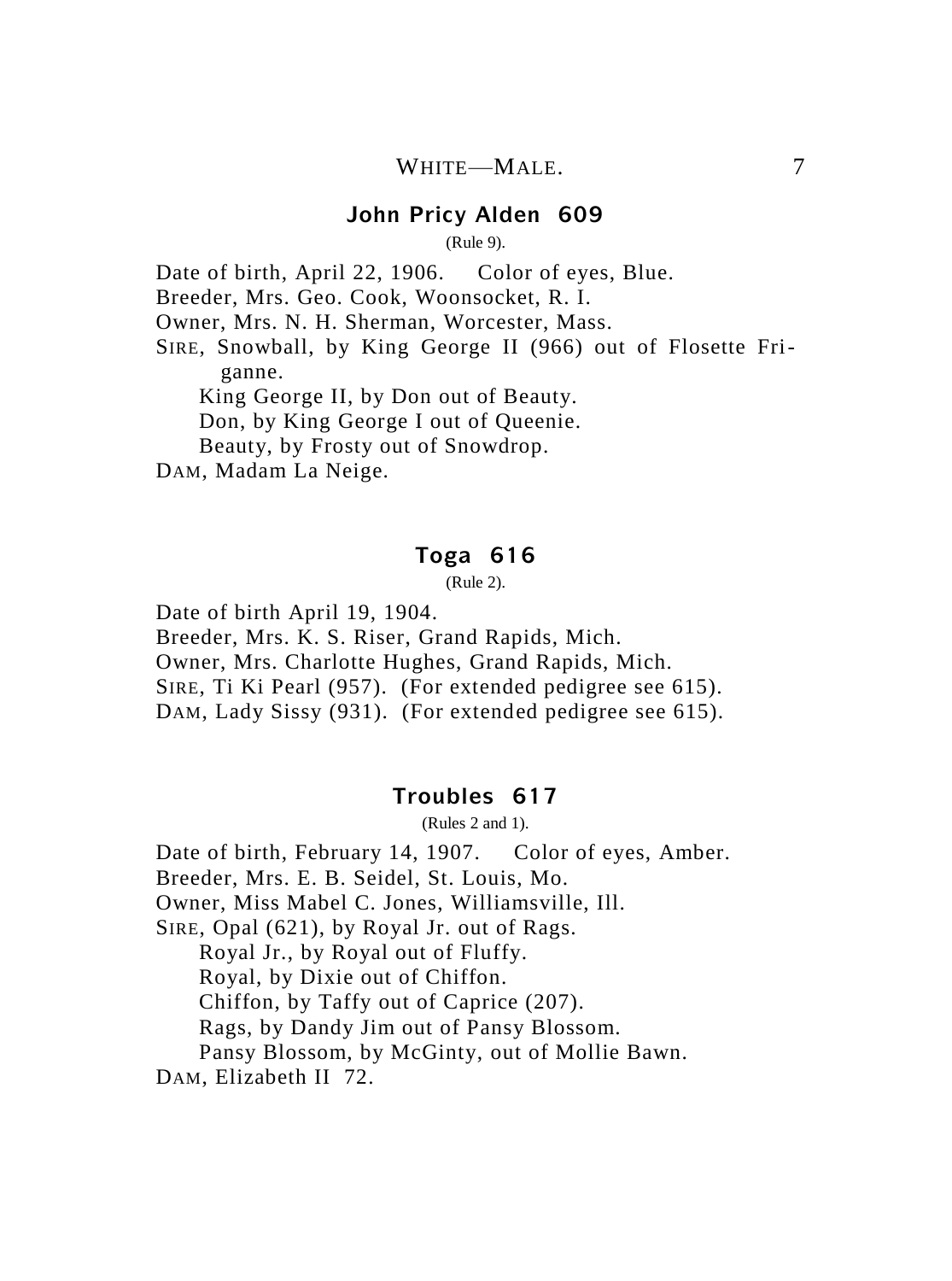## John Pricy Alden 609

(Rule 9).

Date of birth, April 22, 1906. Color of eyes, Blue.
Breeder, Mrs. Geo. Cook, Woonsocket, R. I.
Owner, Mrs. N. H. Sherman, Worcester, Mass.
SIRE, Snowball, by King George II (966) out of Flosette Friganne.
King George II, by Don out of Beauty.
Don, by King George I out of Queenie.
Beauty, by Frosty out of Snowdrop.
DAM, Madam La Neige.

## Toga 616

(Rule 2).

Date of birth April 19, 1904.
Breeder, Mrs. K. S. Riser, Grand Rapids, Mich.
Owner, Mrs. Charlotte Hughes, Grand Rapids, Mich.
SIRE, Ti Ki Pearl (957). (For extended pedigree see 615).
DAM, Lady Sissy (931). (For extended pedigree see 615).

## Troubles 617

(Rules 2 and 1).

Date of birth, February 14, 1907. Color of eyes, Amber.
Breeder, Mrs. E. B. Seidel, St. Louis, Mo.
Owner, Miss Mabel C. Jones, Williamsville, Ill.
SIRE, Opal (621), by Royal Jr. out of Rags.
Royal Jr., by Royal out of Fluffy.
Royal, by Dixie out of Chiffon.
Chiffon, by Taffy out of Caprice (207).
Rags, by Dandy Jim out of Pansy Blossom.
Pansy Blossom, by McGinty, out of Mollie Bawn.
DAM, Elizabeth II 72.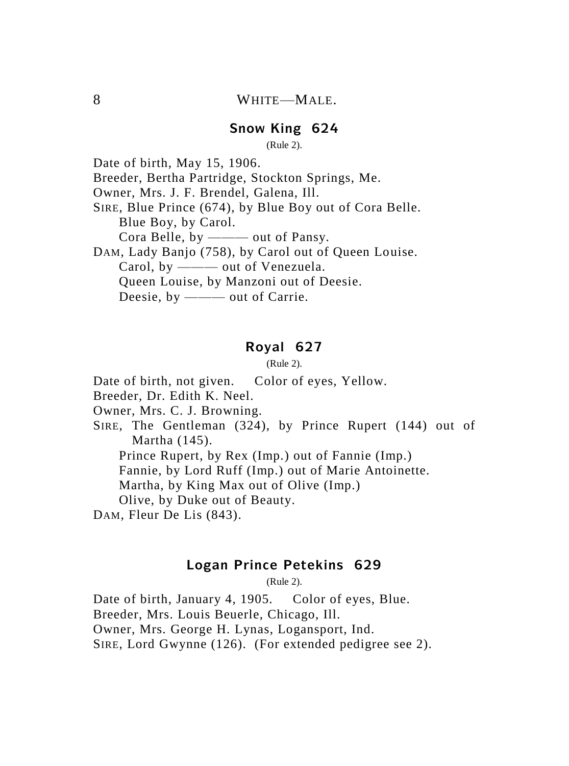## WHITE—MALE.

### Snow King 624

(Rule 2).

Date of birth, May 15, 1906.
Breeder, Bertha Partridge, Stockton Springs, Me.
Owner, Mrs. J. F. Brendel, Galena, Ill.
SIRE, Blue Prince (674), by Blue Boy out of Cora Belle.
    Blue Boy, by Carol.
    Cora Belle, by ——— out of Pansy.
DAM, Lady Banjo (758), by Carol out of Queen Louise.
    Carol, by ——— out of Venezuela.
    Queen Louise, by Manzoni out of Deesie.
    Deesie, by ——— out of Carrie.

### Royal 627

(Rule 2).

Date of birth, not given. Color of eyes, Yellow.
Breeder, Dr. Edith K. Neel.
Owner, Mrs. C. J. Browning.
SIRE, The Gentleman (324), by Prince Rupert (144) out of Martha (145).
    Prince Rupert, by Rex (Imp.) out of Fannie (Imp.)
    Fannie, by Lord Ruff (Imp.) out of Marie Antoinette.
    Martha, by King Max out of Olive (Imp.)
    Olive, by Duke out of Beauty.
DAM, Fleur De Lis (843).

### Logan Prince Petekins 629

(Rule 2).

Date of birth, January 4, 1905. Color of eyes, Blue.
Breeder, Mrs. Louis Beuerle, Chicago, Ill.
Owner, Mrs. George H. Lynas, Logansport, Ind.
SIRE, Lord Gwynne (126). (For extended pedigree see 2).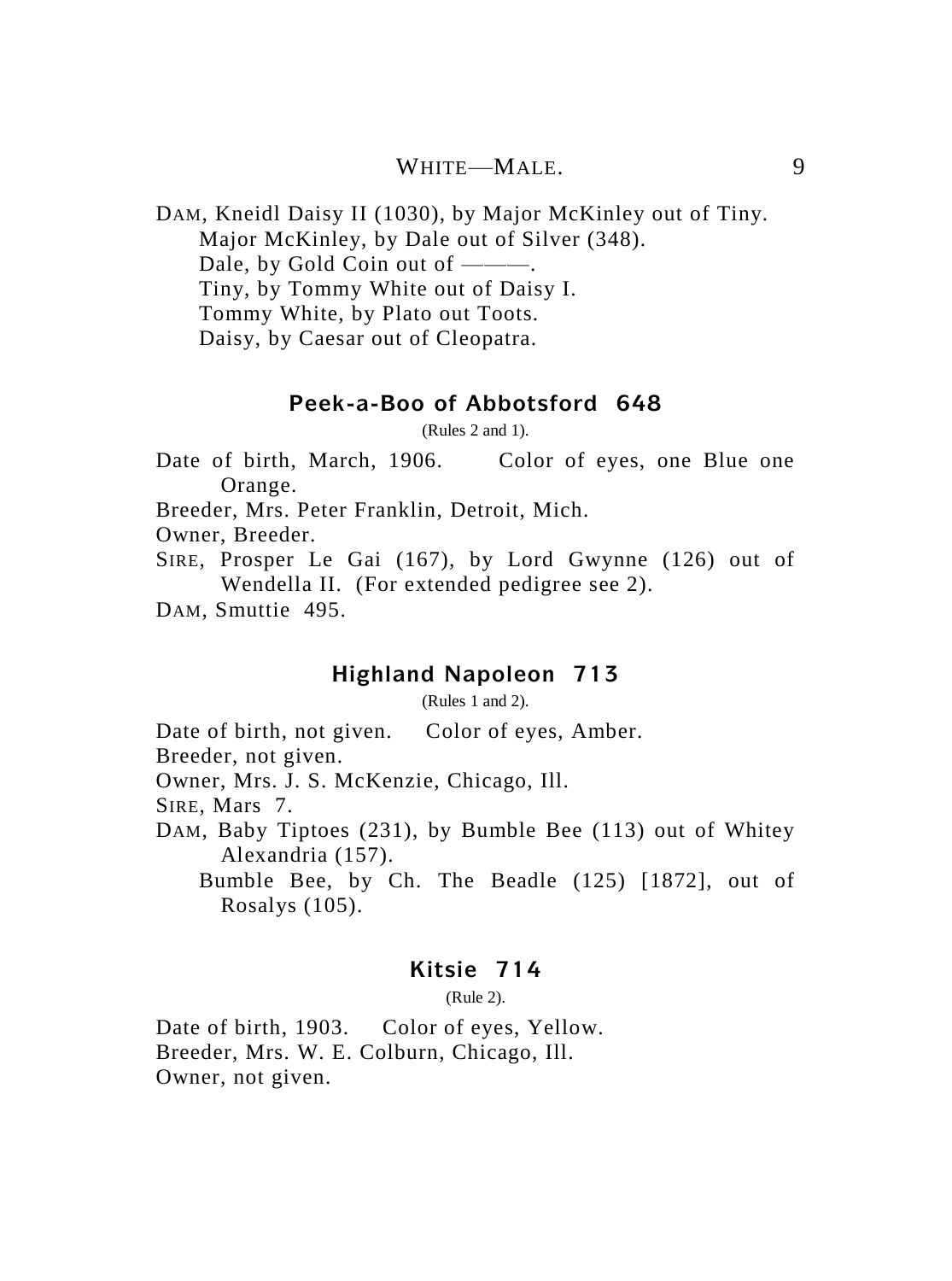DAM, Kneidl Daisy II (1030), by Major McKinley out of Tiny.
Major McKinley, by Dale out of Silver (348).
Dale, by Gold Coin out of ———.
Tiny, by Tommy White out of Daisy I.
Tommy White, by Plato out Toots.
Daisy, by Caesar out of Cleopatra.

### Peek-a-Boo of Abbotsford 648

(Rules 2 and 1).

Date of birth, March, 1906. Color of eyes, one Blue one Orange.
Breeder, Mrs. Peter Franklin, Detroit, Mich.
Owner, Breeder.
SIRE, Prosper Le Gai (167), by Lord Gwynne (126) out of Wendella II. (For extended pedigree see 2).
DAM, Smuttie 495.

### Highland Napoleon 713

(Rules 1 and 2).

Date of birth, not given. Color of eyes, Amber.
Breeder, not given.
Owner, Mrs. J. S. McKenzie, Chicago, Ill.
SIRE, Mars 7.
DAM, Baby Tiptoes (231), by Bumble Bee (113) out of Whitey Alexandria (157).
Bumble Bee, by Ch. The Beadle (125) [1872], out of Rosalys (105).

### Kitsie 714

(Rule 2).

Date of birth, 1903. Color of eyes, Yellow.
Breeder, Mrs. W. E. Colburn, Chicago, Ill.
Owner, not given.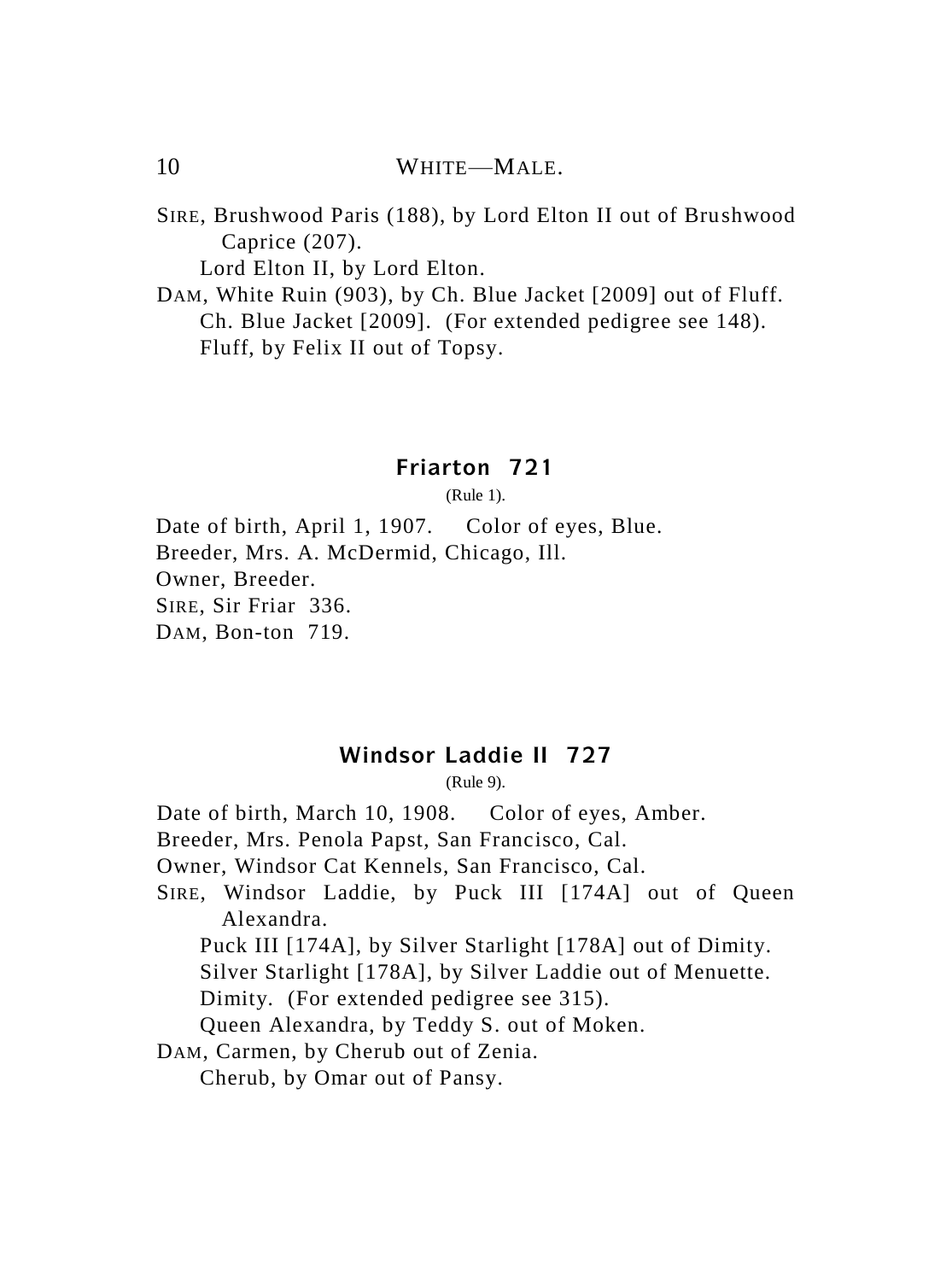SIRE, Brushwood Paris (188), by Lord Elton II out of Brushwood Caprice (207).

Lord Elton II, by Lord Elton.

DAM, White Ruin (903), by Ch. Blue Jacket [2009] out of Fluff.

Ch. Blue Jacket [2009]. (For extended pedigree see 148).

Fluff, by Felix II out of Topsy.

## Friarton 721

(Rule 1).

Date of birth, April 1, 1907. Color of eyes, Blue.

Breeder, Mrs. A. McDermid, Chicago, Ill.

Owner, Breeder.

SIRE, Sir Friar 336.

DAM, Bon-ton 719.

## Windsor Laddie II 727

(Rule 9).

Date of birth, March 10, 1908. Color of eyes, Amber.

Breeder, Mrs. Penola Papst, San Francisco, Cal.

Owner, Windsor Cat Kennels, San Francisco, Cal.

SIRE, Windsor Laddie, by Puck III [174A] out of Queen Alexandra.

Puck III [174A], by Silver Starlight [178A] out of Dimity.

Silver Starlight [178A], by Silver Laddie out of Menuette.

Dimity. (For extended pedigree see 315).

Queen Alexandra, by Teddy S. out of Moken.

DAM, Carmen, by Cherub out of Zenia.

Cherub, by Omar out of Pansy.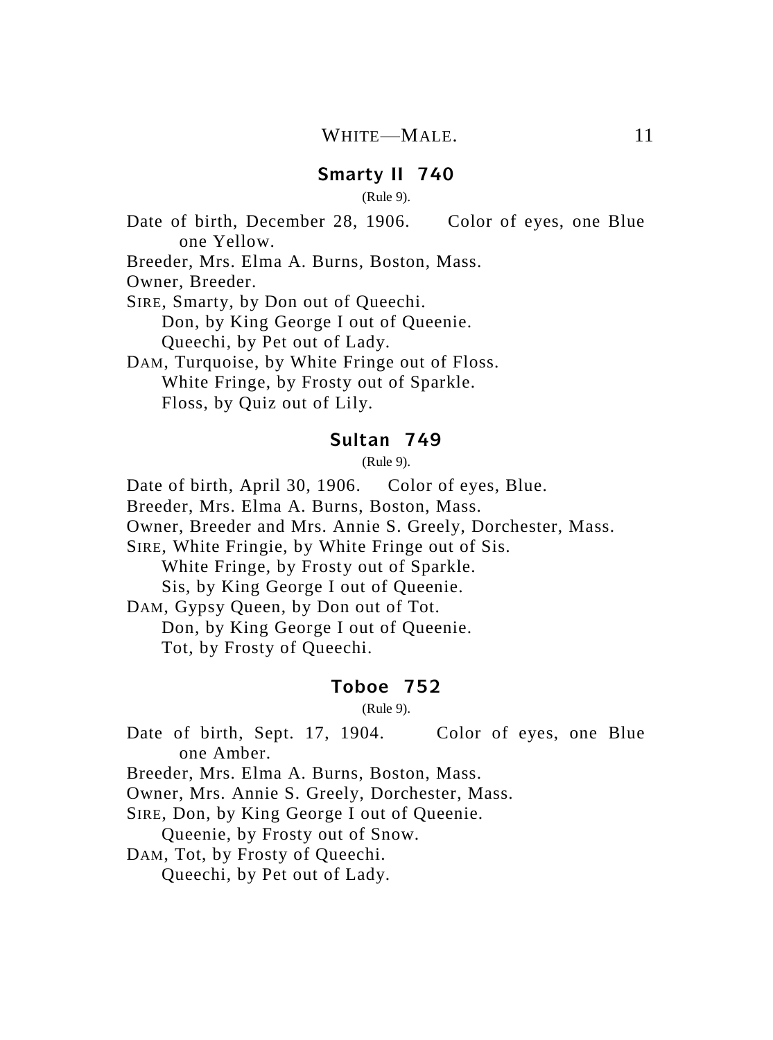## Smarty II 740

(Rule 9).

Date of birth, December 28, 1906. Color of eyes, one Blue one Yellow.
Breeder, Mrs. Elma A. Burns, Boston, Mass.
Owner, Breeder.
SIRE, Smarty, by Don out of Queechi.
 Don, by King George I out of Queenie.
 Queechi, by Pet out of Lady.
DAM, Turquoise, by White Fringe out of Floss.
 White Fringe, by Frosty out of Sparkle.
 Floss, by Quiz out of Lily.

## Sultan 749

(Rule 9).

Date of birth, April 30, 1906. Color of eyes, Blue.
Breeder, Mrs. Elma A. Burns, Boston, Mass.
Owner, Breeder and Mrs. Annie S. Greely, Dorchester, Mass.
SIRE, White Fringie, by White Fringe out of Sis.
 White Fringe, by Frosty out of Sparkle.
 Sis, by King George I out of Queenie.
DAM, Gypsy Queen, by Don out of Tot.
 Don, by King George I out of Queenie.
 Tot, by Frosty of Queechi.

## Toboe 752

(Rule 9).

Date of birth, Sept. 17, 1904. Color of eyes, one Blue one Amber.
Breeder, Mrs. Elma A. Burns, Boston, Mass.
Owner, Mrs. Annie S. Greely, Dorchester, Mass.
SIRE, Don, by King George I out of Queenie.
 Queenie, by Frosty out of Snow.
DAM, Tot, by Frosty of Queechi.
 Queechi, by Pet out of Lady.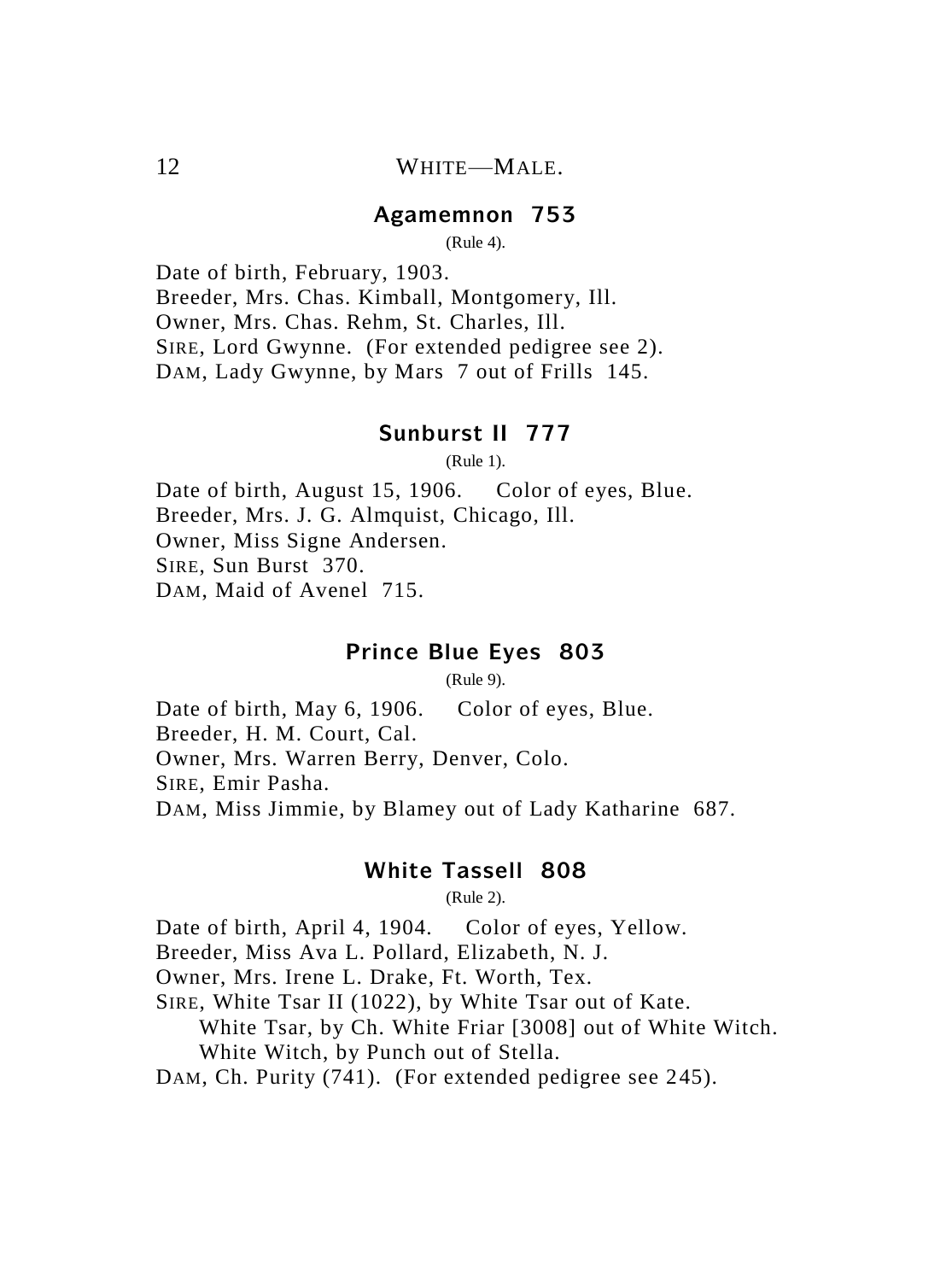WHITE—MALE.

## Agamemnon 753

(Rule 4).

Date of birth, February, 1903.
Breeder, Mrs. Chas. Kimball, Montgomery, Ill.
Owner, Mrs. Chas. Rehm, St. Charles, Ill.
SIRE, Lord Gwynne. (For extended pedigree see 2).
DAM, Lady Gwynne, by Mars 7 out of Frills 145.

## Sunburst II 777

(Rule 1).

Date of birth, August 15, 1906. Color of eyes, Blue.
Breeder, Mrs. J. G. Almquist, Chicago, Ill.
Owner, Miss Signe Andersen.
SIRE, Sun Burst 370.
DAM, Maid of Avenel 715.

## Prince Blue Eyes 803

(Rule 9).

Date of birth, May 6, 1906. Color of eyes, Blue.
Breeder, H. M. Court, Cal.
Owner, Mrs. Warren Berry, Denver, Colo.
SIRE, Emir Pasha.
DAM, Miss Jimmie, by Blamey out of Lady Katharine 687.

## White Tassell 808

(Rule 2).

Date of birth, April 4, 1904. Color of eyes, Yellow.
Breeder, Miss Ava L. Pollard, Elizabeth, N. J.
Owner, Mrs. Irene L. Drake, Ft. Worth, Tex.
SIRE, White Tsar II (1022), by White Tsar out of Kate.
  White Tsar, by Ch. White Friar [3008] out of White Witch.
  White Witch, by Punch out of Stella.
DAM, Ch. Purity (741). (For extended pedigree see 245).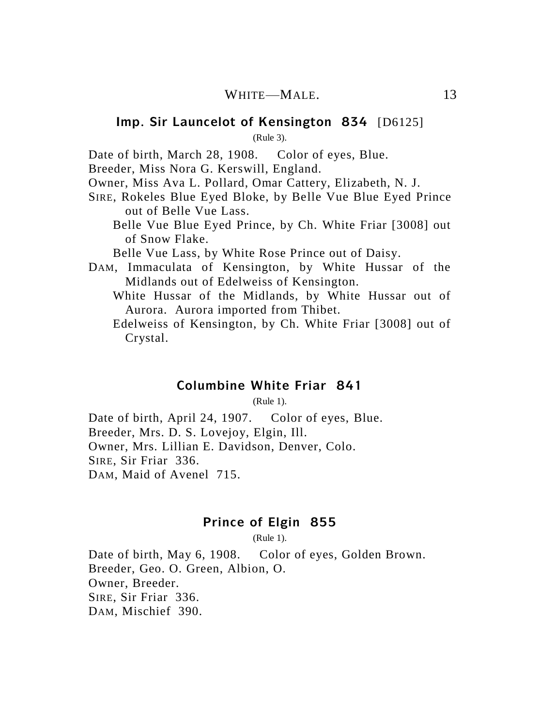## WHITE—MALE.

### Imp. Sir Launcelot of Kensington 834 [D6125]

(Rule 3).

Date of birth, March 28, 1908. Color of eyes, Blue.
Breeder, Miss Nora G. Kerswill, England.
Owner, Miss Ava L. Pollard, Omar Cattery, Elizabeth, N. J.
SIRE, Rokeles Blue Eyed Bloke, by Belle Vue Blue Eyed Prince out of Belle Vue Lass.
Belle Vue Blue Eyed Prince, by Ch. White Friar [3008] out of Snow Flake.
Belle Vue Lass, by White Rose Prince out of Daisy.
DAM, Immaculata of Kensington, by White Hussar of the Midlands out of Edelweiss of Kensington.
White Hussar of the Midlands, by White Hussar out of Aurora. Aurora imported from Thibet.
Edelweiss of Kensington, by Ch. White Friar [3008] out of Crystal.

### Columbine White Friar 841

(Rule 1).

Date of birth, April 24, 1907. Color of eyes, Blue.
Breeder, Mrs. D. S. Lovejoy, Elgin, Ill.
Owner, Mrs. Lillian E. Davidson, Denver, Colo.
SIRE, Sir Friar 336.
DAM, Maid of Avenel 715.

### Prince of Elgin 855

(Rule 1).

Date of birth, May 6, 1908. Color of eyes, Golden Brown.
Breeder, Geo. O. Green, Albion, O.
Owner, Breeder.
SIRE, Sir Friar 336.
DAM, Mischief 390.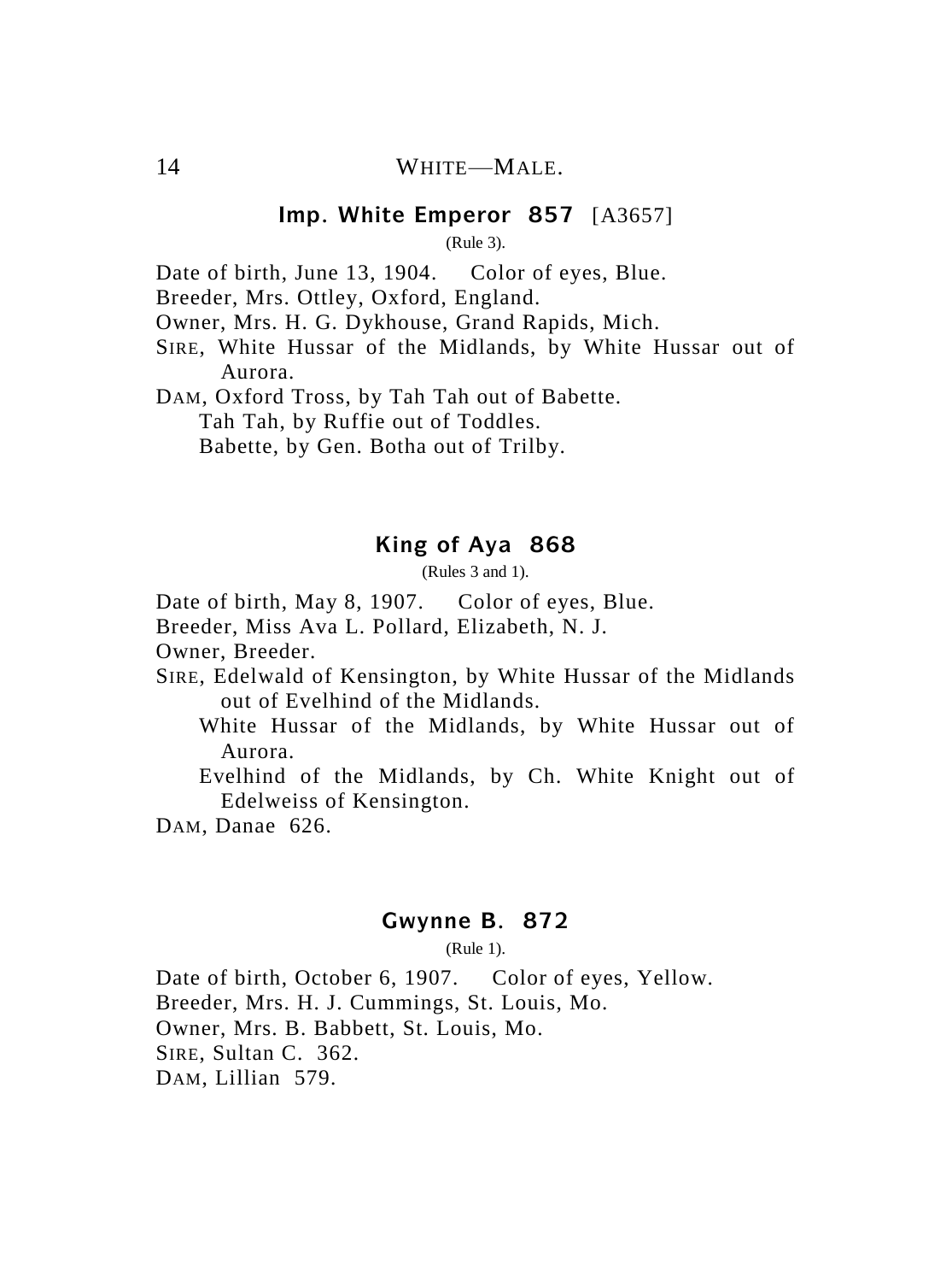## WHITE—MALE.

### Imp. White Emperor 857 [A3657]

(Rule 3).

Date of birth, June 13, 1904. Color of eyes, Blue.
Breeder, Mrs. Ottley, Oxford, England.
Owner, Mrs. H. G. Dykhouse, Grand Rapids, Mich.
SIRE, White Hussar of the Midlands, by White Hussar out of Aurora.
DAM, Oxford Tross, by Tah Tah out of Babette.
Tah Tah, by Ruffie out of Toddles.
Babette, by Gen. Botha out of Trilby.

### King of Aya 868

(Rules 3 and 1).

Date of birth, May 8, 1907. Color of eyes, Blue.
Breeder, Miss Ava L. Pollard, Elizabeth, N. J.
Owner, Breeder.
SIRE, Edelwald of Kensington, by White Hussar of the Midlands out of Evelhind of the Midlands.
White Hussar of the Midlands, by White Hussar out of Aurora.
Evelhind of the Midlands, by Ch. White Knight out of Edelweiss of Kensington.
DAM, Danae 626.

### Gwynne B. 872

(Rule 1).

Date of birth, October 6, 1907. Color of eyes, Yellow.
Breeder, Mrs. H. J. Cummings, St. Louis, Mo.
Owner, Mrs. B. Babbett, St. Louis, Mo.
SIRE, Sultan C. 362.
DAM, Lillian 579.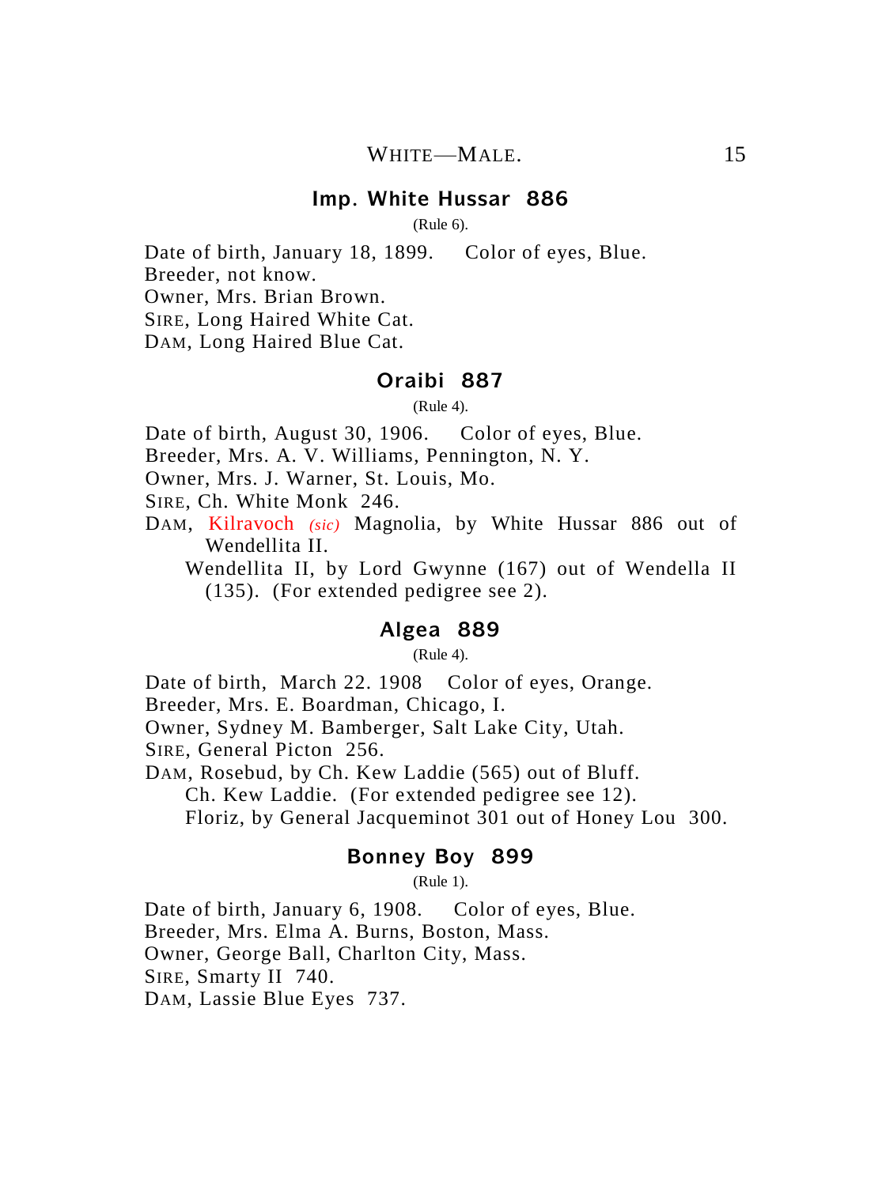## Imp. White Hussar 886

(Rule 6).

Date of birth, January 18, 1899. Color of eyes, Blue.
Breeder, not know.
Owner, Mrs. Brian Brown.
SIRE, Long Haired White Cat.
DAM, Long Haired Blue Cat.

## Oraibi 887

(Rule 4).

Date of birth, August 30, 1906. Color of eyes, Blue.
Breeder, Mrs. A. V. Williams, Pennington, N. Y.
Owner, Mrs. J. Warner, St. Louis, Mo.
SIRE, Ch. White Monk 246.
DAM, Kilravoch *(sic)* Magnolia, by White Hussar 886 out of Wendellita II.
Wendellita II, by Lord Gwynne (167) out of Wendella II (135). (For extended pedigree see 2).

## Algea 889

(Rule 4).

Date of birth, March 22. 1908 Color of eyes, Orange.
Breeder, Mrs. E. Boardman, Chicago, I.
Owner, Sydney M. Bamberger, Salt Lake City, Utah.
SIRE, General Picton 256.
DAM, Rosebud, by Ch. Kew Laddie (565) out of Bluff.
Ch. Kew Laddie. (For extended pedigree see 12).
Floriz, by General Jacqueminot 301 out of Honey Lou 300.

## Bonney Boy 899

(Rule 1).

Date of birth, January 6, 1908. Color of eyes, Blue.
Breeder, Mrs. Elma A. Burns, Boston, Mass.
Owner, George Ball, Charlton City, Mass.
SIRE, Smarty II 740.
DAM, Lassie Blue Eyes 737.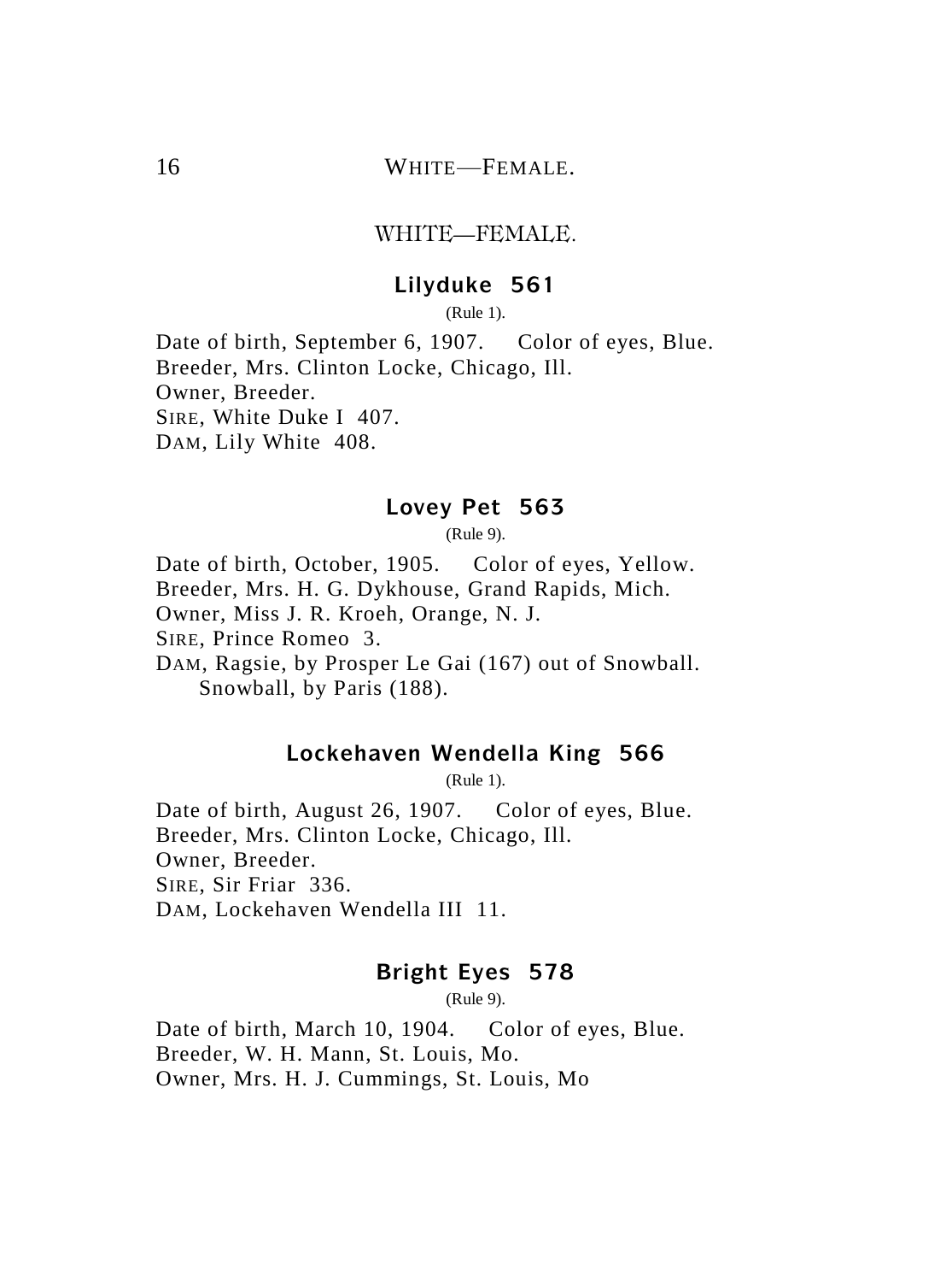## WHITE—FEMALE.

### Lilyduke 561

(Rule 1).

Date of birth, September 6, 1907. Color of eyes, Blue.
Breeder, Mrs. Clinton Locke, Chicago, Ill.
Owner, Breeder.
SIRE, White Duke I 407.
DAM, Lily White 408.

### Lovey Pet 563

(Rule 9).

Date of birth, October, 1905. Color of eyes, Yellow.
Breeder, Mrs. H. G. Dykhouse, Grand Rapids, Mich.
Owner, Miss J. R. Kroeh, Orange, N. J.
SIRE, Prince Romeo 3.
DAM, Ragsie, by Prosper Le Gai (167) out of Snowball.
Snowball, by Paris (188).

### Lockehaven Wendella King 566

(Rule 1).

Date of birth, August 26, 1907. Color of eyes, Blue.
Breeder, Mrs. Clinton Locke, Chicago, Ill.
Owner, Breeder.
SIRE, Sir Friar 336.
DAM, Lockehaven Wendella III 11.

### Bright Eyes 578

(Rule 9).

Date of birth, March 10, 1904. Color of eyes, Blue.
Breeder, W. H. Mann, St. Louis, Mo.
Owner, Mrs. H. J. Cummings, St. Louis, Mo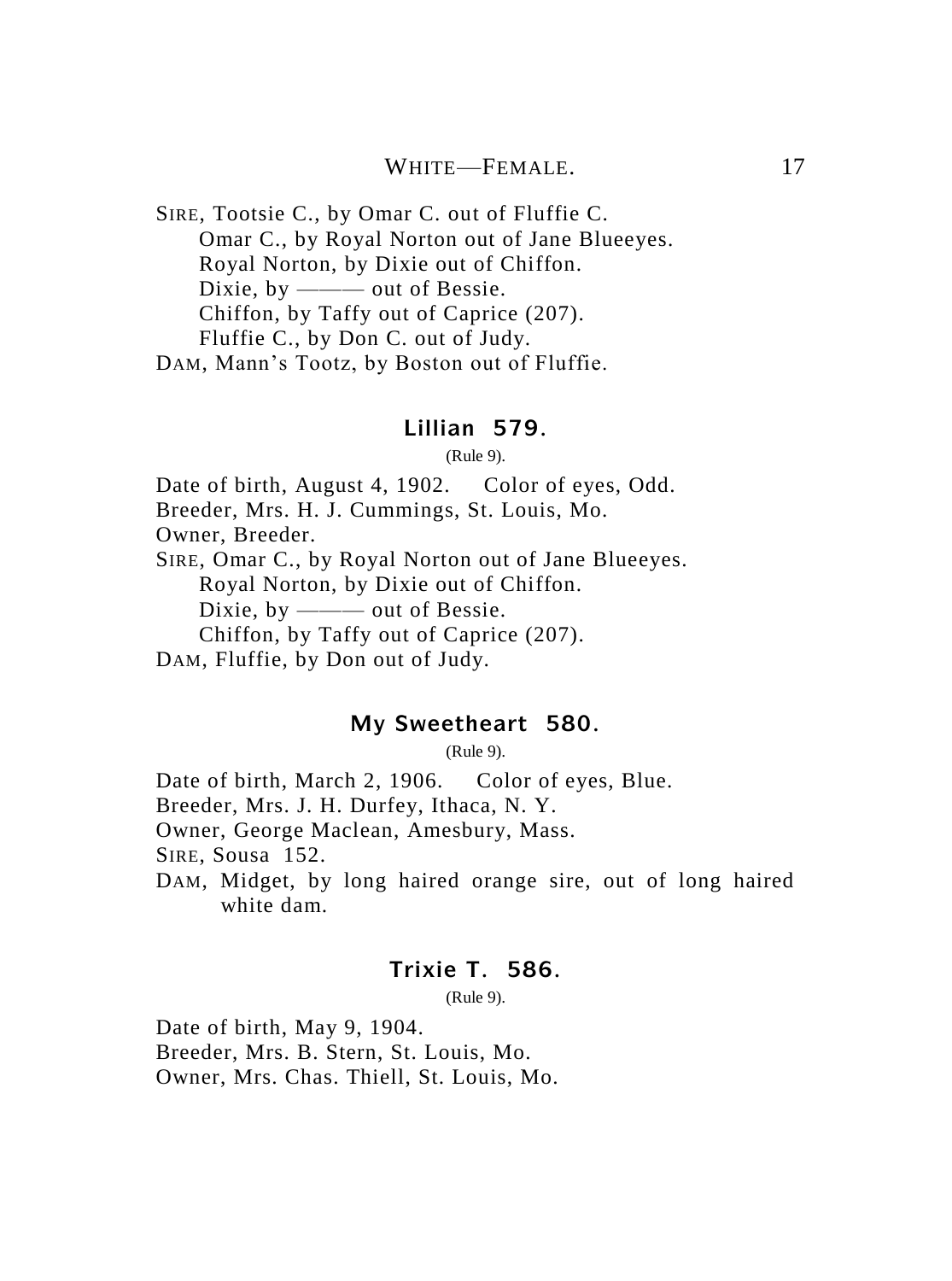SIRE, Tootsie C., by Omar C. out of Fluffie C.
  Omar C., by Royal Norton out of Jane Blueeyes.
  Royal Norton, by Dixie out of Chiffon.
  Dixie, by ——— out of Bessie.
  Chiffon, by Taffy out of Caprice (207).
  Fluffie C., by Don C. out of Judy.
DAM, Mann's Tootz, by Boston out of Fluffie.

### Lillian 579.

(Rule 9).

Date of birth, August 4, 1902. Color of eyes, Odd.
Breeder, Mrs. H. J. Cummings, St. Louis, Mo.
Owner, Breeder.
SIRE, Omar C., by Royal Norton out of Jane Blueeyes.
  Royal Norton, by Dixie out of Chiffon.
  Dixie, by ——— out of Bessie.
  Chiffon, by Taffy out of Caprice (207).
DAM, Fluffie, by Don out of Judy.

### My Sweetheart 580.

(Rule 9).

Date of birth, March 2, 1906. Color of eyes, Blue.
Breeder, Mrs. J. H. Durfey, Ithaca, N. Y.
Owner, George Maclean, Amesbury, Mass.
SIRE, Sousa 152.
DAM, Midget, by long haired orange sire, out of long haired white dam.

### Trixie T. 586.

(Rule 9).

Date of birth, May 9, 1904.
Breeder, Mrs. B. Stern, St. Louis, Mo.
Owner, Mrs. Chas. Thiell, St. Louis, Mo.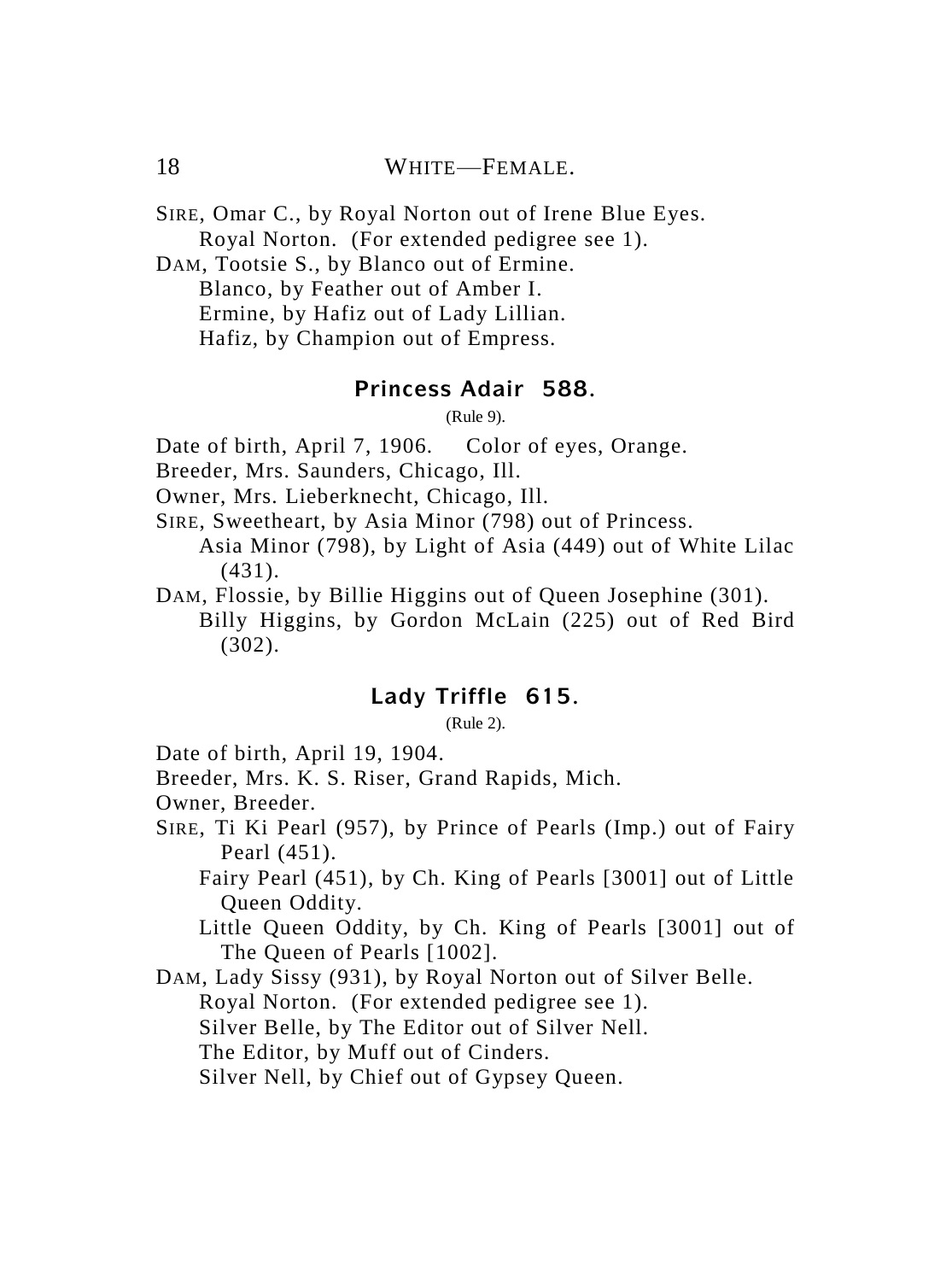SIRE, Omar C., by Royal Norton out of Irene Blue Eyes.
Royal Norton. (For extended pedigree see 1).
DAM, Tootsie S., by Blanco out of Ermine.
Blanco, by Feather out of Amber I.
Ermine, by Hafiz out of Lady Lillian.
Hafiz, by Champion out of Empress.

### Princess Adair 588.

(Rule 9).

Date of birth, April 7, 1906. Color of eyes, Orange.
Breeder, Mrs. Saunders, Chicago, Ill.
Owner, Mrs. Lieberknecht, Chicago, Ill.
SIRE, Sweetheart, by Asia Minor (798) out of Princess.
Asia Minor (798), by Light of Asia (449) out of White Lilac (431).
DAM, Flossie, by Billie Higgins out of Queen Josephine (301).
Billy Higgins, by Gordon McLain (225) out of Red Bird (302).

### Lady Triffle 615.

(Rule 2).

Date of birth, April 19, 1904.
Breeder, Mrs. K. S. Riser, Grand Rapids, Mich.
Owner, Breeder.
SIRE, Ti Ki Pearl (957), by Prince of Pearls (Imp.) out of Fairy Pearl (451).
Fairy Pearl (451), by Ch. King of Pearls [3001] out of Little Queen Oddity.
Little Queen Oddity, by Ch. King of Pearls [3001] out of The Queen of Pearls [1002].
DAM, Lady Sissy (931), by Royal Norton out of Silver Belle.
Royal Norton. (For extended pedigree see 1).
Silver Belle, by The Editor out of Silver Nell.
The Editor, by Muff out of Cinders.
Silver Nell, by Chief out of Gypsey Queen.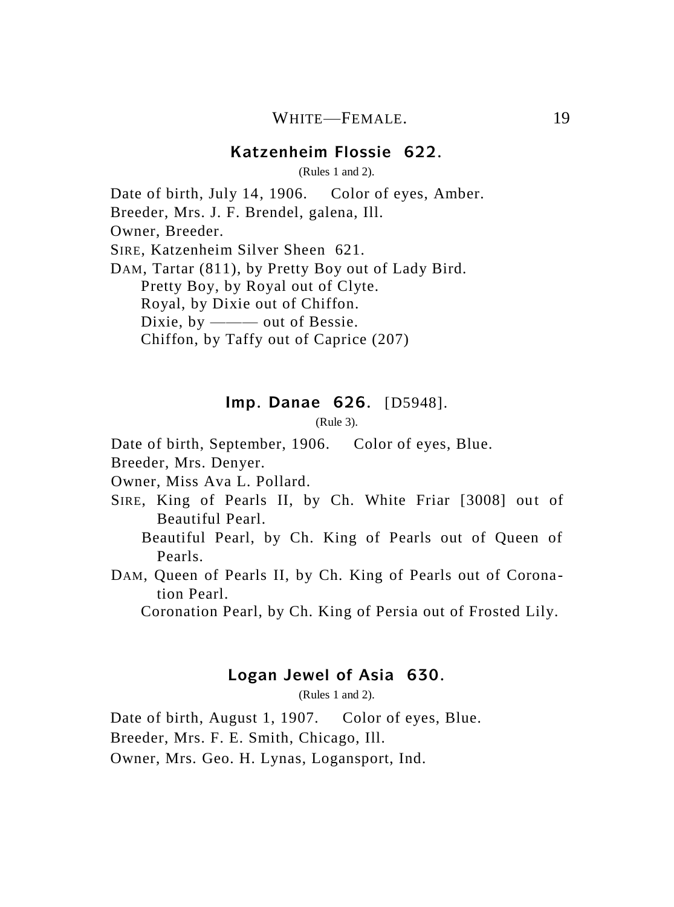### Katzenheim Flossie 622.

(Rules 1 and 2).

Date of birth, July 14, 1906. Color of eyes, Amber.
Breeder, Mrs. J. F. Brendel, galena, Ill.
Owner, Breeder.
SIRE, Katzenheim Silver Sheen 621.
DAM, Tartar (811), by Pretty Boy out of Lady Bird.
 Pretty Boy, by Royal out of Clyte.
 Royal, by Dixie out of Chiffon.
 Dixie, by ——— out of Bessie.
 Chiffon, by Taffy out of Caprice (207)

### Imp. Danae 626. [D5948].

(Rule 3).

Date of birth, September, 1906. Color of eyes, Blue.
Breeder, Mrs. Denyer.
Owner, Miss Ava L. Pollard.
SIRE, King of Pearls II, by Ch. White Friar [3008] out of Beautiful Pearl.
 Beautiful Pearl, by Ch. King of Pearls out of Queen of Pearls.
DAM, Queen of Pearls II, by Ch. King of Pearls out of Coronation Pearl.
 Coronation Pearl, by Ch. King of Persia out of Frosted Lily.

### Logan Jewel of Asia 630.

(Rules 1 and 2).

Date of birth, August 1, 1907. Color of eyes, Blue.
Breeder, Mrs. F. E. Smith, Chicago, Ill.
Owner, Mrs. Geo. H. Lynas, Logansport, Ind.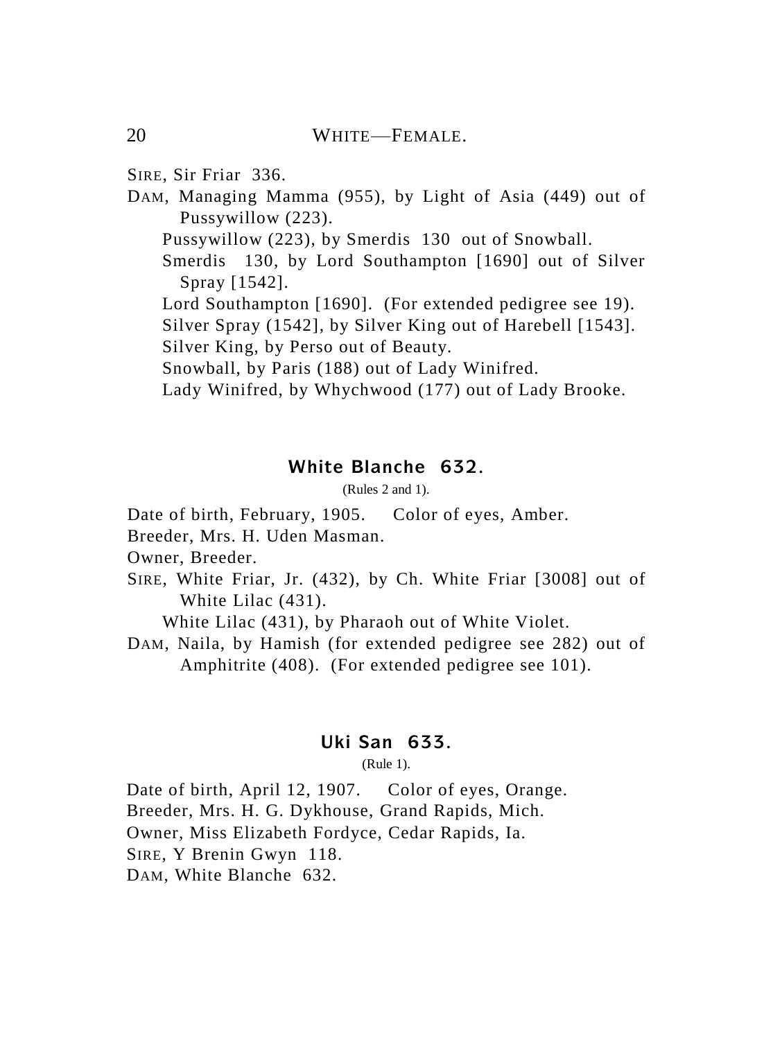SIRE, Sir Friar 336.

DAM, Managing Mamma (955), by Light of Asia (449) out of Pussywillow (223).

Pussywillow (223), by Smerdis 130 out of Snowball.

Smerdis 130, by Lord Southampton [1690] out of Silver Spray [1542].

Lord Southampton [1690]. (For extended pedigree see 19).

Silver Spray (1542], by Silver King out of Harebell [1543].

Silver King, by Perso out of Beauty.

Snowball, by Paris (188) out of Lady Winifred.

Lady Winifred, by Whychwood (177) out of Lady Brooke.

## White Blanche 632.

(Rules 2 and 1).

Date of birth, February, 1905. Color of eyes, Amber.

Breeder, Mrs. H. Uden Masman.

Owner, Breeder.

SIRE, White Friar, Jr. (432), by Ch. White Friar [3008] out of White Lilac (431).

White Lilac (431), by Pharaoh out of White Violet.

DAM, Naila, by Hamish (for extended pedigree see 282) out of Amphitrite (408). (For extended pedigree see 101).

## Uki San 633.

(Rule 1).

Date of birth, April 12, 1907. Color of eyes, Orange.

Breeder, Mrs. H. G. Dykhouse, Grand Rapids, Mich.

Owner, Miss Elizabeth Fordyce, Cedar Rapids, Ia.

SIRE, Y Brenin Gwyn 118.

DAM, White Blanche 632.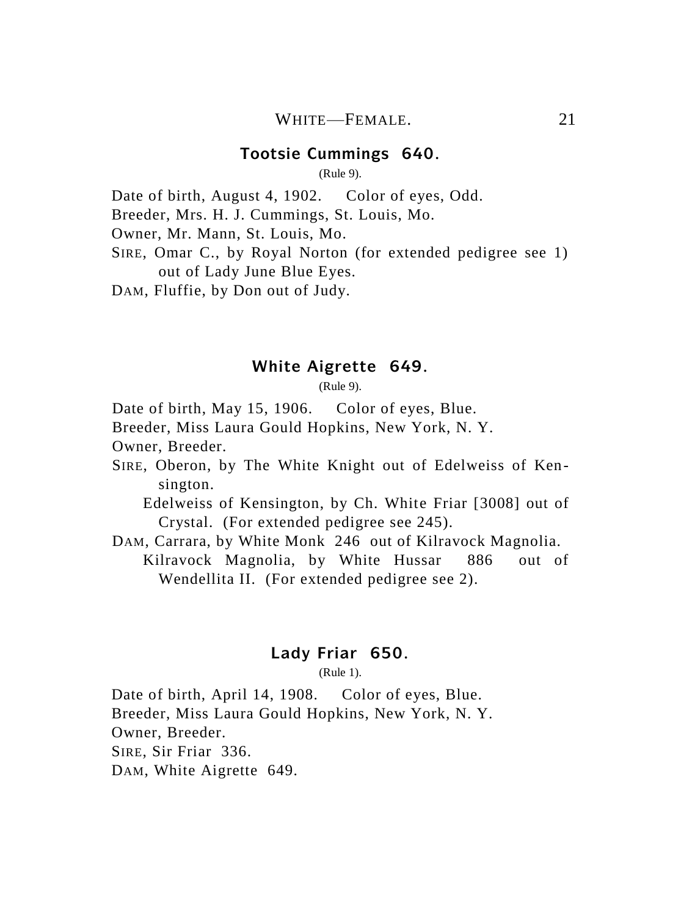## Tootsie Cummings 640.

(Rule 9).

Date of birth, August 4, 1902. Color of eyes, Odd.
Breeder, Mrs. H. J. Cummings, St. Louis, Mo.
Owner, Mr. Mann, St. Louis, Mo.
SIRE, Omar C., by Royal Norton (for extended pedigree see 1) out of Lady June Blue Eyes.
DAM, Fluffie, by Don out of Judy.

## White Aigrette 649.

(Rule 9).

Date of birth, May 15, 1906. Color of eyes, Blue.
Breeder, Miss Laura Gould Hopkins, New York, N. Y.
Owner, Breeder.
SIRE, Oberon, by The White Knight out of Edelweiss of Kensington.
Edelweiss of Kensington, by Ch. White Friar [3008] out of Crystal. (For extended pedigree see 245).
DAM, Carrara, by White Monk 246 out of Kilravock Magnolia.
Kilravock Magnolia, by White Hussar 886 out of Wendellita II. (For extended pedigree see 2).

## Lady Friar 650.

(Rule 1).

Date of birth, April 14, 1908. Color of eyes, Blue.
Breeder, Miss Laura Gould Hopkins, New York, N. Y.
Owner, Breeder.
SIRE, Sir Friar 336.
DAM, White Aigrette 649.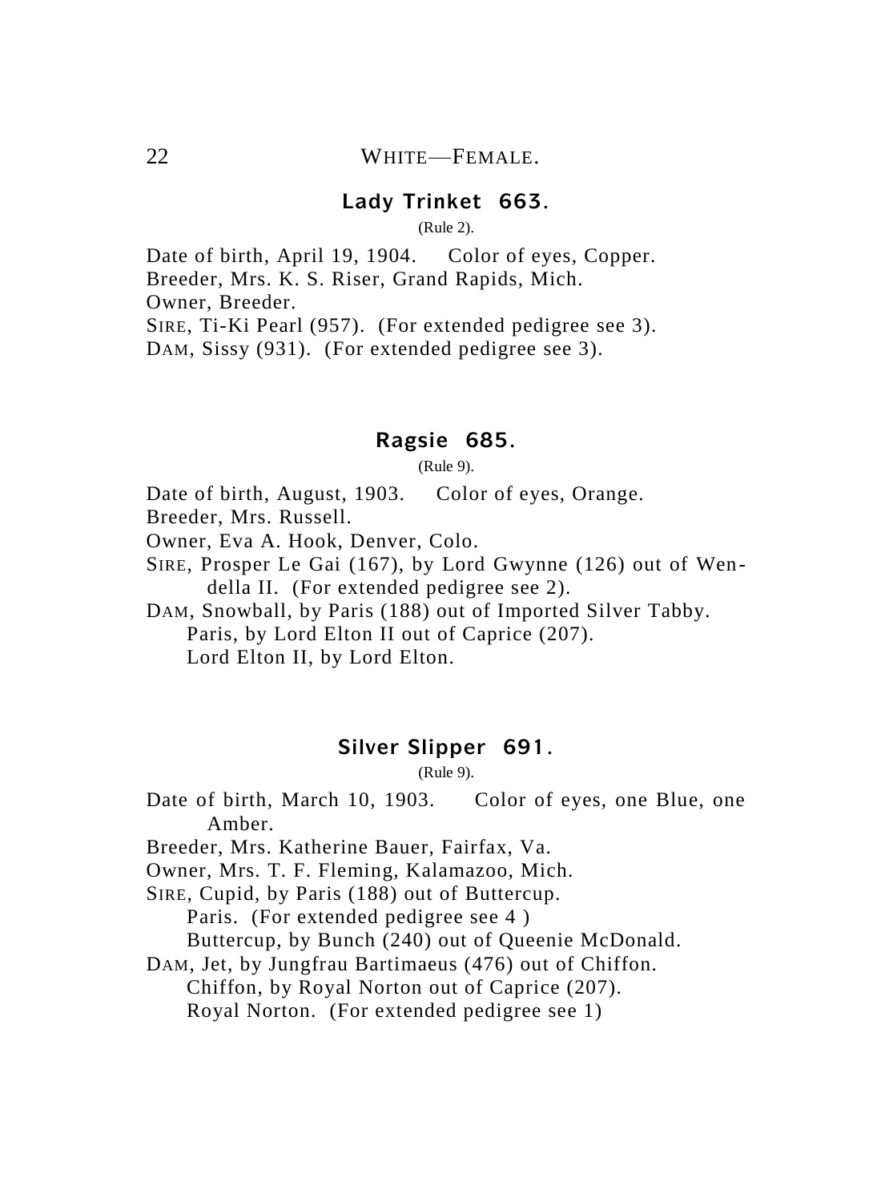## Lady Trinket 663.

(Rule 2).

Date of birth, April 19, 1904. Color of eyes, Copper.
Breeder, Mrs. K. S. Riser, Grand Rapids, Mich.
Owner, Breeder.
SIRE, Ti-Ki Pearl (957). (For extended pedigree see 3).
DAM, Sissy (931). (For extended pedigree see 3).

## Ragsie 685.

(Rule 9).

Date of birth, August, 1903. Color of eyes, Orange.
Breeder, Mrs. Russell.
Owner, Eva A. Hook, Denver, Colo.
SIRE, Prosper Le Gai (167), by Lord Gwynne (126) out of Wendella II. (For extended pedigree see 2).
DAM, Snowball, by Paris (188) out of Imported Silver Tabby.
Paris, by Lord Elton II out of Caprice (207).
Lord Elton II, by Lord Elton.

## Silver Slipper 691.

(Rule 9).

Date of birth, March 10, 1903. Color of eyes, one Blue, one Amber.
Breeder, Mrs. Katherine Bauer, Fairfax, Va.
Owner, Mrs. T. F. Fleming, Kalamazoo, Mich.
SIRE, Cupid, by Paris (188) out of Buttercup.
Paris. (For extended pedigree see 4 )
Buttercup, by Bunch (240) out of Queenie McDonald.
DAM, Jet, by Jungfrau Bartimaeus (476) out of Chiffon.
Chiffon, by Royal Norton out of Caprice (207).
Royal Norton. (For extended pedigree see 1)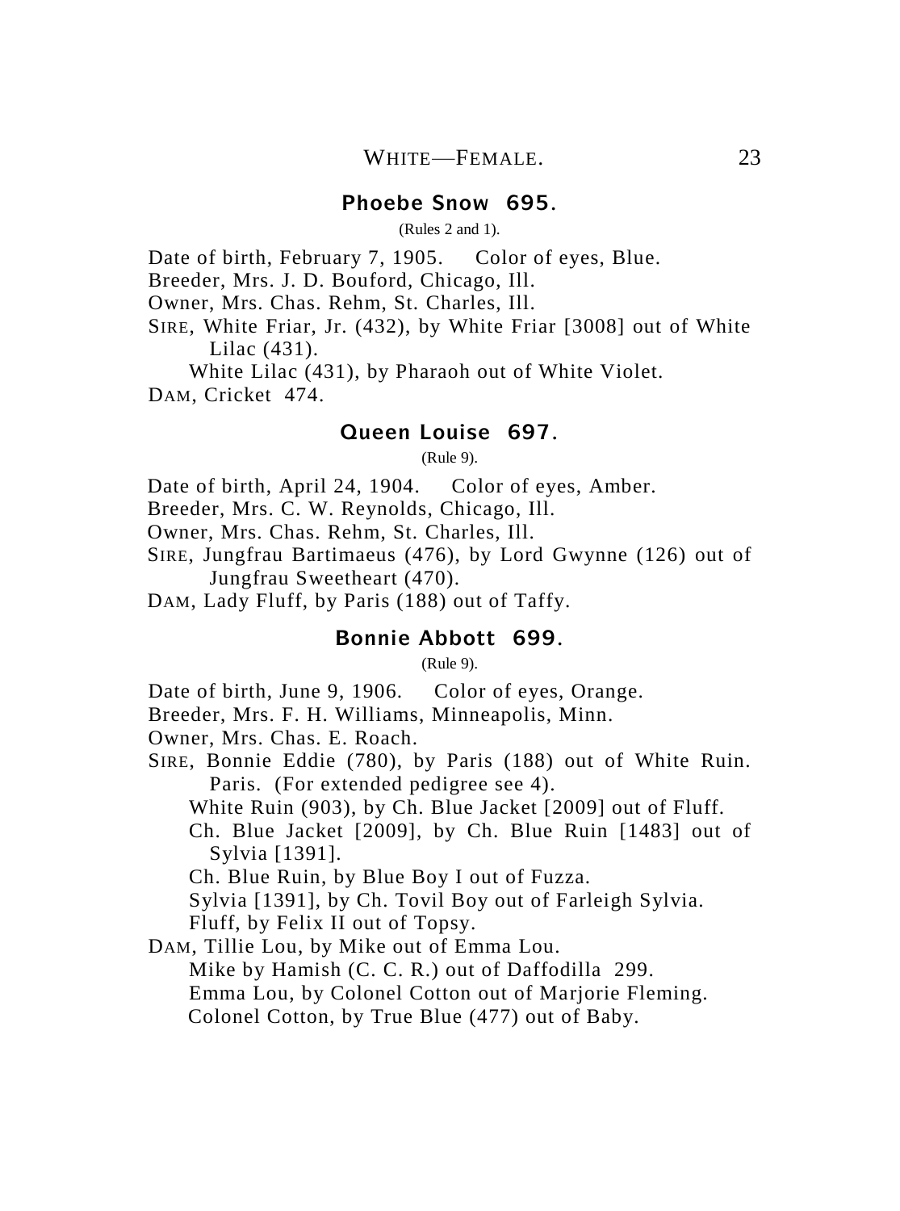## WHITE—FEMALE.

### Phoebe Snow 695.

(Rules 2 and 1).

Date of birth, February 7, 1905. Color of eyes, Blue.
Breeder, Mrs. J. D. Bouford, Chicago, Ill.
Owner, Mrs. Chas. Rehm, St. Charles, Ill.
SIRE, White Friar, Jr. (432), by White Friar [3008] out of White Lilac (431).
White Lilac (431), by Pharaoh out of White Violet.
DAM, Cricket 474.

### Queen Louise 697.

(Rule 9).

Date of birth, April 24, 1904. Color of eyes, Amber.
Breeder, Mrs. C. W. Reynolds, Chicago, Ill.
Owner, Mrs. Chas. Rehm, St. Charles, Ill.
SIRE, Jungfrau Bartimaeus (476), by Lord Gwynne (126) out of Jungfrau Sweetheart (470).
DAM, Lady Fluff, by Paris (188) out of Taffy.

### Bonnie Abbott 699.

(Rule 9).

Date of birth, June 9, 1906. Color of eyes, Orange.
Breeder, Mrs. F. H. Williams, Minneapolis, Minn.
Owner, Mrs. Chas. E. Roach.
SIRE, Bonnie Eddie (780), by Paris (188) out of White Ruin.
Paris. (For extended pedigree see 4).
White Ruin (903), by Ch. Blue Jacket [2009] out of Fluff.
Ch. Blue Jacket [2009], by Ch. Blue Ruin [1483] out of Sylvia [1391].
Ch. Blue Ruin, by Blue Boy I out of Fuzza.
Sylvia [1391], by Ch. Tovil Boy out of Farleigh Sylvia.
Fluff, by Felix II out of Topsy.
DAM, Tillie Lou, by Mike out of Emma Lou.
Mike by Hamish (C. C. R.) out of Daffodilla 299.
Emma Lou, by Colonel Cotton out of Marjorie Fleming.
Colonel Cotton, by True Blue (477) out of Baby.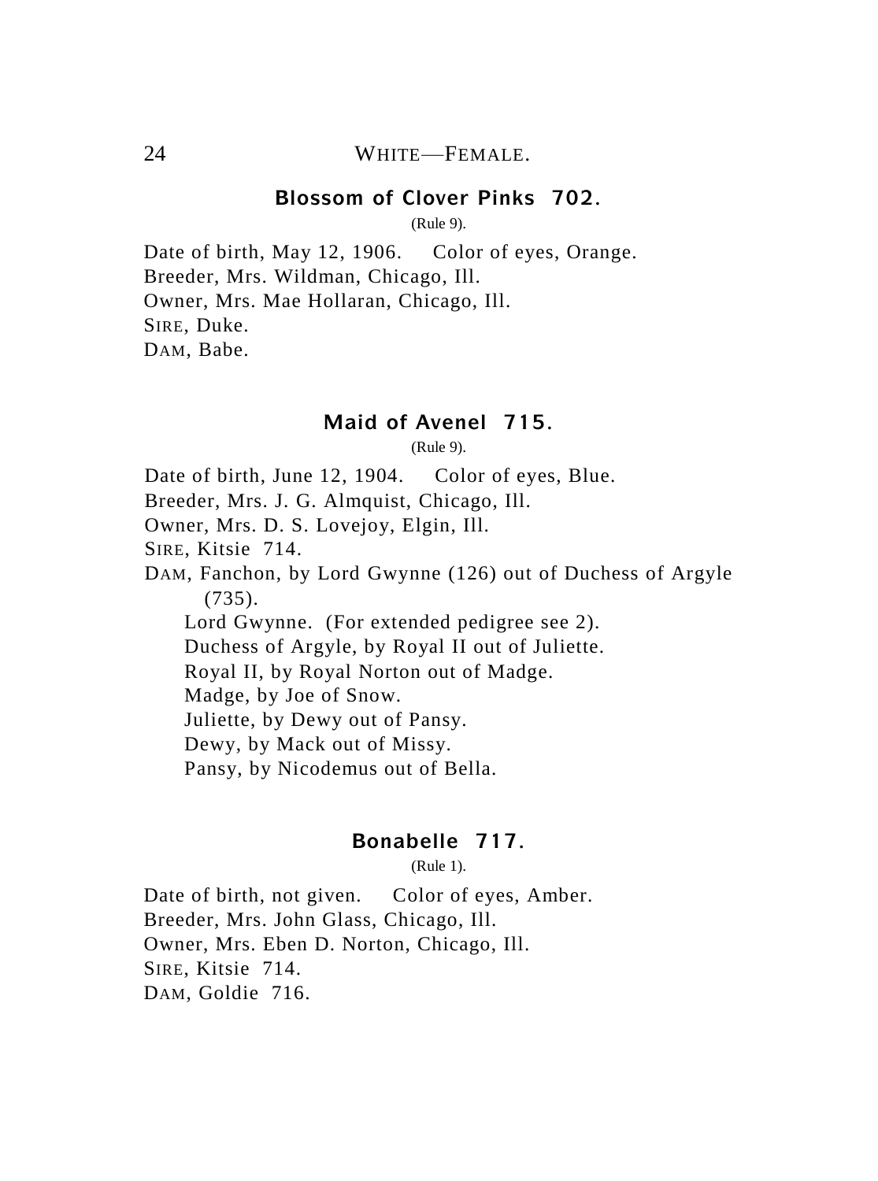WHITE—FEMALE.

## Blossom of Clover Pinks 702.

(Rule 9).

Date of birth, May 12, 1906. Color of eyes, Orange.
Breeder, Mrs. Wildman, Chicago, Ill.
Owner, Mrs. Mae Hollaran, Chicago, Ill.
SIRE, Duke.
DAM, Babe.

## Maid of Avenel 715.

(Rule 9).

Date of birth, June 12, 1904. Color of eyes, Blue.
Breeder, Mrs. J. G. Almquist, Chicago, Ill.
Owner, Mrs. D. S. Lovejoy, Elgin, Ill.
SIRE, Kitsie 714.
DAM, Fanchon, by Lord Gwynne (126) out of Duchess of Argyle (735).

Lord Gwynne. (For extended pedigree see 2).
Duchess of Argyle, by Royal II out of Juliette.
Royal II, by Royal Norton out of Madge.
Madge, by Joe of Snow.
Juliette, by Dewy out of Pansy.
Dewy, by Mack out of Missy.
Pansy, by Nicodemus out of Bella.

## Bonabelle 717.

(Rule 1).

Date of birth, not given. Color of eyes, Amber.
Breeder, Mrs. John Glass, Chicago, Ill.
Owner, Mrs. Eben D. Norton, Chicago, Ill.
SIRE, Kitsie 714.
DAM, Goldie 716.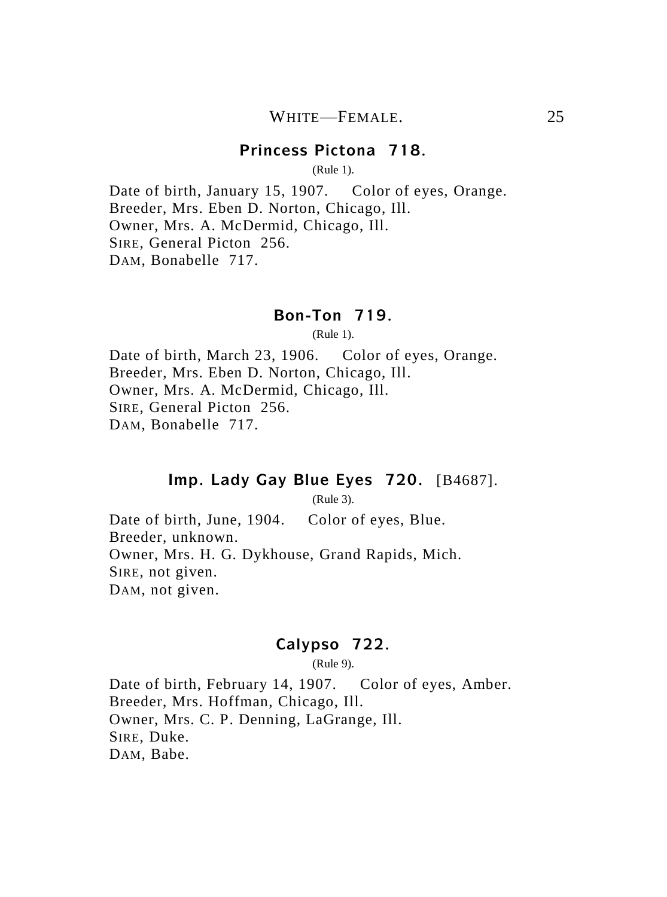### Princess Pictona 718.

(Rule 1).

Date of birth, January 15, 1907. Color of eyes, Orange.
Breeder, Mrs. Eben D. Norton, Chicago, Ill.
Owner, Mrs. A. McDermid, Chicago, Ill.
SIRE, General Picton 256.
DAM, Bonabelle 717.

### Bon-Ton 719.

(Rule 1).

Date of birth, March 23, 1906. Color of eyes, Orange.
Breeder, Mrs. Eben D. Norton, Chicago, Ill.
Owner, Mrs. A. McDermid, Chicago, Ill.
SIRE, General Picton 256.
DAM, Bonabelle 717.

### Imp. Lady Gay Blue Eyes 720. [B4687].

(Rule 3).

Date of birth, June, 1904. Color of eyes, Blue.
Breeder, unknown.
Owner, Mrs. H. G. Dykhouse, Grand Rapids, Mich.
SIRE, not given.
DAM, not given.

### Calypso 722.

(Rule 9).

Date of birth, February 14, 1907. Color of eyes, Amber.
Breeder, Mrs. Hoffman, Chicago, Ill.
Owner, Mrs. C. P. Denning, LaGrange, Ill.
SIRE, Duke.
DAM, Babe.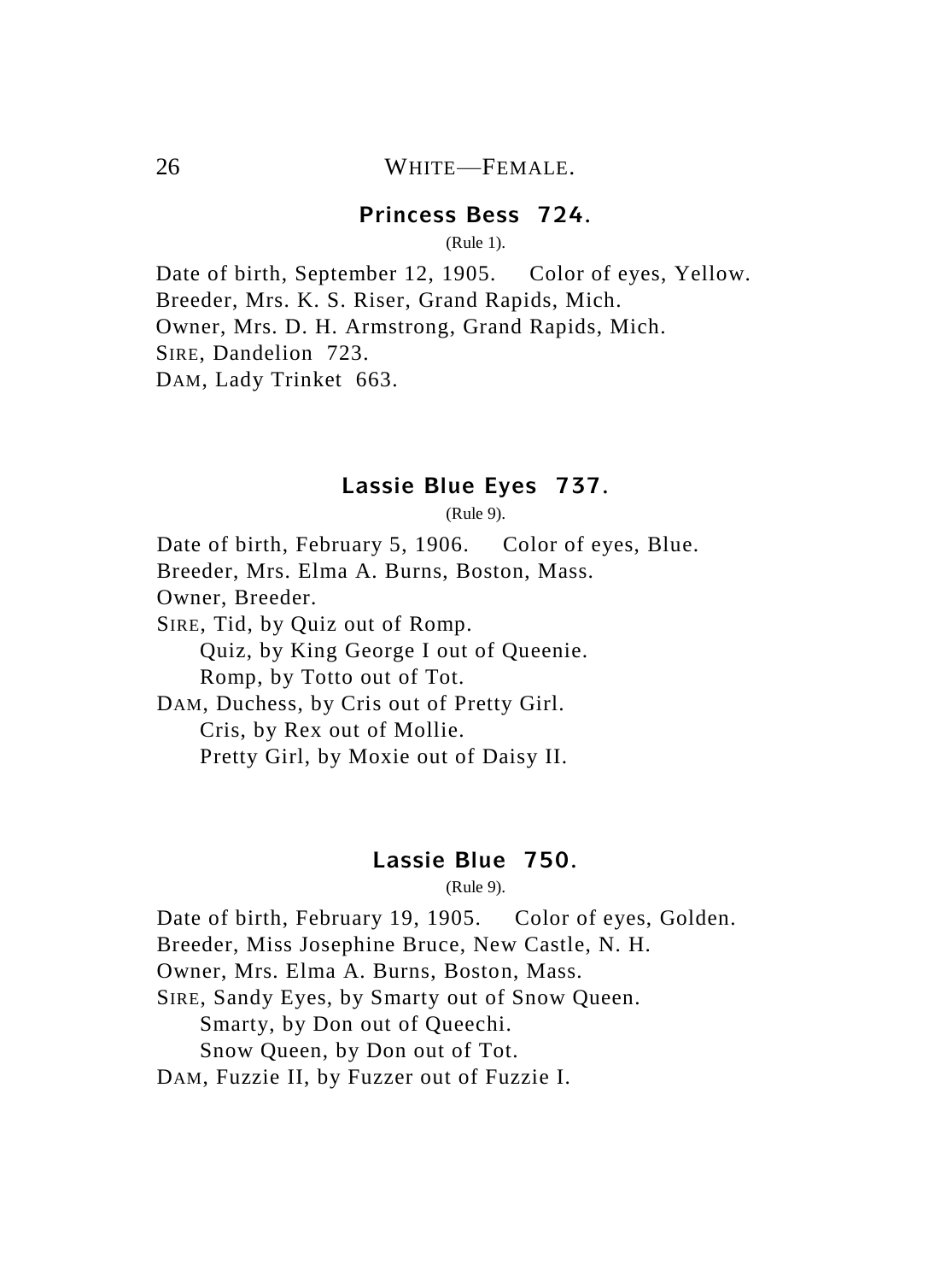WHITE—FEMALE.

## Princess Bess 724.

(Rule 1).

Date of birth, September 12, 1905. Color of eyes, Yellow.
Breeder, Mrs. K. S. Riser, Grand Rapids, Mich.
Owner, Mrs. D. H. Armstrong, Grand Rapids, Mich.
SIRE, Dandelion 723.
DAM, Lady Trinket 663.

## Lassie Blue Eyes 737.

(Rule 9).

Date of birth, February 5, 1906. Color of eyes, Blue.
Breeder, Mrs. Elma A. Burns, Boston, Mass.
Owner, Breeder.
SIRE, Tid, by Quiz out of Romp.
  Quiz, by King George I out of Queenie.
  Romp, by Totto out of Tot.
DAM, Duchess, by Cris out of Pretty Girl.
  Cris, by Rex out of Mollie.
  Pretty Girl, by Moxie out of Daisy II.

## Lassie Blue 750.

(Rule 9).

Date of birth, February 19, 1905. Color of eyes, Golden.
Breeder, Miss Josephine Bruce, New Castle, N. H.
Owner, Mrs. Elma A. Burns, Boston, Mass.
SIRE, Sandy Eyes, by Smarty out of Snow Queen.
  Smarty, by Don out of Queechi.
  Snow Queen, by Don out of Tot.
DAM, Fuzzie II, by Fuzzer out of Fuzzie I.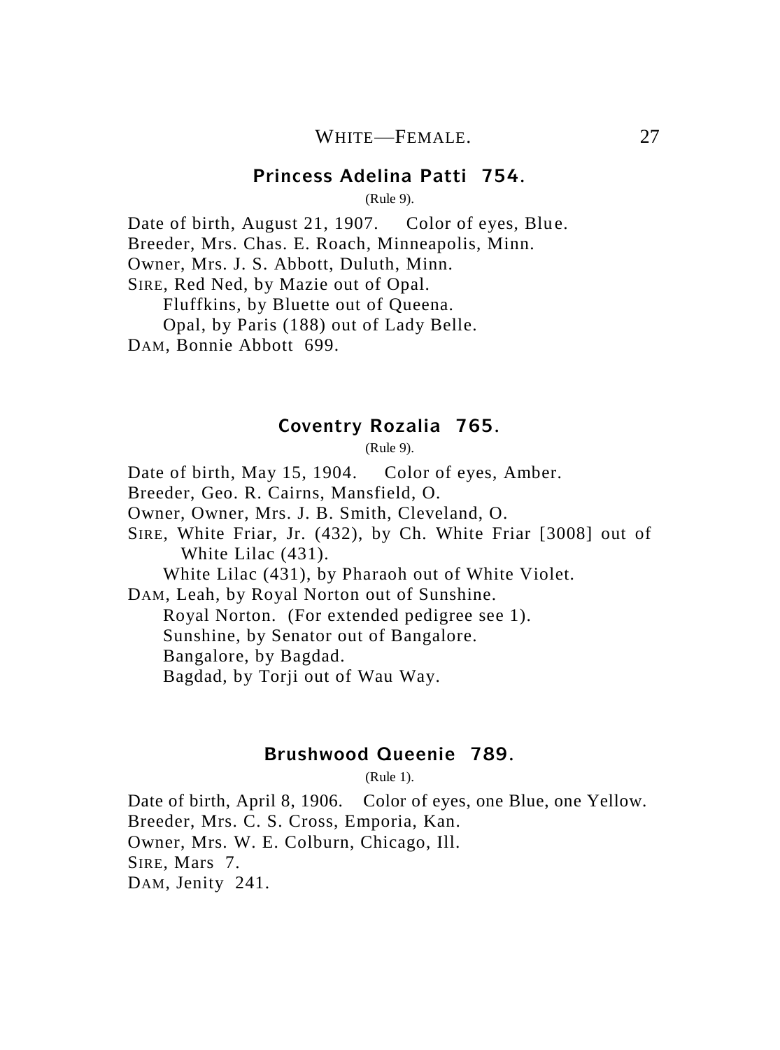## Princess Adelina Patti 754.

(Rule 9).

Date of birth, August 21, 1907. Color of eyes, Blue.
Breeder, Mrs. Chas. E. Roach, Minneapolis, Minn.
Owner, Mrs. J. S. Abbott, Duluth, Minn.
SIRE, Red Ned, by Mazie out of Opal.
Fluffkins, by Bluette out of Queena.
Opal, by Paris (188) out of Lady Belle.
DAM, Bonnie Abbott 699.

## Coventry Rozalia 765.

(Rule 9).

Date of birth, May 15, 1904. Color of eyes, Amber.
Breeder, Geo. R. Cairns, Mansfield, O.
Owner, Owner, Mrs. J. B. Smith, Cleveland, O.
SIRE, White Friar, Jr. (432), by Ch. White Friar [3008] out of White Lilac (431).
White Lilac (431), by Pharaoh out of White Violet.
DAM, Leah, by Royal Norton out of Sunshine.
Royal Norton. (For extended pedigree see 1).
Sunshine, by Senator out of Bangalore.
Bangalore, by Bagdad.
Bagdad, by Torji out of Wau Way.

## Brushwood Queenie 789.

(Rule 1).

Date of birth, April 8, 1906. Color of eyes, one Blue, one Yellow.
Breeder, Mrs. C. S. Cross, Emporia, Kan.
Owner, Mrs. W. E. Colburn, Chicago, Ill.
SIRE, Mars 7.
DAM, Jenity 241.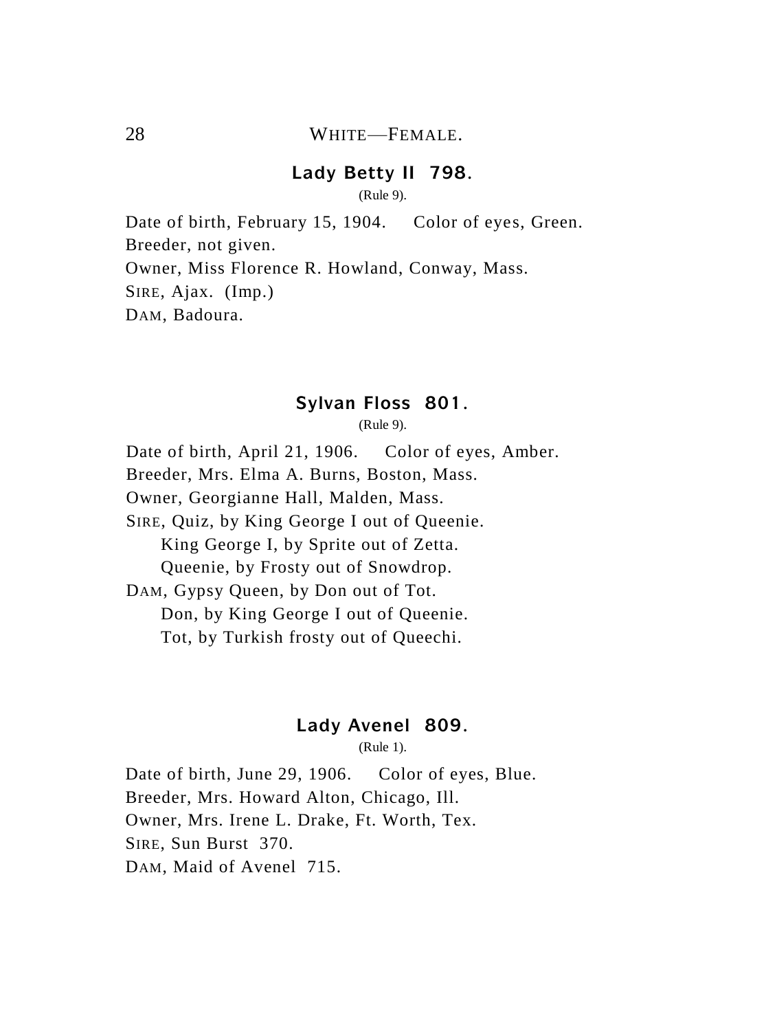## Lady Betty II 798.

(Rule 9).

Date of birth, February 15, 1904. Color of eyes, Green.
Breeder, not given.
Owner, Miss Florence R. Howland, Conway, Mass.
SIRE, Ajax. (Imp.)
DAM, Badoura.

## Sylvan Floss 801.

(Rule 9).

Date of birth, April 21, 1906. Color of eyes, Amber.
Breeder, Mrs. Elma A. Burns, Boston, Mass.
Owner, Georgianne Hall, Malden, Mass.
SIRE, Quiz, by King George I out of Queenie.
  King George I, by Sprite out of Zetta.
  Queenie, by Frosty out of Snowdrop.
DAM, Gypsy Queen, by Don out of Tot.
  Don, by King George I out of Queenie.
  Tot, by Turkish frosty out of Queechi.

## Lady Avenel 809.

(Rule 1).

Date of birth, June 29, 1906. Color of eyes, Blue.
Breeder, Mrs. Howard Alton, Chicago, Ill.
Owner, Mrs. Irene L. Drake, Ft. Worth, Tex.
SIRE, Sun Burst 370.
DAM, Maid of Avenel 715.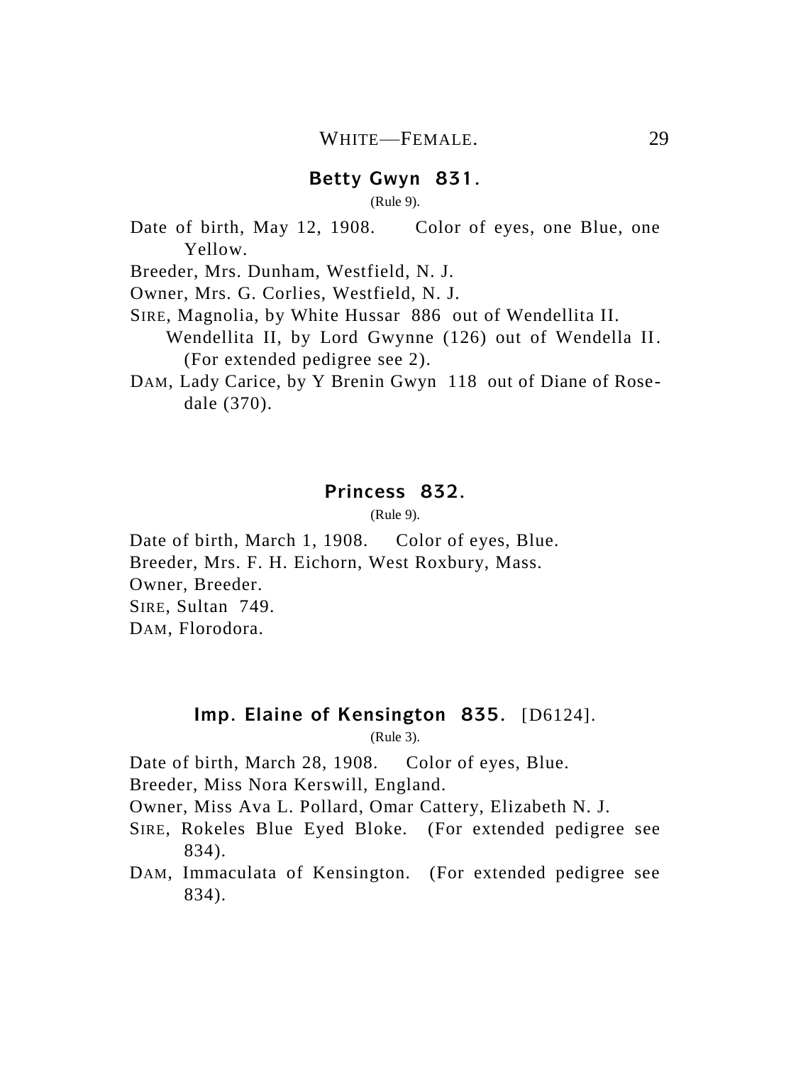## Betty Gwyn 831.

(Rule 9).

Date of birth, May 12, 1908. Color of eyes, one Blue, one Yellow.

Breeder, Mrs. Dunham, Westfield, N. J.

Owner, Mrs. G. Corlies, Westfield, N. J.

SIRE, Magnolia, by White Hussar 886 out of Wendellita II.
Wendellita II, by Lord Gwynne (126) out of Wendella II. (For extended pedigree see 2).

DAM, Lady Carice, by Y Brenin Gwyn 118 out of Diane of Rosedale (370).

## Princess 832.

(Rule 9).

Date of birth, March 1, 1908. Color of eyes, Blue.

Breeder, Mrs. F. H. Eichorn, West Roxbury, Mass.

Owner, Breeder.

SIRE, Sultan 749.

DAM, Florodora.

## Imp. Elaine of Kensington 835. [D6124].

(Rule 3).

Date of birth, March 28, 1908. Color of eyes, Blue.

Breeder, Miss Nora Kerswill, England.

Owner, Miss Ava L. Pollard, Omar Cattery, Elizabeth N. J.

SIRE, Rokeles Blue Eyed Bloke. (For extended pedigree see 834).

DAM, Immaculata of Kensington. (For extended pedigree see 834).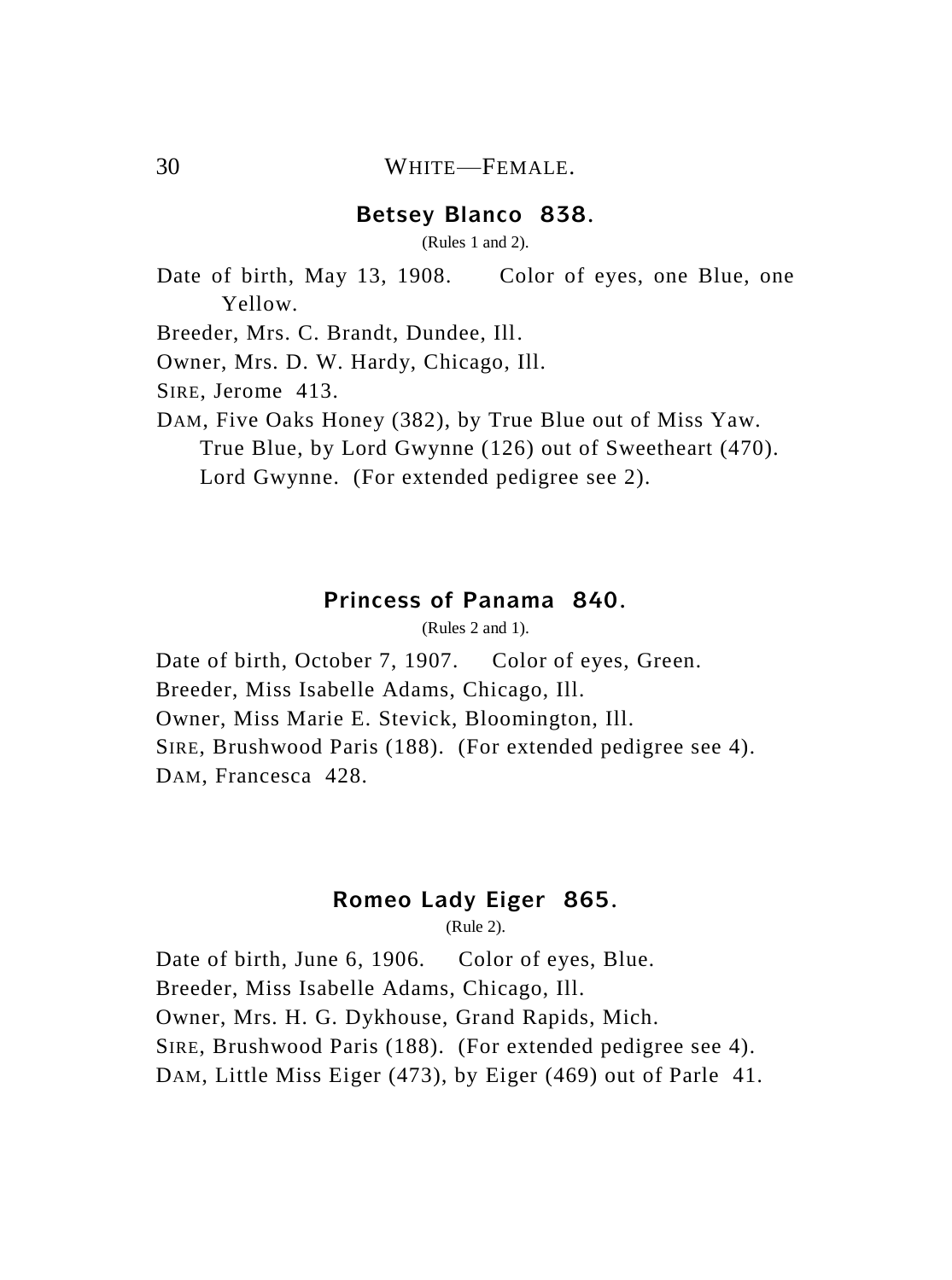## Betsey Blanco 838.

(Rules 1 and 2).

Date of birth, May 13, 1908. Color of eyes, one Blue, one Yellow.

Breeder, Mrs. C. Brandt, Dundee, Ill.

Owner, Mrs. D. W. Hardy, Chicago, Ill.

SIRE, Jerome 413.

DAM, Five Oaks Honey (382), by True Blue out of Miss Yaw.
True Blue, by Lord Gwynne (126) out of Sweetheart (470).
Lord Gwynne. (For extended pedigree see 2).

## Princess of Panama 840.

(Rules 2 and 1).

Date of birth, October 7, 1907. Color of eyes, Green.

Breeder, Miss Isabelle Adams, Chicago, Ill.

Owner, Miss Marie E. Stevick, Bloomington, Ill.

SIRE, Brushwood Paris (188). (For extended pedigree see 4).

DAM, Francesca 428.

## Romeo Lady Eiger 865.

(Rule 2).

Date of birth, June 6, 1906. Color of eyes, Blue.

Breeder, Miss Isabelle Adams, Chicago, Ill.

Owner, Mrs. H. G. Dykhouse, Grand Rapids, Mich.

SIRE, Brushwood Paris (188). (For extended pedigree see 4).

DAM, Little Miss Eiger (473), by Eiger (469) out of Parle 41.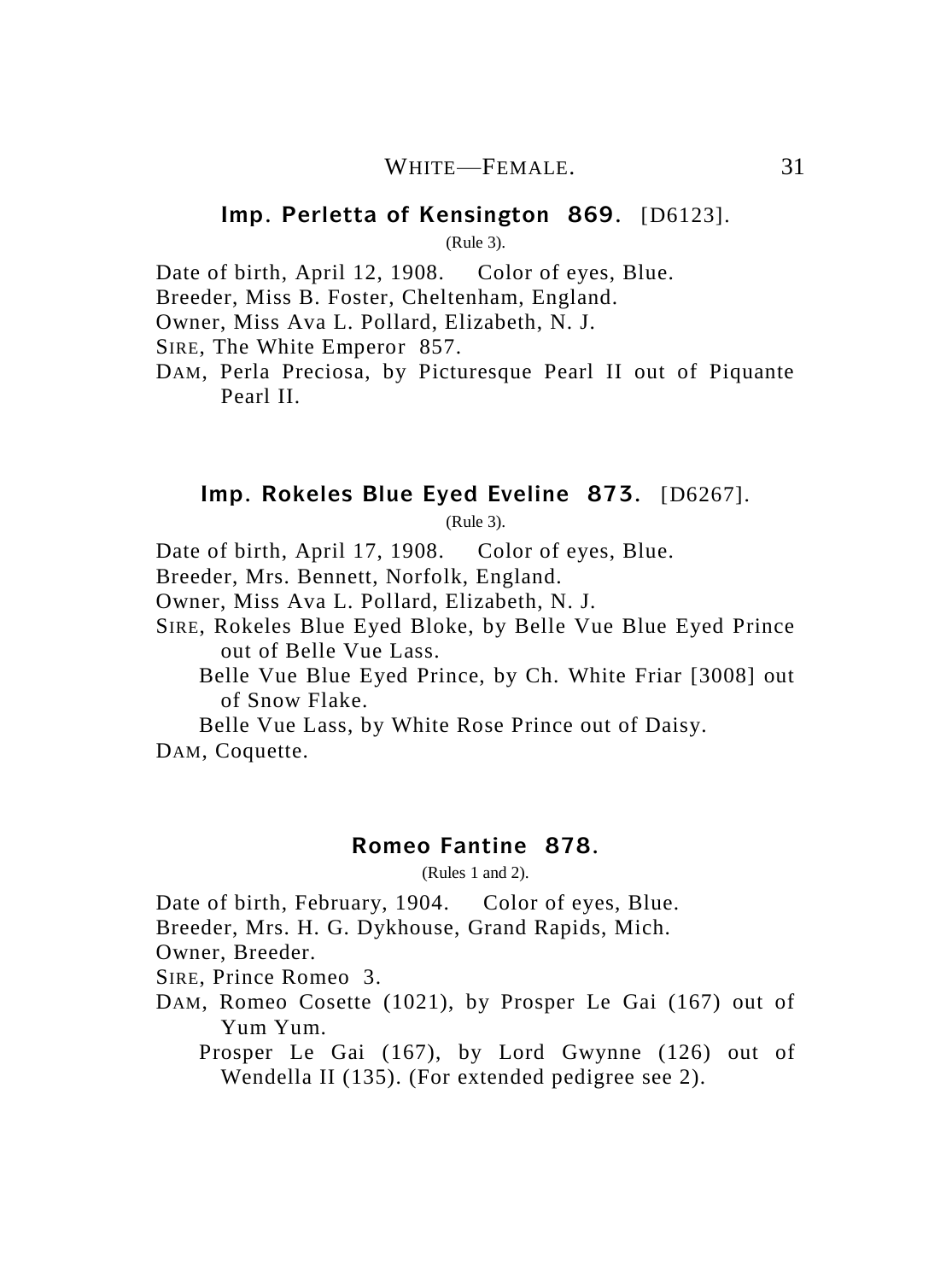## Imp. Perletta of Kensington 869. [D6123].

(Rule 3).

Date of birth, April 12, 1908. Color of eyes, Blue.
Breeder, Miss B. Foster, Cheltenham, England.
Owner, Miss Ava L. Pollard, Elizabeth, N. J.
SIRE, The White Emperor 857.
DAM, Perla Preciosa, by Picturesque Pearl II out of Piquante Pearl II.

## Imp. Rokeles Blue Eyed Eveline 873. [D6267].

(Rule 3).

Date of birth, April 17, 1908. Color of eyes, Blue.
Breeder, Mrs. Bennett, Norfolk, England.
Owner, Miss Ava L. Pollard, Elizabeth, N. J.
SIRE, Rokeles Blue Eyed Bloke, by Belle Vue Blue Eyed Prince out of Belle Vue Lass.
Belle Vue Blue Eyed Prince, by Ch. White Friar [3008] out of Snow Flake.
Belle Vue Lass, by White Rose Prince out of Daisy.
DAM, Coquette.

## Romeo Fantine 878.

(Rules 1 and 2).

Date of birth, February, 1904. Color of eyes, Blue.
Breeder, Mrs. H. G. Dykhouse, Grand Rapids, Mich.
Owner, Breeder.
SIRE, Prince Romeo 3.
DAM, Romeo Cosette (1021), by Prosper Le Gai (167) out of Yum Yum.
Prosper Le Gai (167), by Lord Gwynne (126) out of Wendella II (135). (For extended pedigree see 2).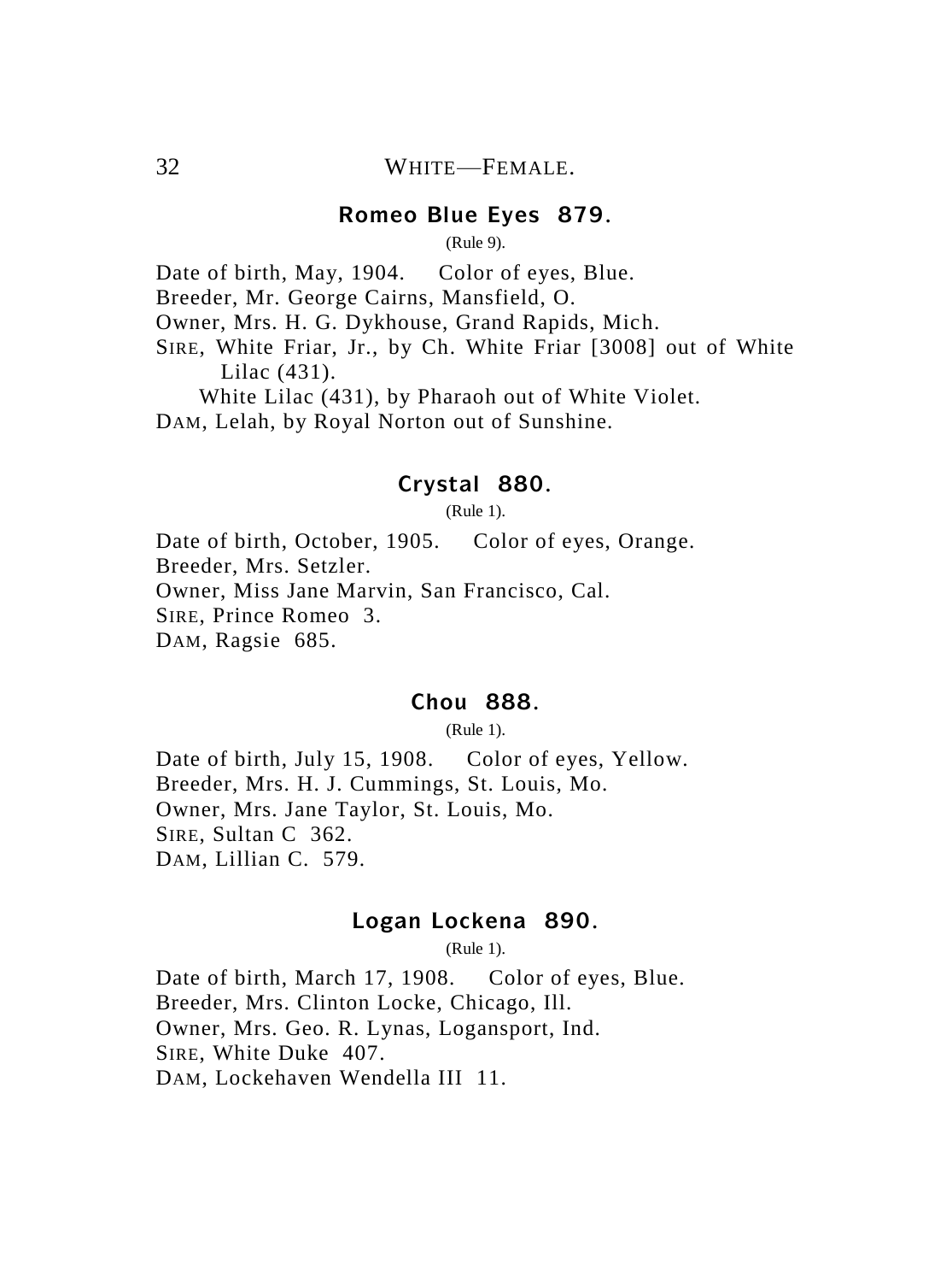## WHITE—FEMALE.

### Romeo Blue Eyes 879.

(Rule 9).

Date of birth, May, 1904. Color of eyes, Blue.
Breeder, Mr. George Cairns, Mansfield, O.
Owner, Mrs. H. G. Dykhouse, Grand Rapids, Mich.
SIRE, White Friar, Jr., by Ch. White Friar [3008] out of White Lilac (431).
White Lilac (431), by Pharaoh out of White Violet.
DAM, Lelah, by Royal Norton out of Sunshine.

### Crystal 880.

(Rule 1).

Date of birth, October, 1905. Color of eyes, Orange.
Breeder, Mrs. Setzler.
Owner, Miss Jane Marvin, San Francisco, Cal.
SIRE, Prince Romeo 3.
DAM, Ragsie 685.

### Chou 888.

(Rule 1).

Date of birth, July 15, 1908. Color of eyes, Yellow.
Breeder, Mrs. H. J. Cummings, St. Louis, Mo.
Owner, Mrs. Jane Taylor, St. Louis, Mo.
SIRE, Sultan C 362.
DAM, Lillian C. 579.

### Logan Lockena 890.

(Rule 1).

Date of birth, March 17, 1908. Color of eyes, Blue.
Breeder, Mrs. Clinton Locke, Chicago, Ill.
Owner, Mrs. Geo. R. Lynas, Logansport, Ind.
SIRE, White Duke 407.
DAM, Lockehaven Wendella III 11.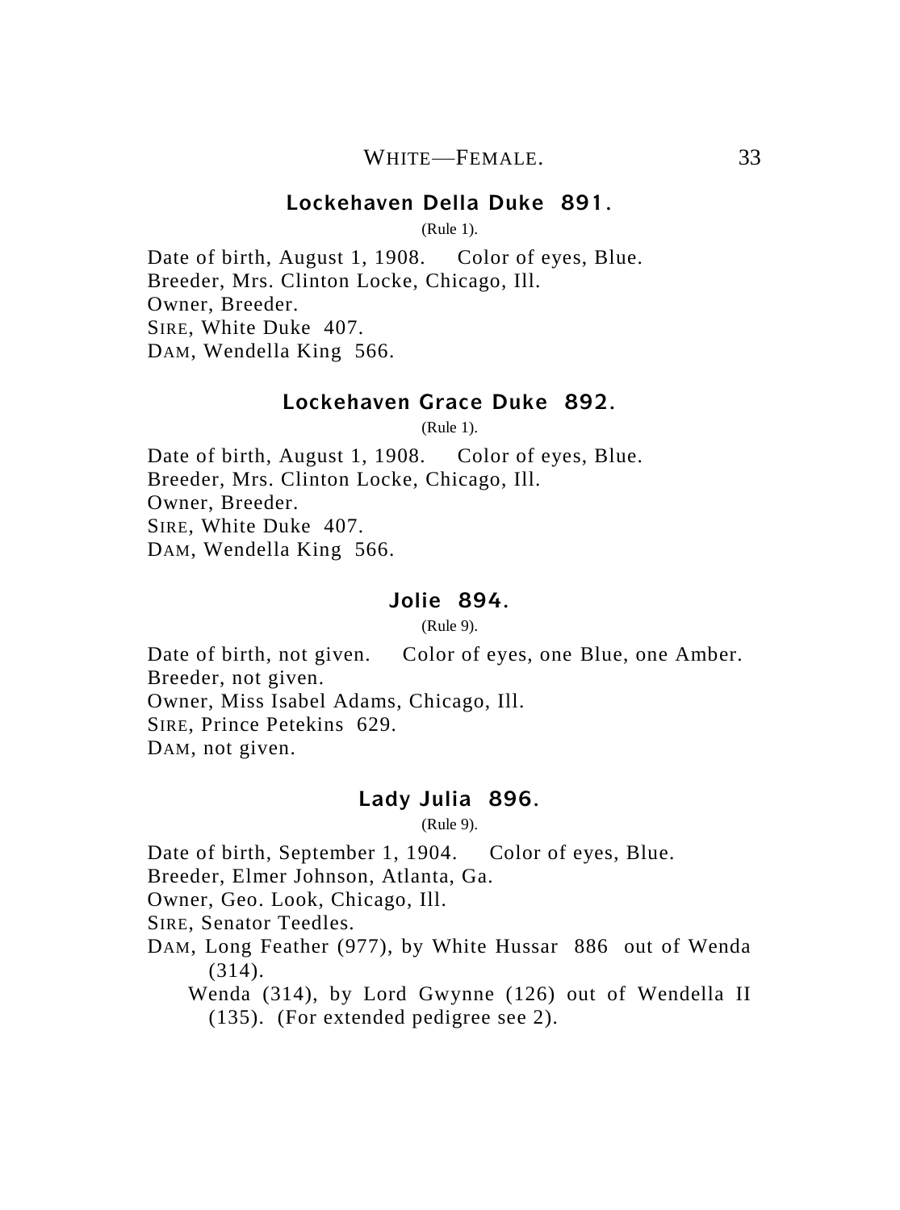### Lockehaven Della Duke 891.

(Rule 1).

Date of birth, August 1, 1908. Color of eyes, Blue.
Breeder, Mrs. Clinton Locke, Chicago, Ill.
Owner, Breeder.
SIRE, White Duke 407.
DAM, Wendella King 566.

### Lockehaven Grace Duke 892.

(Rule 1).

Date of birth, August 1, 1908. Color of eyes, Blue.
Breeder, Mrs. Clinton Locke, Chicago, Ill.
Owner, Breeder.
SIRE, White Duke 407.
DAM, Wendella King 566.

### Jolie 894.

(Rule 9).

Date of birth, not given. Color of eyes, one Blue, one Amber.
Breeder, not given.
Owner, Miss Isabel Adams, Chicago, Ill.
SIRE, Prince Petekins 629.
DAM, not given.

### Lady Julia 896.

(Rule 9).

Date of birth, September 1, 1904. Color of eyes, Blue.
Breeder, Elmer Johnson, Atlanta, Ga.
Owner, Geo. Look, Chicago, Ill.
SIRE, Senator Teedles.
DAM, Long Feather (977), by White Hussar 886 out of Wenda (314).

Wenda (314), by Lord Gwynne (126) out of Wendella II (135). (For extended pedigree see 2).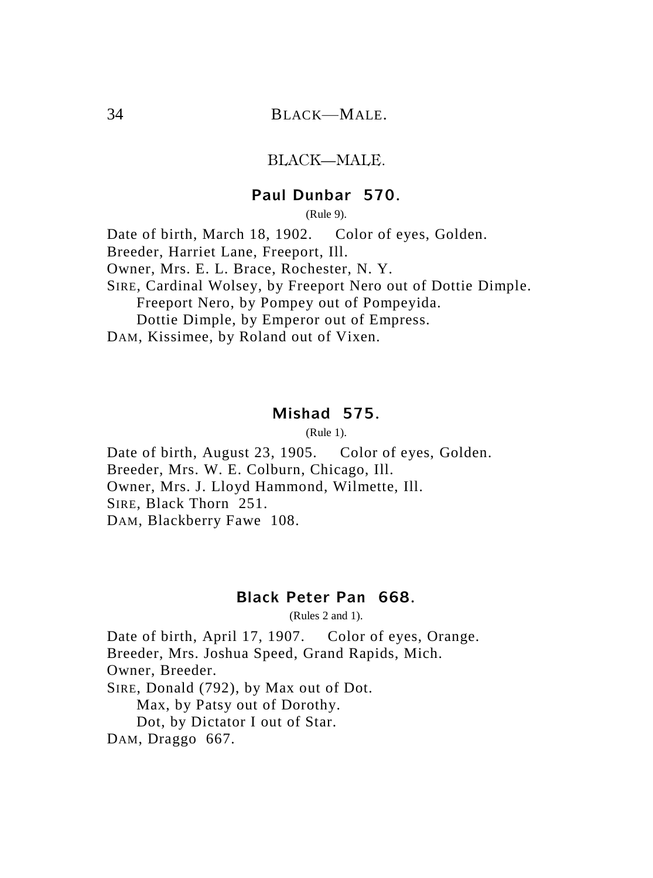## BLACK—MALE.

### Paul Dunbar 570.

(Rule 9).

Date of birth, March 18, 1902. Color of eyes, Golden.
Breeder, Harriet Lane, Freeport, Ill.
Owner, Mrs. E. L. Brace, Rochester, N. Y.
SIRE, Cardinal Wolsey, by Freeport Nero out of Dottie Dimple.
  Freeport Nero, by Pompey out of Pompeyida.
  Dottie Dimple, by Emperor out of Empress.
DAM, Kissimee, by Roland out of Vixen.

### Mishad 575.

(Rule 1).

Date of birth, August 23, 1905. Color of eyes, Golden.
Breeder, Mrs. W. E. Colburn, Chicago, Ill.
Owner, Mrs. J. Lloyd Hammond, Wilmette, Ill.
SIRE, Black Thorn 251.
DAM, Blackberry Fawe 108.

### Black Peter Pan 668.

(Rules 2 and 1).

Date of birth, April 17, 1907. Color of eyes, Orange.
Breeder, Mrs. Joshua Speed, Grand Rapids, Mich.
Owner, Breeder.
SIRE, Donald (792), by Max out of Dot.
  Max, by Patsy out of Dorothy.
  Dot, by Dictator I out of Star.
DAM, Draggo 667.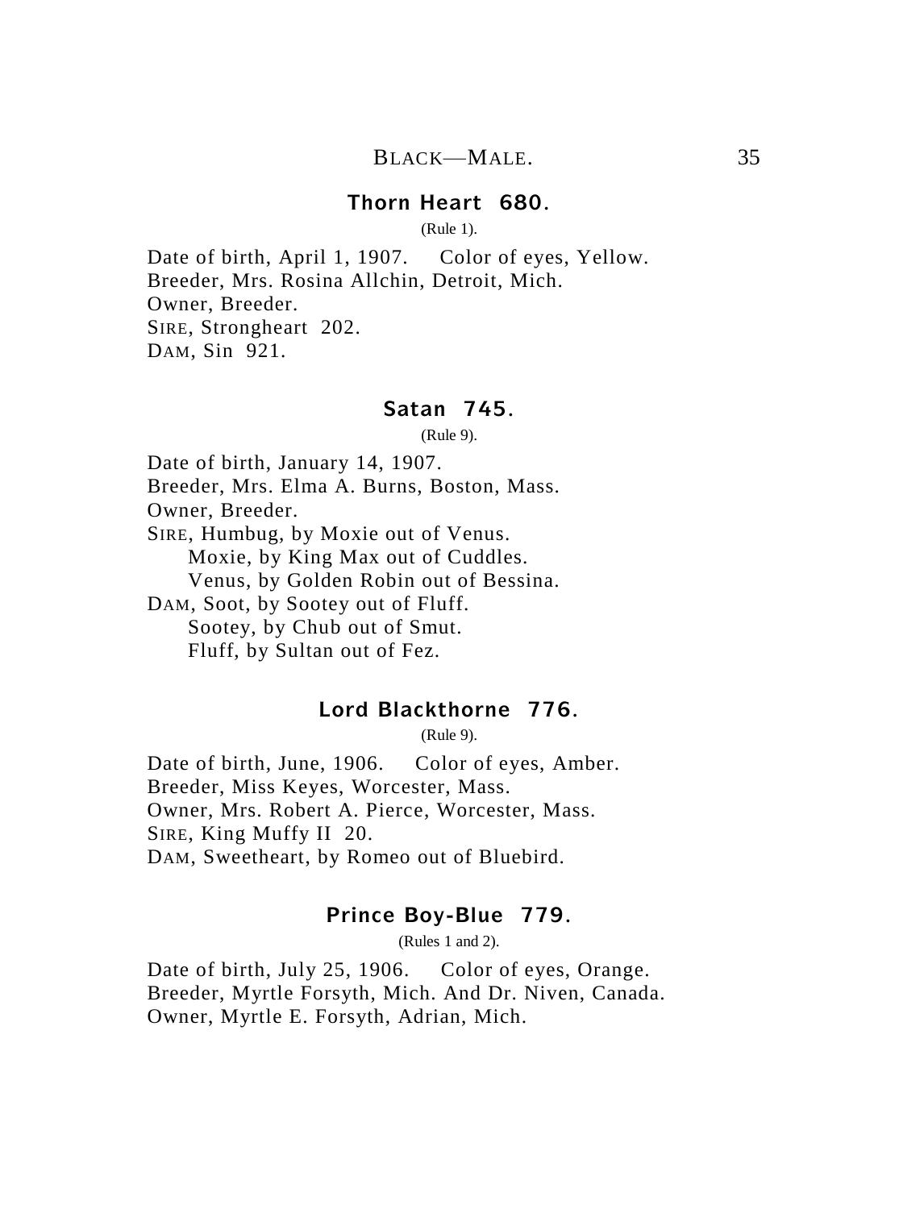### Thorn Heart 680.

(Rule 1).

Date of birth, April 1, 1907. Color of eyes, Yellow.
Breeder, Mrs. Rosina Allchin, Detroit, Mich.
Owner, Breeder.
SIRE, Strongheart 202.
DAM, Sin 921.

### Satan 745.

(Rule 9).

Date of birth, January 14, 1907.
Breeder, Mrs. Elma A. Burns, Boston, Mass.
Owner, Breeder.
SIRE, Humbug, by Moxie out of Venus.
  Moxie, by King Max out of Cuddles.
  Venus, by Golden Robin out of Bessina.
DAM, Soot, by Sootey out of Fluff.
  Sootey, by Chub out of Smut.
  Fluff, by Sultan out of Fez.

### Lord Blackthorne 776.

(Rule 9).

Date of birth, June, 1906. Color of eyes, Amber.
Breeder, Miss Keyes, Worcester, Mass.
Owner, Mrs. Robert A. Pierce, Worcester, Mass.
SIRE, King Muffy II 20.
DAM, Sweetheart, by Romeo out of Bluebird.

### Prince Boy-Blue 779.

(Rules 1 and 2).

Date of birth, July 25, 1906. Color of eyes, Orange.
Breeder, Myrtle Forsyth, Mich. And Dr. Niven, Canada.
Owner, Myrtle E. Forsyth, Adrian, Mich.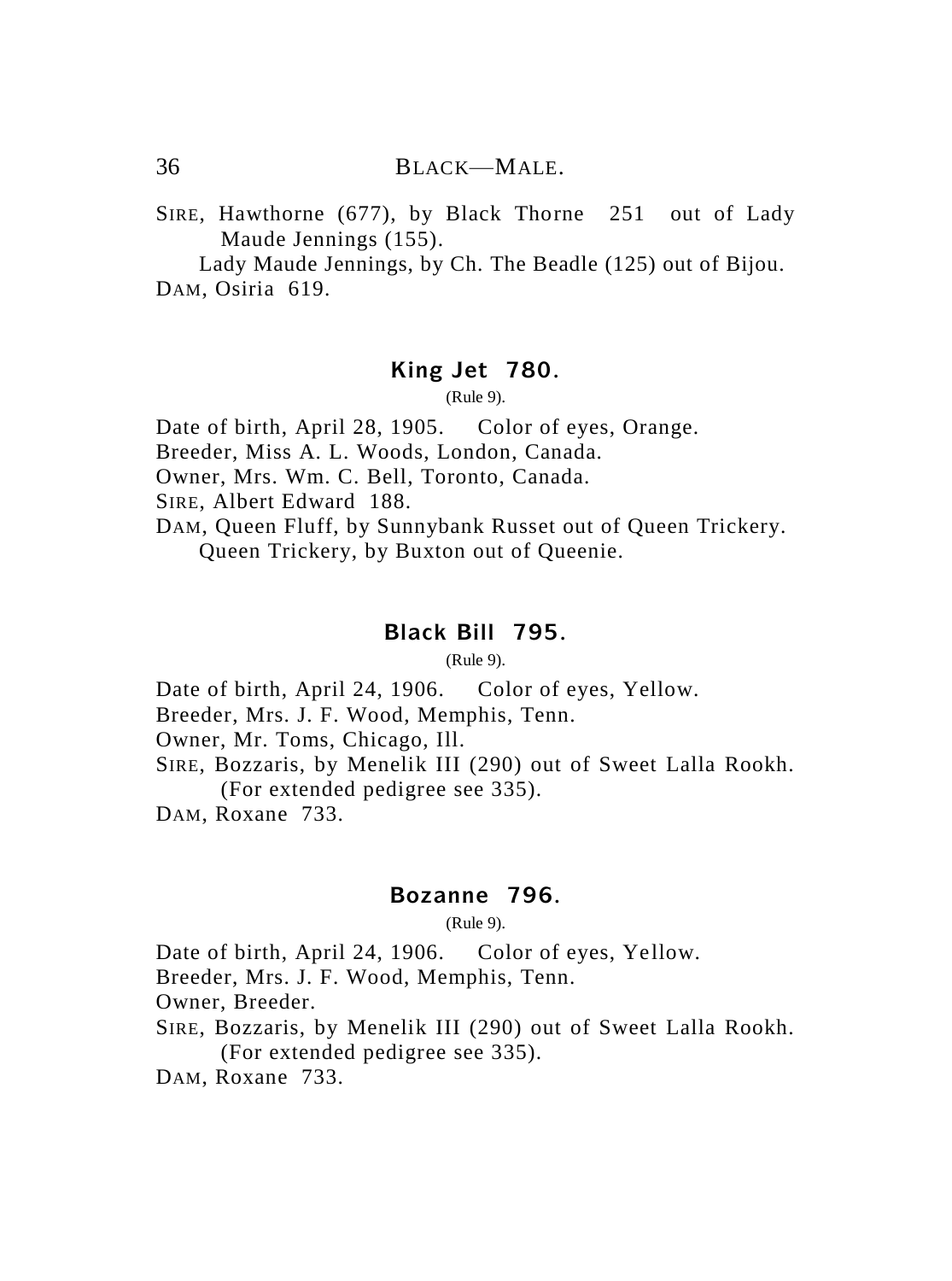SIRE, Hawthorne (677), by Black Thorne 251 out of Lady Maude Jennings (155).

Lady Maude Jennings, by Ch. The Beadle (125) out of Bijou.

DAM, Osiria 619.

## King Jet 780.

(Rule 9).

Date of birth, April 28, 1905. Color of eyes, Orange.
Breeder, Miss A. L. Woods, London, Canada.
Owner, Mrs. Wm. C. Bell, Toronto, Canada.
SIRE, Albert Edward 188.
DAM, Queen Fluff, by Sunnybank Russet out of Queen Trickery.
Queen Trickery, by Buxton out of Queenie.

## Black Bill 795.

(Rule 9).

Date of birth, April 24, 1906. Color of eyes, Yellow.
Breeder, Mrs. J. F. Wood, Memphis, Tenn.
Owner, Mr. Toms, Chicago, Ill.
SIRE, Bozzaris, by Menelik III (290) out of Sweet Lalla Rookh. (For extended pedigree see 335).
DAM, Roxane 733.

## Bozanne 796.

(Rule 9).

Date of birth, April 24, 1906. Color of eyes, Yellow.
Breeder, Mrs. J. F. Wood, Memphis, Tenn.
Owner, Breeder.
SIRE, Bozzaris, by Menelik III (290) out of Sweet Lalla Rookh. (For extended pedigree see 335).
DAM, Roxane 733.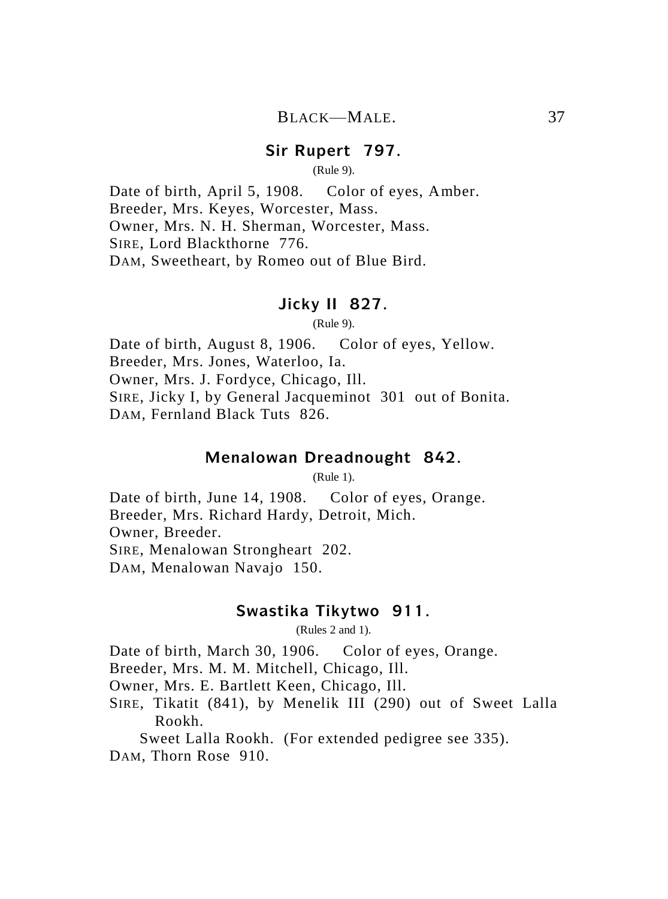## Sir Rupert 797.

(Rule 9).

Date of birth, April 5, 1908. Color of eyes, Amber.
Breeder, Mrs. Keyes, Worcester, Mass.
Owner, Mrs. N. H. Sherman, Worcester, Mass.
SIRE, Lord Blackthorne 776.
DAM, Sweetheart, by Romeo out of Blue Bird.

## Jicky II 827.

(Rule 9).

Date of birth, August 8, 1906. Color of eyes, Yellow.
Breeder, Mrs. Jones, Waterloo, Ia.
Owner, Mrs. J. Fordyce, Chicago, Ill.
SIRE, Jicky I, by General Jacqueminot 301 out of Bonita.
DAM, Fernland Black Tuts 826.

## Menalowan Dreadnought 842.

(Rule 1).

Date of birth, June 14, 1908. Color of eyes, Orange.
Breeder, Mrs. Richard Hardy, Detroit, Mich.
Owner, Breeder.
SIRE, Menalowan Strongheart 202.
DAM, Menalowan Navajo 150.

## Swastika Tikytwo 911.

(Rules 2 and 1).

Date of birth, March 30, 1906. Color of eyes, Orange.
Breeder, Mrs. M. M. Mitchell, Chicago, Ill.
Owner, Mrs. E. Bartlett Keen, Chicago, Ill.
SIRE, Tikatit (841), by Menelik III (290) out of Sweet Lalla Rookh.
Sweet Lalla Rookh. (For extended pedigree see 335).
DAM, Thorn Rose 910.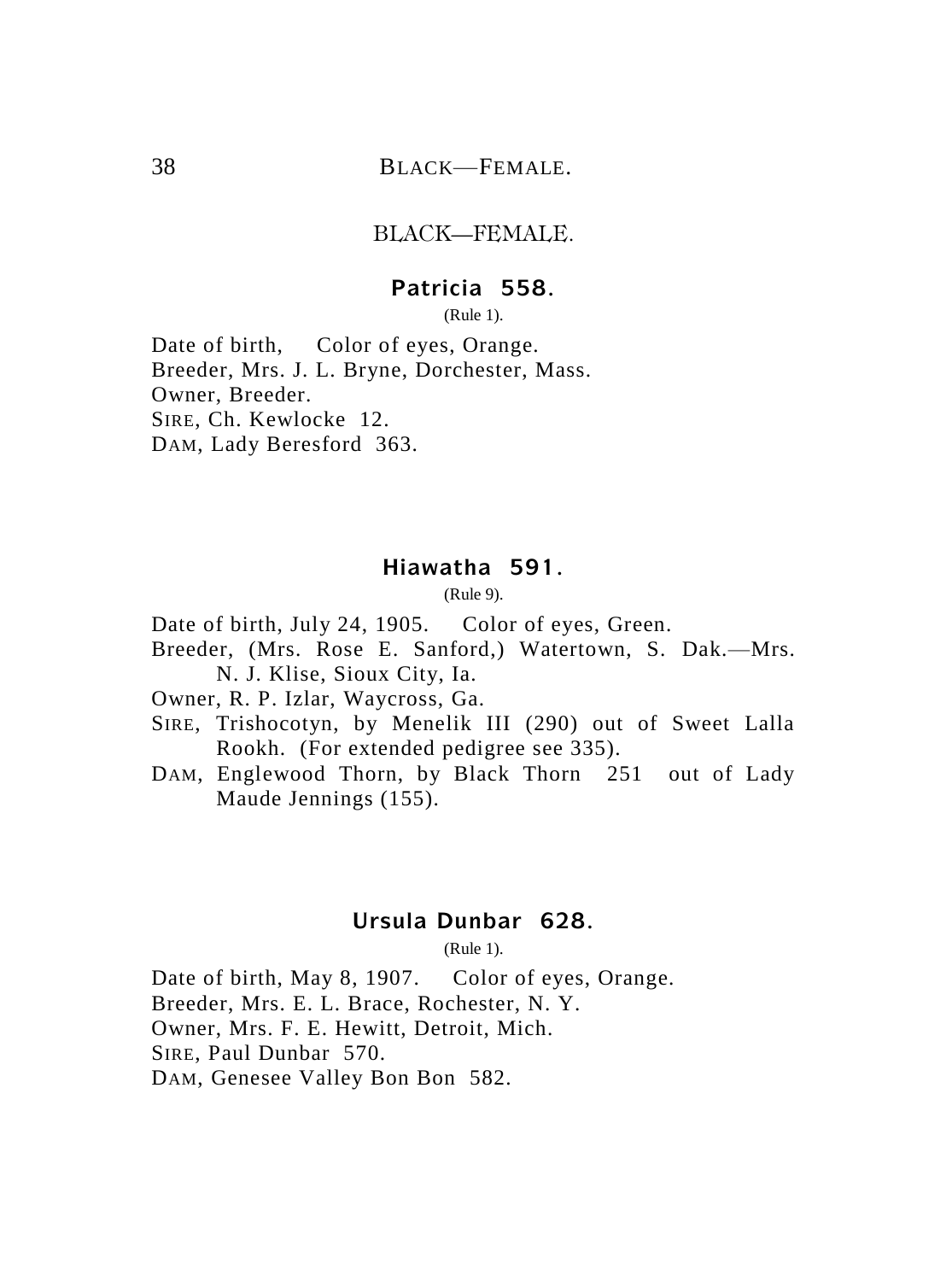## BLACK—FEMALE.

### Patricia 558.

(Rule 1).

Date of birth, Color of eyes, Orange.
Breeder, Mrs. J. L. Bryne, Dorchester, Mass.
Owner, Breeder.
SIRE, Ch. Kewlocke 12.
DAM, Lady Beresford 363.

### Hiawatha 591.

(Rule 9).

Date of birth, July 24, 1905. Color of eyes, Green.
Breeder, (Mrs. Rose E. Sanford,) Watertown, S. Dak.—Mrs. N. J. Klise, Sioux City, Ia.
Owner, R. P. Izlar, Waycross, Ga.
SIRE, Trishocotyn, by Menelik III (290) out of Sweet Lalla Rookh. (For extended pedigree see 335).
DAM, Englewood Thorn, by Black Thorn 251 out of Lady Maude Jennings (155).

### Ursula Dunbar 628.

(Rule 1).

Date of birth, May 8, 1907. Color of eyes, Orange.
Breeder, Mrs. E. L. Brace, Rochester, N. Y.
Owner, Mrs. F. E. Hewitt, Detroit, Mich.
SIRE, Paul Dunbar 570.
DAM, Genesee Valley Bon Bon 582.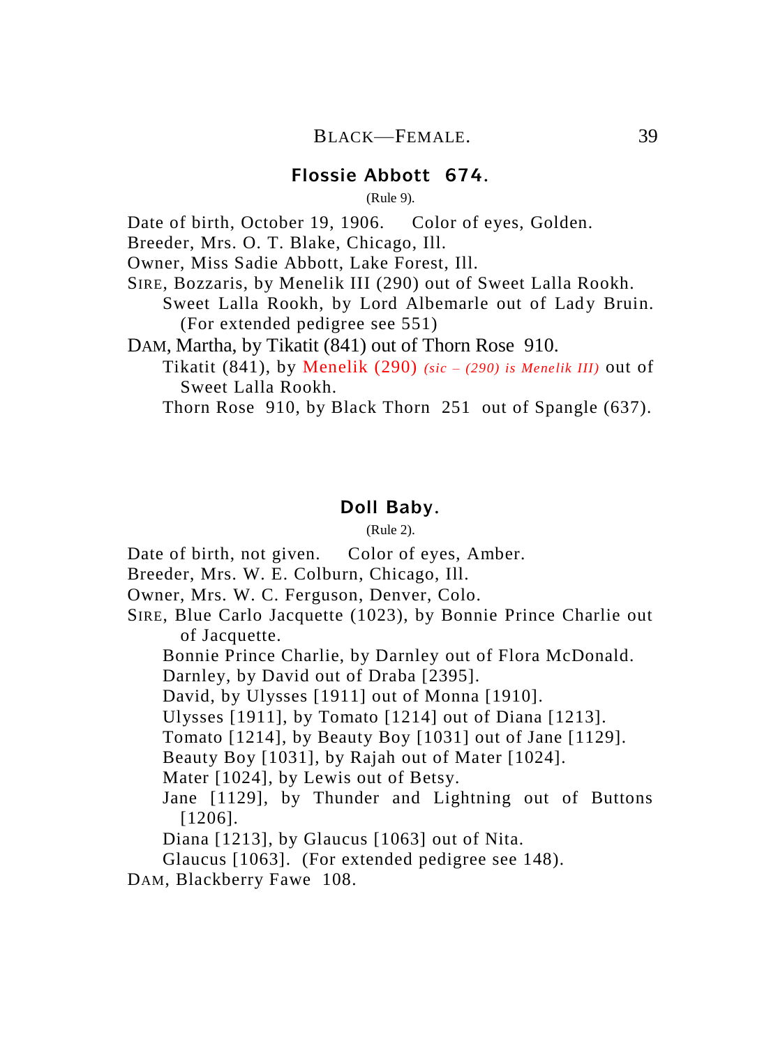## Flossie Abbott 674.

(Rule 9).

Date of birth, October 19, 1906. Color of eyes, Golden.

Breeder, Mrs. O. T. Blake, Chicago, Ill.

Owner, Miss Sadie Abbott, Lake Forest, Ill.

SIRE, Bozzaris, by Menelik III (290) out of Sweet Lalla Rookh.

Sweet Lalla Rookh, by Lord Albemarle out of Lady Bruin. (For extended pedigree see 551)

DAM, Martha, by Tikatit (841) out of Thorn Rose 910.

Tikatit (841), by Menelik (290) *(sic – (290) is Menelik III)* out of Sweet Lalla Rookh.

Thorn Rose 910, by Black Thorn 251 out of Spangle (637).

## Doll Baby.

(Rule 2).

Date of birth, not given. Color of eyes, Amber.

Breeder, Mrs. W. E. Colburn, Chicago, Ill.

Owner, Mrs. W. C. Ferguson, Denver, Colo.

SIRE, Blue Carlo Jacquette (1023), by Bonnie Prince Charlie out of Jacquette.

Bonnie Prince Charlie, by Darnley out of Flora McDonald.

Darnley, by David out of Draba [2395].

David, by Ulysses [1911] out of Monna [1910].

Ulysses [1911], by Tomato [1214] out of Diana [1213].

Tomato [1214], by Beauty Boy [1031] out of Jane [1129].

Beauty Boy [1031], by Rajah out of Mater [1024].

Mater [1024], by Lewis out of Betsy.

Jane [1129], by Thunder and Lightning out of Buttons [1206].

Diana [1213], by Glaucus [1063] out of Nita.

Glaucus [1063]. (For extended pedigree see 148).

DAM, Blackberry Fawe 108.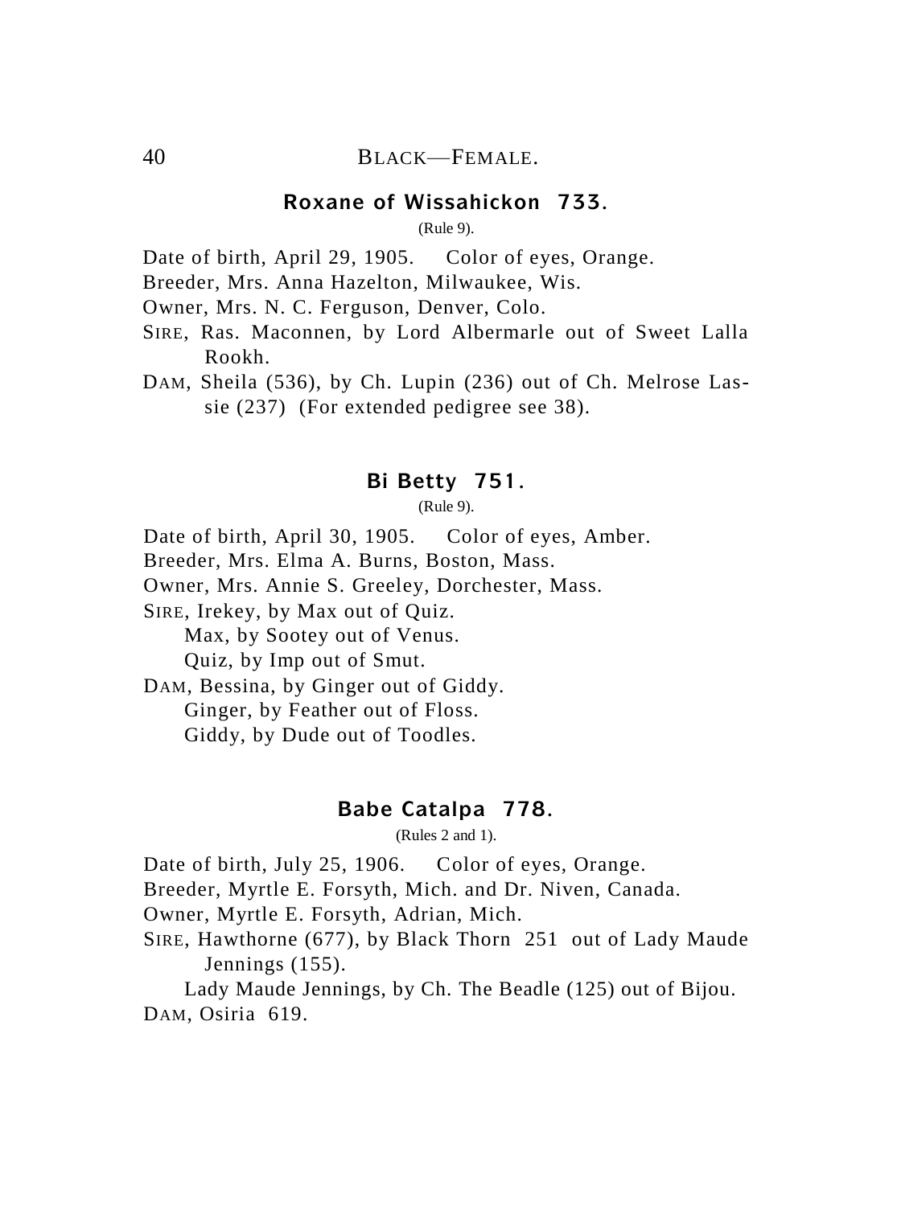## Roxane of Wissahickon 733.

(Rule 9).

Date of birth, April 29, 1905. Color of eyes, Orange.

Breeder, Mrs. Anna Hazelton, Milwaukee, Wis.

Owner, Mrs. N. C. Ferguson, Denver, Colo.

SIRE, Ras. Maconnen, by Lord Albermarle out of Sweet Lalla Rookh.

DAM, Sheila (536), by Ch. Lupin (236) out of Ch. Melrose Lassie (237) (For extended pedigree see 38).

## Bi Betty 751.

(Rule 9).

Date of birth, April 30, 1905. Color of eyes, Amber.

Breeder, Mrs. Elma A. Burns, Boston, Mass.

Owner, Mrs. Annie S. Greeley, Dorchester, Mass.

SIRE, Irekey, by Max out of Quiz.

Max, by Sootey out of Venus.

Quiz, by Imp out of Smut.

DAM, Bessina, by Ginger out of Giddy.

Ginger, by Feather out of Floss.

Giddy, by Dude out of Toodles.

## Babe Catalpa 778.

(Rules 2 and 1).

Date of birth, July 25, 1906. Color of eyes, Orange.

Breeder, Myrtle E. Forsyth, Mich. and Dr. Niven, Canada.

Owner, Myrtle E. Forsyth, Adrian, Mich.

SIRE, Hawthorne (677), by Black Thorn 251 out of Lady Maude Jennings (155).

Lady Maude Jennings, by Ch. The Beadle (125) out of Bijou.

DAM, Osiria 619.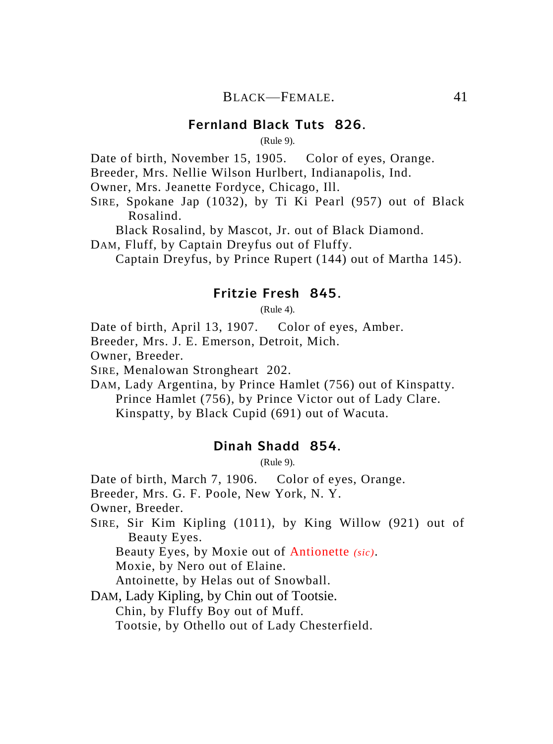## Fernland Black Tuts 826.

(Rule 9).

Date of birth, November 15, 1905. Color of eyes, Orange.
Breeder, Mrs. Nellie Wilson Hurlbert, Indianapolis, Ind.
Owner, Mrs. Jeanette Fordyce, Chicago, Ill.
SIRE, Spokane Jap (1032), by Ti Ki Pearl (957) out of Black Rosalind.
Black Rosalind, by Mascot, Jr. out of Black Diamond.
DAM, Fluff, by Captain Dreyfus out of Fluffy.
Captain Dreyfus, by Prince Rupert (144) out of Martha 145).

## Fritzie Fresh 845.

(Rule 4).

Date of birth, April 13, 1907. Color of eyes, Amber.
Breeder, Mrs. J. E. Emerson, Detroit, Mich.
Owner, Breeder.
SIRE, Menalowan Strongheart 202.
DAM, Lady Argentina, by Prince Hamlet (756) out of Kinspatty.
Prince Hamlet (756), by Prince Victor out of Lady Clare.
Kinspatty, by Black Cupid (691) out of Wacuta.

## Dinah Shadd 854.

(Rule 9).

Date of birth, March 7, 1906. Color of eyes, Orange.
Breeder, Mrs. G. F. Poole, New York, N. Y.
Owner, Breeder.
SIRE, Sir Kim Kipling (1011), by King Willow (921) out of Beauty Eyes.
Beauty Eyes, by Moxie out of Antionette *(sic)*.
Moxie, by Nero out of Elaine.
Antoinette, by Helas out of Snowball.
DAM, Lady Kipling, by Chin out of Tootsie.
Chin, by Fluffy Boy out of Muff.
Tootsie, by Othello out of Lady Chesterfield.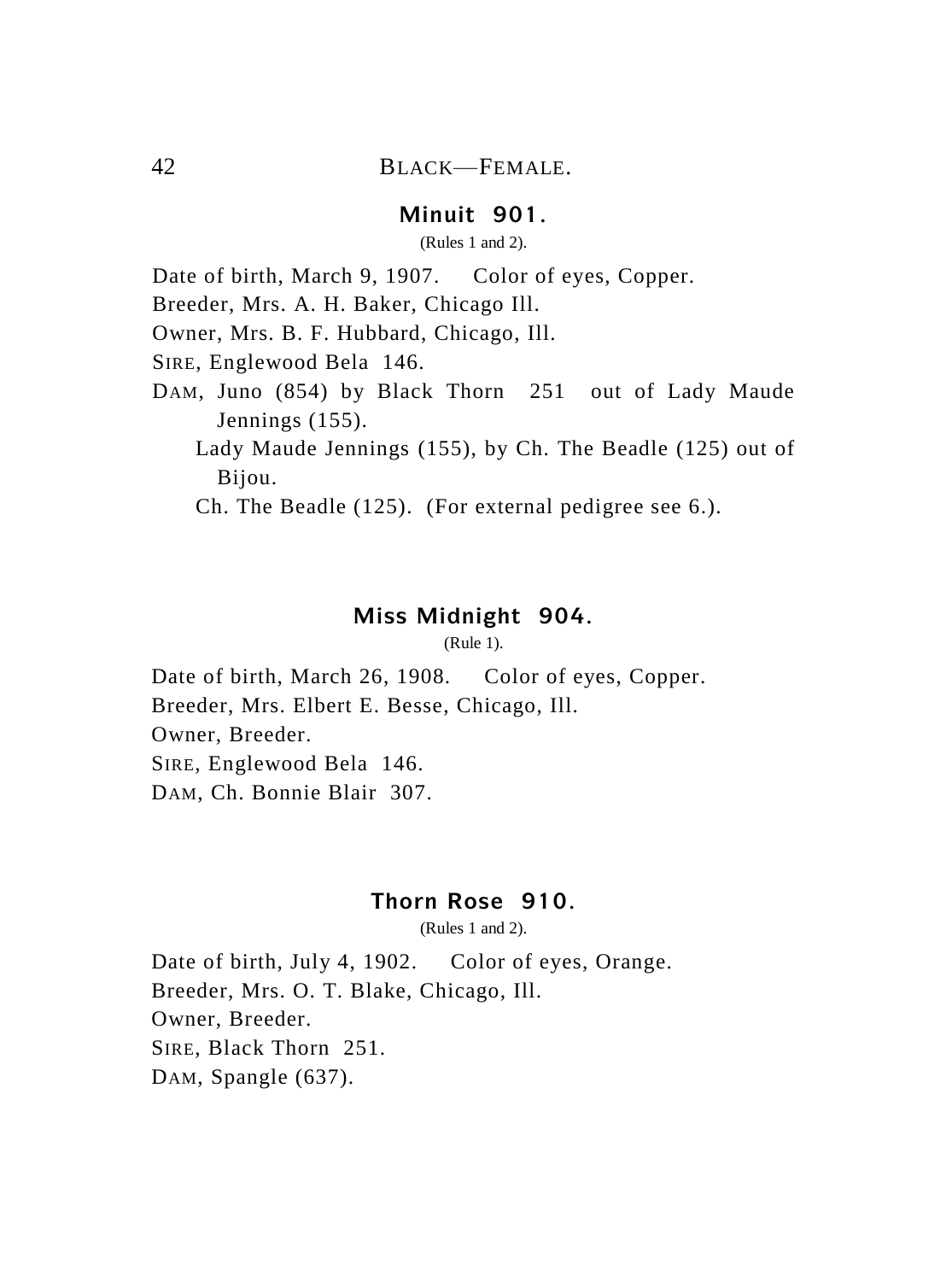## BLACK—FEMALE.

### Minuit 901.

(Rules 1 and 2).

Date of birth, March 9, 1907. Color of eyes, Copper.

Breeder, Mrs. A. H. Baker, Chicago Ill.

Owner, Mrs. B. F. Hubbard, Chicago, Ill.

SIRE, Englewood Bela 146.

DAM, Juno (854) by Black Thorn 251 out of Lady Maude Jennings (155).

Lady Maude Jennings (155), by Ch. The Beadle (125) out of Bijou.

Ch. The Beadle (125). (For external pedigree see 6.).

### Miss Midnight 904.

(Rule 1).

Date of birth, March 26, 1908. Color of eyes, Copper.

Breeder, Mrs. Elbert E. Besse, Chicago, Ill.

Owner, Breeder.

SIRE, Englewood Bela 146.

DAM, Ch. Bonnie Blair 307.

### Thorn Rose 910.

(Rules 1 and 2).

Date of birth, July 4, 1902. Color of eyes, Orange.

Breeder, Mrs. O. T. Blake, Chicago, Ill.

Owner, Breeder.

SIRE, Black Thorn 251.

DAM, Spangle (637).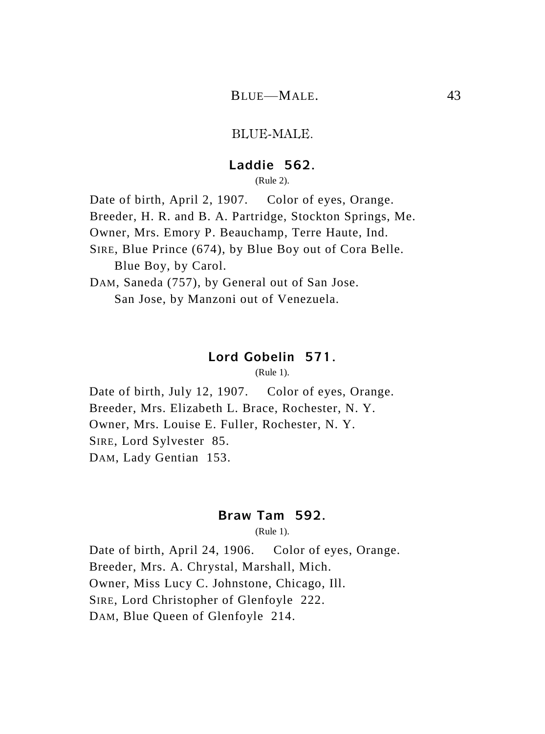## BLUE-MALE.

### Laddie 562.

(Rule 2).

Date of birth, April 2, 1907. Color of eyes, Orange.
Breeder, H. R. and B. A. Partridge, Stockton Springs, Me.
Owner, Mrs. Emory P. Beauchamp, Terre Haute, Ind.
SIRE, Blue Prince (674), by Blue Boy out of Cora Belle.
  Blue Boy, by Carol.
DAM, Saneda (757), by General out of San Jose.
  San Jose, by Manzoni out of Venezuela.

### Lord Gobelin 571.

(Rule 1).

Date of birth, July 12, 1907. Color of eyes, Orange.
Breeder, Mrs. Elizabeth L. Brace, Rochester, N. Y.
Owner, Mrs. Louise E. Fuller, Rochester, N. Y.
SIRE, Lord Sylvester 85.
DAM, Lady Gentian 153.

### Braw Tam 592.

(Rule 1).

Date of birth, April 24, 1906. Color of eyes, Orange.
Breeder, Mrs. A. Chrystal, Marshall, Mich.
Owner, Miss Lucy C. Johnstone, Chicago, Ill.
SIRE, Lord Christopher of Glenfoyle 222.
DAM, Blue Queen of Glenfoyle 214.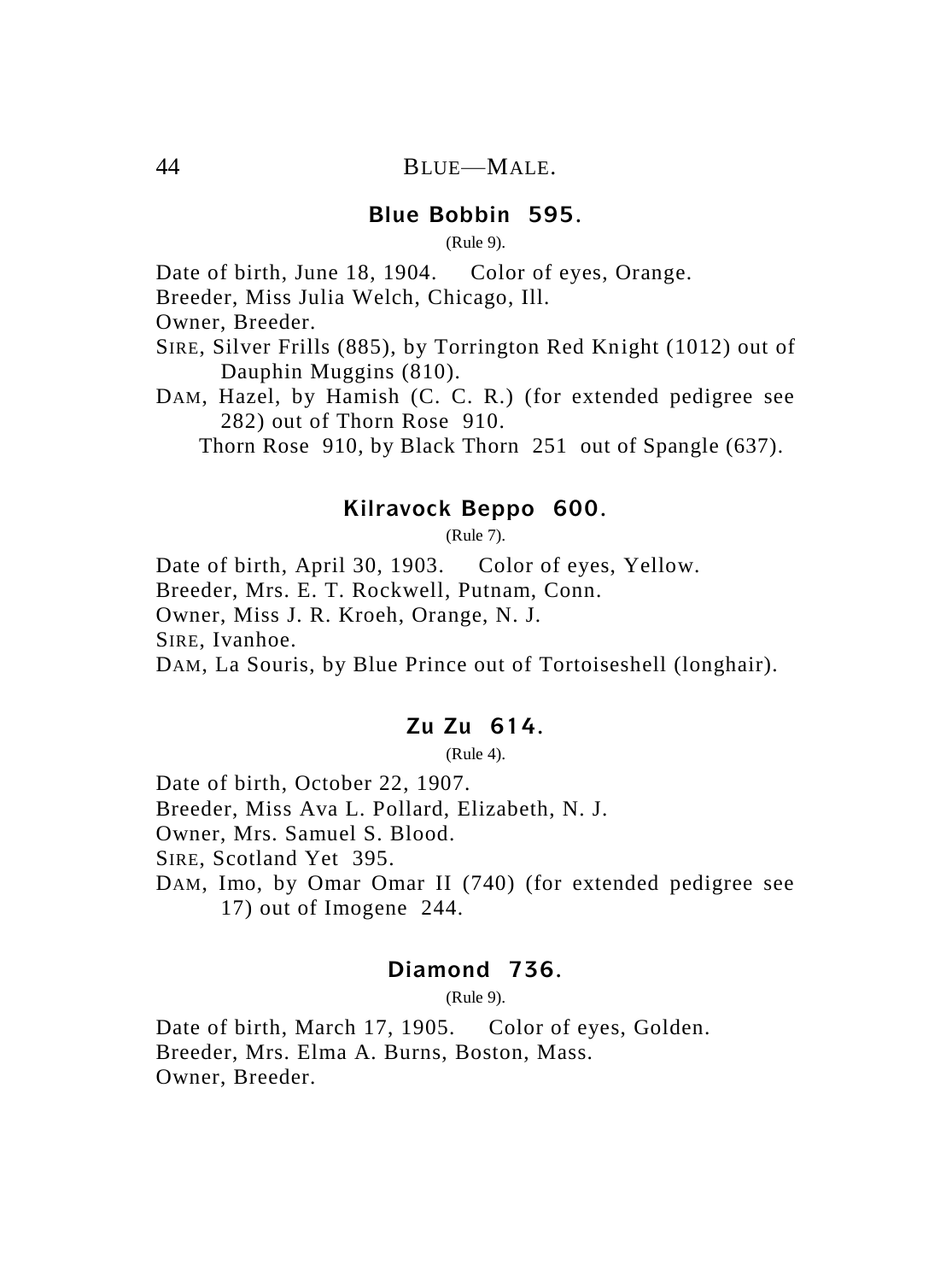## BLUE—MALE.

### Blue Bobbin 595.

(Rule 9).

Date of birth, June 18, 1904. Color of eyes, Orange.
Breeder, Miss Julia Welch, Chicago, Ill.
Owner, Breeder.
SIRE, Silver Frills (885), by Torrington Red Knight (1012) out of Dauphin Muggins (810).
DAM, Hazel, by Hamish (C. C. R.) (for extended pedigree see 282) out of Thorn Rose 910.

Thorn Rose 910, by Black Thorn 251 out of Spangle (637).

### Kilravock Beppo 600.

(Rule 7).

Date of birth, April 30, 1903. Color of eyes, Yellow.
Breeder, Mrs. E. T. Rockwell, Putnam, Conn.
Owner, Miss J. R. Kroeh, Orange, N. J.
SIRE, Ivanhoe.
DAM, La Souris, by Blue Prince out of Tortoiseshell (longhair).

### Zu Zu 614.

(Rule 4).

Date of birth, October 22, 1907.
Breeder, Miss Ava L. Pollard, Elizabeth, N. J.
Owner, Mrs. Samuel S. Blood.
SIRE, Scotland Yet 395.
DAM, Imo, by Omar Omar II (740) (for extended pedigree see 17) out of Imogene 244.

### Diamond 736.

(Rule 9).

Date of birth, March 17, 1905. Color of eyes, Golden.
Breeder, Mrs. Elma A. Burns, Boston, Mass.
Owner, Breeder.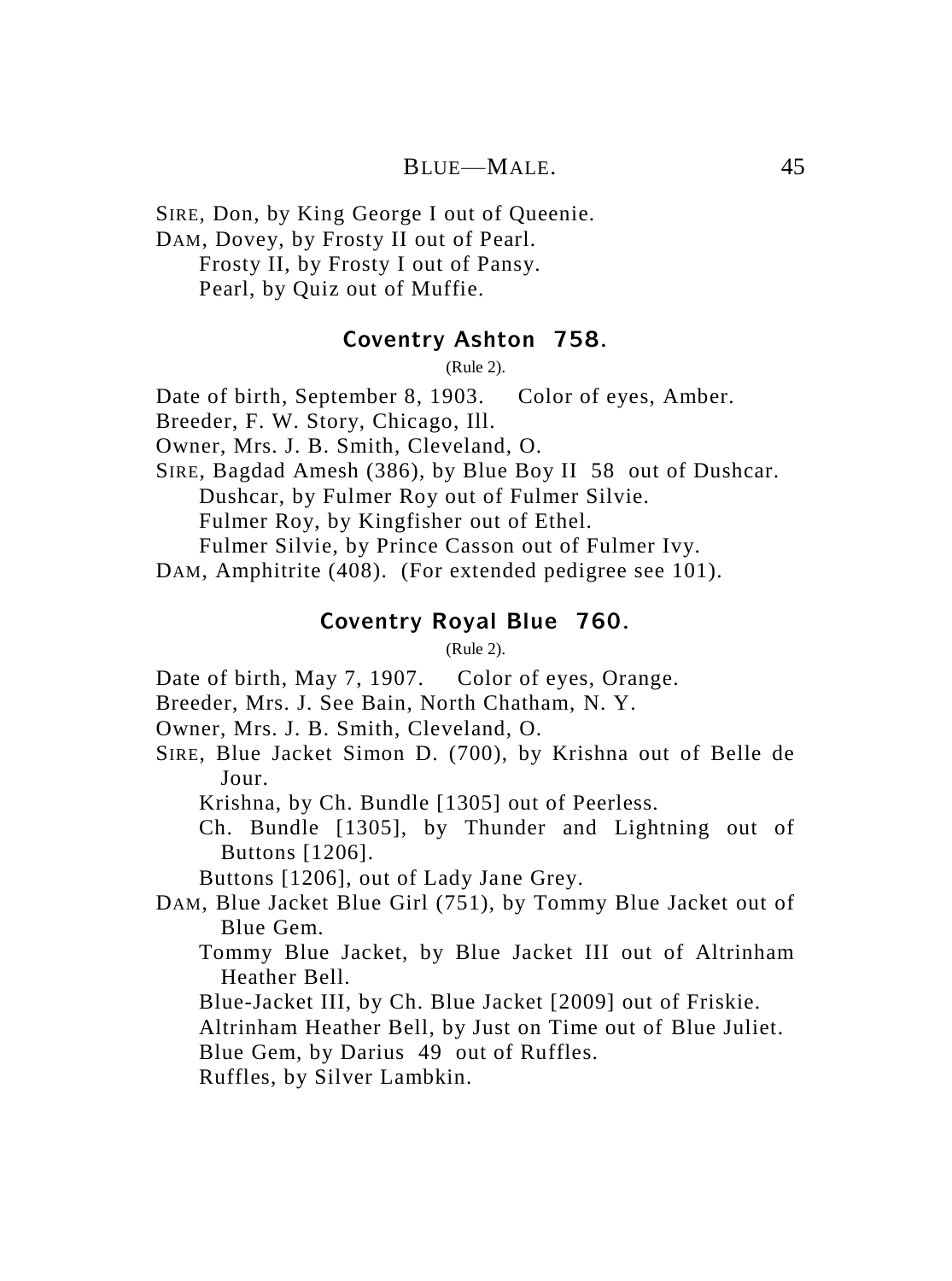SIRE, Don, by King George I out of Queenie.
DAM, Dovey, by Frosty II out of Pearl.
  Frosty II, by Frosty I out of Pansy.
  Pearl, by Quiz out of Muffie.

### Coventry Ashton 758.

(Rule 2).

Date of birth, September 8, 1903. Color of eyes, Amber.
Breeder, F. W. Story, Chicago, Ill.
Owner, Mrs. J. B. Smith, Cleveland, O.
SIRE, Bagdad Amesh (386), by Blue Boy II 58 out of Dushcar.
  Dushcar, by Fulmer Roy out of Fulmer Silvie.
  Fulmer Roy, by Kingfisher out of Ethel.
  Fulmer Silvie, by Prince Casson out of Fulmer Ivy.
DAM, Amphitrite (408). (For extended pedigree see 101).

### Coventry Royal Blue 760.

(Rule 2).

Date of birth, May 7, 1907. Color of eyes, Orange.
Breeder, Mrs. J. See Bain, North Chatham, N. Y.
Owner, Mrs. J. B. Smith, Cleveland, O.
SIRE, Blue Jacket Simon D. (700), by Krishna out of Belle de Jour.
  Krishna, by Ch. Bundle [1305] out of Peerless.
  Ch. Bundle [1305], by Thunder and Lightning out of Buttons [1206].
  Buttons [1206], out of Lady Jane Grey.
DAM, Blue Jacket Blue Girl (751), by Tommy Blue Jacket out of Blue Gem.
  Tommy Blue Jacket, by Blue Jacket III out of Altrinham Heather Bell.
  Blue-Jacket III, by Ch. Blue Jacket [2009] out of Friskie.
  Altrinham Heather Bell, by Just on Time out of Blue Juliet.
  Blue Gem, by Darius 49 out of Ruffles.
  Ruffles, by Silver Lambkin.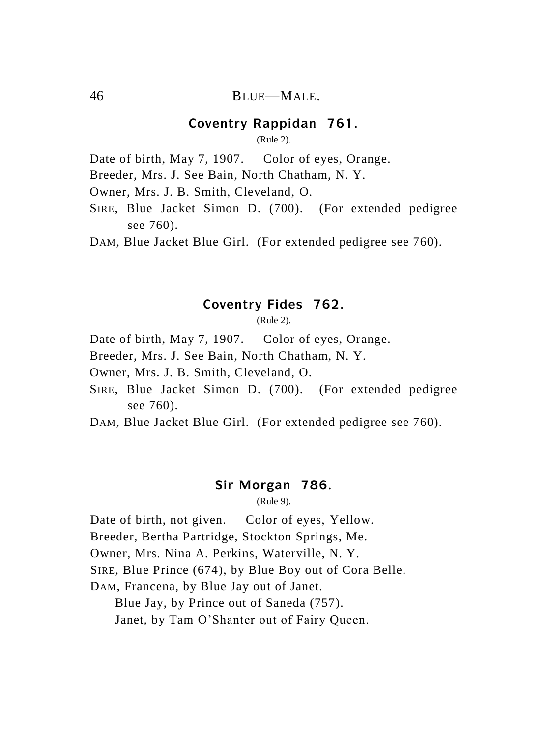## Coventry Rappidan 761.

(Rule 2).

Date of birth, May 7, 1907. Color of eyes, Orange.
Breeder, Mrs. J. See Bain, North Chatham, N. Y.
Owner, Mrs. J. B. Smith, Cleveland, O.
SIRE, Blue Jacket Simon D. (700). (For extended pedigree see 760).
DAM, Blue Jacket Blue Girl. (For extended pedigree see 760).

## Coventry Fides 762.

(Rule 2).

Date of birth, May 7, 1907. Color of eyes, Orange.
Breeder, Mrs. J. See Bain, North Chatham, N. Y.
Owner, Mrs. J. B. Smith, Cleveland, O.
SIRE, Blue Jacket Simon D. (700). (For extended pedigree see 760).
DAM, Blue Jacket Blue Girl. (For extended pedigree see 760).

## Sir Morgan 786.

(Rule 9).

Date of birth, not given. Color of eyes, Yellow.
Breeder, Bertha Partridge, Stockton Springs, Me.
Owner, Mrs. Nina A. Perkins, Waterville, N. Y.
SIRE, Blue Prince (674), by Blue Boy out of Cora Belle.
DAM, Francena, by Blue Jay out of Janet.
  Blue Jay, by Prince out of Saneda (757).
  Janet, by Tam O'Shanter out of Fairy Queen.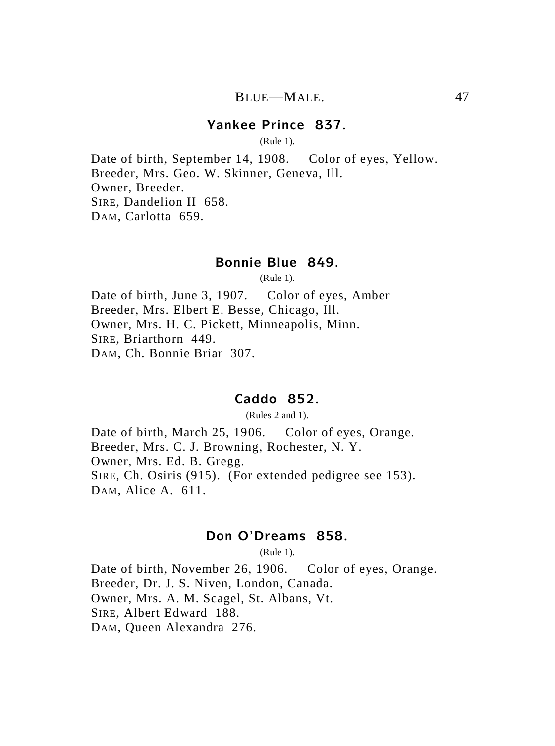## Yankee Prince 837.

(Rule 1).

Date of birth, September 14, 1908. Color of eyes, Yellow.
Breeder, Mrs. Geo. W. Skinner, Geneva, Ill.
Owner, Breeder.
SIRE, Dandelion II 658.
DAM, Carlotta 659.

## Bonnie Blue 849.

(Rule 1).

Date of birth, June 3, 1907. Color of eyes, Amber
Breeder, Mrs. Elbert E. Besse, Chicago, Ill.
Owner, Mrs. H. C. Pickett, Minneapolis, Minn.
SIRE, Briarthorn 449.
DAM, Ch. Bonnie Briar 307.

## Caddo 852.

(Rules 2 and 1).

Date of birth, March 25, 1906. Color of eyes, Orange.
Breeder, Mrs. C. J. Browning, Rochester, N. Y.
Owner, Mrs. Ed. B. Gregg.
SIRE, Ch. Osiris (915). (For extended pedigree see 153).
DAM, Alice A. 611.

## Don O'Dreams 858.

(Rule 1).

Date of birth, November 26, 1906. Color of eyes, Orange.
Breeder, Dr. J. S. Niven, London, Canada.
Owner, Mrs. A. M. Scagel, St. Albans, Vt.
SIRE, Albert Edward 188.
DAM, Queen Alexandra 276.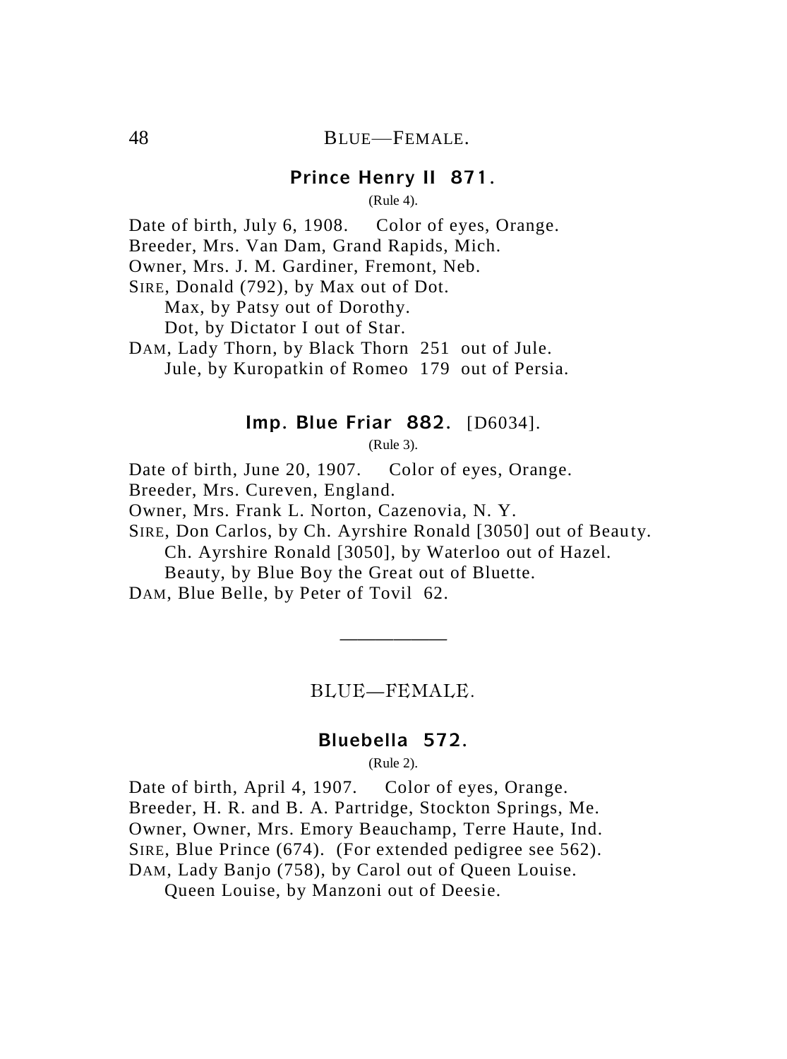### Prince Henry II 871.

(Rule 4).

Date of birth, July 6, 1908. Color of eyes, Orange.
Breeder, Mrs. Van Dam, Grand Rapids, Mich.
Owner, Mrs. J. M. Gardiner, Fremont, Neb.
SIRE, Donald (792), by Max out of Dot.
Max, by Patsy out of Dorothy.
Dot, by Dictator I out of Star.
DAM, Lady Thorn, by Black Thorn 251 out of Jule.
Jule, by Kuropatkin of Romeo 179 out of Persia.

### Imp. Blue Friar 882. [D6034].

(Rule 3).

Date of birth, June 20, 1907. Color of eyes, Orange.
Breeder, Mrs. Cureven, England.
Owner, Mrs. Frank L. Norton, Cazenovia, N. Y.
SIRE, Don Carlos, by Ch. Ayrshire Ronald [3050] out of Beauty.
Ch. Ayrshire Ronald [3050], by Waterloo out of Hazel.
Beauty, by Blue Boy the Great out of Bluette.
DAM, Blue Belle, by Peter of Tovil 62.

---

## BLUE—FEMALE.

### Bluebella 572.

(Rule 2).

Date of birth, April 4, 1907. Color of eyes, Orange.
Breeder, H. R. and B. A. Partridge, Stockton Springs, Me.
Owner, Owner, Mrs. Emory Beauchamp, Terre Haute, Ind.
SIRE, Blue Prince (674). (For extended pedigree see 562).
DAM, Lady Banjo (758), by Carol out of Queen Louise.
Queen Louise, by Manzoni out of Deesie.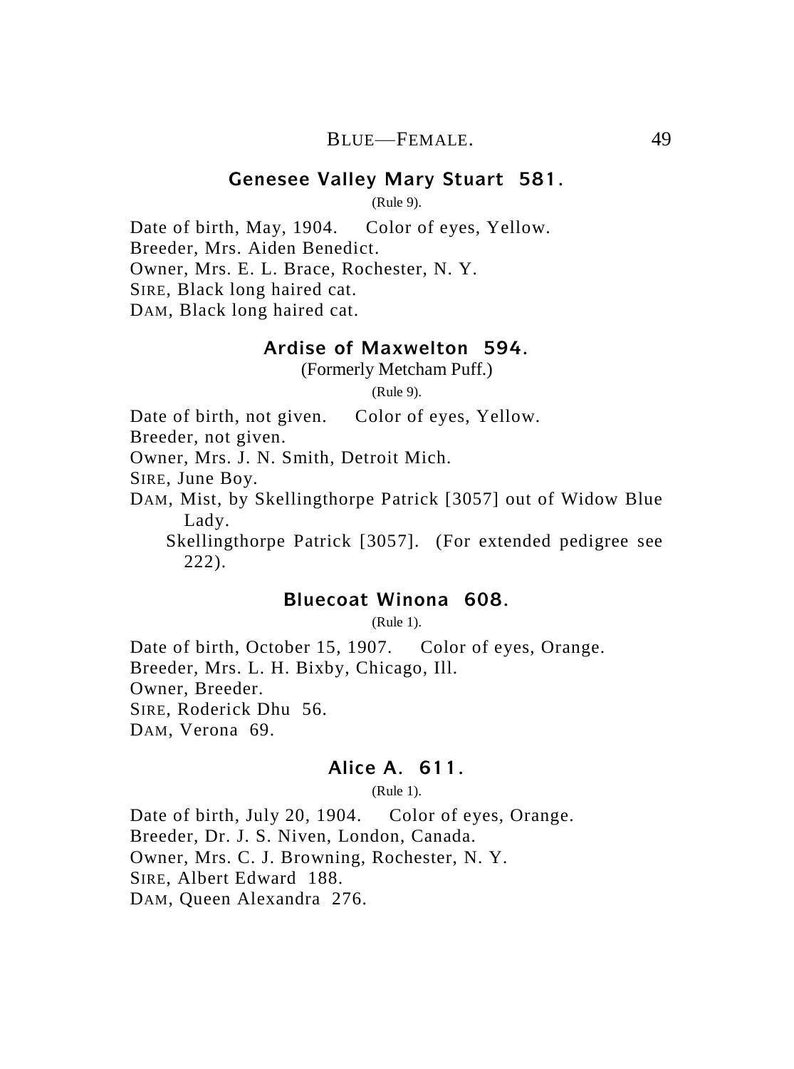## Genesee Valley Mary Stuart 581.

(Rule 9).

Date of birth, May, 1904. Color of eyes, Yellow.
Breeder, Mrs. Aiden Benedict.
Owner, Mrs. E. L. Brace, Rochester, N. Y.
SIRE, Black long haired cat.
DAM, Black long haired cat.

## Ardise of Maxwelton 594.

(Formerly Metcham Puff.)

(Rule 9).

Date of birth, not given. Color of eyes, Yellow.
Breeder, not given.
Owner, Mrs. J. N. Smith, Detroit Mich.
SIRE, June Boy.
DAM, Mist, by Skellingthorpe Patrick [3057] out of Widow Blue Lady.

Skellingthorpe Patrick [3057]. (For extended pedigree see 222).

## Bluecoat Winona 608.

(Rule 1).

Date of birth, October 15, 1907. Color of eyes, Orange.
Breeder, Mrs. L. H. Bixby, Chicago, Ill.
Owner, Breeder.
SIRE, Roderick Dhu 56.
DAM, Verona 69.

## Alice A. 611.

(Rule 1).

Date of birth, July 20, 1904. Color of eyes, Orange.
Breeder, Dr. J. S. Niven, London, Canada.
Owner, Mrs. C. J. Browning, Rochester, N. Y.
SIRE, Albert Edward 188.
DAM, Queen Alexandra 276.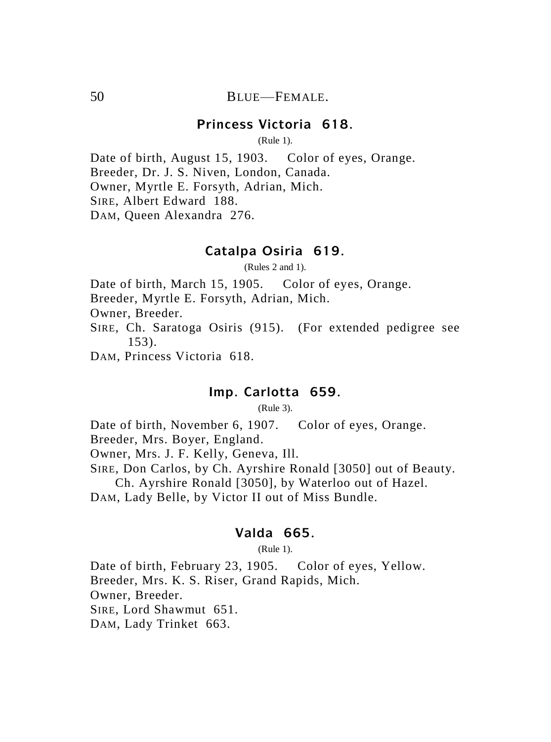BLUE—FEMALE.

## Princess Victoria 618.

(Rule 1).

Date of birth, August 15, 1903. Color of eyes, Orange.
Breeder, Dr. J. S. Niven, London, Canada.
Owner, Myrtle E. Forsyth, Adrian, Mich.
SIRE, Albert Edward 188.
DAM, Queen Alexandra 276.

## Catalpa Osiria 619.

(Rules 2 and 1).

Date of birth, March 15, 1905. Color of eyes, Orange.
Breeder, Myrtle E. Forsyth, Adrian, Mich.
Owner, Breeder.
SIRE, Ch. Saratoga Osiris (915). (For extended pedigree see 153).
DAM, Princess Victoria 618.

## Imp. Carlotta 659.

(Rule 3).

Date of birth, November 6, 1907. Color of eyes, Orange.
Breeder, Mrs. Boyer, England.
Owner, Mrs. J. F. Kelly, Geneva, Ill.
SIRE, Don Carlos, by Ch. Ayrshire Ronald [3050] out of Beauty.
Ch. Ayrshire Ronald [3050], by Waterloo out of Hazel.
DAM, Lady Belle, by Victor II out of Miss Bundle.

## Valda 665.

(Rule 1).

Date of birth, February 23, 1905. Color of eyes, Yellow.
Breeder, Mrs. K. S. Riser, Grand Rapids, Mich.
Owner, Breeder.
SIRE, Lord Shawmut 651.
DAM, Lady Trinket 663.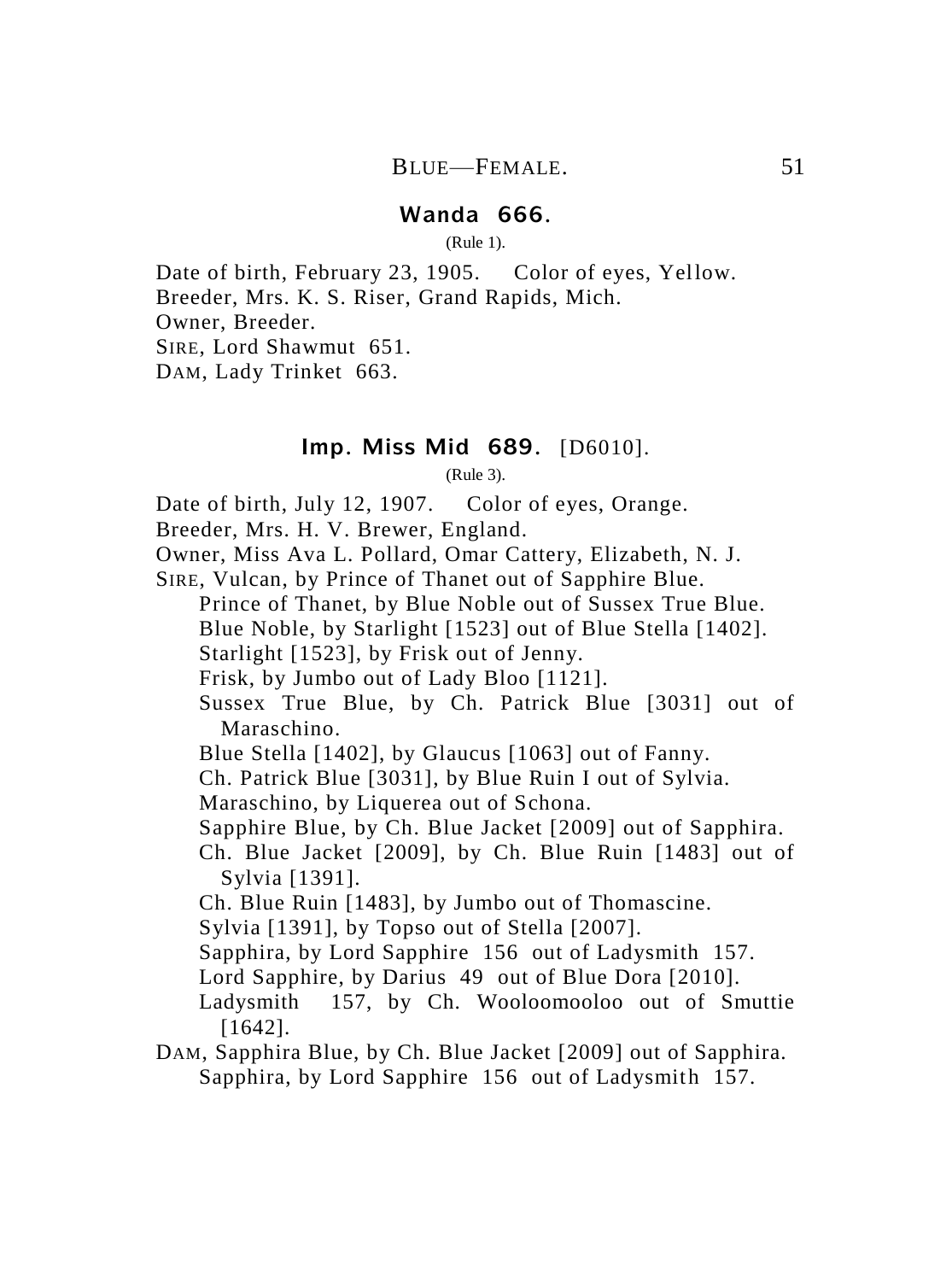### Wanda 666.

(Rule 1).

Date of birth, February 23, 1905. Color of eyes, Yellow.
Breeder, Mrs. K. S. Riser, Grand Rapids, Mich.
Owner, Breeder.
SIRE, Lord Shawmut 651.
DAM, Lady Trinket 663.

### Imp. Miss Mid 689. [D6010].

(Rule 3).

Date of birth, July 12, 1907. Color of eyes, Orange.
Breeder, Mrs. H. V. Brewer, England.
Owner, Miss Ava L. Pollard, Omar Cattery, Elizabeth, N. J.
SIRE, Vulcan, by Prince of Thanet out of Sapphire Blue.
  Prince of Thanet, by Blue Noble out of Sussex True Blue.
  Blue Noble, by Starlight [1523] out of Blue Stella [1402].
  Starlight [1523], by Frisk out of Jenny.
  Frisk, by Jumbo out of Lady Bloo [1121].
  Sussex True Blue, by Ch. Patrick Blue [3031] out of Maraschino.
  Blue Stella [1402], by Glaucus [1063] out of Fanny.
  Ch. Patrick Blue [3031], by Blue Ruin I out of Sylvia.
  Maraschino, by Liquerea out of Schona.
  Sapphire Blue, by Ch. Blue Jacket [2009] out of Sapphira.
  Ch. Blue Jacket [2009], by Ch. Blue Ruin [1483] out of Sylvia [1391].
  Ch. Blue Ruin [1483], by Jumbo out of Thomascine.
  Sylvia [1391], by Topso out of Stella [2007].
  Sapphira, by Lord Sapphire 156 out of Ladysmith 157.
  Lord Sapphire, by Darius 49 out of Blue Dora [2010].
  Ladysmith 157, by Ch. Wooloomooloo out of Smuttie [1642].
DAM, Sapphira Blue, by Ch. Blue Jacket [2009] out of Sapphira.
  Sapphira, by Lord Sapphire 156 out of Ladysmith 157.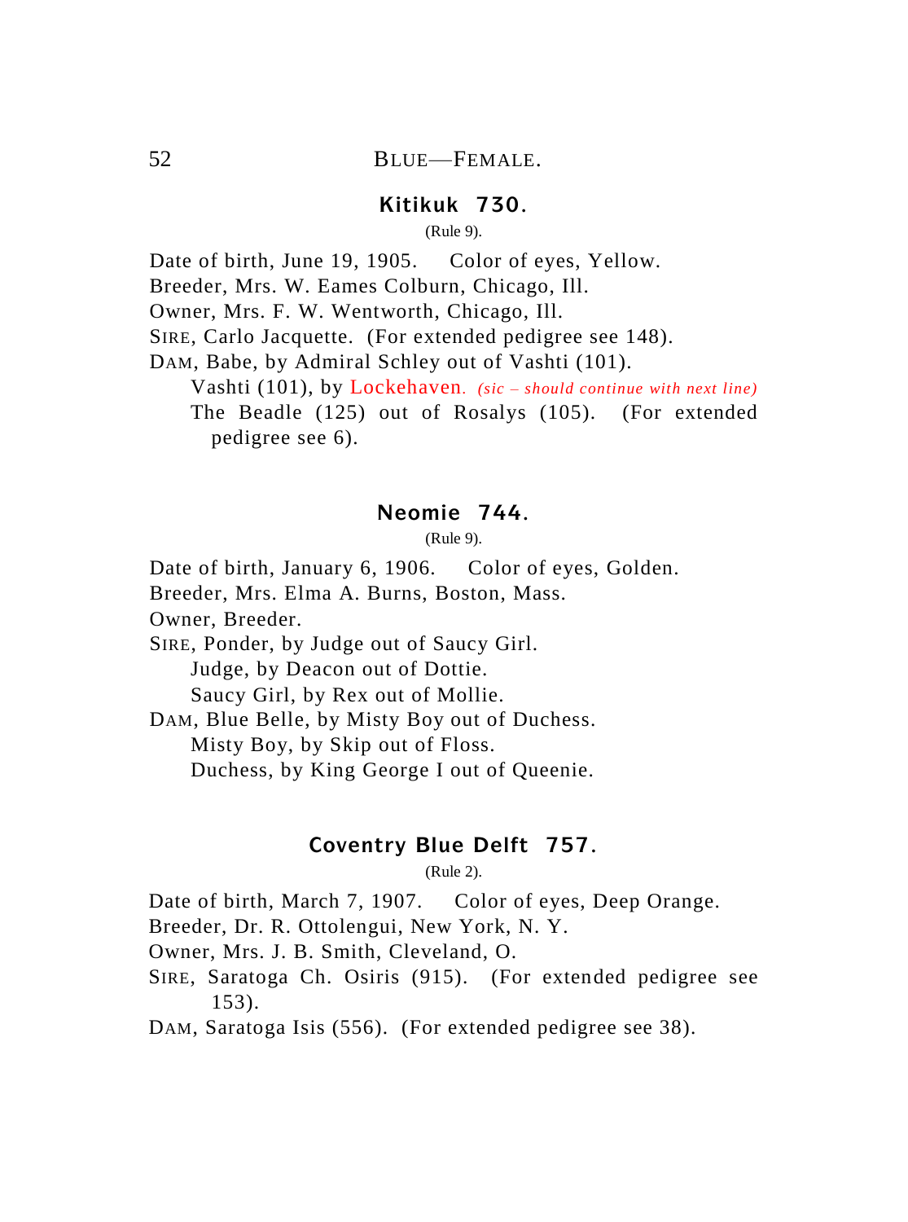# BLUE—FEMALE.

### Kitikuk 730.

(Rule 9).

Date of birth, June 19, 1905. Color of eyes, Yellow.
Breeder, Mrs. W. Eames Colburn, Chicago, Ill.
Owner, Mrs. F. W. Wentworth, Chicago, Ill.
SIRE, Carlo Jacquette. (For extended pedigree see 148).
DAM, Babe, by Admiral Schley out of Vashti (101).

Vashti (101), by Lockehaven. *(sic – should continue with next line)*
The Beadle (125) out of Rosalys (105). (For extended pedigree see 6).

### Neomie 744.

(Rule 9).

Date of birth, January 6, 1906. Color of eyes, Golden.
Breeder, Mrs. Elma A. Burns, Boston, Mass.
Owner, Breeder.
SIRE, Ponder, by Judge out of Saucy Girl.

Judge, by Deacon out of Dottie.
Saucy Girl, by Rex out of Mollie.

DAM, Blue Belle, by Misty Boy out of Duchess.

Misty Boy, by Skip out of Floss.
Duchess, by King George I out of Queenie.

### Coventry Blue Delft 757.

(Rule 2).

Date of birth, March 7, 1907. Color of eyes, Deep Orange.
Breeder, Dr. R. Ottolengui, New York, N. Y.
Owner, Mrs. J. B. Smith, Cleveland, O.
SIRE, Saratoga Ch. Osiris (915). (For extended pedigree see 153).
DAM, Saratoga Isis (556). (For extended pedigree see 38).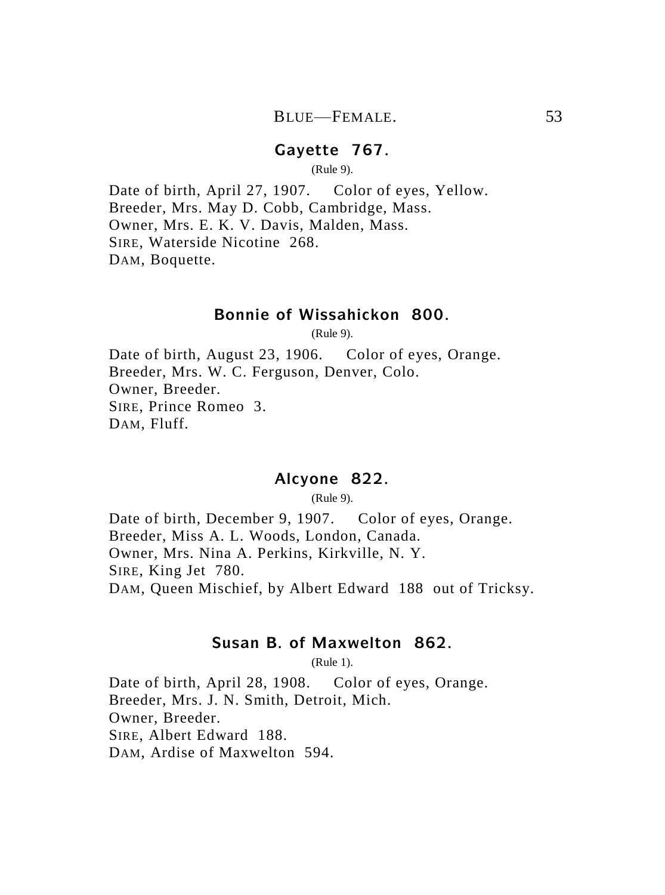### Gayette 767.

(Rule 9).

Date of birth, April 27, 1907. Color of eyes, Yellow.
Breeder, Mrs. May D. Cobb, Cambridge, Mass.
Owner, Mrs. E. K. V. Davis, Malden, Mass.
SIRE, Waterside Nicotine 268.
DAM, Boquette.

### Bonnie of Wissahickon 800.

(Rule 9).

Date of birth, August 23, 1906. Color of eyes, Orange.
Breeder, Mrs. W. C. Ferguson, Denver, Colo.
Owner, Breeder.
SIRE, Prince Romeo 3.
DAM, Fluff.

### Alcyone 822.

(Rule 9).

Date of birth, December 9, 1907. Color of eyes, Orange.
Breeder, Miss A. L. Woods, London, Canada.
Owner, Mrs. Nina A. Perkins, Kirkville, N. Y.
SIRE, King Jet 780.
DAM, Queen Mischief, by Albert Edward 188 out of Tricksy.

### Susan B. of Maxwelton 862.

(Rule 1).

Date of birth, April 28, 1908. Color of eyes, Orange.
Breeder, Mrs. J. N. Smith, Detroit, Mich.
Owner, Breeder.
SIRE, Albert Edward 188.
DAM, Ardise of Maxwelton 594.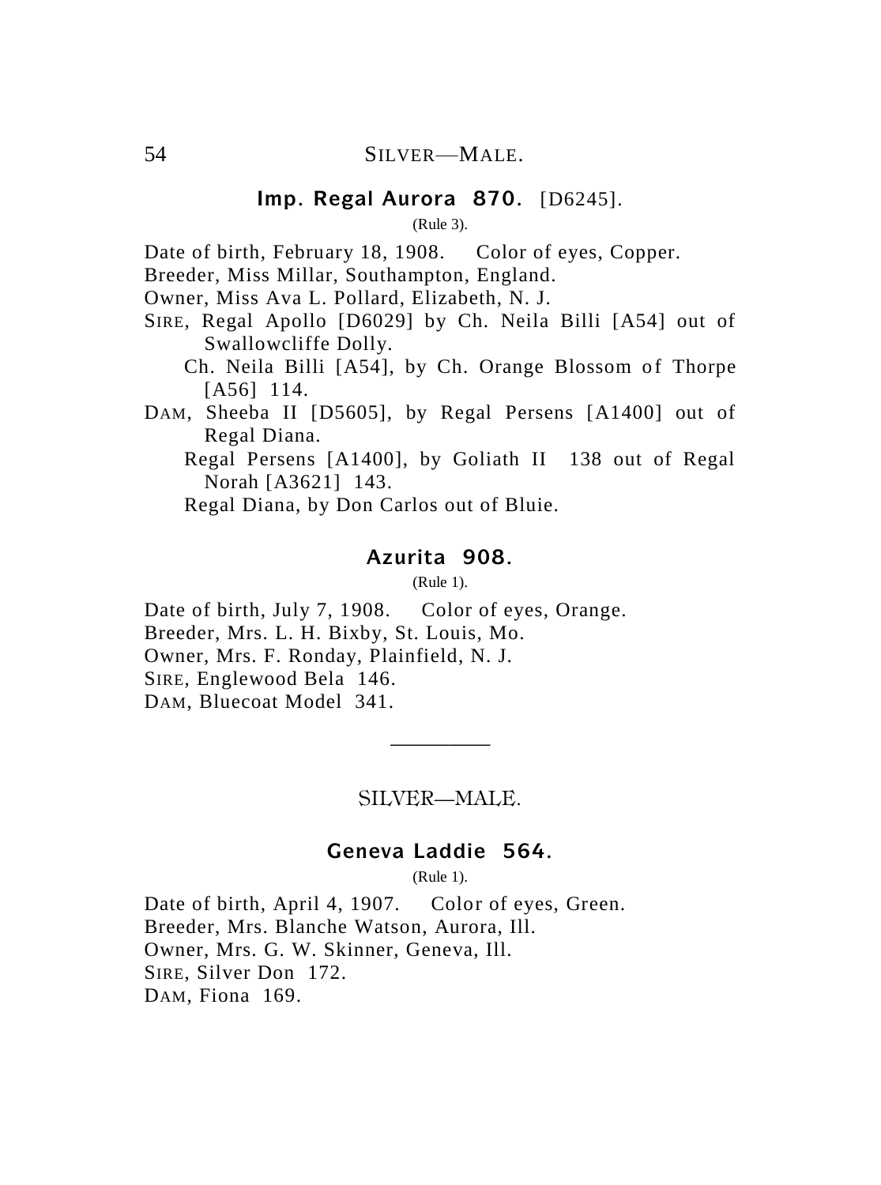### Imp. Regal Aurora 870. [D6245].

(Rule 3).

Date of birth, February 18, 1908. Color of eyes, Copper.
Breeder, Miss Millar, Southampton, England.
Owner, Miss Ava L. Pollard, Elizabeth, N. J.
SIRE, Regal Apollo [D6029] by Ch. Neila Billi [A54] out of Swallowcliffe Dolly.
Ch. Neila Billi [A54], by Ch. Orange Blossom of Thorpe [A56] 114.
DAM, Sheeba II [D5605], by Regal Persens [A1400] out of Regal Diana.
Regal Persens [A1400], by Goliath II 138 out of Regal Norah [A3621] 143.
Regal Diana, by Don Carlos out of Bluie.

### Azurita 908.

(Rule 1).

Date of birth, July 7, 1908. Color of eyes, Orange.
Breeder, Mrs. L. H. Bixby, St. Louis, Mo.
Owner, Mrs. F. Ronday, Plainfield, N. J.
SIRE, Englewood Bela 146.
DAM, Bluecoat Model 341.

---

## SILVER—MALE.

### Geneva Laddie 564.

(Rule 1).

Date of birth, April 4, 1907. Color of eyes, Green.
Breeder, Mrs. Blanche Watson, Aurora, Ill.
Owner, Mrs. G. W. Skinner, Geneva, Ill.
SIRE, Silver Don 172.
DAM, Fiona 169.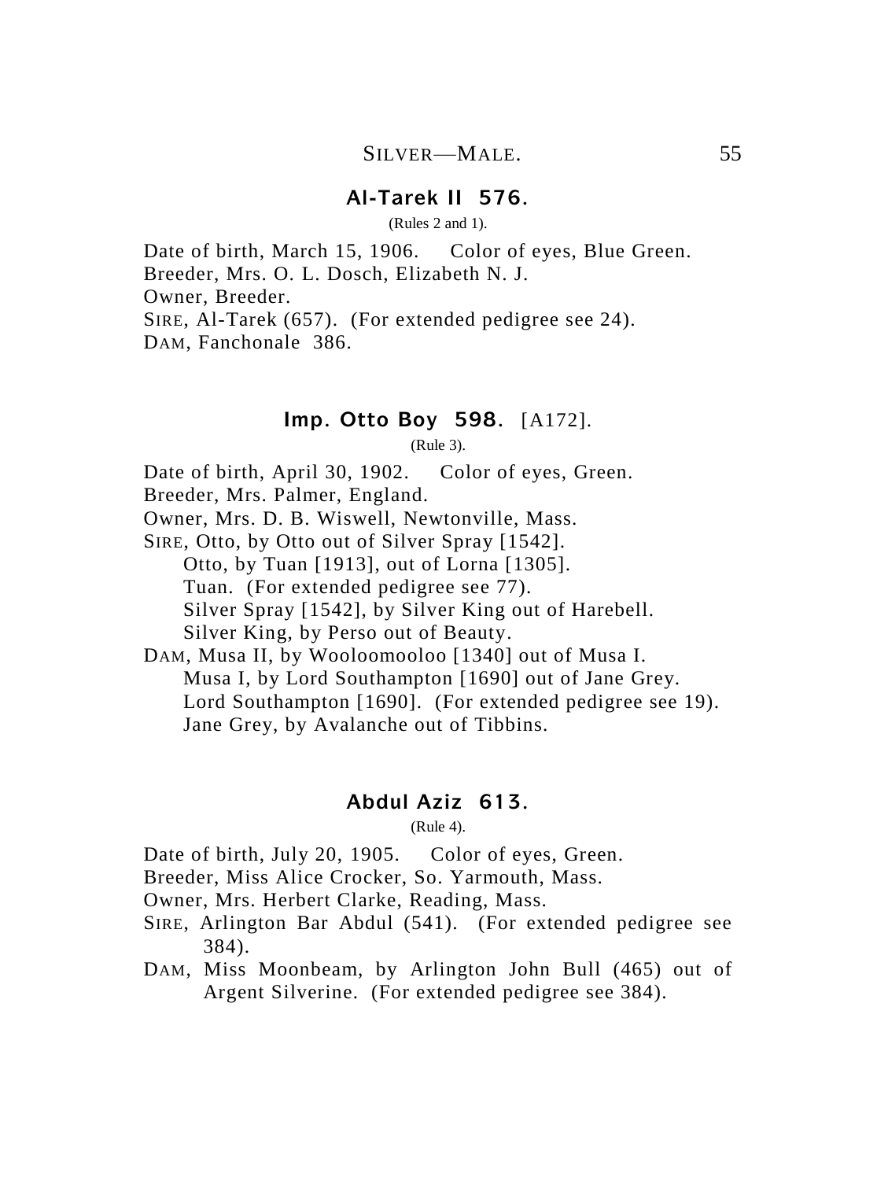## Al-Tarek II 576.

(Rules 2 and 1).

Date of birth, March 15, 1906. Color of eyes, Blue Green.
Breeder, Mrs. O. L. Dosch, Elizabeth N. J.
Owner, Breeder.
SIRE, Al-Tarek (657). (For extended pedigree see 24).
DAM, Fanchonale 386.

## Imp. Otto Boy 598. [A172].

(Rule 3).

Date of birth, April 30, 1902. Color of eyes, Green.
Breeder, Mrs. Palmer, England.
Owner, Mrs. D. B. Wiswell, Newtonville, Mass.
SIRE, Otto, by Otto out of Silver Spray [1542].
 Otto, by Tuan [1913], out of Lorna [1305].
 Tuan. (For extended pedigree see 77).
 Silver Spray [1542], by Silver King out of Harebell.
 Silver King, by Perso out of Beauty.
DAM, Musa II, by Wooloomooloo [1340] out of Musa I.
 Musa I, by Lord Southampton [1690] out of Jane Grey.
 Lord Southampton [1690]. (For extended pedigree see 19).
 Jane Grey, by Avalanche out of Tibbins.

## Abdul Aziz 613.

(Rule 4).

Date of birth, July 20, 1905. Color of eyes, Green.
Breeder, Miss Alice Crocker, So. Yarmouth, Mass.
Owner, Mrs. Herbert Clarke, Reading, Mass.
SIRE, Arlington Bar Abdul (541). (For extended pedigree see 384).
DAM, Miss Moonbeam, by Arlington John Bull (465) out of Argent Silverine. (For extended pedigree see 384).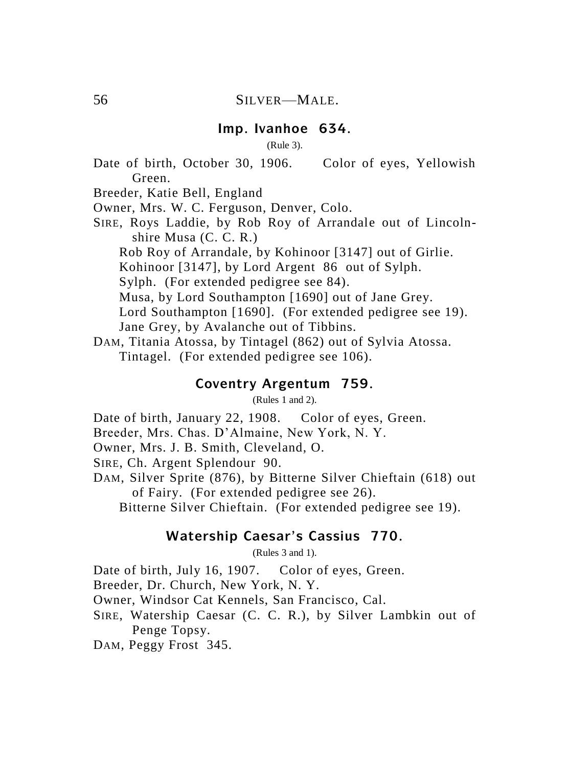## Imp. Ivanhoe 634.

(Rule 3).

Date of birth, October 30, 1906. Color of eyes, Yellowish Green.

Breeder, Katie Bell, England

Owner, Mrs. W. C. Ferguson, Denver, Colo.

SIRE, Roys Laddie, by Rob Roy of Arrandale out of Lincolnshire Musa (C. C. R.)

Rob Roy of Arrandale, by Kohinoor [3147] out of Girlie.

Kohinoor [3147], by Lord Argent 86 out of Sylph.

Sylph. (For extended pedigree see 84).

Musa, by Lord Southampton [1690] out of Jane Grey.

Lord Southampton [1690]. (For extended pedigree see 19).

Jane Grey, by Avalanche out of Tibbins.

DAM, Titania Atossa, by Tintagel (862) out of Sylvia Atossa.

Tintagel. (For extended pedigree see 106).

## Coventry Argentum 759.

(Rules 1 and 2).

Date of birth, January 22, 1908. Color of eyes, Green.

Breeder, Mrs. Chas. D'Almaine, New York, N. Y.

Owner, Mrs. J. B. Smith, Cleveland, O.

SIRE, Ch. Argent Splendour 90.

DAM, Silver Sprite (876), by Bitterne Silver Chieftain (618) out of Fairy. (For extended pedigree see 26).

Bitterne Silver Chieftain. (For extended pedigree see 19).

## Watership Caesar's Cassius 770.

(Rules 3 and 1).

Date of birth, July 16, 1907. Color of eyes, Green.

Breeder, Dr. Church, New York, N. Y.

Owner, Windsor Cat Kennels, San Francisco, Cal.

SIRE, Watership Caesar (C. C. R.), by Silver Lambkin out of Penge Topsy.

DAM, Peggy Frost 345.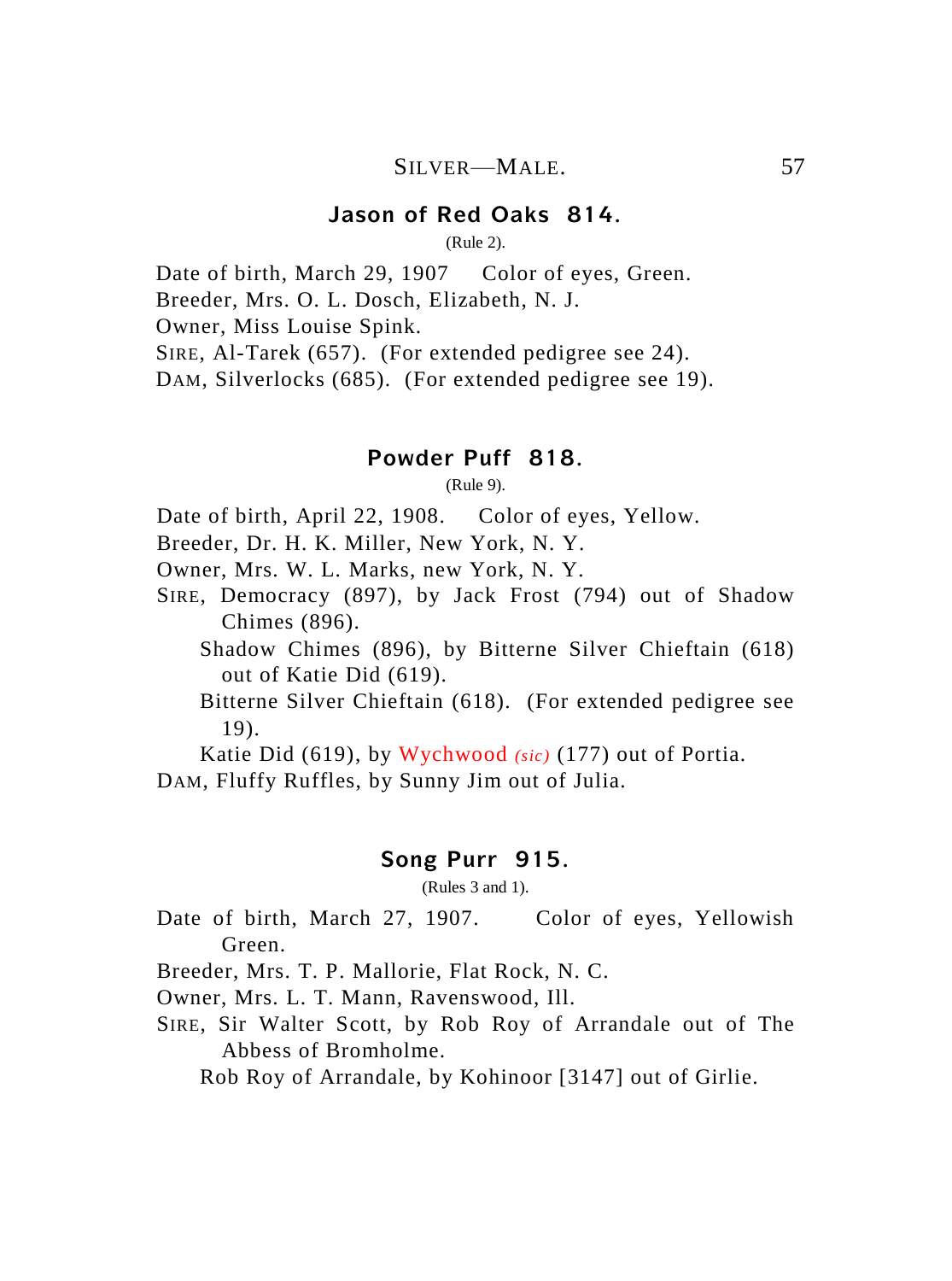### Jason of Red Oaks 814.

(Rule 2).

Date of birth, March 29, 1907  Color of eyes, Green.
Breeder, Mrs. O. L. Dosch, Elizabeth, N. J.
Owner, Miss Louise Spink.
SIRE, Al-Tarek (657). (For extended pedigree see 24).
DAM, Silverlocks (685). (For extended pedigree see 19).

### Powder Puff 818.

(Rule 9).

Date of birth, April 22, 1908.  Color of eyes, Yellow.
Breeder, Dr. H. K. Miller, New York, N. Y.
Owner, Mrs. W. L. Marks, new York, N. Y.
SIRE, Democracy (897), by Jack Frost (794) out of Shadow Chimes (896).
  Shadow Chimes (896), by Bitterne Silver Chieftain (618) out of Katie Did (619).
  Bitterne Silver Chieftain (618). (For extended pedigree see 19).
  Katie Did (619), by Wychwood *(sic)* (177) out of Portia.
DAM, Fluffy Ruffles, by Sunny Jim out of Julia.

### Song Purr 915.

(Rules 3 and 1).

Date of birth, March 27, 1907.  Color of eyes, Yellowish Green.
Breeder, Mrs. T. P. Mallorie, Flat Rock, N. C.
Owner, Mrs. L. T. Mann, Ravenswood, Ill.
SIRE, Sir Walter Scott, by Rob Roy of Arrandale out of The Abbess of Bromholme.
  Rob Roy of Arrandale, by Kohinoor [3147] out of Girlie.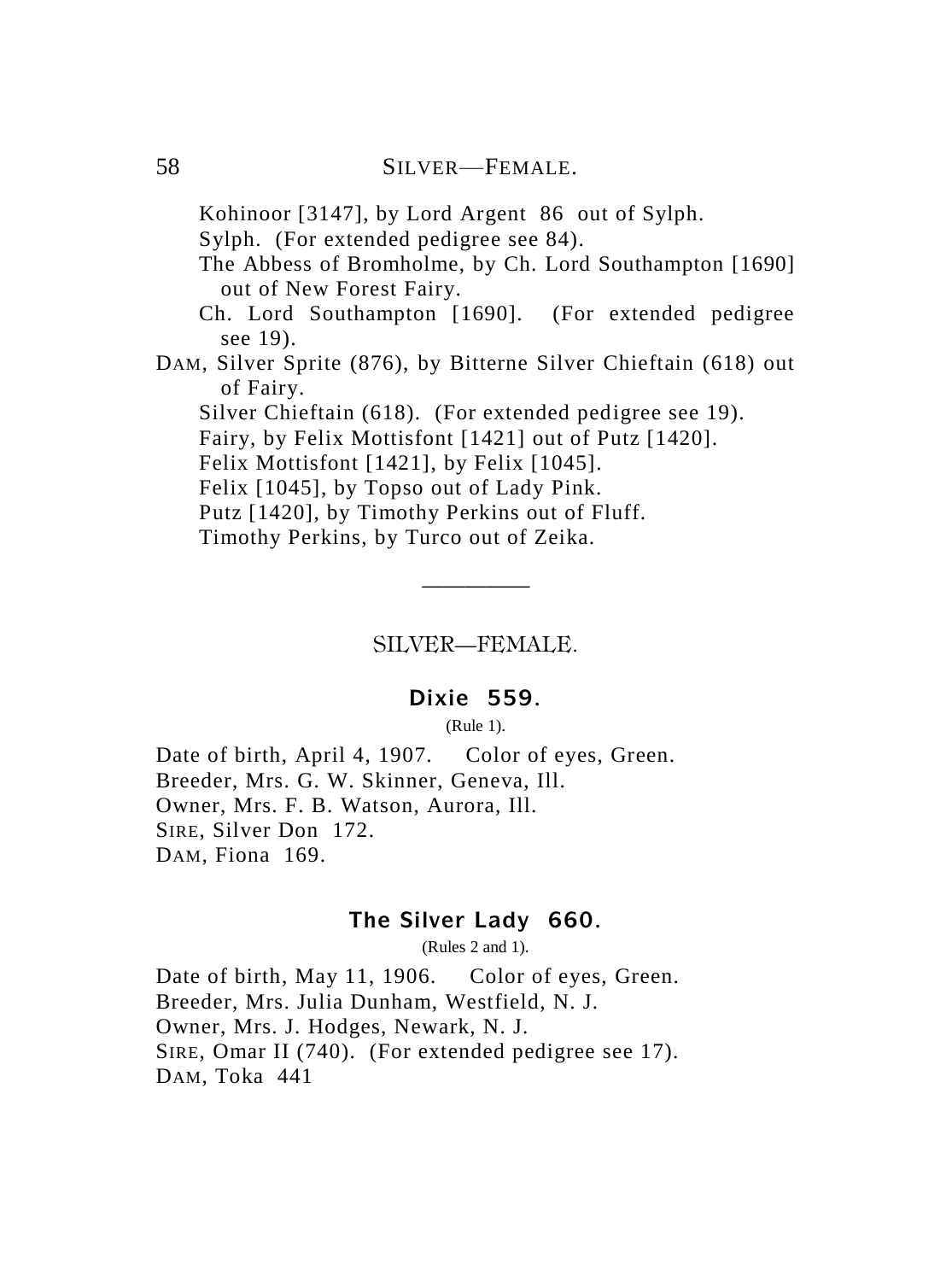Kohinoor [3147], by Lord Argent 86 out of Sylph.

Sylph. (For extended pedigree see 84).

The Abbess of Bromholme, by Ch. Lord Southampton [1690] out of New Forest Fairy.

Ch. Lord Southampton [1690]. (For extended pedigree see 19).

DAM, Silver Sprite (876), by Bitterne Silver Chieftain (618) out of Fairy.

Silver Chieftain (618). (For extended pedigree see 19).

Fairy, by Felix Mottisfont [1421] out of Putz [1420].

Felix Mottisfont [1421], by Felix [1045].

Felix [1045], by Topso out of Lady Pink.

Putz [1420], by Timothy Perkins out of Fluff.

Timothy Perkins, by Turco out of Zeika.

---

## SILVER—FEMALE.

### Dixie 559.

(Rule 1).

Date of birth, April 4, 1907. Color of eyes, Green.
Breeder, Mrs. G. W. Skinner, Geneva, Ill.
Owner, Mrs. F. B. Watson, Aurora, Ill.
SIRE, Silver Don 172.
DAM, Fiona 169.

### The Silver Lady 660.

(Rules 2 and 1).

Date of birth, May 11, 1906. Color of eyes, Green.
Breeder, Mrs. Julia Dunham, Westfield, N. J.
Owner, Mrs. J. Hodges, Newark, N. J.
SIRE, Omar II (740). (For extended pedigree see 17).
DAM, Toka 441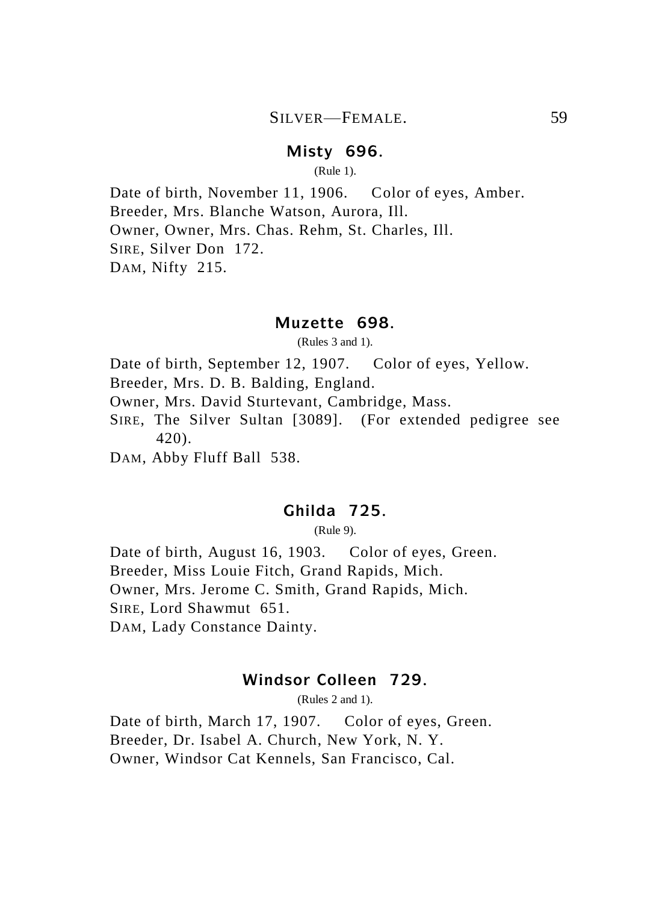### Misty 696.

(Rule 1).

Date of birth, November 11, 1906. Color of eyes, Amber.
Breeder, Mrs. Blanche Watson, Aurora, Ill.
Owner, Owner, Mrs. Chas. Rehm, St. Charles, Ill.
SIRE, Silver Don 172.
DAM, Nifty 215.

### Muzette 698.

(Rules 3 and 1).

Date of birth, September 12, 1907. Color of eyes, Yellow.
Breeder, Mrs. D. B. Balding, England.
Owner, Mrs. David Sturtevant, Cambridge, Mass.
SIRE, The Silver Sultan [3089]. (For extended pedigree see 420).
DAM, Abby Fluff Ball 538.

### Ghilda 725.

(Rule 9).

Date of birth, August 16, 1903. Color of eyes, Green.
Breeder, Miss Louie Fitch, Grand Rapids, Mich.
Owner, Mrs. Jerome C. Smith, Grand Rapids, Mich.
SIRE, Lord Shawmut 651.
DAM, Lady Constance Dainty.

### Windsor Colleen 729.

(Rules 2 and 1).

Date of birth, March 17, 1907. Color of eyes, Green.
Breeder, Dr. Isabel A. Church, New York, N. Y.
Owner, Windsor Cat Kennels, San Francisco, Cal.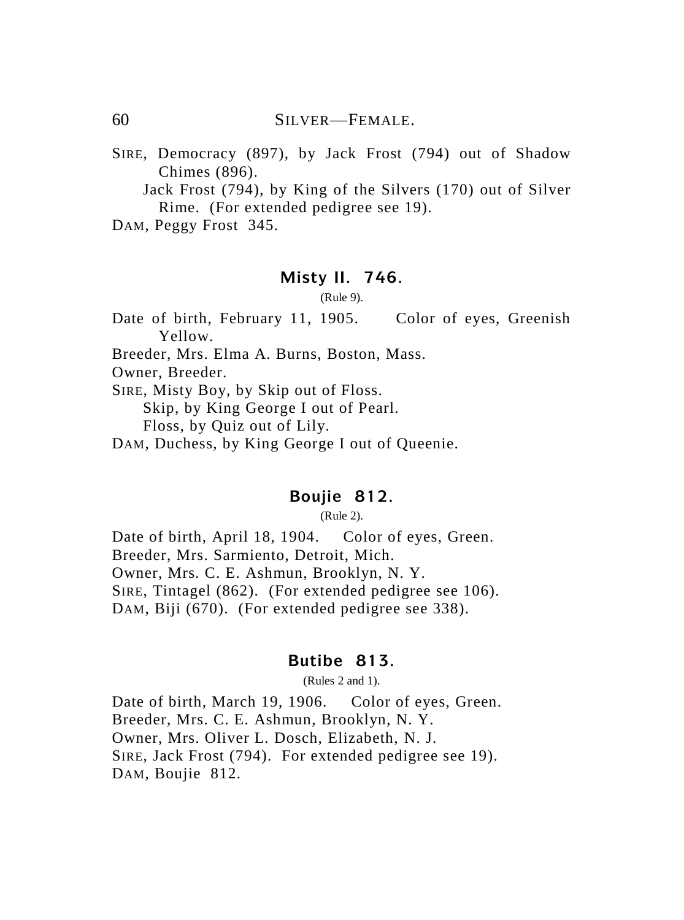SIRE, Democracy (897), by Jack Frost (794) out of Shadow Chimes (896).

Jack Frost (794), by King of the Silvers (170) out of Silver Rime. (For extended pedigree see 19).

DAM, Peggy Frost 345.

## Misty II. 746.

(Rule 9).

Date of birth, February 11, 1905. Color of eyes, Greenish Yellow.

Breeder, Mrs. Elma A. Burns, Boston, Mass.

Owner, Breeder.

SIRE, Misty Boy, by Skip out of Floss.

Skip, by King George I out of Pearl.

Floss, by Quiz out of Lily.

DAM, Duchess, by King George I out of Queenie.

## Boujie 812.

(Rule 2).

Date of birth, April 18, 1904. Color of eyes, Green.

Breeder, Mrs. Sarmiento, Detroit, Mich.

Owner, Mrs. C. E. Ashmun, Brooklyn, N. Y.

SIRE, Tintagel (862). (For extended pedigree see 106).

DAM, Biji (670). (For extended pedigree see 338).

## Butibe 813.

(Rules 2 and 1).

Date of birth, March 19, 1906. Color of eyes, Green.

Breeder, Mrs. C. E. Ashmun, Brooklyn, N. Y.

Owner, Mrs. Oliver L. Dosch, Elizabeth, N. J.

SIRE, Jack Frost (794). For extended pedigree see 19).

DAM, Boujie 812.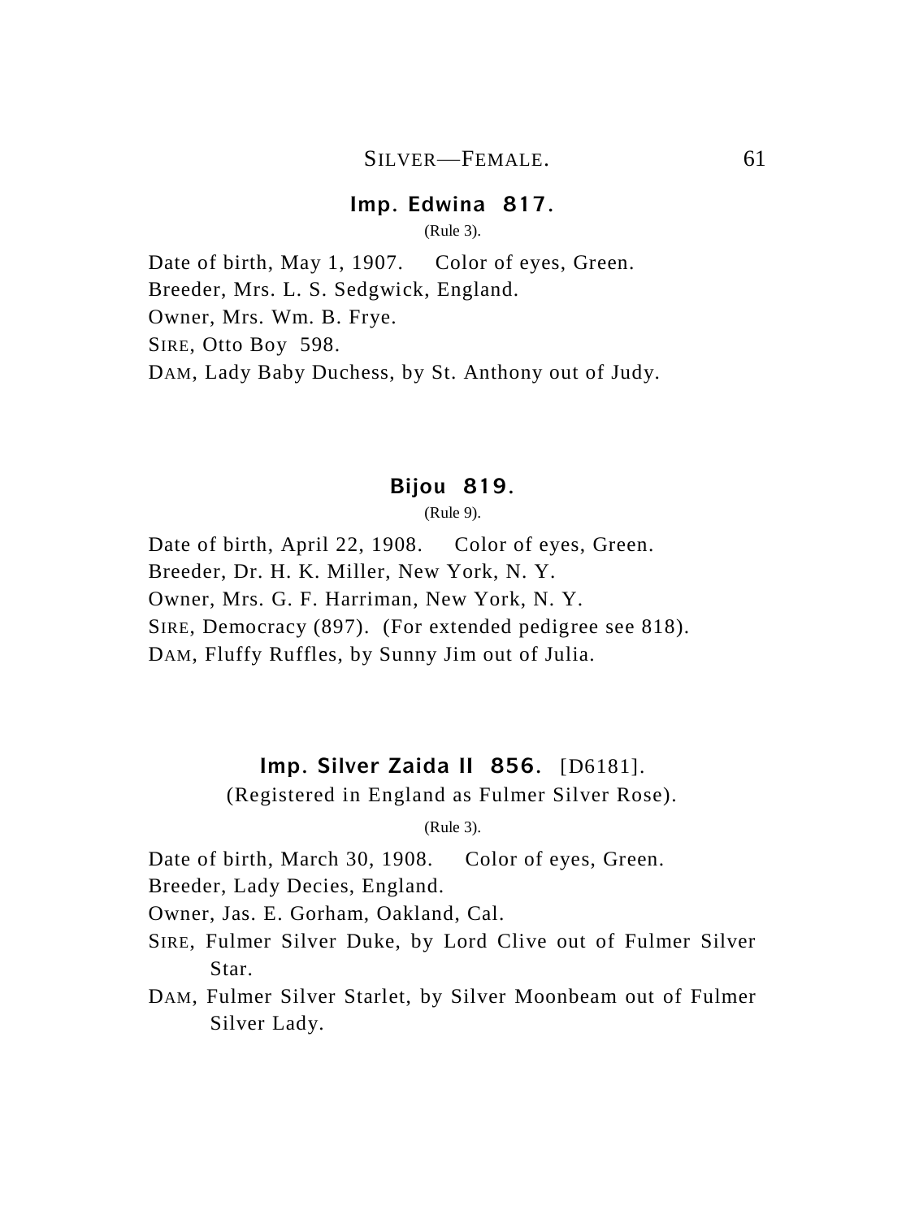### Imp. Edwina 817.

(Rule 3).

Date of birth, May 1, 1907. Color of eyes, Green.
Breeder, Mrs. L. S. Sedgwick, England.
Owner, Mrs. Wm. B. Frye.
SIRE, Otto Boy 598.
DAM, Lady Baby Duchess, by St. Anthony out of Judy.

### Bijou 819.

(Rule 9).

Date of birth, April 22, 1908. Color of eyes, Green.
Breeder, Dr. H. K. Miller, New York, N. Y.
Owner, Mrs. G. F. Harriman, New York, N. Y.
SIRE, Democracy (897). (For extended pedigree see 818).
DAM, Fluffy Ruffles, by Sunny Jim out of Julia.

### Imp. Silver Zaida II 856. [D6181].

(Registered in England as Fulmer Silver Rose).

(Rule 3).

Date of birth, March 30, 1908. Color of eyes, Green.
Breeder, Lady Decies, England.
Owner, Jas. E. Gorham, Oakland, Cal.
SIRE, Fulmer Silver Duke, by Lord Clive out of Fulmer Silver Star.
DAM, Fulmer Silver Starlet, by Silver Moonbeam out of Fulmer Silver Lady.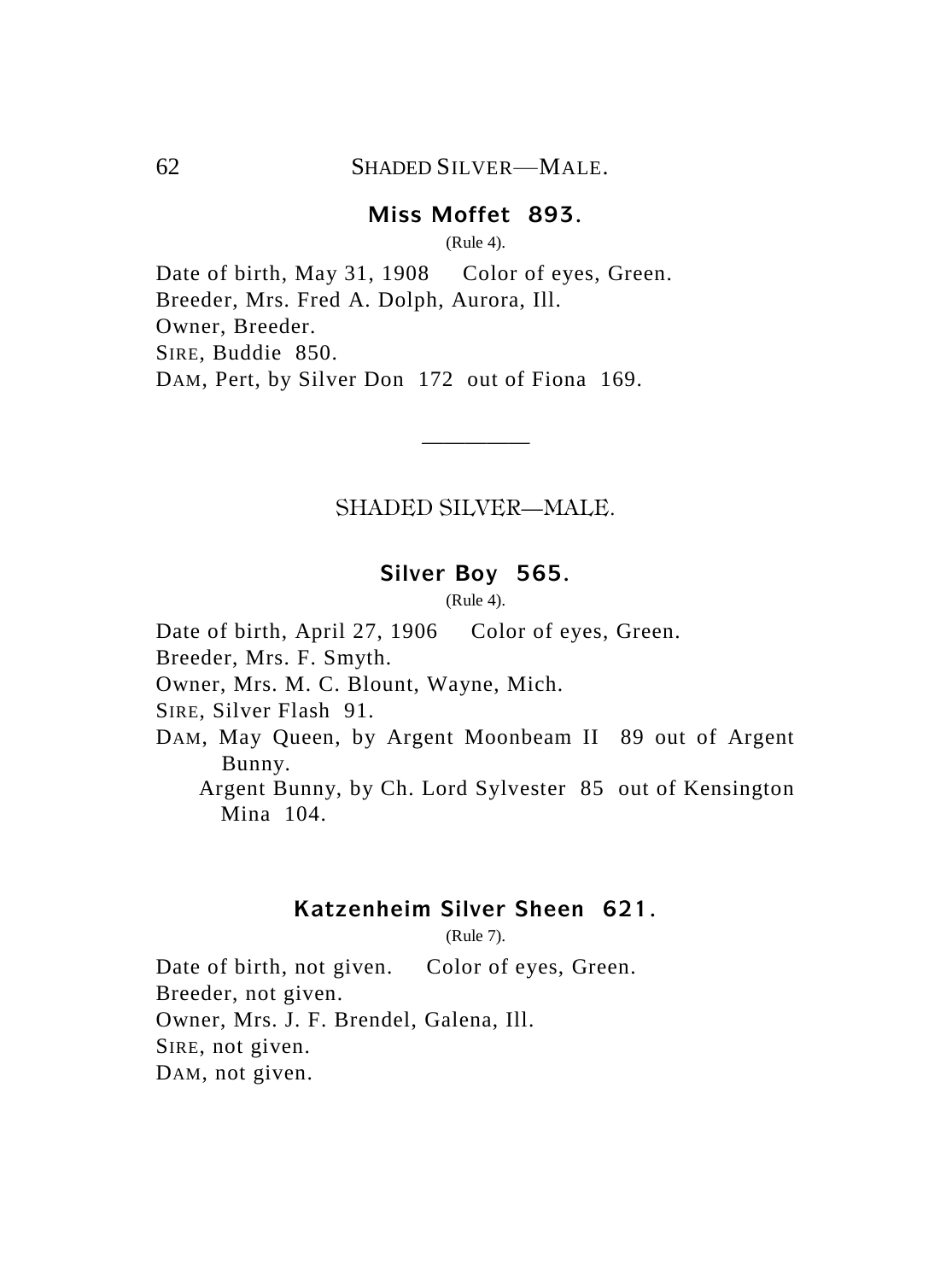## Miss Moffet 893.

(Rule 4).

Date of birth, May 31, 1908     Color of eyes, Green.
Breeder, Mrs. Fred A. Dolph, Aurora, Ill.
Owner, Breeder.
SIRE, Buddie 850.
DAM, Pert, by Silver Don 172 out of Fiona 169.

---

# SHADED SILVER—MALE.

## Silver Boy 565.

(Rule 4).

Date of birth, April 27, 1906     Color of eyes, Green.
Breeder, Mrs. F. Smyth.
Owner, Mrs. M. C. Blount, Wayne, Mich.
SIRE, Silver Flash 91.
DAM, May Queen, by Argent Moonbeam II 89 out of Argent Bunny.
Argent Bunny, by Ch. Lord Sylvester 85 out of Kensington Mina 104.

## Katzenheim Silver Sheen 621.

(Rule 7).

Date of birth, not given.     Color of eyes, Green.
Breeder, not given.
Owner, Mrs. J. F. Brendel, Galena, Ill.
SIRE, not given.
DAM, not given.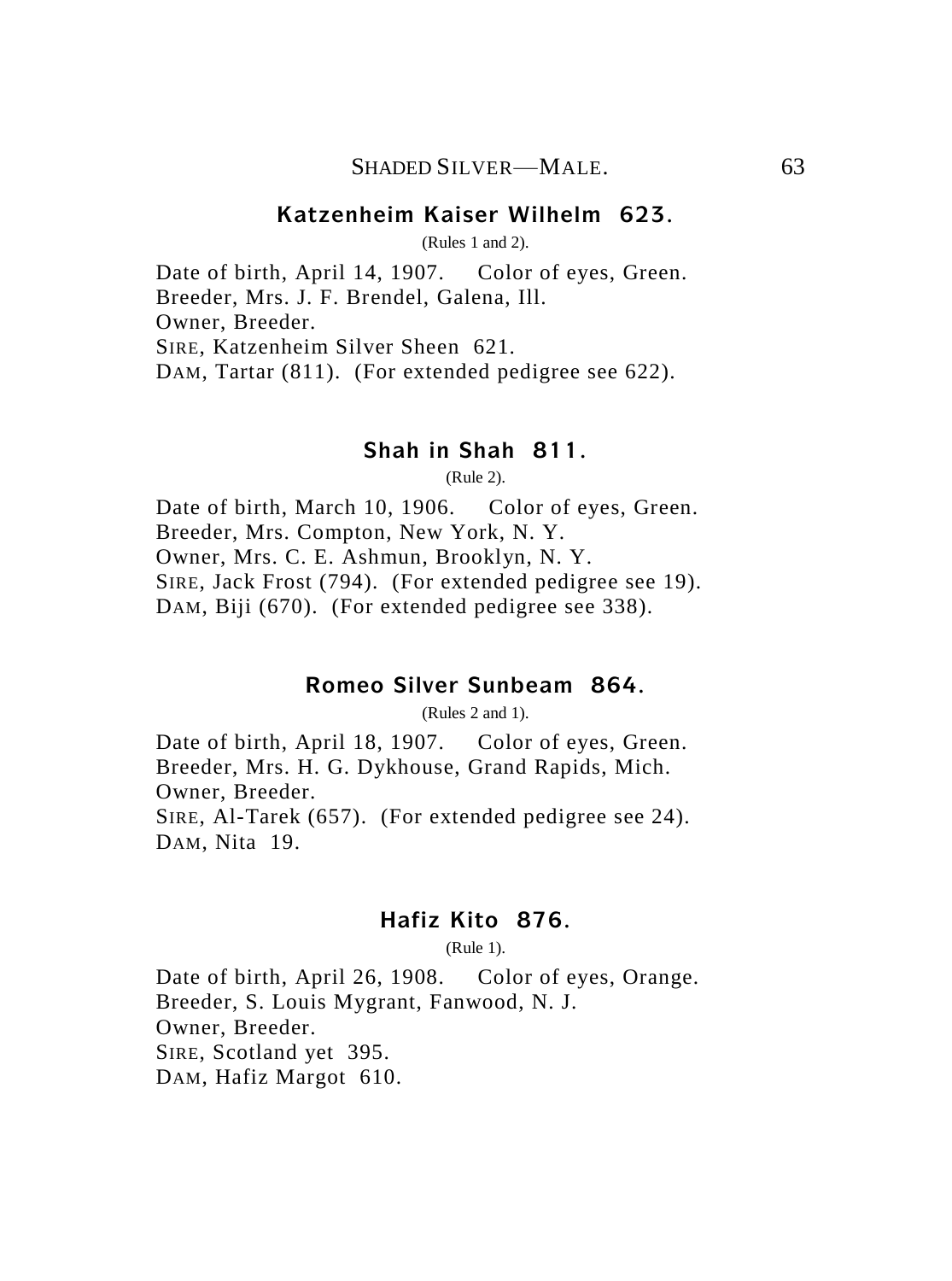### Katzenheim Kaiser Wilhelm 623.

(Rules 1 and 2).

Date of birth, April 14, 1907. Color of eyes, Green.
Breeder, Mrs. J. F. Brendel, Galena, Ill.
Owner, Breeder.
SIRE, Katzenheim Silver Sheen 621.
DAM, Tartar (811). (For extended pedigree see 622).

### Shah in Shah 811.

(Rule 2).

Date of birth, March 10, 1906. Color of eyes, Green.
Breeder, Mrs. Compton, New York, N. Y.
Owner, Mrs. C. E. Ashmun, Brooklyn, N. Y.
SIRE, Jack Frost (794). (For extended pedigree see 19).
DAM, Biji (670). (For extended pedigree see 338).

### Romeo Silver Sunbeam 864.

(Rules 2 and 1).

Date of birth, April 18, 1907. Color of eyes, Green.
Breeder, Mrs. H. G. Dykhouse, Grand Rapids, Mich.
Owner, Breeder.
SIRE, Al-Tarek (657). (For extended pedigree see 24).
DAM, Nita 19.

### Hafiz Kito 876.

(Rule 1).

Date of birth, April 26, 1908. Color of eyes, Orange.
Breeder, S. Louis Mygrant, Fanwood, N. J.
Owner, Breeder.
SIRE, Scotland yet 395.
DAM, Hafiz Margot 610.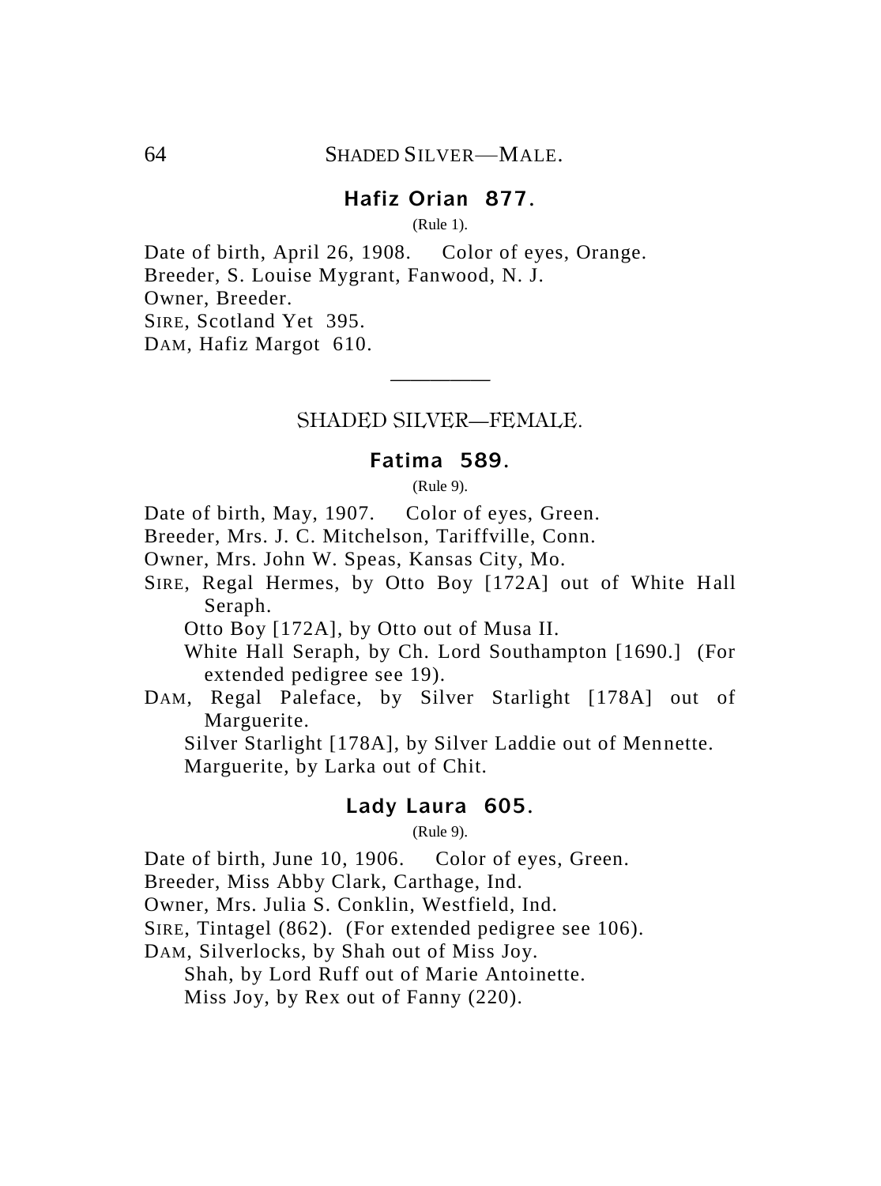## SHADED SILVER—MALE.

### Hafiz Orian 877.

(Rule 1).

Date of birth, April 26, 1908. Color of eyes, Orange.
Breeder, S. Louise Mygrant, Fanwood, N. J.
Owner, Breeder.
SIRE, Scotland Yet 395.
DAM, Hafiz Margot 610.

---

## SHADED SILVER—FEMALE.

### Fatima 589.

(Rule 9).

Date of birth, May, 1907. Color of eyes, Green.
Breeder, Mrs. J. C. Mitchelson, Tariffville, Conn.
Owner, Mrs. John W. Speas, Kansas City, Mo.
SIRE, Regal Hermes, by Otto Boy [172A] out of White Hall Seraph.
 Otto Boy [172A], by Otto out of Musa II.
 White Hall Seraph, by Ch. Lord Southampton [1690.] (For extended pedigree see 19).
DAM, Regal Paleface, by Silver Starlight [178A] out of Marguerite.
 Silver Starlight [178A], by Silver Laddie out of Mennette.
 Marguerite, by Larka out of Chit.

### Lady Laura 605.

(Rule 9).

Date of birth, June 10, 1906. Color of eyes, Green.
Breeder, Miss Abby Clark, Carthage, Ind.
Owner, Mrs. Julia S. Conklin, Westfield, Ind.
SIRE, Tintagel (862). (For extended pedigree see 106).
DAM, Silverlocks, by Shah out of Miss Joy.
 Shah, by Lord Ruff out of Marie Antoinette.
 Miss Joy, by Rex out of Fanny (220).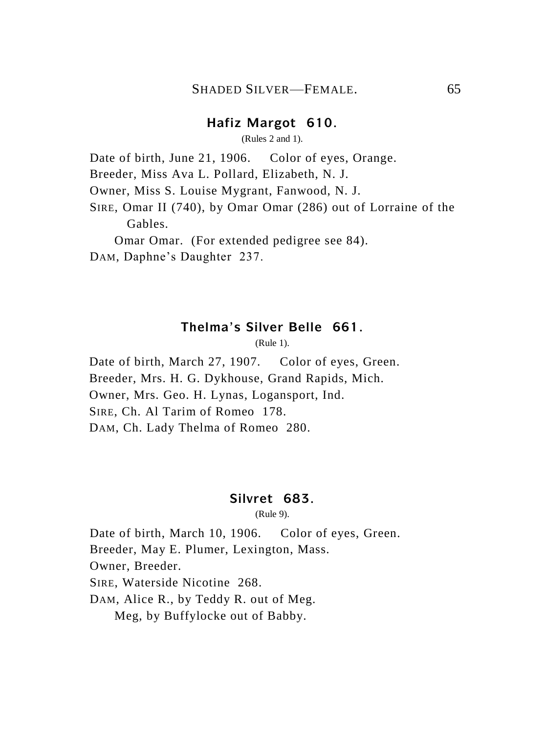### Hafiz Margot 610.

(Rules 2 and 1).

Date of birth, June 21, 1906. Color of eyes, Orange.
Breeder, Miss Ava L. Pollard, Elizabeth, N. J.
Owner, Miss S. Louise Mygrant, Fanwood, N. J.
SIRE, Omar II (740), by Omar Omar (286) out of Lorraine of the Gables.
Omar Omar. (For extended pedigree see 84).
DAM, Daphne's Daughter 237.

### Thelma's Silver Belle 661.

(Rule 1).

Date of birth, March 27, 1907. Color of eyes, Green.
Breeder, Mrs. H. G. Dykhouse, Grand Rapids, Mich.
Owner, Mrs. Geo. H. Lynas, Logansport, Ind.
SIRE, Ch. Al Tarim of Romeo 178.
DAM, Ch. Lady Thelma of Romeo 280.

### Silvret 683.

(Rule 9).

Date of birth, March 10, 1906. Color of eyes, Green.
Breeder, May E. Plumer, Lexington, Mass.
Owner, Breeder.
SIRE, Waterside Nicotine 268.
DAM, Alice R., by Teddy R. out of Meg.
Meg, by Buffylocke out of Babby.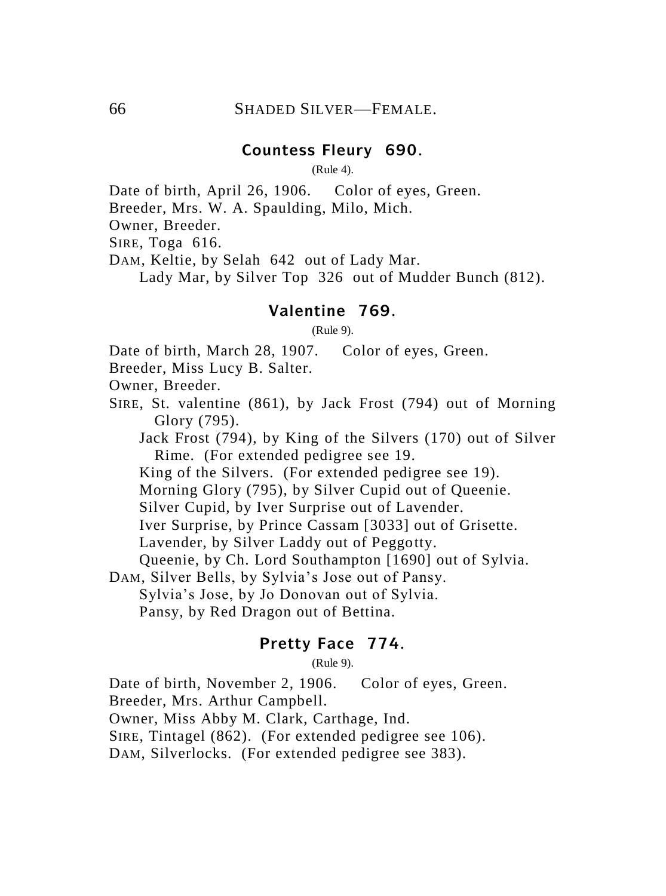## Countess Fleury 690.

(Rule 4).

Date of birth, April 26, 1906. Color of eyes, Green.
Breeder, Mrs. W. A. Spaulding, Milo, Mich.
Owner, Breeder.
SIRE, Toga 616.
DAM, Keltie, by Selah 642 out of Lady Mar.
Lady Mar, by Silver Top 326 out of Mudder Bunch (812).

## Valentine 769.

(Rule 9).

Date of birth, March 28, 1907. Color of eyes, Green.
Breeder, Miss Lucy B. Salter.
Owner, Breeder.
SIRE, St. valentine (861), by Jack Frost (794) out of Morning Glory (795).
Jack Frost (794), by King of the Silvers (170) out of Silver Rime. (For extended pedigree see 19.
King of the Silvers. (For extended pedigree see 19).
Morning Glory (795), by Silver Cupid out of Queenie.
Silver Cupid, by Iver Surprise out of Lavender.
Iver Surprise, by Prince Cassam [3033] out of Grisette.
Lavender, by Silver Laddy out of Peggotty.
Queenie, by Ch. Lord Southampton [1690] out of Sylvia.
DAM, Silver Bells, by Sylvia's Jose out of Pansy.
Sylvia's Jose, by Jo Donovan out of Sylvia.
Pansy, by Red Dragon out of Bettina.

## Pretty Face 774.

(Rule 9).

Date of birth, November 2, 1906. Color of eyes, Green.
Breeder, Mrs. Arthur Campbell.
Owner, Miss Abby M. Clark, Carthage, Ind.
SIRE, Tintagel (862). (For extended pedigree see 106).
DAM, Silverlocks. (For extended pedigree see 383).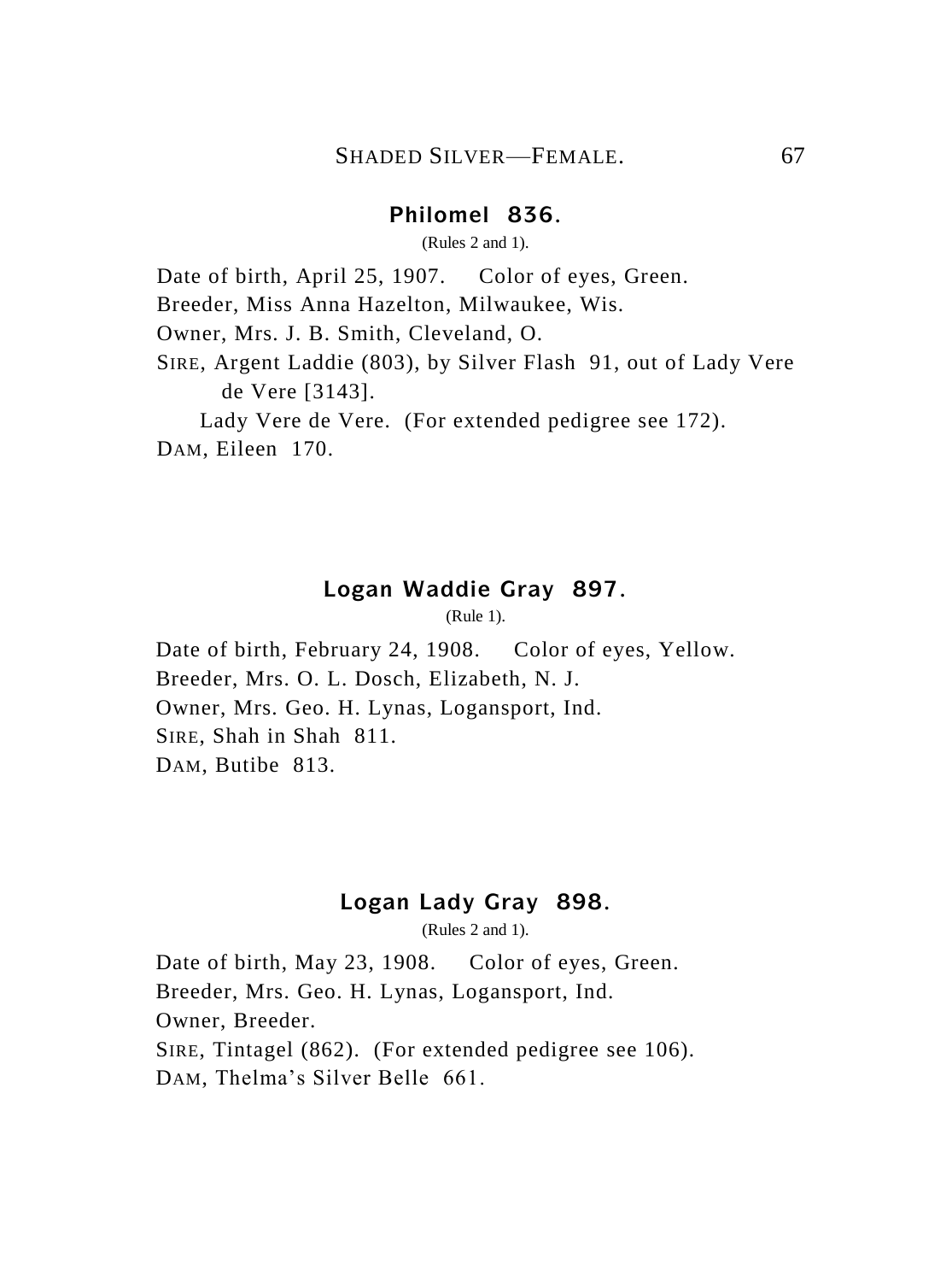### Philomel 836.

(Rules 2 and 1).

Date of birth, April 25, 1907. Color of eyes, Green.
Breeder, Miss Anna Hazelton, Milwaukee, Wis.
Owner, Mrs. J. B. Smith, Cleveland, O.
SIRE, Argent Laddie (803), by Silver Flash 91, out of Lady Vere de Vere [3143].
Lady Vere de Vere. (For extended pedigree see 172).
DAM, Eileen 170.

### Logan Waddie Gray 897.

(Rule 1).

Date of birth, February 24, 1908. Color of eyes, Yellow.
Breeder, Mrs. O. L. Dosch, Elizabeth, N. J.
Owner, Mrs. Geo. H. Lynas, Logansport, Ind.
SIRE, Shah in Shah 811.
DAM, Butibe 813.

### Logan Lady Gray 898.

(Rules 2 and 1).

Date of birth, May 23, 1908. Color of eyes, Green.
Breeder, Mrs. Geo. H. Lynas, Logansport, Ind.
Owner, Breeder.
SIRE, Tintagel (862). (For extended pedigree see 106).
DAM, Thelma's Silver Belle 661.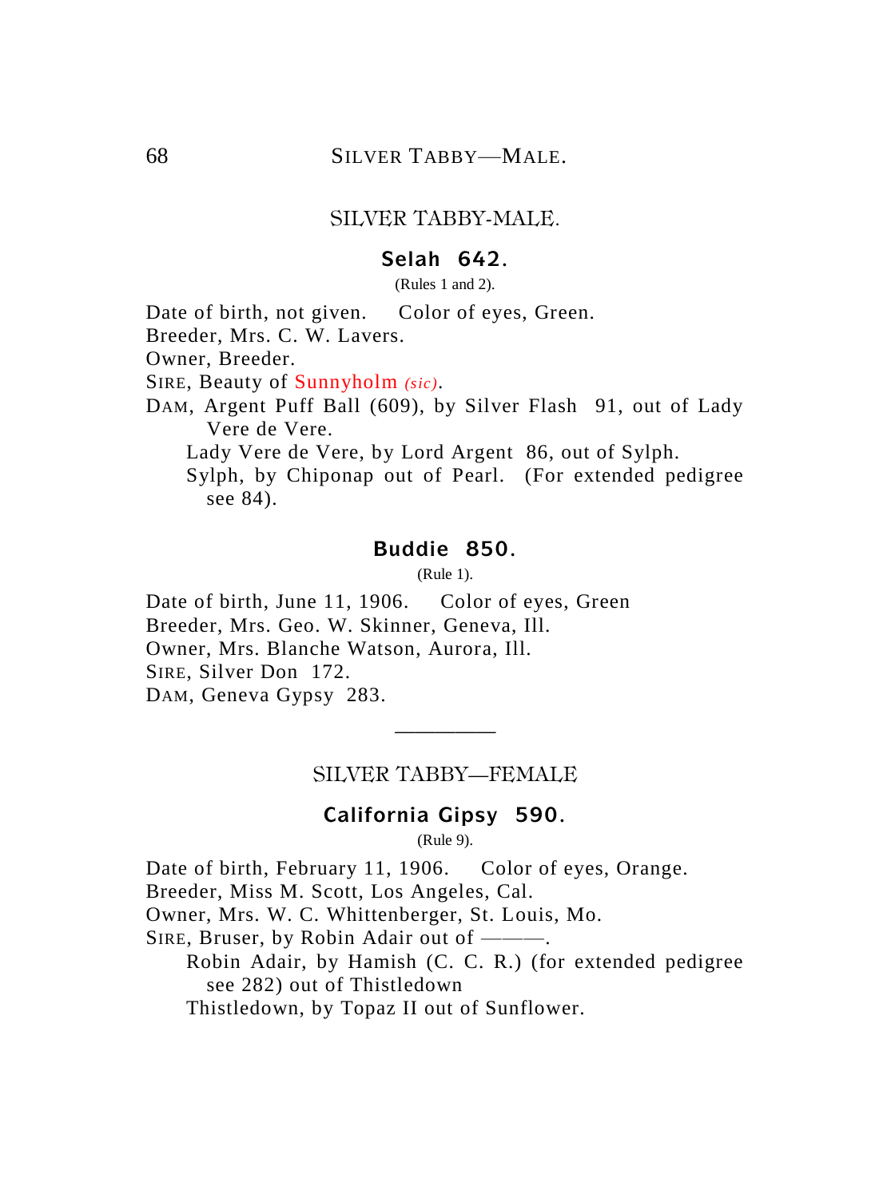## SILVER TABBY-MALE.

### Selah 642.

(Rules 1 and 2).

Date of birth, not given. Color of eyes, Green.
Breeder, Mrs. C. W. Lavers.
Owner, Breeder.
SIRE, Beauty of Sunnyholm *(sic)*.
DAM, Argent Puff Ball (609), by Silver Flash 91, out of Lady Vere de Vere.
Lady Vere de Vere, by Lord Argent 86, out of Sylph.
Sylph, by Chiponap out of Pearl. (For extended pedigree see 84).

### Buddie 850.

(Rule 1).

Date of birth, June 11, 1906. Color of eyes, Green
Breeder, Mrs. Geo. W. Skinner, Geneva, Ill.
Owner, Mrs. Blanche Watson, Aurora, Ill.
SIRE, Silver Don 172.
DAM, Geneva Gypsy 283.

---

## SILVER TABBY—FEMALE

### California Gipsy 590.

(Rule 9).

Date of birth, February 11, 1906. Color of eyes, Orange.
Breeder, Miss M. Scott, Los Angeles, Cal.
Owner, Mrs. W. C. Whittenberger, St. Louis, Mo.
SIRE, Bruser, by Robin Adair out of ———.
Robin Adair, by Hamish (C. C. R.) (for extended pedigree see 282) out of Thistledown
Thistledown, by Topaz II out of Sunflower.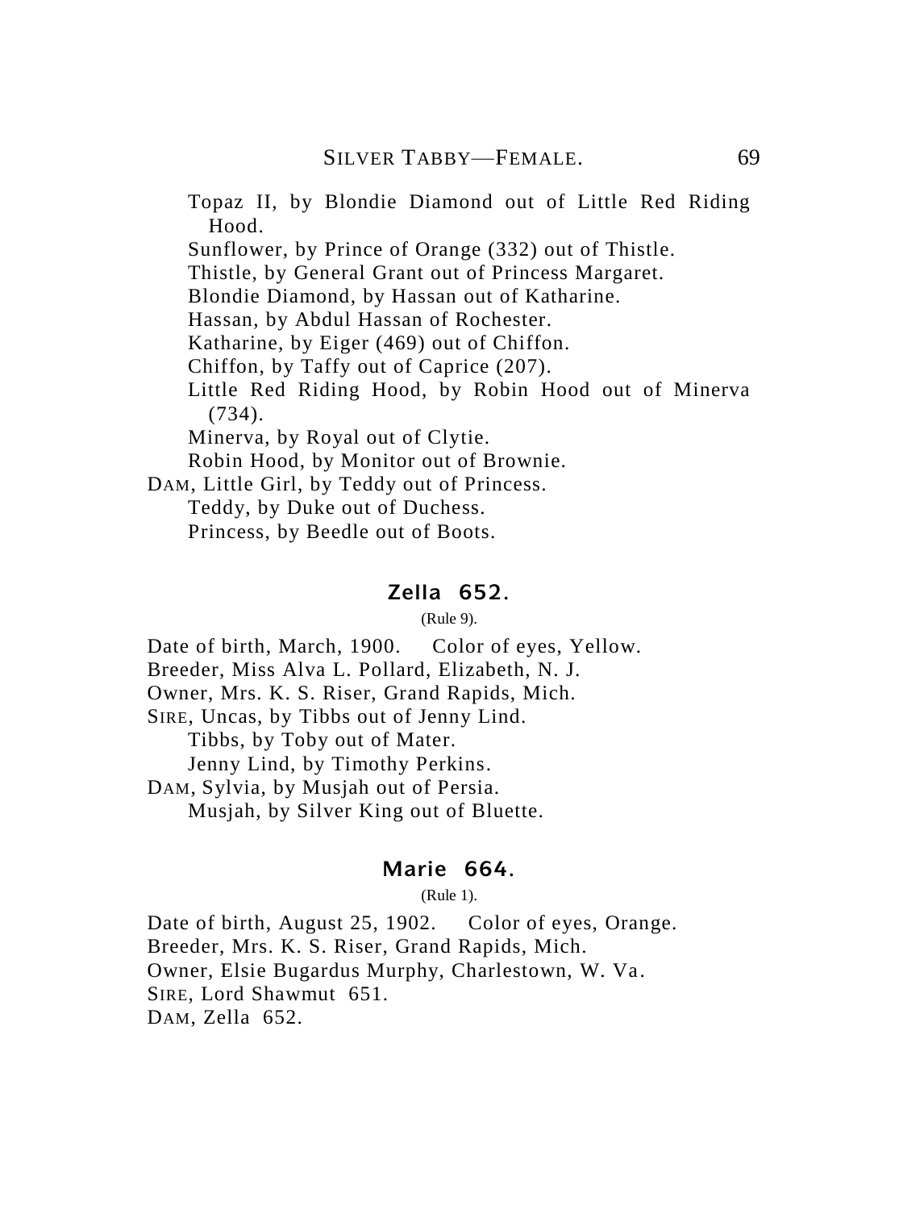Topaz II, by Blondie Diamond out of Little Red Riding Hood.
Sunflower, by Prince of Orange (332) out of Thistle.
Thistle, by General Grant out of Princess Margaret.
Blondie Diamond, by Hassan out of Katharine.
Hassan, by Abdul Hassan of Rochester.
Katharine, by Eiger (469) out of Chiffon.
Chiffon, by Taffy out of Caprice (207).
Little Red Riding Hood, by Robin Hood out of Minerva (734).
Minerva, by Royal out of Clytie.
Robin Hood, by Monitor out of Brownie.

DAM, Little Girl, by Teddy out of Princess.
Teddy, by Duke out of Duchess.
Princess, by Beedle out of Boots.

## Zella 652.

(Rule 9).

Date of birth, March, 1900. Color of eyes, Yellow.
Breeder, Miss Alva L. Pollard, Elizabeth, N. J.
Owner, Mrs. K. S. Riser, Grand Rapids, Mich.
SIRE, Uncas, by Tibbs out of Jenny Lind.
Tibbs, by Toby out of Mater.
Jenny Lind, by Timothy Perkins.
DAM, Sylvia, by Musjah out of Persia.
Musjah, by Silver King out of Bluette.

## Marie 664.

(Rule 1).

Date of birth, August 25, 1902. Color of eyes, Orange.
Breeder, Mrs. K. S. Riser, Grand Rapids, Mich.
Owner, Elsie Bugardus Murphy, Charlestown, W. Va.
SIRE, Lord Shawmut 651.
DAM, Zella 652.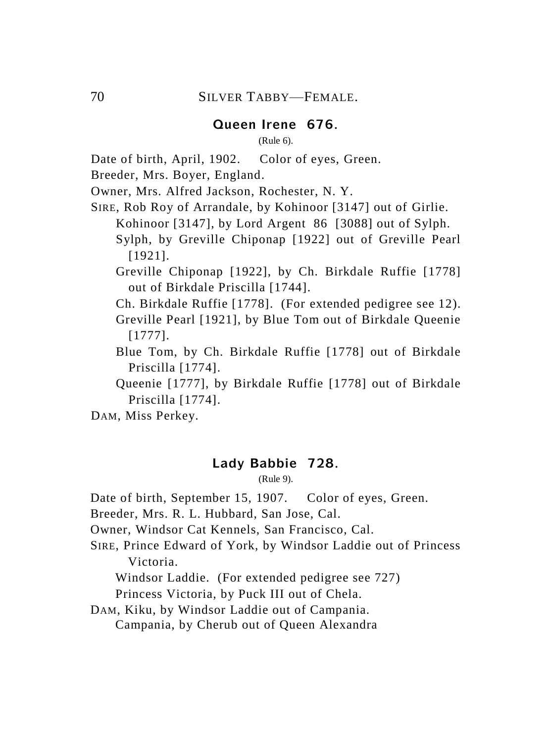## SILVER TABBY—FEMALE.

### Queen Irene 676.

(Rule 6).

Date of birth, April, 1902. Color of eyes, Green.

Breeder, Mrs. Boyer, England.

Owner, Mrs. Alfred Jackson, Rochester, N. Y.

SIRE, Rob Roy of Arrandale, by Kohinoor [3147] out of Girlie.

Kohinoor [3147], by Lord Argent 86 [3088] out of Sylph.

Sylph, by Greville Chiponap [1922] out of Greville Pearl [1921].

Greville Chiponap [1922], by Ch. Birkdale Ruffie [1778] out of Birkdale Priscilla [1744].

Ch. Birkdale Ruffie [1778]. (For extended pedigree see 12).

Greville Pearl [1921], by Blue Tom out of Birkdale Queenie [1777].

Blue Tom, by Ch. Birkdale Ruffie [1778] out of Birkdale Priscilla [1774].

Queenie [1777], by Birkdale Ruffie [1778] out of Birkdale Priscilla [1774].

DAM, Miss Perkey.

### Lady Babbie 728.

(Rule 9).

Date of birth, September 15, 1907. Color of eyes, Green.

Breeder, Mrs. R. L. Hubbard, San Jose, Cal.

Owner, Windsor Cat Kennels, San Francisco, Cal.

SIRE, Prince Edward of York, by Windsor Laddie out of Princess Victoria.

Windsor Laddie. (For extended pedigree see 727)

Princess Victoria, by Puck III out of Chela.

DAM, Kiku, by Windsor Laddie out of Campania.

Campania, by Cherub out of Queen Alexandra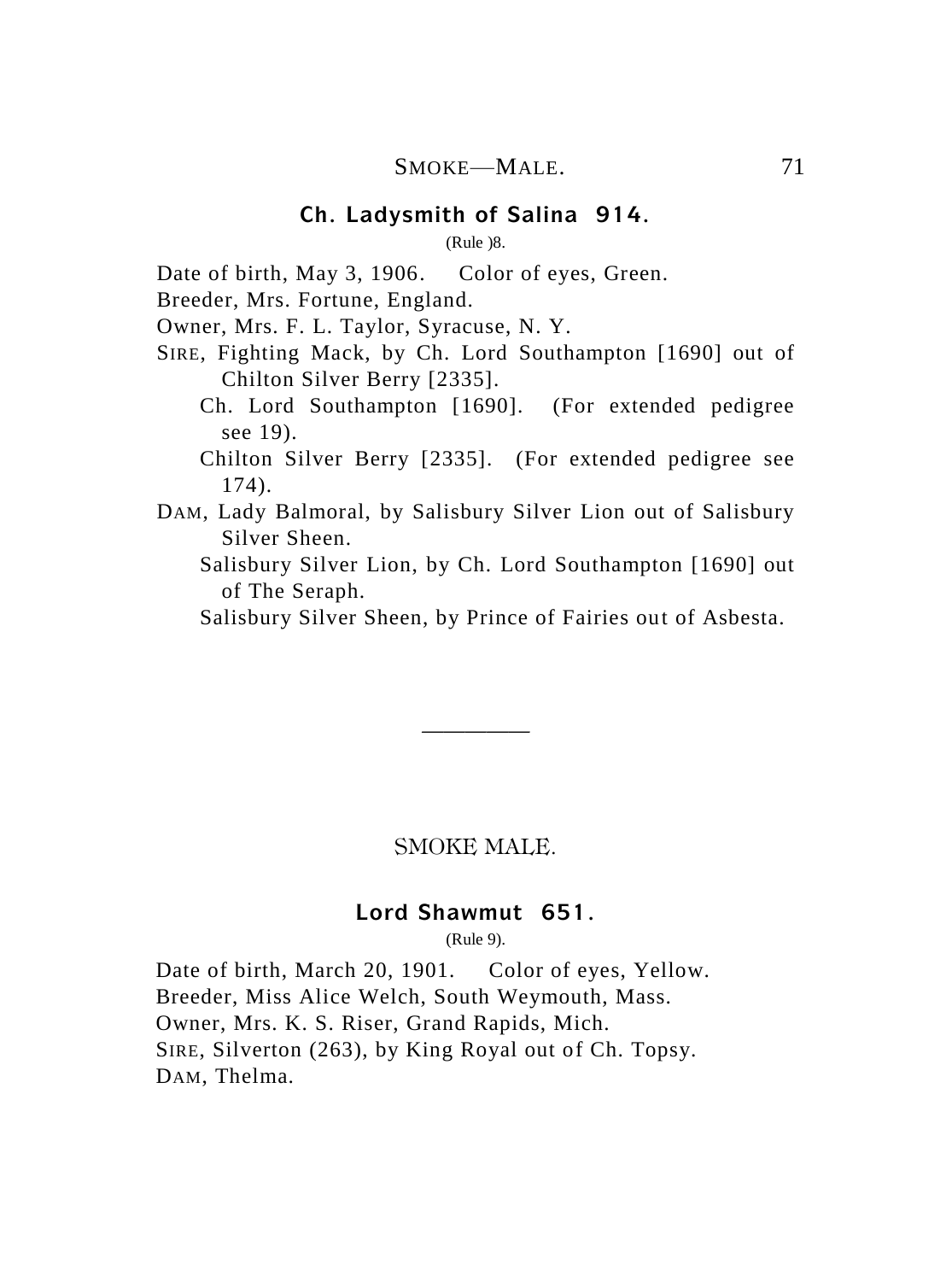### Ch. Ladysmith of Salina 914.

(Rule )8.

Date of birth, May 3, 1906. Color of eyes, Green.
Breeder, Mrs. Fortune, England.
Owner, Mrs. F. L. Taylor, Syracuse, N. Y.
SIRE, Fighting Mack, by Ch. Lord Southampton [1690] out of Chilton Silver Berry [2335].
Ch. Lord Southampton [1690]. (For extended pedigree see 19).
Chilton Silver Berry [2335]. (For extended pedigree see 174).
DAM, Lady Balmoral, by Salisbury Silver Lion out of Salisbury Silver Sheen.
Salisbury Silver Lion, by Ch. Lord Southampton [1690] out of The Seraph.
Salisbury Silver Sheen, by Prince of Fairies out of Asbesta.

---

## SMOKE MALE.

### Lord Shawmut 651.

(Rule 9).

Date of birth, March 20, 1901. Color of eyes, Yellow.
Breeder, Miss Alice Welch, South Weymouth, Mass.
Owner, Mrs. K. S. Riser, Grand Rapids, Mich.
SIRE, Silverton (263), by King Royal out of Ch. Topsy.
DAM, Thelma.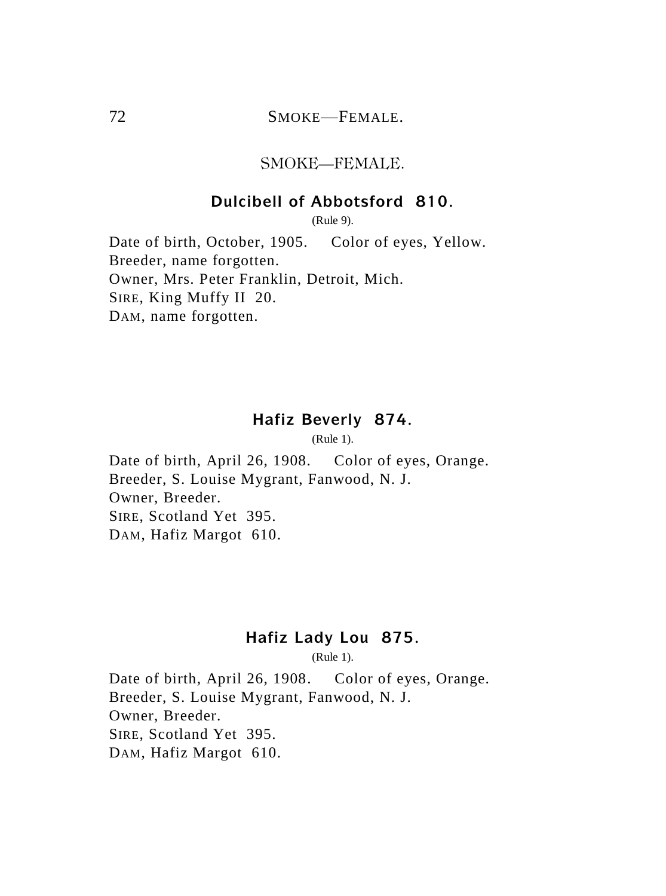## SMOKE—FEMALE.

### Dulcibell of Abbotsford 810.

(Rule 9).

Date of birth, October, 1905. Color of eyes, Yellow.
Breeder, name forgotten.
Owner, Mrs. Peter Franklin, Detroit, Mich.
SIRE, King Muffy II 20.
DAM, name forgotten.

### Hafiz Beverly 874.

(Rule 1).

Date of birth, April 26, 1908. Color of eyes, Orange.
Breeder, S. Louise Mygrant, Fanwood, N. J.
Owner, Breeder.
SIRE, Scotland Yet 395.
DAM, Hafiz Margot 610.

### Hafiz Lady Lou 875.

(Rule 1).

Date of birth, April 26, 1908. Color of eyes, Orange.
Breeder, S. Louise Mygrant, Fanwood, N. J.
Owner, Breeder.
SIRE, Scotland Yet 395.
DAM, Hafiz Margot 610.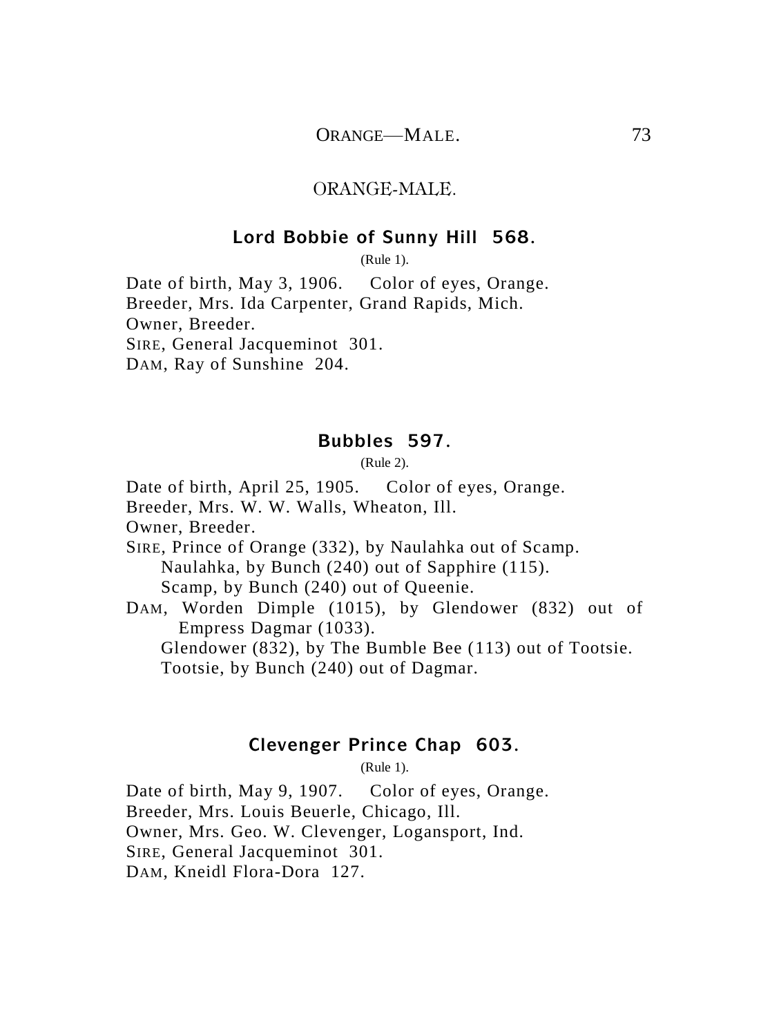## ORANGE-MALE.

### Lord Bobbie of Sunny Hill 568.

(Rule 1).

Date of birth, May 3, 1906. Color of eyes, Orange.
Breeder, Mrs. Ida Carpenter, Grand Rapids, Mich.
Owner, Breeder.
SIRE, General Jacqueminot 301.
DAM, Ray of Sunshine 204.

### Bubbles 597.

(Rule 2).

Date of birth, April 25, 1905. Color of eyes, Orange.
Breeder, Mrs. W. W. Walls, Wheaton, Ill.
Owner, Breeder.
SIRE, Prince of Orange (332), by Naulahka out of Scamp.
Naulahka, by Bunch (240) out of Sapphire (115).
Scamp, by Bunch (240) out of Queenie.
DAM, Worden Dimple (1015), by Glendower (832) out of Empress Dagmar (1033).
Glendower (832), by The Bumble Bee (113) out of Tootsie.
Tootsie, by Bunch (240) out of Dagmar.

### Clevenger Prince Chap 603.

(Rule 1).

Date of birth, May 9, 1907. Color of eyes, Orange.
Breeder, Mrs. Louis Beuerle, Chicago, Ill.
Owner, Mrs. Geo. W. Clevenger, Logansport, Ind.
SIRE, General Jacqueminot 301.
DAM, Kneidl Flora-Dora 127.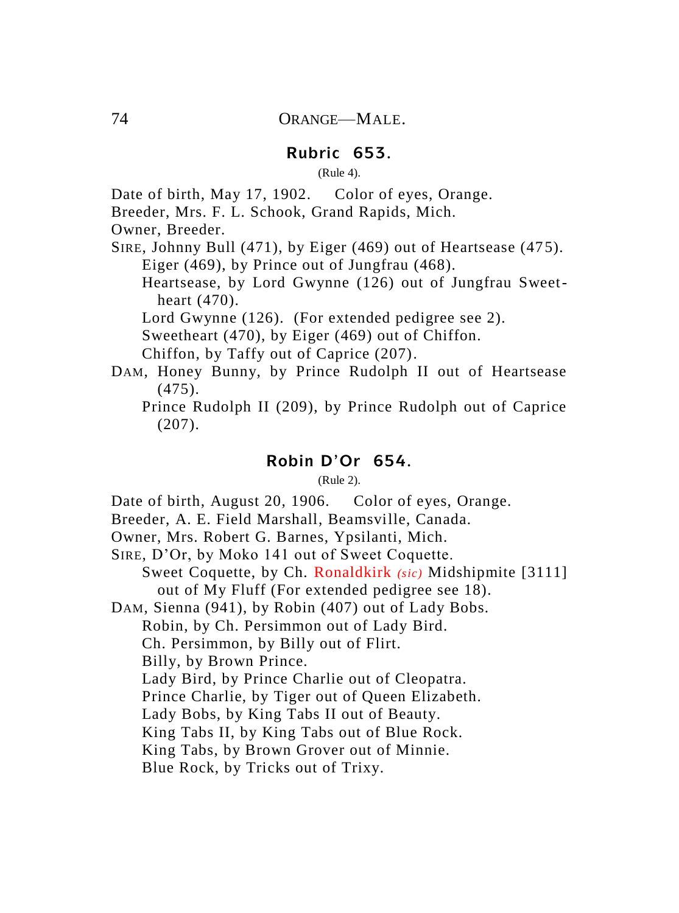## ORANGE—MALE.

### Rubric 653.

(Rule 4).

Date of birth, May 17, 1902. Color of eyes, Orange.
Breeder, Mrs. F. L. Schook, Grand Rapids, Mich.
Owner, Breeder.
SIRE, Johnny Bull (471), by Eiger (469) out of Heartsease (475).
  Eiger (469), by Prince out of Jungfrau (468).
  Heartsease, by Lord Gwynne (126) out of Jungfrau Sweetheart (470).
  Lord Gwynne (126). (For extended pedigree see 2).
  Sweetheart (470), by Eiger (469) out of Chiffon.
  Chiffon, by Taffy out of Caprice (207).
DAM, Honey Bunny, by Prince Rudolph II out of Heartsease (475).
  Prince Rudolph II (209), by Prince Rudolph out of Caprice (207).

### Robin D'Or 654.

(Rule 2).

Date of birth, August 20, 1906. Color of eyes, Orange.
Breeder, A. E. Field Marshall, Beamsville, Canada.
Owner, Mrs. Robert G. Barnes, Ypsilanti, Mich.
SIRE, D'Or, by Moko 141 out of Sweet Coquette.
  Sweet Coquette, by Ch. Ronaldkirk *(sic)* Midshipmite [3111] out of My Fluff (For extended pedigree see 18).
DAM, Sienna (941), by Robin (407) out of Lady Bobs.
  Robin, by Ch. Persimmon out of Lady Bird.
  Ch. Persimmon, by Billy out of Flirt.
  Billy, by Brown Prince.
  Lady Bird, by Prince Charlie out of Cleopatra.
  Prince Charlie, by Tiger out of Queen Elizabeth.
  Lady Bobs, by King Tabs II out of Beauty.
  King Tabs II, by King Tabs out of Blue Rock.
  King Tabs, by Brown Grover out of Minnie.
  Blue Rock, by Tricks out of Trixy.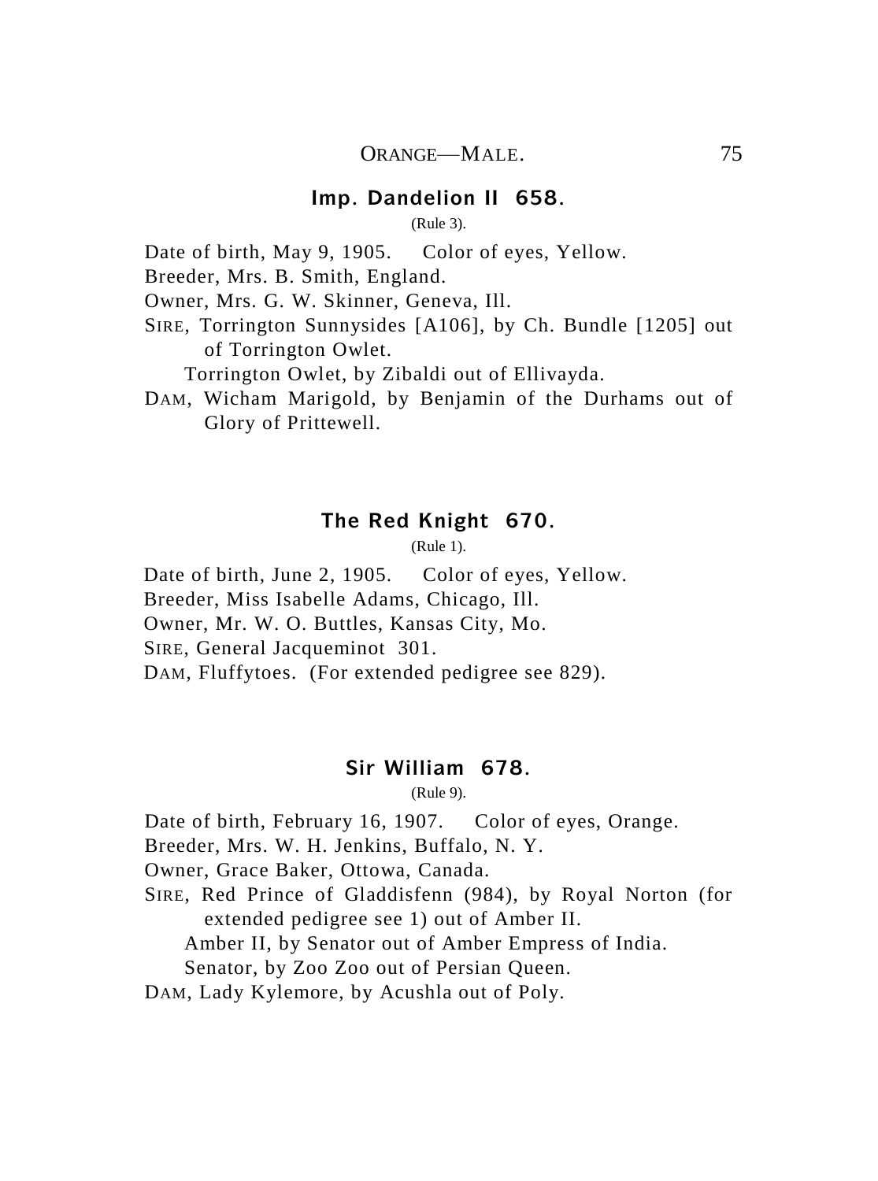## Imp. Dandelion II 658.

(Rule 3).

Date of birth, May 9, 1905. Color of eyes, Yellow.
Breeder, Mrs. B. Smith, England.
Owner, Mrs. G. W. Skinner, Geneva, Ill.
SIRE, Torrington Sunnysides [A106], by Ch. Bundle [1205] out of Torrington Owlet.
Torrington Owlet, by Zibaldi out of Ellivayda.
DAM, Wicham Marigold, by Benjamin of the Durhams out of Glory of Prittewell.

## The Red Knight 670.

(Rule 1).

Date of birth, June 2, 1905. Color of eyes, Yellow.
Breeder, Miss Isabelle Adams, Chicago, Ill.
Owner, Mr. W. O. Buttles, Kansas City, Mo.
SIRE, General Jacqueminot 301.
DAM, Fluffytoes. (For extended pedigree see 829).

## Sir William 678.

(Rule 9).

Date of birth, February 16, 1907. Color of eyes, Orange.
Breeder, Mrs. W. H. Jenkins, Buffalo, N. Y.
Owner, Grace Baker, Ottowa, Canada.
SIRE, Red Prince of Gladdisfenn (984), by Royal Norton (for extended pedigree see 1) out of Amber II.
Amber II, by Senator out of Amber Empress of India.
Senator, by Zoo Zoo out of Persian Queen.
DAM, Lady Kylemore, by Acushla out of Poly.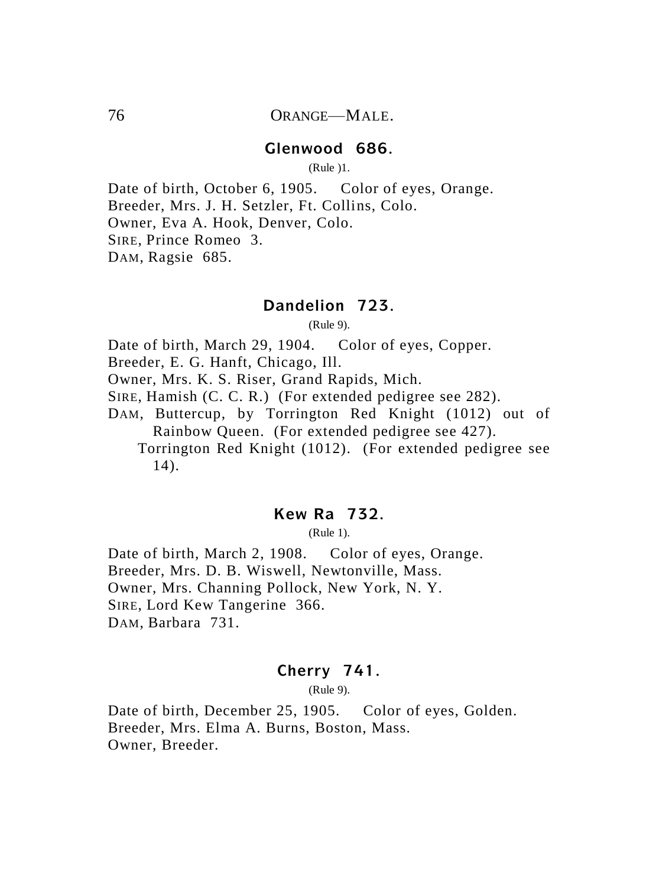## ORANGE—MALE.

### Glenwood 686.

(Rule )1.

Date of birth, October 6, 1905. Color of eyes, Orange.
Breeder, Mrs. J. H. Setzler, Ft. Collins, Colo.
Owner, Eva A. Hook, Denver, Colo.
SIRE, Prince Romeo 3.
DAM, Ragsie 685.

### Dandelion 723.

(Rule 9).

Date of birth, March 29, 1904. Color of eyes, Copper.
Breeder, E. G. Hanft, Chicago, Ill.
Owner, Mrs. K. S. Riser, Grand Rapids, Mich.
SIRE, Hamish (C. C. R.) (For extended pedigree see 282).
DAM, Buttercup, by Torrington Red Knight (1012) out of Rainbow Queen. (For extended pedigree see 427).
Torrington Red Knight (1012). (For extended pedigree see 14).

### Kew Ra 732.

(Rule 1).

Date of birth, March 2, 1908. Color of eyes, Orange.
Breeder, Mrs. D. B. Wiswell, Newtonville, Mass.
Owner, Mrs. Channing Pollock, New York, N. Y.
SIRE, Lord Kew Tangerine 366.
DAM, Barbara 731.

### Cherry 741.

(Rule 9).

Date of birth, December 25, 1905. Color of eyes, Golden.
Breeder, Mrs. Elma A. Burns, Boston, Mass.
Owner, Breeder.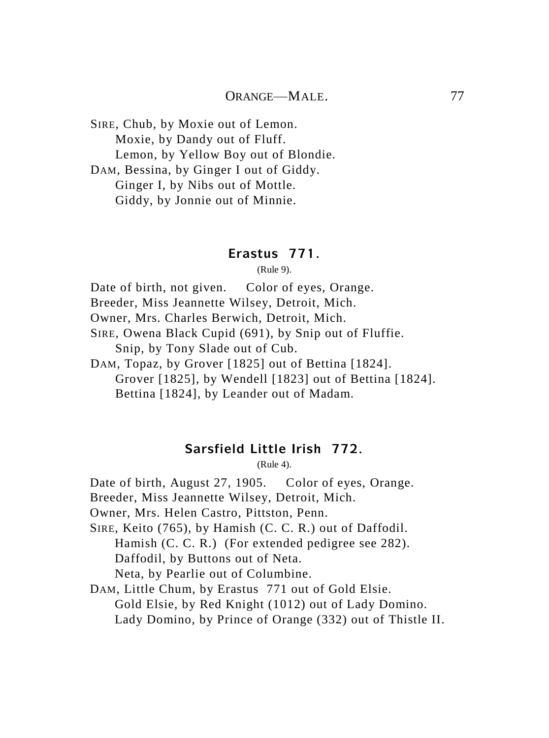SIRE, Chub, by Moxie out of Lemon.
  Moxie, by Dandy out of Fluff.
  Lemon, by Yellow Boy out of Blondie.
DAM, Bessina, by Ginger I out of Giddy.
  Ginger I, by Nibs out of Mottle.
  Giddy, by Jonnie out of Minnie.

### Erastus 771.

(Rule 9).

Date of birth, not given. Color of eyes, Orange.
Breeder, Miss Jeannette Wilsey, Detroit, Mich.
Owner, Mrs. Charles Berwich, Detroit, Mich.
SIRE, Owena Black Cupid (691), by Snip out of Fluffie.
  Snip, by Tony Slade out of Cub.
DAM, Topaz, by Grover [1825] out of Bettina [1824].
  Grover [1825], by Wendell [1823] out of Bettina [1824].
  Bettina [1824], by Leander out of Madam.

### Sarsfield Little Irish 772.

(Rule 4).

Date of birth, August 27, 1905. Color of eyes, Orange.
Breeder, Miss Jeannette Wilsey, Detroit, Mich.
Owner, Mrs. Helen Castro, Pittston, Penn.
SIRE, Keito (765), by Hamish (C. C. R.) out of Daffodil.
  Hamish (C. C. R.) (For extended pedigree see 282).
  Daffodil, by Buttons out of Neta.
  Neta, by Pearlie out of Columbine.
DAM, Little Chum, by Erastus 771 out of Gold Elsie.
  Gold Elsie, by Red Knight (1012) out of Lady Domino.
  Lady Domino, by Prince of Orange (332) out of Thistle II.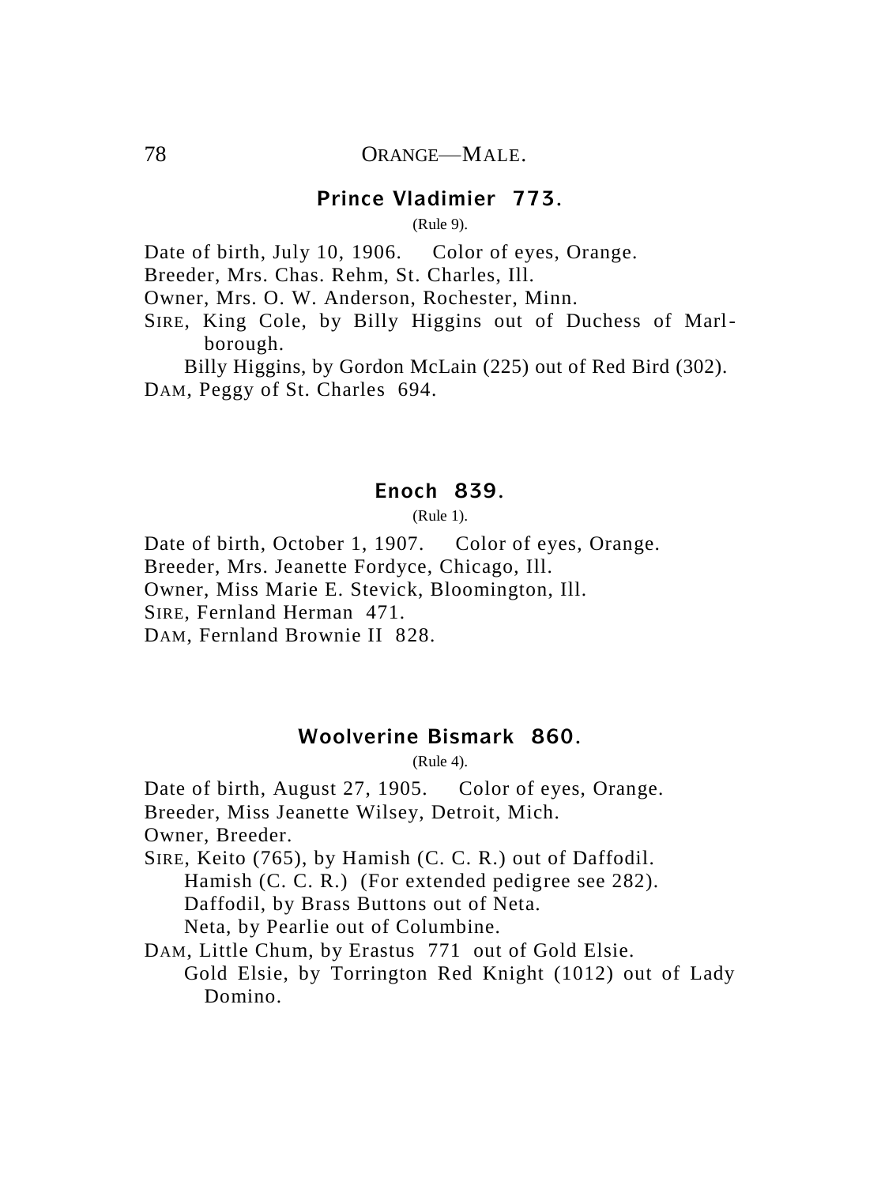ORANGE—MALE.

### Prince Vladimier 773.

(Rule 9).

Date of birth, July 10, 1906. Color of eyes, Orange.
Breeder, Mrs. Chas. Rehm, St. Charles, Ill.
Owner, Mrs. O. W. Anderson, Rochester, Minn.
SIRE, King Cole, by Billy Higgins out of Duchess of Marlborough.
  Billy Higgins, by Gordon McLain (225) out of Red Bird (302).
DAM, Peggy of St. Charles 694.

### Enoch 839.

(Rule 1).

Date of birth, October 1, 1907. Color of eyes, Orange.
Breeder, Mrs. Jeanette Fordyce, Chicago, Ill.
Owner, Miss Marie E. Stevick, Bloomington, Ill.
SIRE, Fernland Herman 471.
DAM, Fernland Brownie II 828.

### Woolverine Bismark 860.

(Rule 4).

Date of birth, August 27, 1905. Color of eyes, Orange.
Breeder, Miss Jeanette Wilsey, Detroit, Mich.
Owner, Breeder.
SIRE, Keito (765), by Hamish (C. C. R.) out of Daffodil.
  Hamish (C. C. R.) (For extended pedigree see 282).
  Daffodil, by Brass Buttons out of Neta.
  Neta, by Pearlie out of Columbine.
DAM, Little Chum, by Erastus 771 out of Gold Elsie.
  Gold Elsie, by Torrington Red Knight (1012) out of Lady Domino.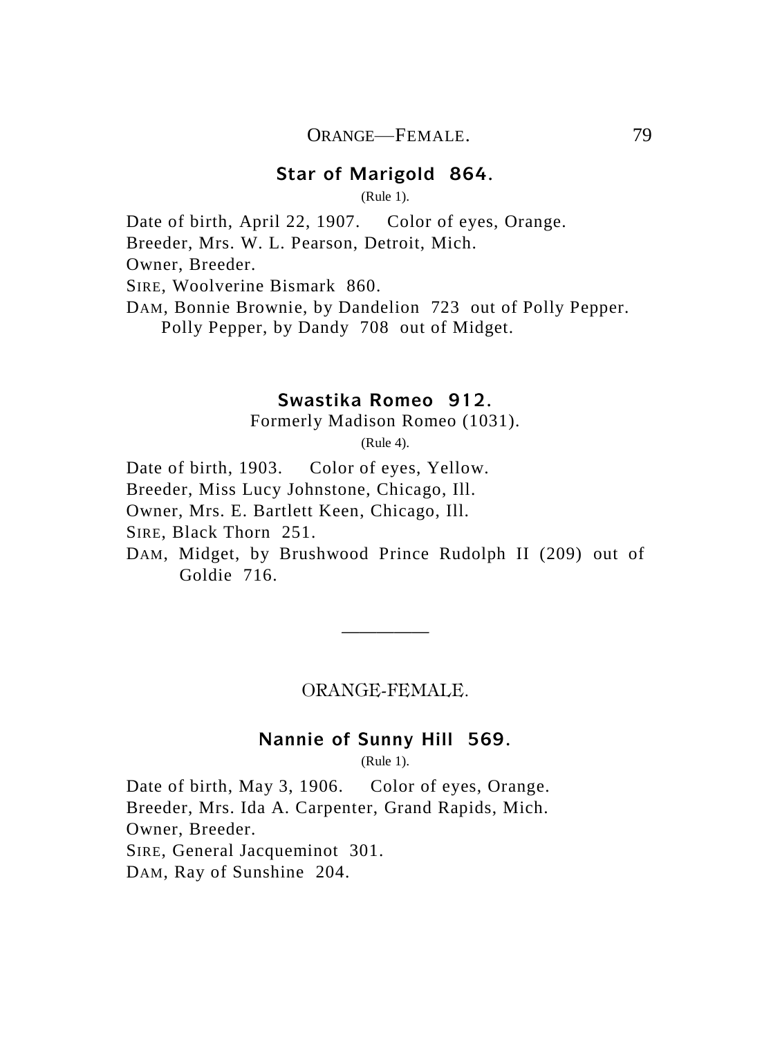### Star of Marigold 864.

(Rule 1).

Date of birth, April 22, 1907. Color of eyes, Orange.
Breeder, Mrs. W. L. Pearson, Detroit, Mich.
Owner, Breeder.
SIRE, Woolverine Bismark 860.
DAM, Bonnie Brownie, by Dandelion 723 out of Polly Pepper.
Polly Pepper, by Dandy 708 out of Midget.

### Swastika Romeo 912.

Formerly Madison Romeo (1031).

(Rule 4).

Date of birth, 1903. Color of eyes, Yellow.
Breeder, Miss Lucy Johnstone, Chicago, Ill.
Owner, Mrs. E. Bartlett Keen, Chicago, Ill.
SIRE, Black Thorn 251.
DAM, Midget, by Brushwood Prince Rudolph II (209) out of Goldie 716.

---

## ORANGE-FEMALE.

### Nannie of Sunny Hill 569.

(Rule 1).

Date of birth, May 3, 1906. Color of eyes, Orange.
Breeder, Mrs. Ida A. Carpenter, Grand Rapids, Mich.
Owner, Breeder.
SIRE, General Jacqueminot 301.
DAM, Ray of Sunshine 204.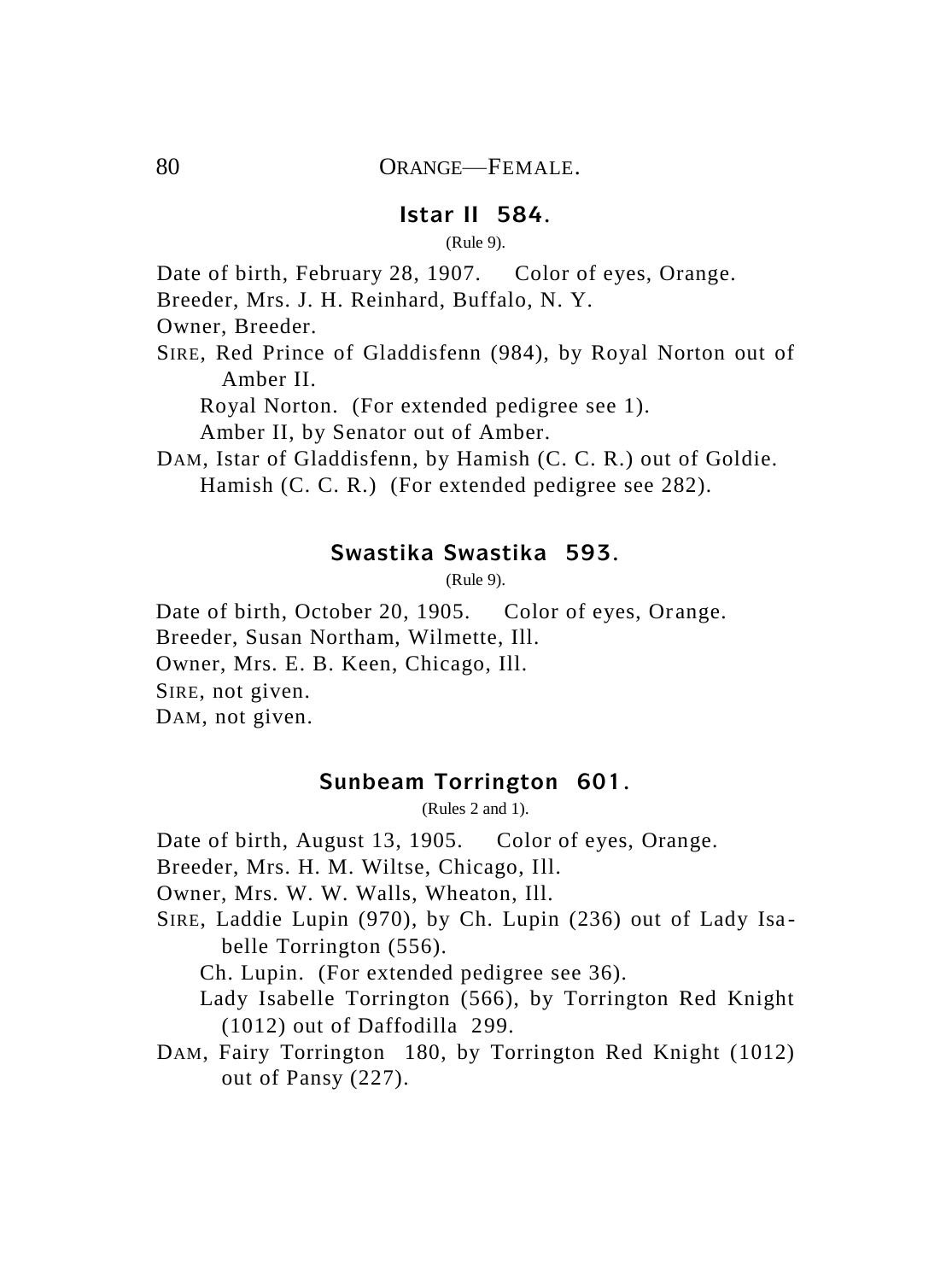ORANGE—FEMALE.

### Istar II 584.

(Rule 9).

Date of birth, February 28, 1907. Color of eyes, Orange.
Breeder, Mrs. J. H. Reinhard, Buffalo, N. Y.
Owner, Breeder.
SIRE, Red Prince of Gladdisfenn (984), by Royal Norton out of Amber II.
 Royal Norton. (For extended pedigree see 1).
 Amber II, by Senator out of Amber.
DAM, Istar of Gladdisfenn, by Hamish (C. C. R.) out of Goldie.
 Hamish (C. C. R.) (For extended pedigree see 282).

### Swastika Swastika 593.

(Rule 9).

Date of birth, October 20, 1905. Color of eyes, Orange.
Breeder, Susan Northam, Wilmette, Ill.
Owner, Mrs. E. B. Keen, Chicago, Ill.
SIRE, not given.
DAM, not given.

### Sunbeam Torrington 601.

(Rules 2 and 1).

Date of birth, August 13, 1905. Color of eyes, Orange.
Breeder, Mrs. H. M. Wiltse, Chicago, Ill.
Owner, Mrs. W. W. Walls, Wheaton, Ill.
SIRE, Laddie Lupin (970), by Ch. Lupin (236) out of Lady Isabelle Torrington (556).
 Ch. Lupin. (For extended pedigree see 36).
 Lady Isabelle Torrington (566), by Torrington Red Knight (1012) out of Daffodilla 299.
DAM, Fairy Torrington 180, by Torrington Red Knight (1012) out of Pansy (227).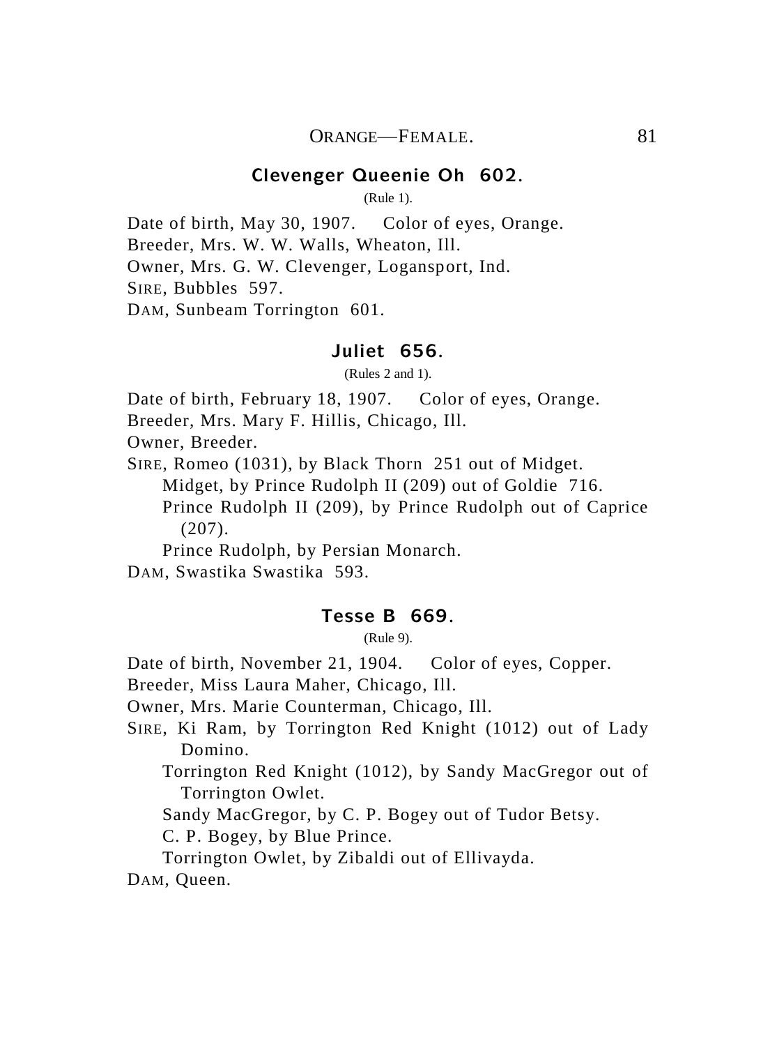### Clevenger Queenie Oh 602.

(Rule 1).

Date of birth, May 30, 1907. Color of eyes, Orange.
Breeder, Mrs. W. W. Walls, Wheaton, Ill.
Owner, Mrs. G. W. Clevenger, Logansport, Ind.
SIRE, Bubbles 597.
DAM, Sunbeam Torrington 601.

### Juliet 656.

(Rules 2 and 1).

Date of birth, February 18, 1907. Color of eyes, Orange.
Breeder, Mrs. Mary F. Hillis, Chicago, Ill.
Owner, Breeder.
SIRE, Romeo (1031), by Black Thorn 251 out of Midget.
Midget, by Prince Rudolph II (209) out of Goldie 716.
Prince Rudolph II (209), by Prince Rudolph out of Caprice (207).
Prince Rudolph, by Persian Monarch.
DAM, Swastika Swastika 593.

### Tesse B 669.

(Rule 9).

Date of birth, November 21, 1904. Color of eyes, Copper.
Breeder, Miss Laura Maher, Chicago, Ill.
Owner, Mrs. Marie Counterman, Chicago, Ill.
SIRE, Ki Ram, by Torrington Red Knight (1012) out of Lady Domino.
Torrington Red Knight (1012), by Sandy MacGregor out of Torrington Owlet.
Sandy MacGregor, by C. P. Bogey out of Tudor Betsy.
C. P. Bogey, by Blue Prince.
Torrington Owlet, by Zibaldi out of Ellivayda.
DAM, Queen.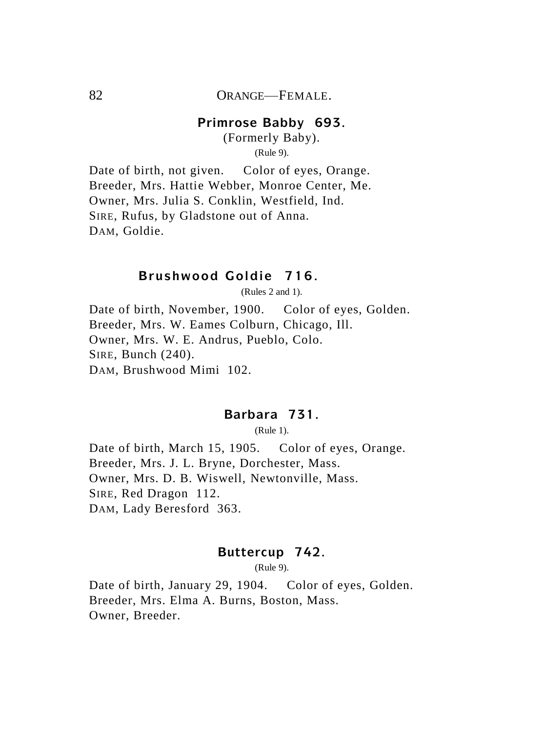## Primrose Babby 693.

(Formerly Baby).

(Rule 9).

Date of birth, not given. Color of eyes, Orange.
Breeder, Mrs. Hattie Webber, Monroe Center, Me.
Owner, Mrs. Julia S. Conklin, Westfield, Ind.
SIRE, Rufus, by Gladstone out of Anna.
DAM, Goldie.

## Brushwood Goldie 716.

(Rules 2 and 1).

Date of birth, November, 1900. Color of eyes, Golden.
Breeder, Mrs. W. Eames Colburn, Chicago, Ill.
Owner, Mrs. W. E. Andrus, Pueblo, Colo.
SIRE, Bunch (240).
DAM, Brushwood Mimi 102.

## Barbara 731.

(Rule 1).

Date of birth, March 15, 1905. Color of eyes, Orange.
Breeder, Mrs. J. L. Bryne, Dorchester, Mass.
Owner, Mrs. D. B. Wiswell, Newtonville, Mass.
SIRE, Red Dragon 112.
DAM, Lady Beresford 363.

## Buttercup 742.

(Rule 9).

Date of birth, January 29, 1904. Color of eyes, Golden.
Breeder, Mrs. Elma A. Burns, Boston, Mass.
Owner, Breeder.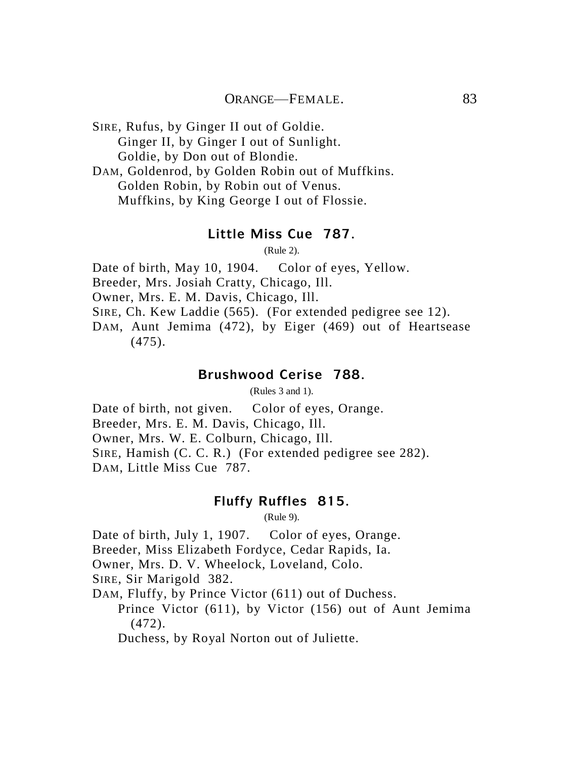SIRE, Rufus, by Ginger II out of Goldie.
  Ginger II, by Ginger I out of Sunlight.
  Goldie, by Don out of Blondie.
DAM, Goldenrod, by Golden Robin out of Muffkins.
  Golden Robin, by Robin out of Venus.
  Muffkins, by King George I out of Flossie.

### Little Miss Cue 787.

(Rule 2).

Date of birth, May 10, 1904. Color of eyes, Yellow.
Breeder, Mrs. Josiah Cratty, Chicago, Ill.
Owner, Mrs. E. M. Davis, Chicago, Ill.
SIRE, Ch. Kew Laddie (565). (For extended pedigree see 12).
DAM, Aunt Jemima (472), by Eiger (469) out of Heartsease (475).

### Brushwood Cerise 788.

(Rules 3 and 1).

Date of birth, not given. Color of eyes, Orange.
Breeder, Mrs. E. M. Davis, Chicago, Ill.
Owner, Mrs. W. E. Colburn, Chicago, Ill.
SIRE, Hamish (C. C. R.) (For extended pedigree see 282).
DAM, Little Miss Cue 787.

### Fluffy Ruffles 815.

(Rule 9).

Date of birth, July 1, 1907. Color of eyes, Orange.
Breeder, Miss Elizabeth Fordyce, Cedar Rapids, Ia.
Owner, Mrs. D. V. Wheelock, Loveland, Colo.
SIRE, Sir Marigold 382.
DAM, Fluffy, by Prince Victor (611) out of Duchess.
  Prince Victor (611), by Victor (156) out of Aunt Jemima (472).
  Duchess, by Royal Norton out of Juliette.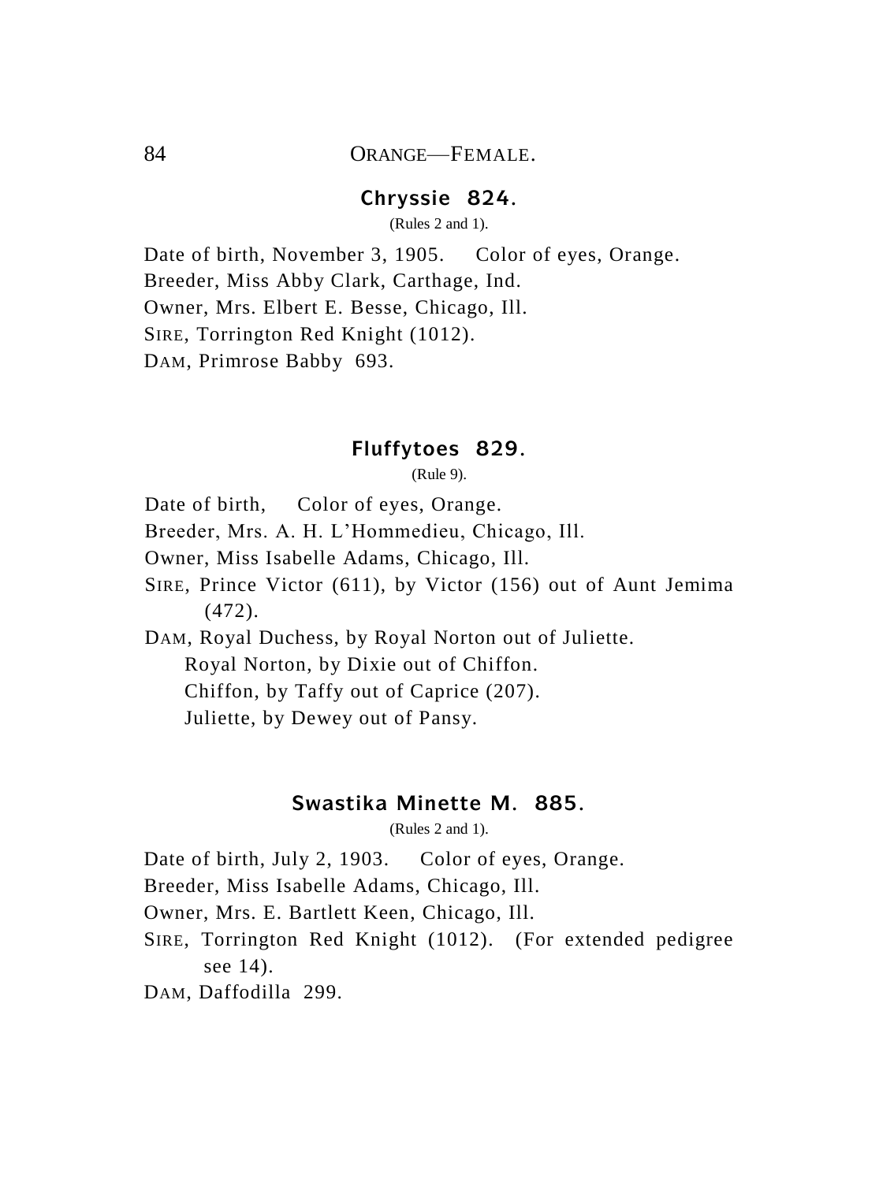## ORANGE—FEMALE.

### Chryssie 824.

(Rules 2 and 1).

Date of birth, November 3, 1905. Color of eyes, Orange.
Breeder, Miss Abby Clark, Carthage, Ind.
Owner, Mrs. Elbert E. Besse, Chicago, Ill.
SIRE, Torrington Red Knight (1012).
DAM, Primrose Babby 693.

### Fluffytoes 829.

(Rule 9).

Date of birth, Color of eyes, Orange.
Breeder, Mrs. A. H. L'Hommedieu, Chicago, Ill.
Owner, Miss Isabelle Adams, Chicago, Ill.
SIRE, Prince Victor (611), by Victor (156) out of Aunt Jemima (472).
DAM, Royal Duchess, by Royal Norton out of Juliette.
Royal Norton, by Dixie out of Chiffon.
Chiffon, by Taffy out of Caprice (207).
Juliette, by Dewey out of Pansy.

### Swastika Minette M. 885.

(Rules 2 and 1).

Date of birth, July 2, 1903. Color of eyes, Orange.
Breeder, Miss Isabelle Adams, Chicago, Ill.
Owner, Mrs. E. Bartlett Keen, Chicago, Ill.
SIRE, Torrington Red Knight (1012). (For extended pedigree see 14).
DAM, Daffodilla 299.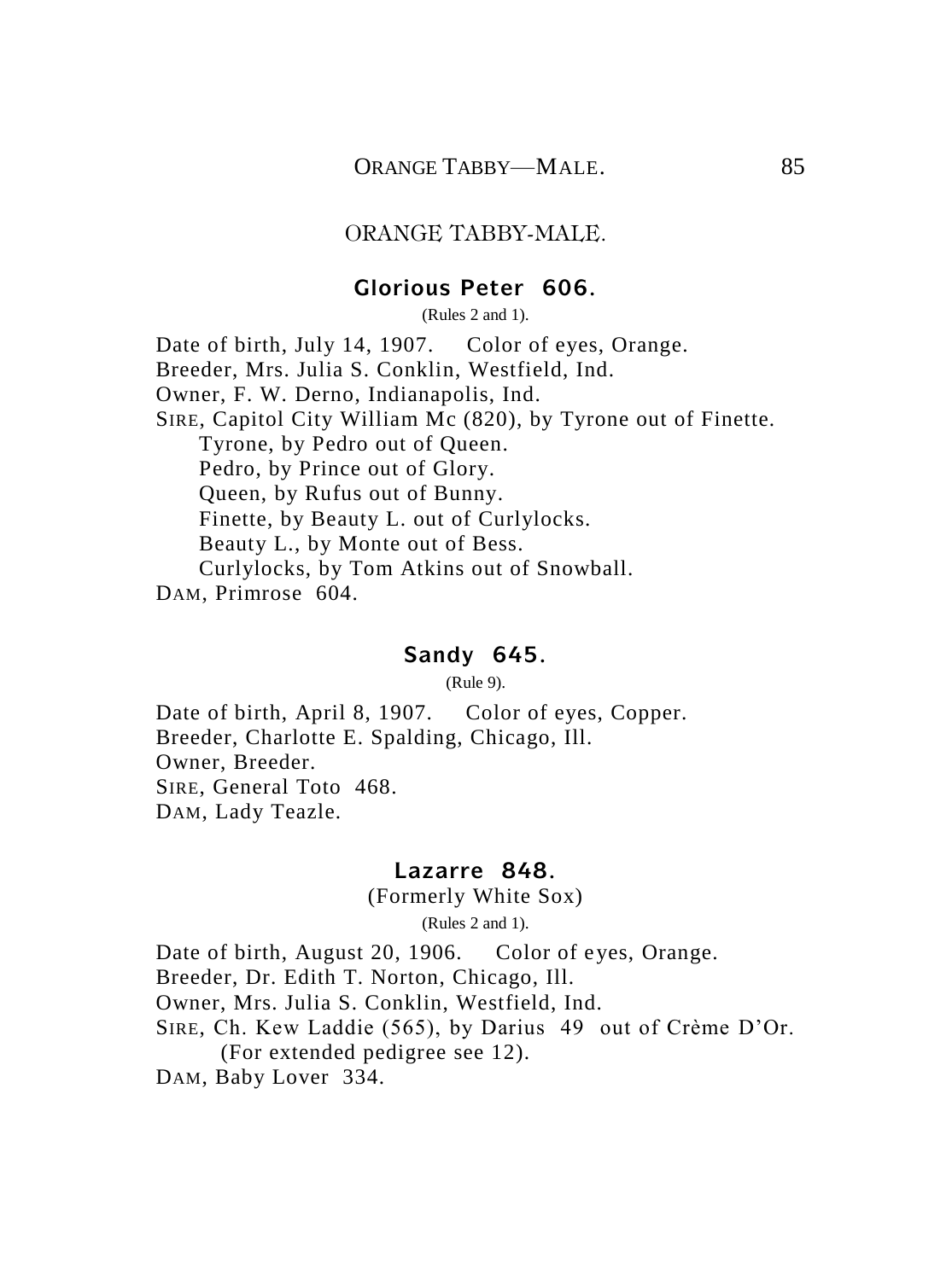## ORANGE TABBY-MALE.

### Glorious Peter 606.

(Rules 2 and 1).

Date of birth, July 14, 1907. Color of eyes, Orange.
Breeder, Mrs. Julia S. Conklin, Westfield, Ind.
Owner, F. W. Derno, Indianapolis, Ind.
SIRE, Capitol City William Mc (820), by Tyrone out of Finette.
Tyrone, by Pedro out of Queen.
Pedro, by Prince out of Glory.
Queen, by Rufus out of Bunny.
Finette, by Beauty L. out of Curlylocks.
Beauty L., by Monte out of Bess.
Curlylocks, by Tom Atkins out of Snowball.
DAM, Primrose 604.

### Sandy 645.

(Rule 9).

Date of birth, April 8, 1907. Color of eyes, Copper.
Breeder, Charlotte E. Spalding, Chicago, Ill.
Owner, Breeder.
SIRE, General Toto 468.
DAM, Lady Teazle.

### Lazarre 848.

(Formerly White Sox)

(Rules 2 and 1).

Date of birth, August 20, 1906. Color of eyes, Orange.
Breeder, Dr. Edith T. Norton, Chicago, Ill.
Owner, Mrs. Julia S. Conklin, Westfield, Ind.
SIRE, Ch. Kew Laddie (565), by Darius 49 out of Crème D'Or.
(For extended pedigree see 12).
DAM, Baby Lover 334.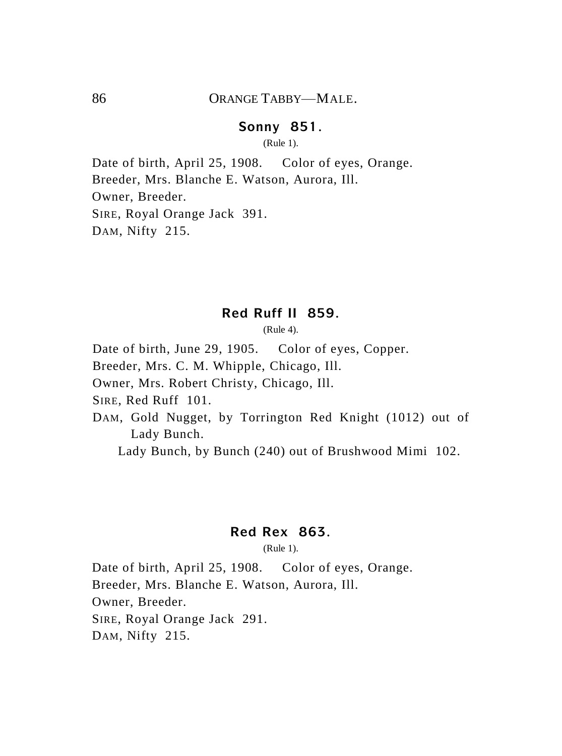### Sonny 851.

(Rule 1).

Date of birth, April 25, 1908. Color of eyes, Orange.
Breeder, Mrs. Blanche E. Watson, Aurora, Ill.
Owner, Breeder.
SIRE, Royal Orange Jack 391.
DAM, Nifty 215.

### Red Ruff II 859.

(Rule 4).

Date of birth, June 29, 1905. Color of eyes, Copper.
Breeder, Mrs. C. M. Whipple, Chicago, Ill.
Owner, Mrs. Robert Christy, Chicago, Ill.
SIRE, Red Ruff 101.
DAM, Gold Nugget, by Torrington Red Knight (1012) out of Lady Bunch.
Lady Bunch, by Bunch (240) out of Brushwood Mimi 102.

### Red Rex 863.

(Rule 1).

Date of birth, April 25, 1908. Color of eyes, Orange.
Breeder, Mrs. Blanche E. Watson, Aurora, Ill.
Owner, Breeder.
SIRE, Royal Orange Jack 291.
DAM, Nifty 215.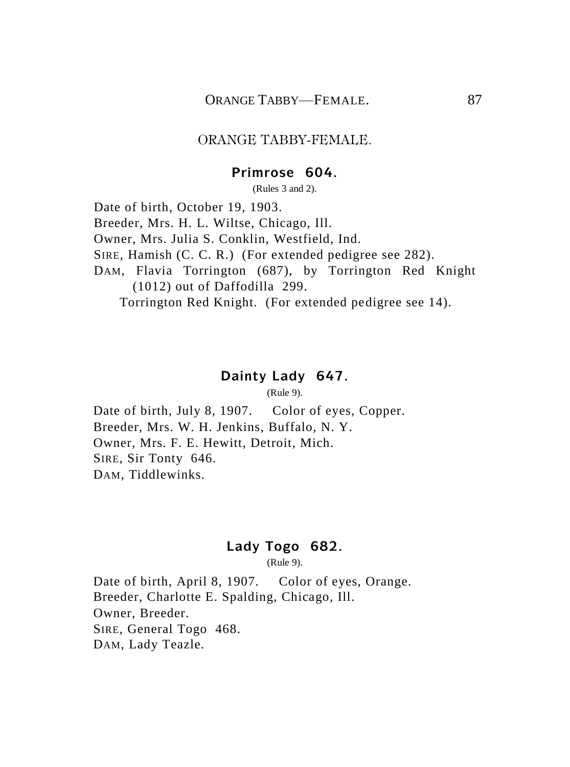## ORANGE TABBY-FEMALE.

### Primrose 604.

(Rules 3 and 2).

Date of birth, October 19, 1903.
Breeder, Mrs. H. L. Wiltse, Chicago, Ill.
Owner, Mrs. Julia S. Conklin, Westfield, Ind.
SIRE, Hamish (C. C. R.) (For extended pedigree see 282).
DAM, Flavia Torrington (687), by Torrington Red Knight (1012) out of Daffodilla 299.
Torrington Red Knight. (For extended pedigree see 14).

### Dainty Lady 647.

(Rule 9).

Date of birth, July 8, 1907. Color of eyes, Copper.
Breeder, Mrs. W. H. Jenkins, Buffalo, N. Y.
Owner, Mrs. F. E. Hewitt, Detroit, Mich.
SIRE, Sir Tonty 646.
DAM, Tiddlewinks.

### Lady Togo 682.

(Rule 9).

Date of birth, April 8, 1907. Color of eyes, Orange.
Breeder, Charlotte E. Spalding, Chicago, Ill.
Owner, Breeder.
SIRE, General Togo 468.
DAM, Lady Teazle.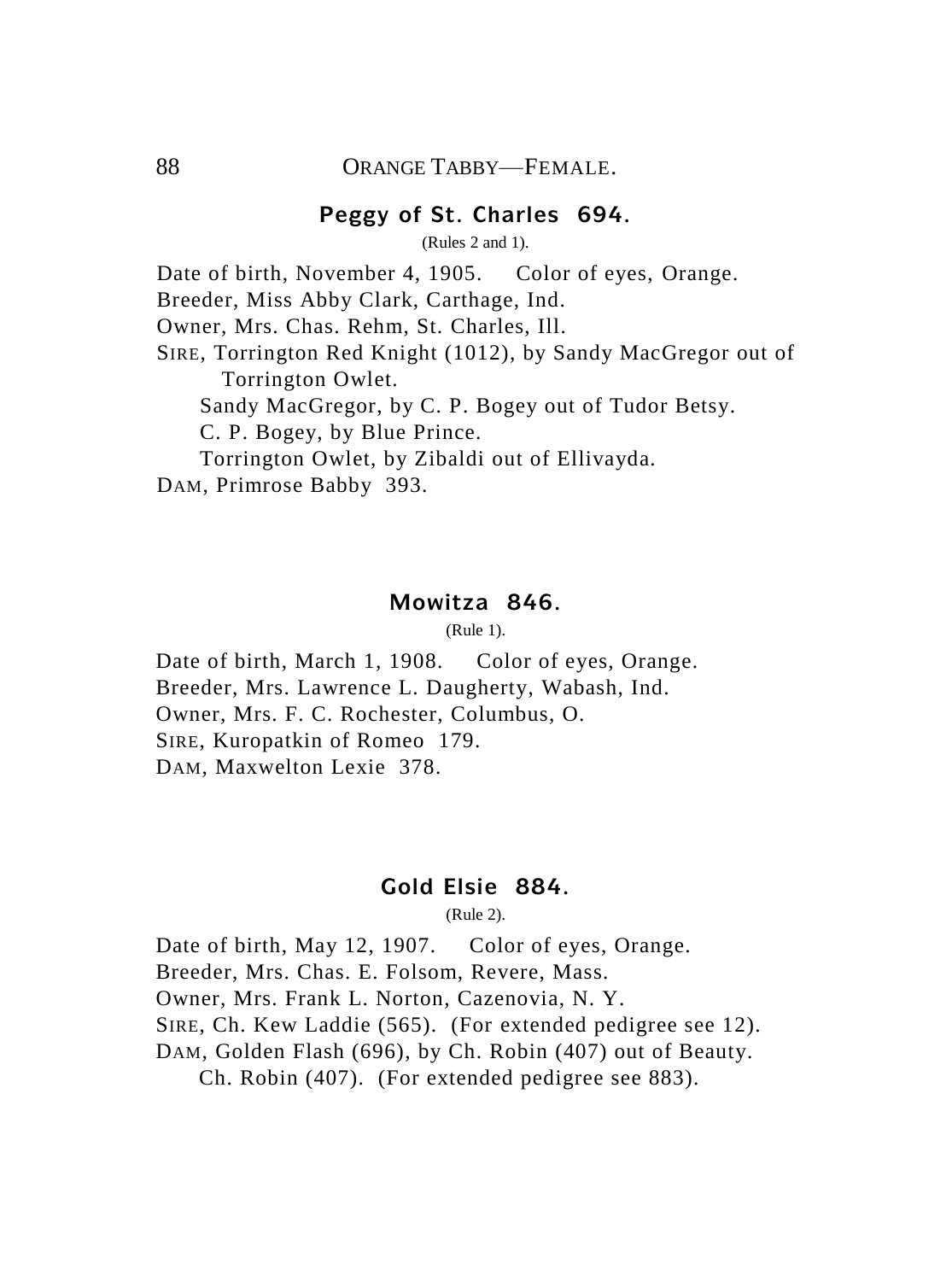## ORANGE TABBY—FEMALE.

### Peggy of St. Charles 694.

(Rules 2 and 1).

Date of birth, November 4, 1905. Color of eyes, Orange.
Breeder, Miss Abby Clark, Carthage, Ind.
Owner, Mrs. Chas. Rehm, St. Charles, Ill.
SIRE, Torrington Red Knight (1012), by Sandy MacGregor out of Torrington Owlet.
  Sandy MacGregor, by C. P. Bogey out of Tudor Betsy.
  C. P. Bogey, by Blue Prince.
  Torrington Owlet, by Zibaldi out of Ellivayda.
DAM, Primrose Babby 393.

### Mowitza 846.

(Rule 1).

Date of birth, March 1, 1908. Color of eyes, Orange.
Breeder, Mrs. Lawrence L. Daugherty, Wabash, Ind.
Owner, Mrs. F. C. Rochester, Columbus, O.
SIRE, Kuropatkin of Romeo 179.
DAM, Maxwelton Lexie 378.

### Gold Elsie 884.

(Rule 2).

Date of birth, May 12, 1907. Color of eyes, Orange.
Breeder, Mrs. Chas. E. Folsom, Revere, Mass.
Owner, Mrs. Frank L. Norton, Cazenovia, N. Y.
SIRE, Ch. Kew Laddie (565). (For extended pedigree see 12).
DAM, Golden Flash (696), by Ch. Robin (407) out of Beauty.
  Ch. Robin (407). (For extended pedigree see 883).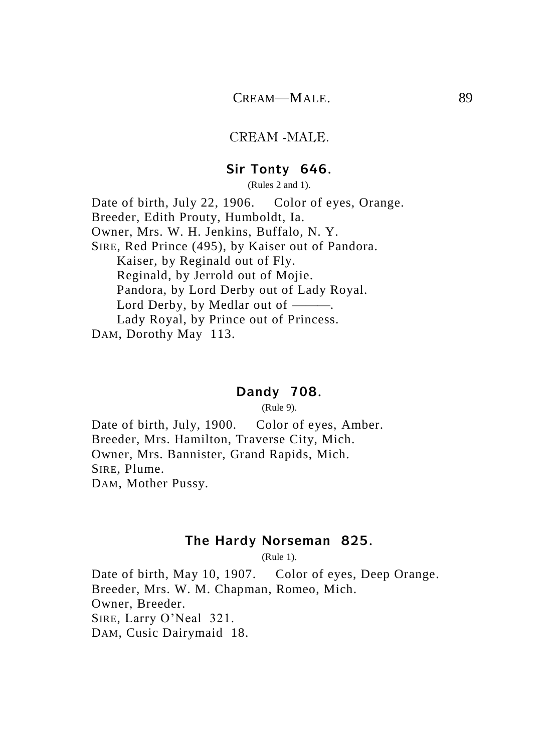## CREAM -MALE.

### Sir Tonty 646.

(Rules 2 and 1).

Date of birth, July 22, 1906. Color of eyes, Orange.
Breeder, Edith Prouty, Humboldt, Ia.
Owner, Mrs. W. H. Jenkins, Buffalo, N. Y.
SIRE, Red Prince (495), by Kaiser out of Pandora.
Kaiser, by Reginald out of Fly.
Reginald, by Jerrold out of Mojie.
Pandora, by Lord Derby out of Lady Royal.
Lord Derby, by Medlar out of ———.
Lady Royal, by Prince out of Princess.
DAM, Dorothy May 113.

### Dandy 708.

(Rule 9).

Date of birth, July, 1900. Color of eyes, Amber.
Breeder, Mrs. Hamilton, Traverse City, Mich.
Owner, Mrs. Bannister, Grand Rapids, Mich.
SIRE, Plume.
DAM, Mother Pussy.

### The Hardy Norseman 825.

(Rule 1).

Date of birth, May 10, 1907. Color of eyes, Deep Orange.
Breeder, Mrs. W. M. Chapman, Romeo, Mich.
Owner, Breeder.
SIRE, Larry O'Neal 321.
DAM, Cusic Dairymaid 18.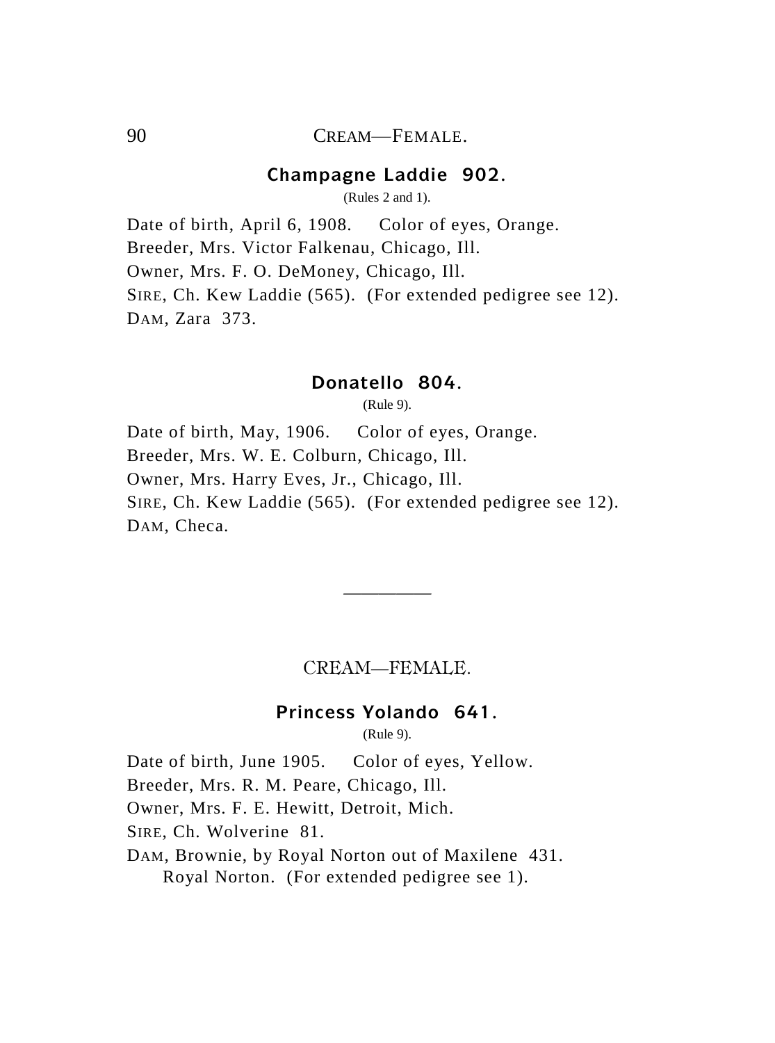### Champagne Laddie 902.

(Rules 2 and 1).

Date of birth, April 6, 1908. Color of eyes, Orange.
Breeder, Mrs. Victor Falkenau, Chicago, Ill.
Owner, Mrs. F. O. DeMoney, Chicago, Ill.
SIRE, Ch. Kew Laddie (565). (For extended pedigree see 12).
DAM, Zara 373.

### Donatello 804.

(Rule 9).

Date of birth, May, 1906. Color of eyes, Orange.
Breeder, Mrs. W. E. Colburn, Chicago, Ill.
Owner, Mrs. Harry Eves, Jr., Chicago, Ill.
SIRE, Ch. Kew Laddie (565). (For extended pedigree see 12).
DAM, Checa.

---

## CREAM—FEMALE.

### Princess Yolando 641.

(Rule 9).

Date of birth, June 1905. Color of eyes, Yellow.
Breeder, Mrs. R. M. Peare, Chicago, Ill.
Owner, Mrs. F. E. Hewitt, Detroit, Mich.
SIRE, Ch. Wolverine 81.
DAM, Brownie, by Royal Norton out of Maxilene 431.
Royal Norton. (For extended pedigree see 1).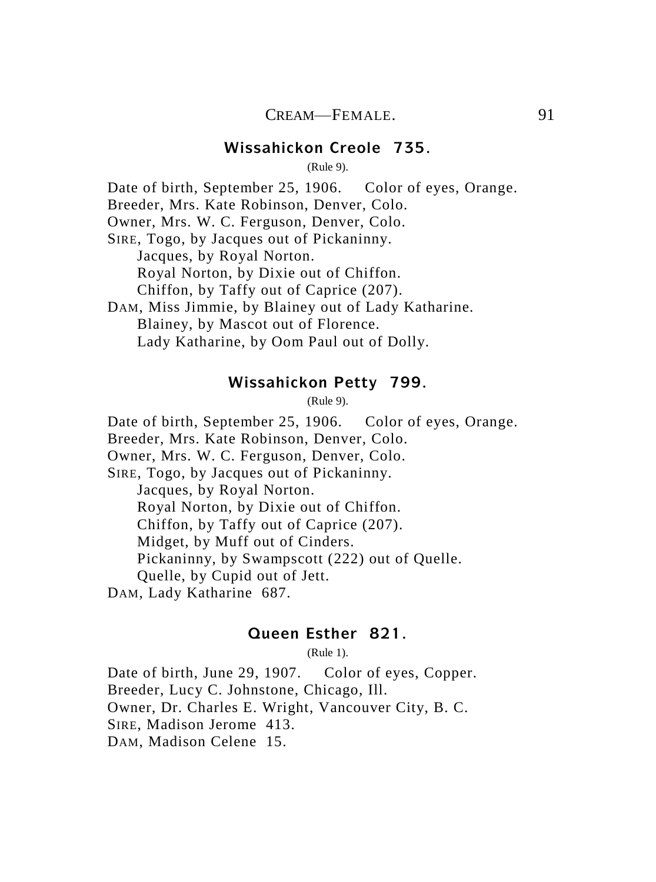## Wissahickon Creole 735.

(Rule 9).

Date of birth, September 25, 1906. Color of eyes, Orange.
Breeder, Mrs. Kate Robinson, Denver, Colo.
Owner, Mrs. W. C. Ferguson, Denver, Colo.
SIRE, Togo, by Jacques out of Pickaninny.
Jacques, by Royal Norton.
Royal Norton, by Dixie out of Chiffon.
Chiffon, by Taffy out of Caprice (207).
DAM, Miss Jimmie, by Blainey out of Lady Katharine.
Blainey, by Mascot out of Florence.
Lady Katharine, by Oom Paul out of Dolly.

## Wissahickon Petty 799.

(Rule 9).

Date of birth, September 25, 1906. Color of eyes, Orange.
Breeder, Mrs. Kate Robinson, Denver, Colo.
Owner, Mrs. W. C. Ferguson, Denver, Colo.
SIRE, Togo, by Jacques out of Pickaninny.
Jacques, by Royal Norton.
Royal Norton, by Dixie out of Chiffon.
Chiffon, by Taffy out of Caprice (207).
Midget, by Muff out of Cinders.
Pickaninny, by Swampscott (222) out of Quelle.
Quelle, by Cupid out of Jett.
DAM, Lady Katharine 687.

## Queen Esther 821.

(Rule 1).

Date of birth, June 29, 1907. Color of eyes, Copper.
Breeder, Lucy C. Johnstone, Chicago, Ill.
Owner, Dr. Charles E. Wright, Vancouver City, B. C.
SIRE, Madison Jerome 413.
DAM, Madison Celene 15.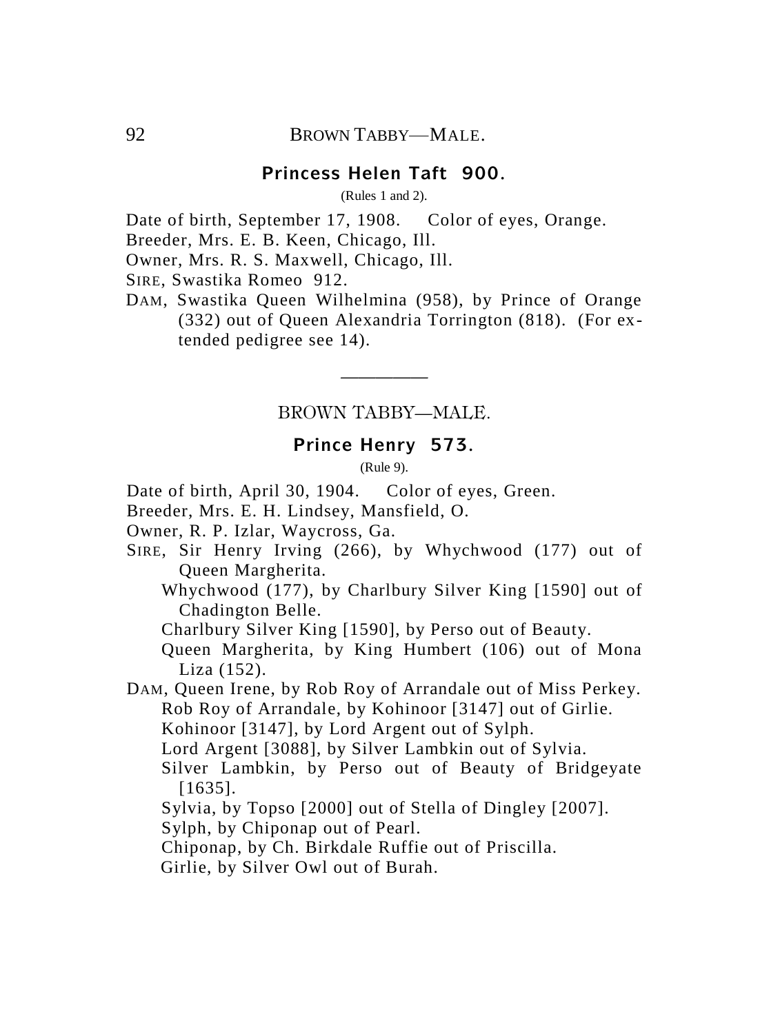### Princess Helen Taft 900.

(Rules 1 and 2).

Date of birth, September 17, 1908. Color of eyes, Orange.
Breeder, Mrs. E. B. Keen, Chicago, Ill.
Owner, Mrs. R. S. Maxwell, Chicago, Ill.
SIRE, Swastika Romeo 912.
DAM, Swastika Queen Wilhelmina (958), by Prince of Orange (332) out of Queen Alexandria Torrington (818). (For extended pedigree see 14).

---

## BROWN TABBY—MALE.

### Prince Henry 573.

(Rule 9).

Date of birth, April 30, 1904. Color of eyes, Green.
Breeder, Mrs. E. H. Lindsey, Mansfield, O.
Owner, R. P. Izlar, Waycross, Ga.
SIRE, Sir Henry Irving (266), by Whychwood (177) out of Queen Margherita.
Whychwood (177), by Charlbury Silver King [1590] out of Chadington Belle.
Charlbury Silver King [1590], by Perso out of Beauty.
Queen Margherita, by King Humbert (106) out of Mona Liza (152).
DAM, Queen Irene, by Rob Roy of Arrandale out of Miss Perkey.
Rob Roy of Arrandale, by Kohinoor [3147] out of Girlie.
Kohinoor [3147], by Lord Argent out of Sylph.
Lord Argent [3088], by Silver Lambkin out of Sylvia.
Silver Lambkin, by Perso out of Beauty of Bridgeyate [1635].
Sylvia, by Topso [2000] out of Stella of Dingley [2007].
Sylph, by Chiponap out of Pearl.
Chiponap, by Ch. Birkdale Ruffie out of Priscilla.
Girlie, by Silver Owl out of Burah.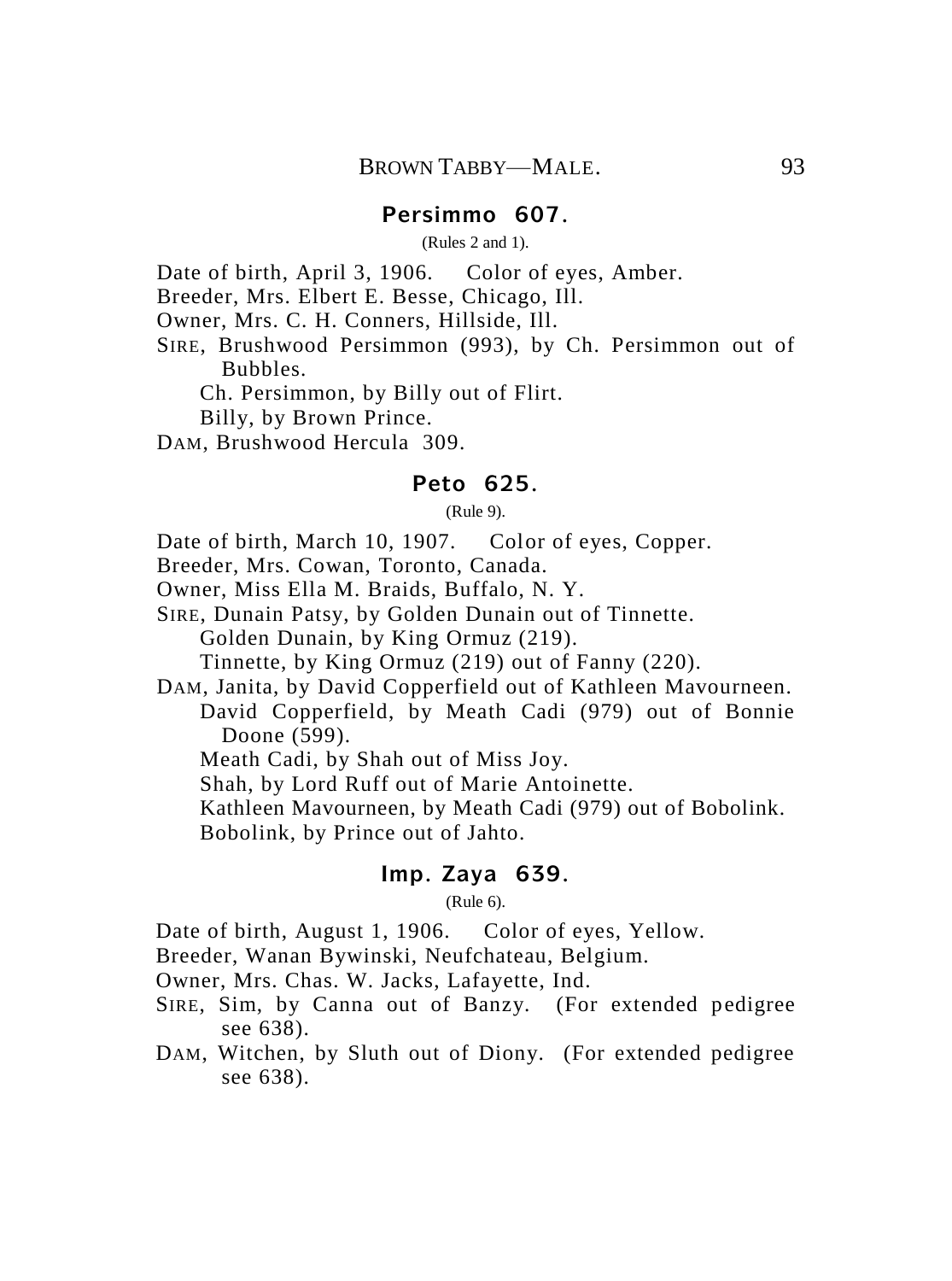### Persimmo 607.

(Rules 2 and 1).

Date of birth, April 3, 1906. Color of eyes, Amber.
Breeder, Mrs. Elbert E. Besse, Chicago, Ill.
Owner, Mrs. C. H. Conners, Hillside, Ill.
SIRE, Brushwood Persimmon (993), by Ch. Persimmon out of Bubbles.
Ch. Persimmon, by Billy out of Flirt.
Billy, by Brown Prince.
DAM, Brushwood Hercula 309.

### Peto 625.

(Rule 9).

Date of birth, March 10, 1907. Color of eyes, Copper.
Breeder, Mrs. Cowan, Toronto, Canada.
Owner, Miss Ella M. Braids, Buffalo, N. Y.
SIRE, Dunain Patsy, by Golden Dunain out of Tinnette.
Golden Dunain, by King Ormuz (219).
Tinnette, by King Ormuz (219) out of Fanny (220).
DAM, Janita, by David Copperfield out of Kathleen Mavourneen.
David Copperfield, by Meath Cadi (979) out of Bonnie Doone (599).
Meath Cadi, by Shah out of Miss Joy.
Shah, by Lord Ruff out of Marie Antoinette.
Kathleen Mavourneen, by Meath Cadi (979) out of Bobolink.
Bobolink, by Prince out of Jahto.

### Imp. Zaya 639.

(Rule 6).

Date of birth, August 1, 1906. Color of eyes, Yellow.
Breeder, Wanan Bywinski, Neufchateau, Belgium.
Owner, Mrs. Chas. W. Jacks, Lafayette, Ind.
SIRE, Sim, by Canna out of Banzy. (For extended pedigree see 638).
DAM, Witchen, by Sluth out of Diony. (For extended pedigree see 638).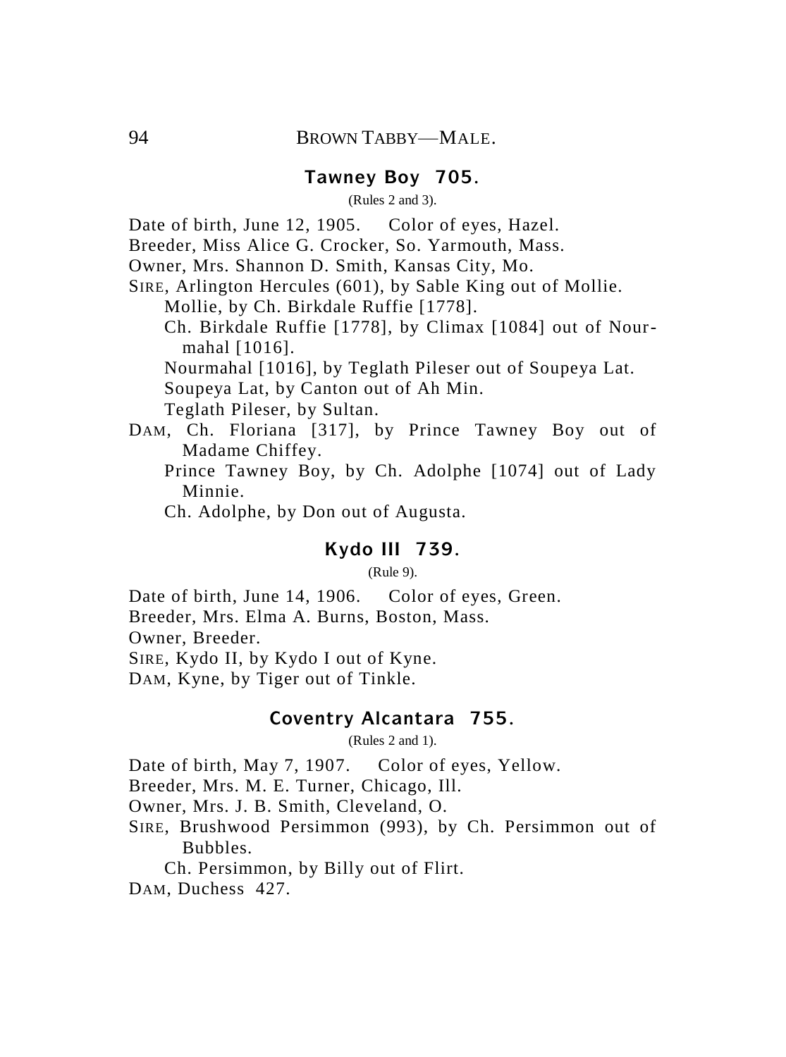## BROWN TABBY—MALE.

### Tawney Boy 705.

(Rules 2 and 3).

Date of birth, June 12, 1905. Color of eyes, Hazel.
Breeder, Miss Alice G. Crocker, So. Yarmouth, Mass.
Owner, Mrs. Shannon D. Smith, Kansas City, Mo.
SIRE, Arlington Hercules (601), by Sable King out of Mollie.
Mollie, by Ch. Birkdale Ruffie [1778].
Ch. Birkdale Ruffie [1778], by Climax [1084] out of Nourmahal [1016].
Nourmahal [1016], by Teglath Pileser out of Soupeya Lat.
Soupeya Lat, by Canton out of Ah Min.
Teglath Pileser, by Sultan.
DAM, Ch. Floriana [317], by Prince Tawney Boy out of Madame Chiffey.
Prince Tawney Boy, by Ch. Adolphe [1074] out of Lady Minnie.
Ch. Adolphe, by Don out of Augusta.

### Kydo III 739.

(Rule 9).

Date of birth, June 14, 1906. Color of eyes, Green.
Breeder, Mrs. Elma A. Burns, Boston, Mass.
Owner, Breeder.
SIRE, Kydo II, by Kydo I out of Kyne.
DAM, Kyne, by Tiger out of Tinkle.

### Coventry Alcantara 755.

(Rules 2 and 1).

Date of birth, May 7, 1907. Color of eyes, Yellow.
Breeder, Mrs. M. E. Turner, Chicago, Ill.
Owner, Mrs. J. B. Smith, Cleveland, O.
SIRE, Brushwood Persimmon (993), by Ch. Persimmon out of Bubbles.
Ch. Persimmon, by Billy out of Flirt.
DAM, Duchess 427.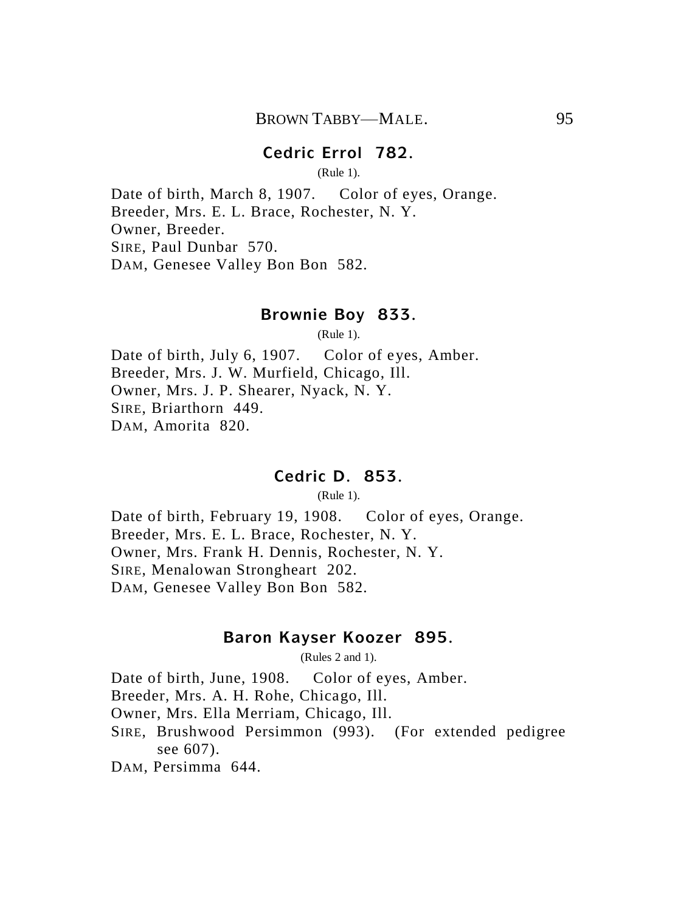### Cedric Errol 782.

(Rule 1).

Date of birth, March 8, 1907. Color of eyes, Orange.
Breeder, Mrs. E. L. Brace, Rochester, N. Y.
Owner, Breeder.
SIRE, Paul Dunbar 570.
DAM, Genesee Valley Bon Bon 582.

### Brownie Boy 833.

(Rule 1).

Date of birth, July 6, 1907. Color of eyes, Amber.
Breeder, Mrs. J. W. Murfield, Chicago, Ill.
Owner, Mrs. J. P. Shearer, Nyack, N. Y.
SIRE, Briarthorn 449.
DAM, Amorita 820.

### Cedric D. 853.

(Rule 1).

Date of birth, February 19, 1908. Color of eyes, Orange.
Breeder, Mrs. E. L. Brace, Rochester, N. Y.
Owner, Mrs. Frank H. Dennis, Rochester, N. Y.
SIRE, Menalowan Strongheart 202.
DAM, Genesee Valley Bon Bon 582.

### Baron Kayser Koozer 895.

(Rules 2 and 1).

Date of birth, June, 1908. Color of eyes, Amber.
Breeder, Mrs. A. H. Rohe, Chicago, Ill.
Owner, Mrs. Ella Merriam, Chicago, Ill.
SIRE, Brushwood Persimmon (993). (For extended pedigree see 607).
DAM, Persimma 644.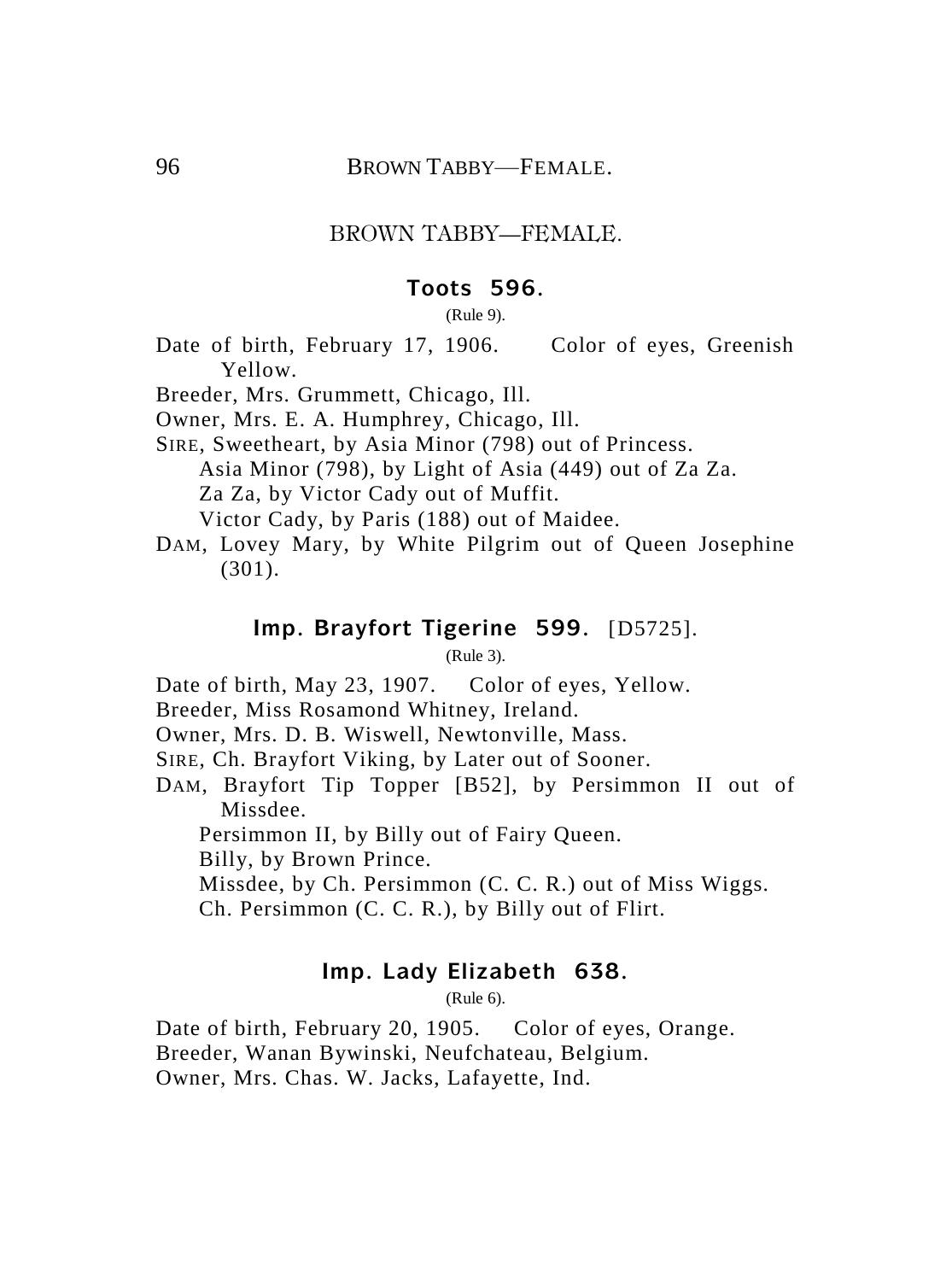## BROWN TABBY—FEMALE.

### Toots 596.

(Rule 9).

Date of birth, February 17, 1906. Color of eyes, Greenish Yellow.

Breeder, Mrs. Grummett, Chicago, Ill.

Owner, Mrs. E. A. Humphrey, Chicago, Ill.

SIRE, Sweetheart, by Asia Minor (798) out of Princess.

Asia Minor (798), by Light of Asia (449) out of Za Za.

Za Za, by Victor Cady out of Muffit.

Victor Cady, by Paris (188) out of Maidee.

DAM, Lovey Mary, by White Pilgrim out of Queen Josephine (301).

### Imp. Brayfort Tigerine 599. [D5725].

(Rule 3).

Date of birth, May 23, 1907. Color of eyes, Yellow.

Breeder, Miss Rosamond Whitney, Ireland.

Owner, Mrs. D. B. Wiswell, Newtonville, Mass.

SIRE, Ch. Brayfort Viking, by Later out of Sooner.

DAM, Brayfort Tip Topper [B52], by Persimmon II out of Missdee.

Persimmon II, by Billy out of Fairy Queen.

Billy, by Brown Prince.

Missdee, by Ch. Persimmon (C. C. R.) out of Miss Wiggs.

Ch. Persimmon (C. C. R.), by Billy out of Flirt.

### Imp. Lady Elizabeth 638.

(Rule 6).

Date of birth, February 20, 1905. Color of eyes, Orange.

Breeder, Wanan Bywinski, Neufchateau, Belgium.

Owner, Mrs. Chas. W. Jacks, Lafayette, Ind.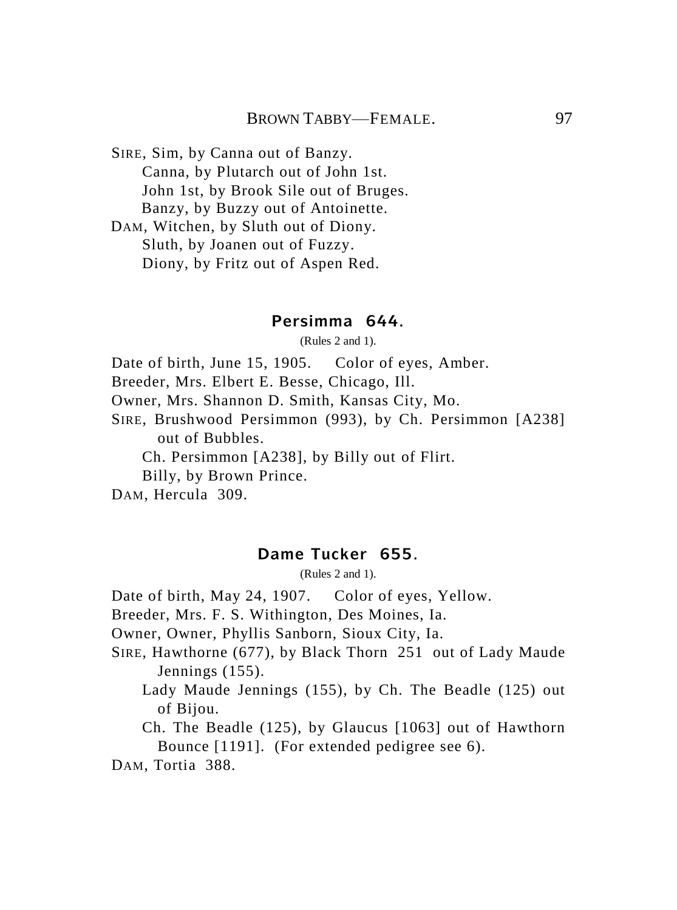SIRE, Sim, by Canna out of Banzy.

Canna, by Plutarch out of John 1st.

John 1st, by Brook Sile out of Bruges.

Banzy, by Buzzy out of Antoinette.

DAM, Witchen, by Sluth out of Diony.

Sluth, by Joanen out of Fuzzy.

Diony, by Fritz out of Aspen Red.

### Persimma 644.

(Rules 2 and 1).

Date of birth, June 15, 1905. Color of eyes, Amber.

Breeder, Mrs. Elbert E. Besse, Chicago, Ill.

Owner, Mrs. Shannon D. Smith, Kansas City, Mo.

SIRE, Brushwood Persimmon (993), by Ch. Persimmon [A238] out of Bubbles.

Ch. Persimmon [A238], by Billy out of Flirt.

Billy, by Brown Prince.

DAM, Hercula 309.

### Dame Tucker 655.

(Rules 2 and 1).

Date of birth, May 24, 1907. Color of eyes, Yellow.

Breeder, Mrs. F. S. Withington, Des Moines, Ia.

Owner, Owner, Phyllis Sanborn, Sioux City, Ia.

SIRE, Hawthorne (677), by Black Thorn 251 out of Lady Maude Jennings (155).

Lady Maude Jennings (155), by Ch. The Beadle (125) out of Bijou.

Ch. The Beadle (125), by Glaucus [1063] out of Hawthorn Bounce [1191]. (For extended pedigree see 6).

DAM, Tortia 388.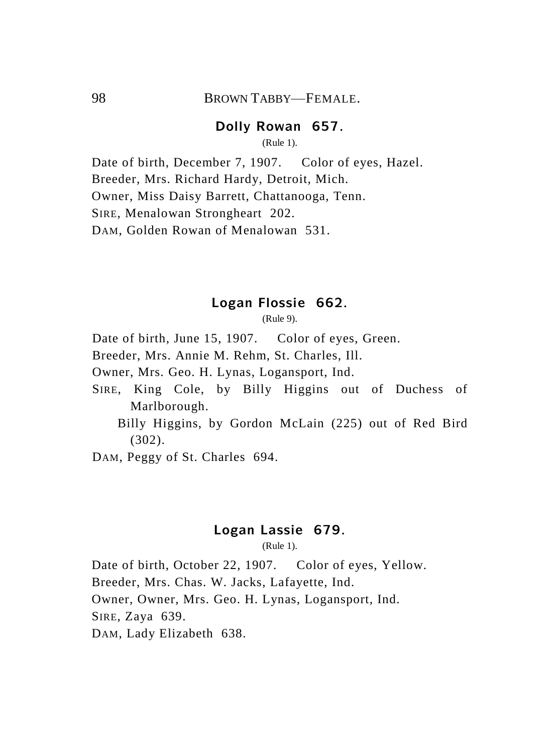## BROWN TABBY—FEMALE.

### Dolly Rowan 657.

(Rule 1).

Date of birth, December 7, 1907. Color of eyes, Hazel.
Breeder, Mrs. Richard Hardy, Detroit, Mich.
Owner, Miss Daisy Barrett, Chattanooga, Tenn.
SIRE, Menalowan Strongheart 202.
DAM, Golden Rowan of Menalowan 531.

### Logan Flossie 662.

(Rule 9).

Date of birth, June 15, 1907. Color of eyes, Green.
Breeder, Mrs. Annie M. Rehm, St. Charles, Ill.
Owner, Mrs. Geo. H. Lynas, Logansport, Ind.
SIRE, King Cole, by Billy Higgins out of Duchess of Marlborough.
Billy Higgins, by Gordon McLain (225) out of Red Bird (302).
DAM, Peggy of St. Charles 694.

### Logan Lassie 679.

(Rule 1).

Date of birth, October 22, 1907. Color of eyes, Yellow.
Breeder, Mrs. Chas. W. Jacks, Lafayette, Ind.
Owner, Owner, Mrs. Geo. H. Lynas, Logansport, Ind.
SIRE, Zaya 639.
DAM, Lady Elizabeth 638.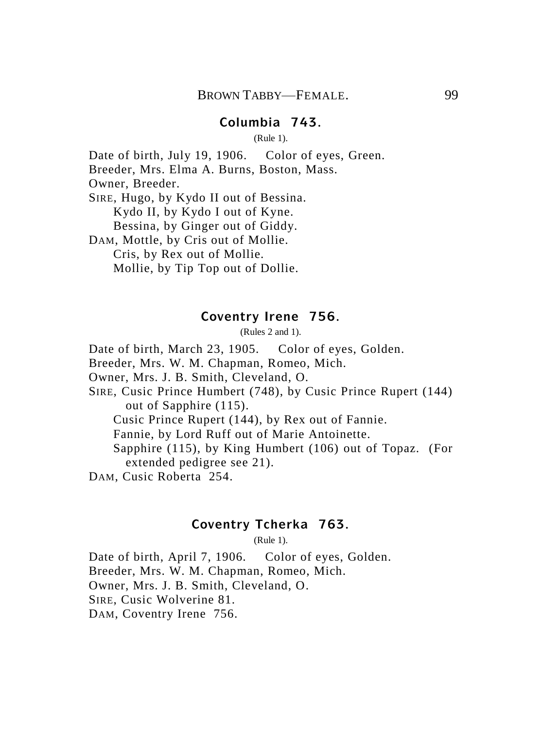### Columbia 743.

(Rule 1).

Date of birth, July 19, 1906. Color of eyes, Green.
Breeder, Mrs. Elma A. Burns, Boston, Mass.
Owner, Breeder.
SIRE, Hugo, by Kydo II out of Bessina.
Kydo II, by Kydo I out of Kyne.
Bessina, by Ginger out of Giddy.
DAM, Mottle, by Cris out of Mollie.
Cris, by Rex out of Mollie.
Mollie, by Tip Top out of Dollie.

### Coventry Irene 756.

(Rules 2 and 1).

Date of birth, March 23, 1905. Color of eyes, Golden.
Breeder, Mrs. W. M. Chapman, Romeo, Mich.
Owner, Mrs. J. B. Smith, Cleveland, O.
SIRE, Cusic Prince Humbert (748), by Cusic Prince Rupert (144) out of Sapphire (115).
Cusic Prince Rupert (144), by Rex out of Fannie.
Fannie, by Lord Ruff out of Marie Antoinette.
Sapphire (115), by King Humbert (106) out of Topaz. (For extended pedigree see 21).
DAM, Cusic Roberta 254.

### Coventry Tcherka 763.

(Rule 1).

Date of birth, April 7, 1906. Color of eyes, Golden.
Breeder, Mrs. W. M. Chapman, Romeo, Mich.
Owner, Mrs. J. B. Smith, Cleveland, O.
SIRE, Cusic Wolverine 81.
DAM, Coventry Irene 756.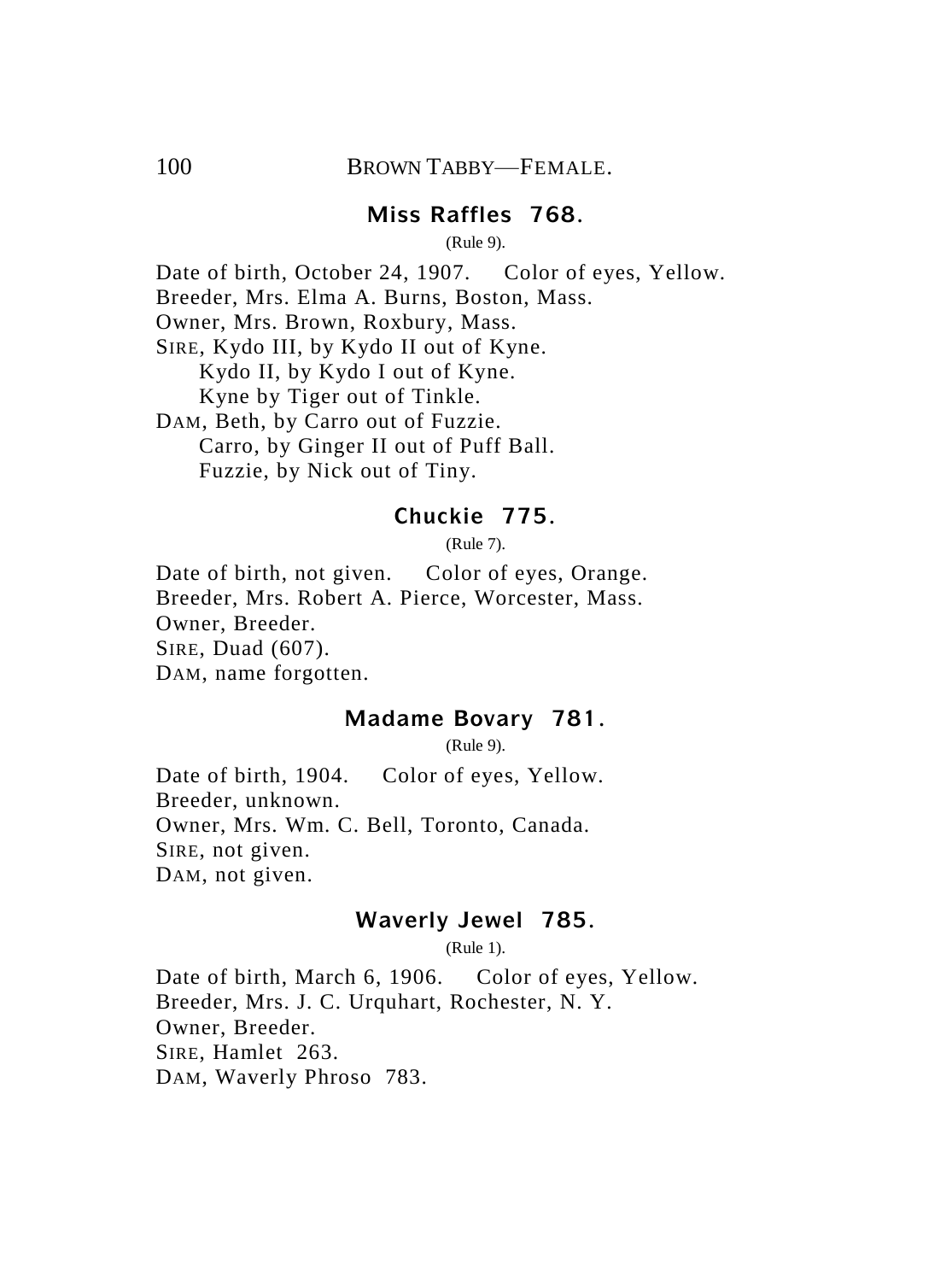## BROWN TABBY—FEMALE.

### Miss Raffles 768.

(Rule 9).

Date of birth, October 24, 1907. Color of eyes, Yellow.
Breeder, Mrs. Elma A. Burns, Boston, Mass.
Owner, Mrs. Brown, Roxbury, Mass.
SIRE, Kydo III, by Kydo II out of Kyne.
    Kydo II, by Kydo I out of Kyne.
    Kyne by Tiger out of Tinkle.
DAM, Beth, by Carro out of Fuzzie.
    Carro, by Ginger II out of Puff Ball.
    Fuzzie, by Nick out of Tiny.

### Chuckie 775.

(Rule 7).

Date of birth, not given. Color of eyes, Orange.
Breeder, Mrs. Robert A. Pierce, Worcester, Mass.
Owner, Breeder.
SIRE, Duad (607).
DAM, name forgotten.

### Madame Bovary 781.

(Rule 9).

Date of birth, 1904. Color of eyes, Yellow.
Breeder, unknown.
Owner, Mrs. Wm. C. Bell, Toronto, Canada.
SIRE, not given.
DAM, not given.

### Waverly Jewel 785.

(Rule 1).

Date of birth, March 6, 1906. Color of eyes, Yellow.
Breeder, Mrs. J. C. Urquhart, Rochester, N. Y.
Owner, Breeder.
SIRE, Hamlet 263.
DAM, Waverly Phroso 783.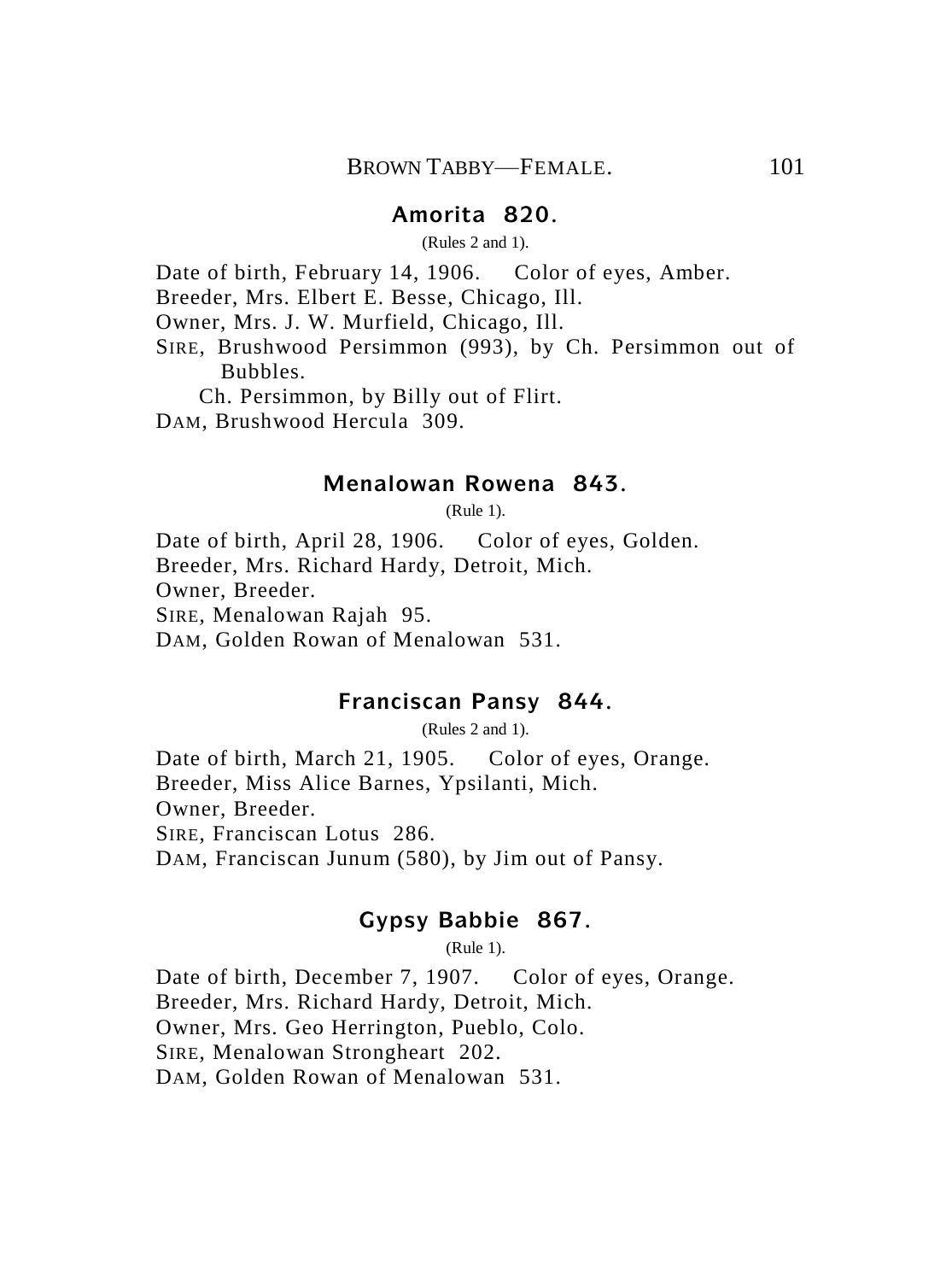### Amorita 820.

(Rules 2 and 1).

Date of birth, February 14, 1906. Color of eyes, Amber.
Breeder, Mrs. Elbert E. Besse, Chicago, Ill.
Owner, Mrs. J. W. Murfield, Chicago, Ill.
SIRE, Brushwood Persimmon (993), by Ch. Persimmon out of Bubbles.
Ch. Persimmon, by Billy out of Flirt.
DAM, Brushwood Hercula 309.

### Menalowan Rowena 843.

(Rule 1).

Date of birth, April 28, 1906. Color of eyes, Golden.
Breeder, Mrs. Richard Hardy, Detroit, Mich.
Owner, Breeder.
SIRE, Menalowan Rajah 95.
DAM, Golden Rowan of Menalowan 531.

### Franciscan Pansy 844.

(Rules 2 and 1).

Date of birth, March 21, 1905. Color of eyes, Orange.
Breeder, Miss Alice Barnes, Ypsilanti, Mich.
Owner, Breeder.
SIRE, Franciscan Lotus 286.
DAM, Franciscan Junum (580), by Jim out of Pansy.

### Gypsy Babbie 867.

(Rule 1).

Date of birth, December 7, 1907. Color of eyes, Orange.
Breeder, Mrs. Richard Hardy, Detroit, Mich.
Owner, Mrs. Geo Herrington, Pueblo, Colo.
SIRE, Menalowan Strongheart 202.
DAM, Golden Rowan of Menalowan 531.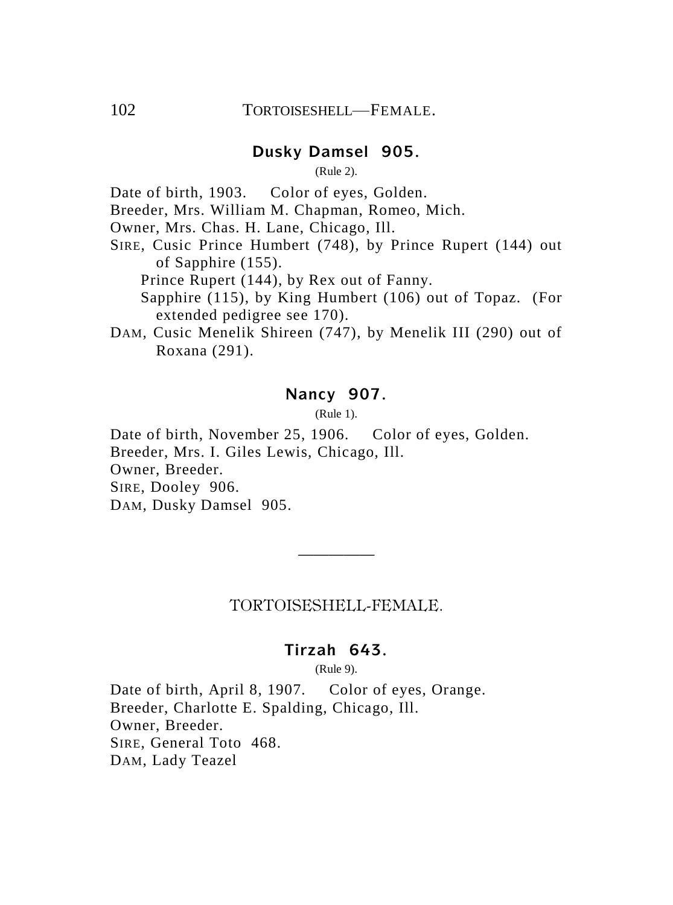### Dusky Damsel 905.

(Rule 2).

Date of birth, 1903. Color of eyes, Golden.
Breeder, Mrs. William M. Chapman, Romeo, Mich.
Owner, Mrs. Chas. H. Lane, Chicago, Ill.
SIRE, Cusic Prince Humbert (748), by Prince Rupert (144) out of Sapphire (155).
Prince Rupert (144), by Rex out of Fanny.
Sapphire (115), by King Humbert (106) out of Topaz. (For extended pedigree see 170).
DAM, Cusic Menelik Shireen (747), by Menelik III (290) out of Roxana (291).

### Nancy 907.

(Rule 1).

Date of birth, November 25, 1906. Color of eyes, Golden.
Breeder, Mrs. I. Giles Lewis, Chicago, Ill.
Owner, Breeder.
SIRE, Dooley 906.
DAM, Dusky Damsel 905.

---

## TORTOISESHELL-FEMALE.

### Tirzah 643.

(Rule 9).

Date of birth, April 8, 1907. Color of eyes, Orange.
Breeder, Charlotte E. Spalding, Chicago, Ill.
Owner, Breeder.
SIRE, General Toto 468.
DAM, Lady Teazel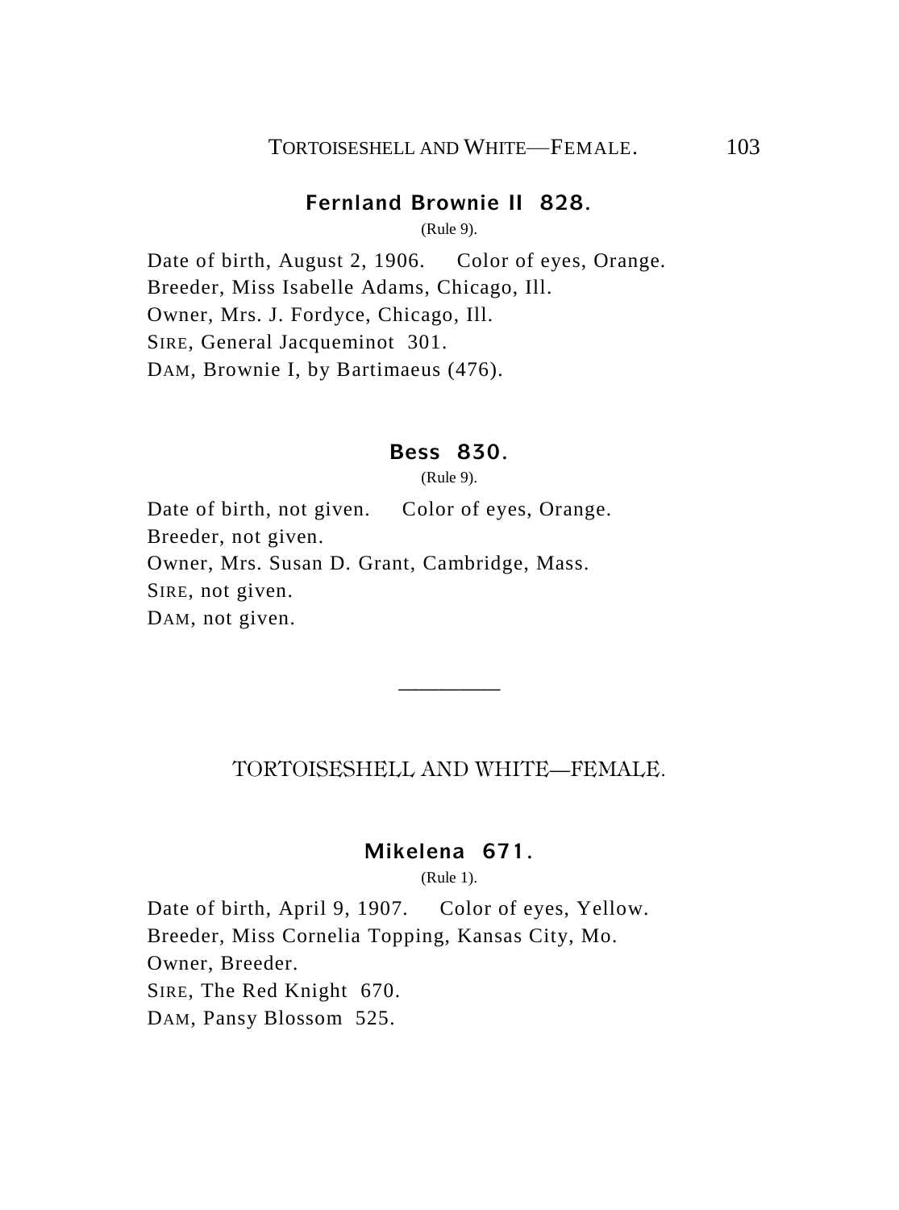### Fernland Brownie II 828.

(Rule 9).

Date of birth, August 2, 1906. Color of eyes, Orange.
Breeder, Miss Isabelle Adams, Chicago, Ill.
Owner, Mrs. J. Fordyce, Chicago, Ill.
SIRE, General Jacqueminot 301.
DAM, Brownie I, by Bartimaeus (476).

### Bess 830.

(Rule 9).

Date of birth, not given. Color of eyes, Orange.
Breeder, not given.
Owner, Mrs. Susan D. Grant, Cambridge, Mass.
SIRE, not given.
DAM, not given.

---

## TORTOISESHELL AND WHITE—FEMALE.

### Mikelena 671.

(Rule 1).

Date of birth, April 9, 1907. Color of eyes, Yellow.
Breeder, Miss Cornelia Topping, Kansas City, Mo.
Owner, Breeder.
SIRE, The Red Knight 670.
DAM, Pansy Blossom 525.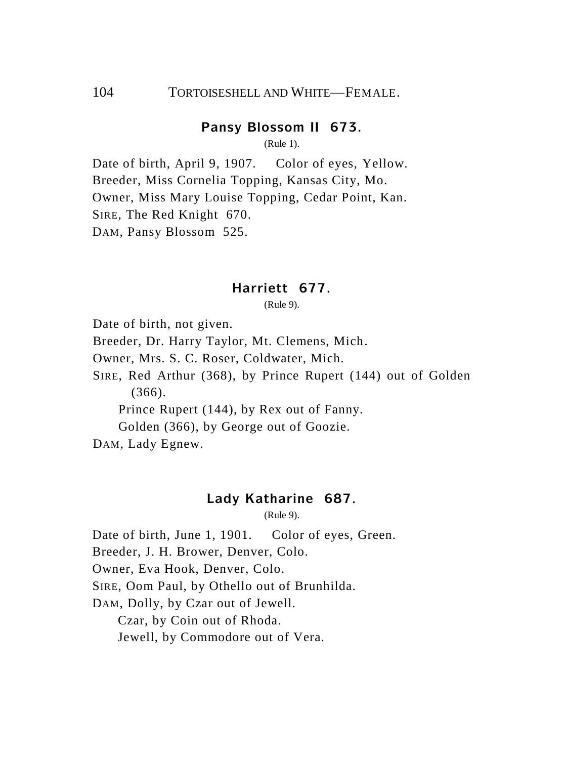### Pansy Blossom II 673.

(Rule 1).

Date of birth, April 9, 1907. Color of eyes, Yellow.
Breeder, Miss Cornelia Topping, Kansas City, Mo.
Owner, Miss Mary Louise Topping, Cedar Point, Kan.
SIRE, The Red Knight 670.
DAM, Pansy Blossom 525.

### Harriett 677.

(Rule 9).

Date of birth, not given.
Breeder, Dr. Harry Taylor, Mt. Clemens, Mich.
Owner, Mrs. S. C. Roser, Coldwater, Mich.
SIRE, Red Arthur (368), by Prince Rupert (144) out of Golden (366).
 Prince Rupert (144), by Rex out of Fanny.
 Golden (366), by George out of Goozie.
DAM, Lady Egnew.

### Lady Katharine 687.

(Rule 9).

Date of birth, June 1, 1901. Color of eyes, Green.
Breeder, J. H. Brower, Denver, Colo.
Owner, Eva Hook, Denver, Colo.
SIRE, Oom Paul, by Othello out of Brunhilda.
DAM, Dolly, by Czar out of Jewell.
 Czar, by Coin out of Rhoda.
 Jewell, by Commodore out of Vera.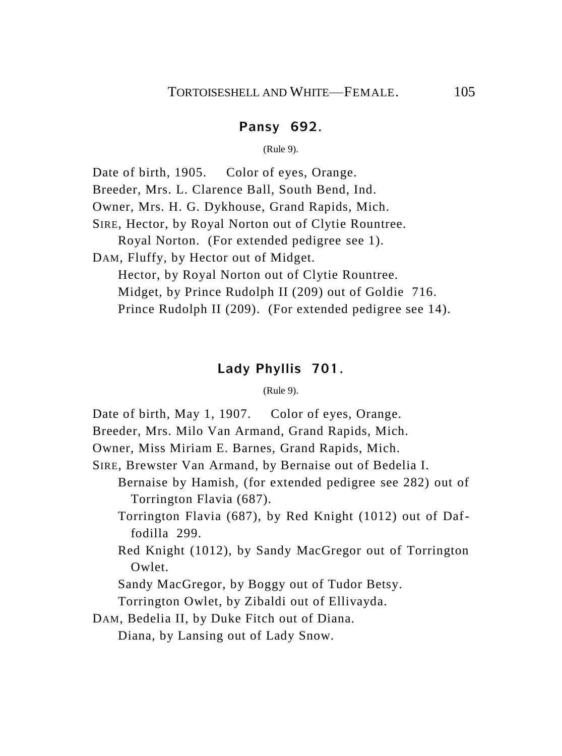## Pansy 692.

(Rule 9).

Date of birth, 1905. Color of eyes, Orange.
Breeder, Mrs. L. Clarence Ball, South Bend, Ind.
Owner, Mrs. H. G. Dykhouse, Grand Rapids, Mich.
SIRE, Hector, by Royal Norton out of Clytie Rountree.
Royal Norton. (For extended pedigree see 1).
DAM, Fluffy, by Hector out of Midget.
Hector, by Royal Norton out of Clytie Rountree.
Midget, by Prince Rudolph II (209) out of Goldie 716.
Prince Rudolph II (209). (For extended pedigree see 14).

## Lady Phyllis 701.

(Rule 9).

Date of birth, May 1, 1907. Color of eyes, Orange.
Breeder, Mrs. Milo Van Armand, Grand Rapids, Mich.
Owner, Miss Miriam E. Barnes, Grand Rapids, Mich.
SIRE, Brewster Van Armand, by Bernaise out of Bedelia I.
Bernaise by Hamish, (for extended pedigree see 282) out of Torrington Flavia (687).
Torrington Flavia (687), by Red Knight (1012) out of Daffodilla 299.
Red Knight (1012), by Sandy MacGregor out of Torrington Owlet.
Sandy MacGregor, by Boggy out of Tudor Betsy.
Torrington Owlet, by Zibaldi out of Ellivayda.
DAM, Bedelia II, by Duke Fitch out of Diana.
Diana, by Lansing out of Lady Snow.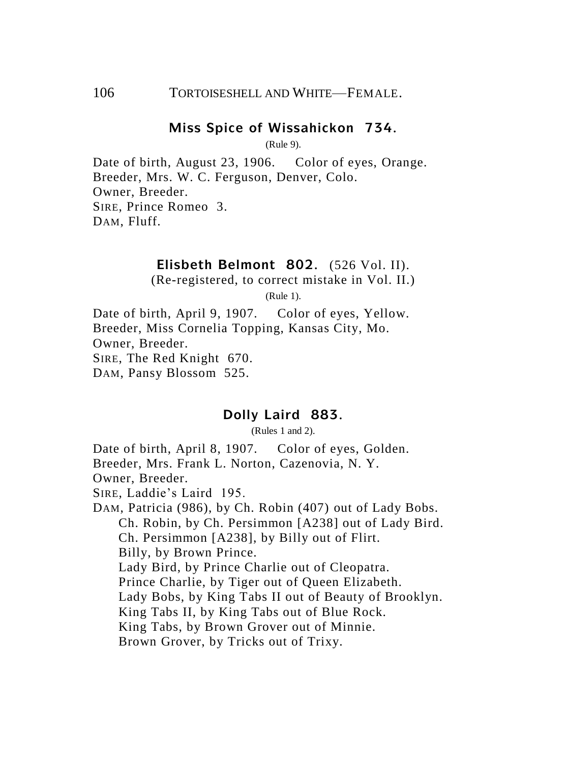## TORTOISESHELL AND WHITE—FEMALE.

### Miss Spice of Wissahickon 734.

(Rule 9).

Date of birth, August 23, 1906. Color of eyes, Orange.
Breeder, Mrs. W. C. Ferguson, Denver, Colo.
Owner, Breeder.
SIRE, Prince Romeo 3.
DAM, Fluff.

### Elisbeth Belmont 802. (526 Vol. II).

(Re-registered, to correct mistake in Vol. II.)

(Rule 1).

Date of birth, April 9, 1907. Color of eyes, Yellow.
Breeder, Miss Cornelia Topping, Kansas City, Mo.
Owner, Breeder.
SIRE, The Red Knight 670.
DAM, Pansy Blossom 525.

### Dolly Laird 883.

(Rules 1 and 2).

Date of birth, April 8, 1907. Color of eyes, Golden.
Breeder, Mrs. Frank L. Norton, Cazenovia, N. Y.
Owner, Breeder.
SIRE, Laddie's Laird 195.
DAM, Patricia (986), by Ch. Robin (407) out of Lady Bobs.
Ch. Robin, by Ch. Persimmon [A238] out of Lady Bird.
Ch. Persimmon [A238], by Billy out of Flirt.
Billy, by Brown Prince.
Lady Bird, by Prince Charlie out of Cleopatra.
Prince Charlie, by Tiger out of Queen Elizabeth.
Lady Bobs, by King Tabs II out of Beauty of Brooklyn.
King Tabs II, by King Tabs out of Blue Rock.
King Tabs, by Brown Grover out of Minnie.
Brown Grover, by Tricks out of Trixy.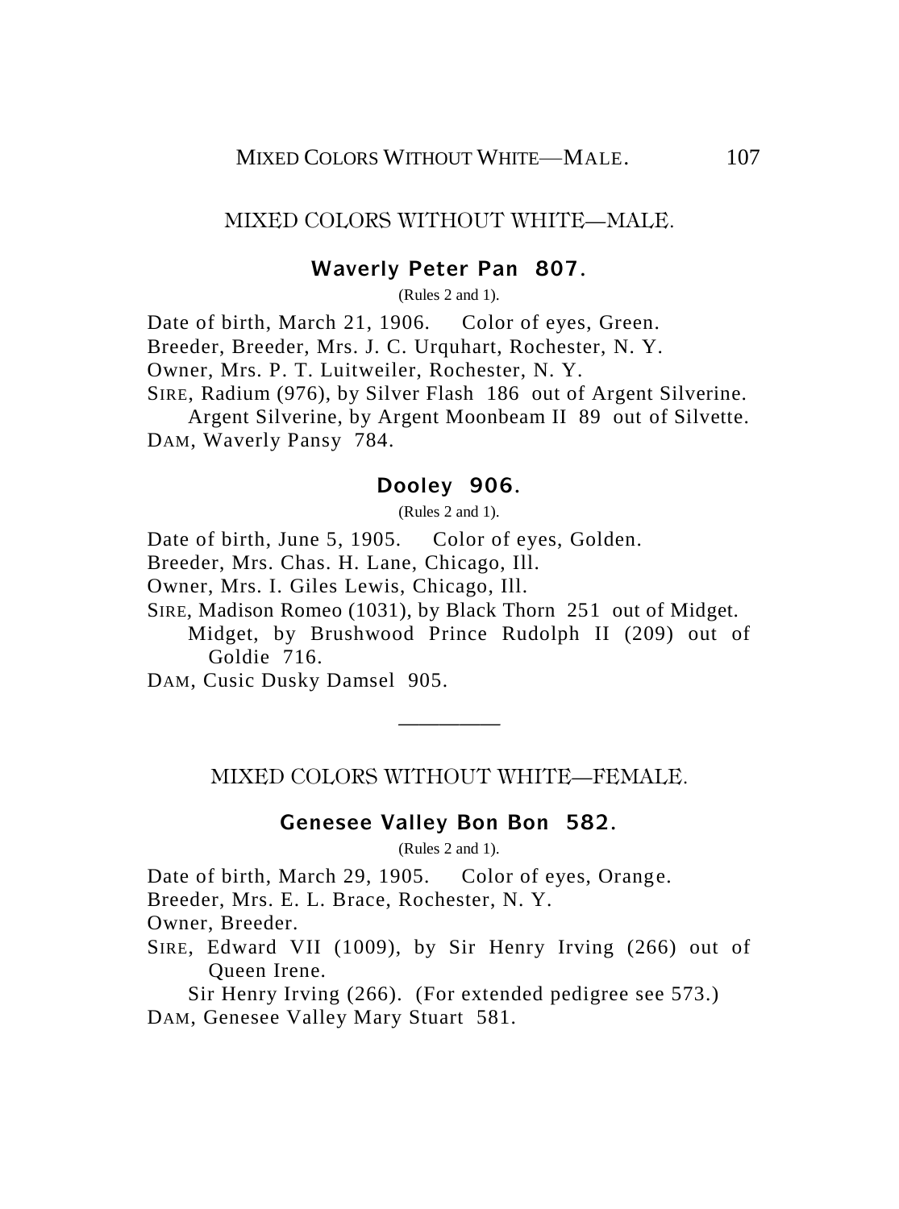## MIXED COLORS WITHOUT WHITE—MALE.

### Waverly Peter Pan 807.

(Rules 2 and 1).

Date of birth, March 21, 1906. Color of eyes, Green.
Breeder, Breeder, Mrs. J. C. Urquhart, Rochester, N. Y.
Owner, Mrs. P. T. Luitweiler, Rochester, N. Y.
SIRE, Radium (976), by Silver Flash 186 out of Argent Silverine.
Argent Silverine, by Argent Moonbeam II 89 out of Silvette.
DAM, Waverly Pansy 784.

### Dooley 906.

(Rules 2 and 1).

Date of birth, June 5, 1905. Color of eyes, Golden.
Breeder, Mrs. Chas. H. Lane, Chicago, Ill.
Owner, Mrs. I. Giles Lewis, Chicago, Ill.
SIRE, Madison Romeo (1031), by Black Thorn 251 out of Midget.
Midget, by Brushwood Prince Rudolph II (209) out of Goldie 716.
DAM, Cusic Dusky Damsel 905.

---

## MIXED COLORS WITHOUT WHITE—FEMALE.

### Genesee Valley Bon Bon 582.

(Rules 2 and 1).

Date of birth, March 29, 1905. Color of eyes, Orange.
Breeder, Mrs. E. L. Brace, Rochester, N. Y.
Owner, Breeder.
SIRE, Edward VII (1009), by Sir Henry Irving (266) out of Queen Irene.
Sir Henry Irving (266). (For extended pedigree see 573.)
DAM, Genesee Valley Mary Stuart 581.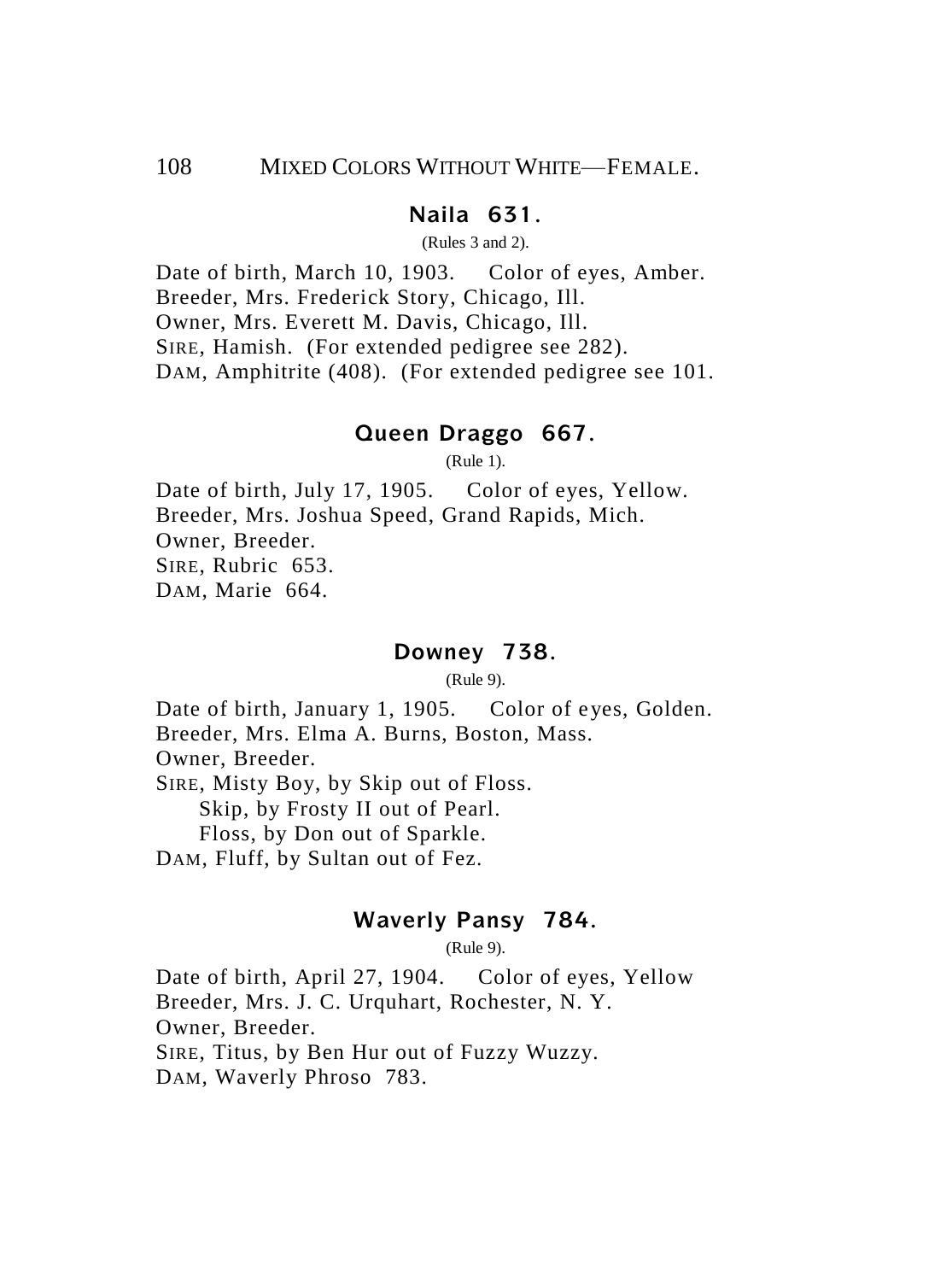## Naila 631.

(Rules 3 and 2).

Date of birth, March 10, 1903. Color of eyes, Amber.
Breeder, Mrs. Frederick Story, Chicago, Ill.
Owner, Mrs. Everett M. Davis, Chicago, Ill.
SIRE, Hamish. (For extended pedigree see 282).
DAM, Amphitrite (408). (For extended pedigree see 101.

## Queen Draggo 667.

(Rule 1).

Date of birth, July 17, 1905. Color of eyes, Yellow.
Breeder, Mrs. Joshua Speed, Grand Rapids, Mich.
Owner, Breeder.
SIRE, Rubric 653.
DAM, Marie 664.

## Downey 738.

(Rule 9).

Date of birth, January 1, 1905. Color of eyes, Golden.
Breeder, Mrs. Elma A. Burns, Boston, Mass.
Owner, Breeder.
SIRE, Misty Boy, by Skip out of Floss.
 Skip, by Frosty II out of Pearl.
 Floss, by Don out of Sparkle.
DAM, Fluff, by Sultan out of Fez.

## Waverly Pansy 784.

(Rule 9).

Date of birth, April 27, 1904. Color of eyes, Yellow
Breeder, Mrs. J. C. Urquhart, Rochester, N. Y.
Owner, Breeder.
SIRE, Titus, by Ben Hur out of Fuzzy Wuzzy.
DAM, Waverly Phroso 783.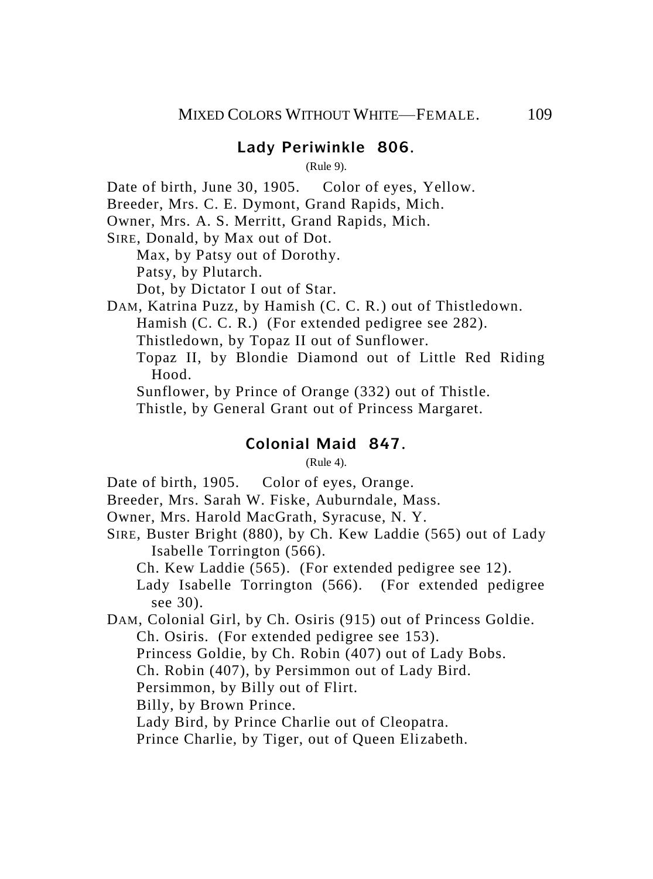### Lady Periwinkle 806.

(Rule 9).

Date of birth, June 30, 1905. Color of eyes, Yellow.
Breeder, Mrs. C. E. Dymont, Grand Rapids, Mich.
Owner, Mrs. A. S. Merritt, Grand Rapids, Mich.
SIRE, Donald, by Max out of Dot.
  Max, by Patsy out of Dorothy.
  Patsy, by Plutarch.
  Dot, by Dictator I out of Star.
DAM, Katrina Puzz, by Hamish (C. C. R.) out of Thistledown.
  Hamish (C. C. R.) (For extended pedigree see 282).
  Thistledown, by Topaz II out of Sunflower.
  Topaz II, by Blondie Diamond out of Little Red Riding Hood.
  Sunflower, by Prince of Orange (332) out of Thistle.
  Thistle, by General Grant out of Princess Margaret.

### Colonial Maid 847.

(Rule 4).

Date of birth, 1905. Color of eyes, Orange.
Breeder, Mrs. Sarah W. Fiske, Auburndale, Mass.
Owner, Mrs. Harold MacGrath, Syracuse, N. Y.
SIRE, Buster Bright (880), by Ch. Kew Laddie (565) out of Lady Isabelle Torrington (566).
  Ch. Kew Laddie (565). (For extended pedigree see 12).
  Lady Isabelle Torrington (566). (For extended pedigree see 30).
DAM, Colonial Girl, by Ch. Osiris (915) out of Princess Goldie.
  Ch. Osiris. (For extended pedigree see 153).
  Princess Goldie, by Ch. Robin (407) out of Lady Bobs.
  Ch. Robin (407), by Persimmon out of Lady Bird.
  Persimmon, by Billy out of Flirt.
  Billy, by Brown Prince.
  Lady Bird, by Prince Charlie out of Cleopatra.
  Prince Charlie, by Tiger, out of Queen Elizabeth.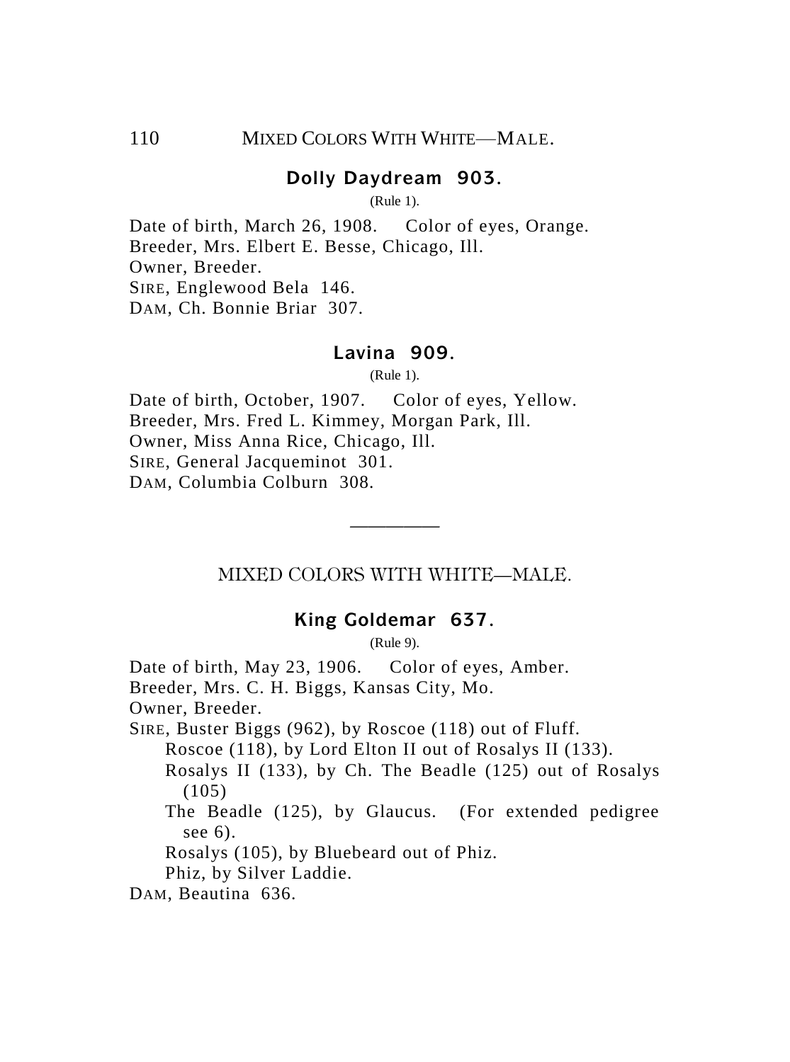### Dolly Daydream 903.

(Rule 1).

Date of birth, March 26, 1908. Color of eyes, Orange.
Breeder, Mrs. Elbert E. Besse, Chicago, Ill.
Owner, Breeder.
SIRE, Englewood Bela 146.
DAM, Ch. Bonnie Briar 307.

### Lavina 909.

(Rule 1).

Date of birth, October, 1907. Color of eyes, Yellow.
Breeder, Mrs. Fred L. Kimmey, Morgan Park, Ill.
Owner, Miss Anna Rice, Chicago, Ill.
SIRE, General Jacqueminot 301.
DAM, Columbia Colburn 308.

---

## MIXED COLORS WITH WHITE—MALE.

### King Goldemar 637.

(Rule 9).

Date of birth, May 23, 1906. Color of eyes, Amber.
Breeder, Mrs. C. H. Biggs, Kansas City, Mo.
Owner, Breeder.
SIRE, Buster Biggs (962), by Roscoe (118) out of Fluff.

Roscoe (118), by Lord Elton II out of Rosalys II (133).

Rosalys II (133), by Ch. The Beadle (125) out of Rosalys (105)

The Beadle (125), by Glaucus. (For extended pedigree see 6).

Rosalys (105), by Bluebeard out of Phiz.

Phiz, by Silver Laddie.

DAM, Beautina 636.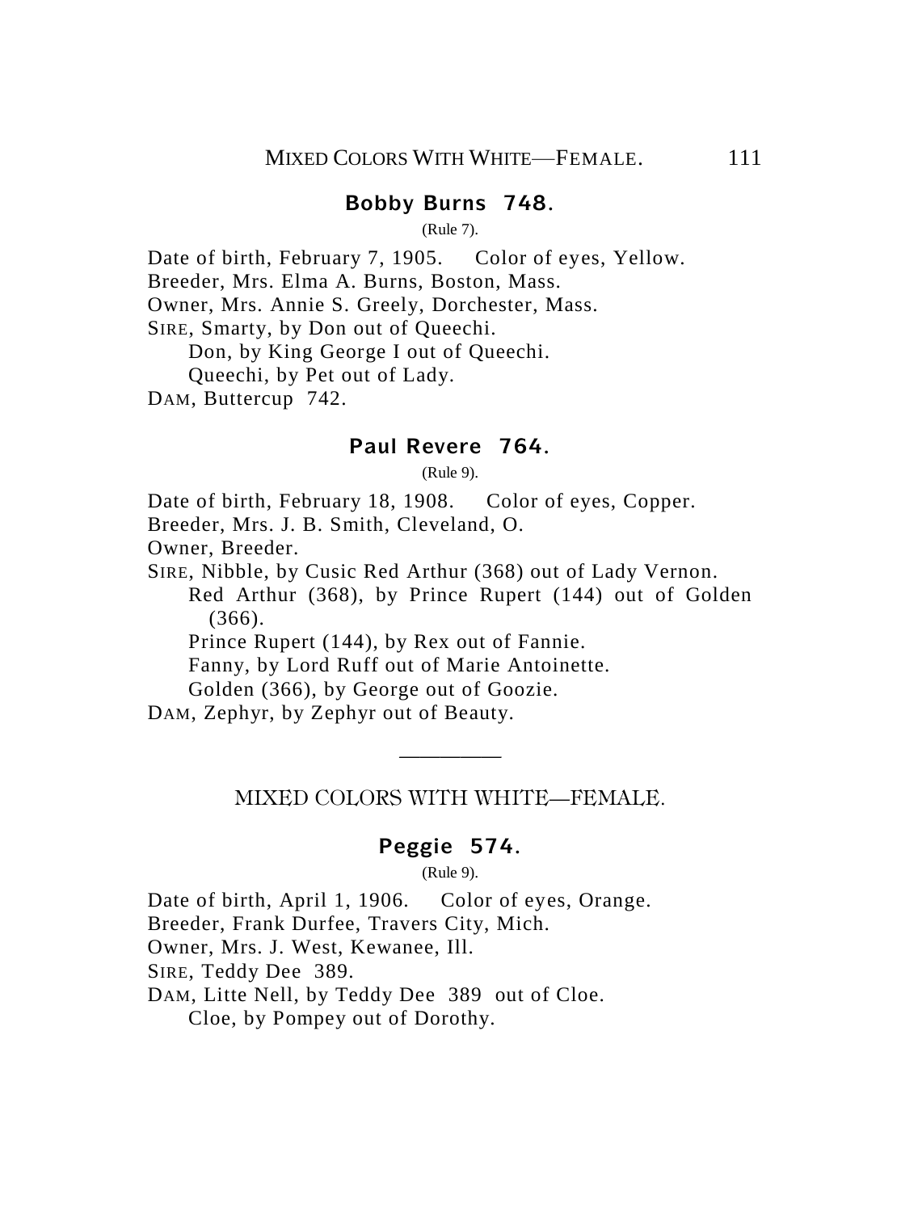## Bobby Burns 748.

(Rule 7).

Date of birth, February 7, 1905. Color of eyes, Yellow.
Breeder, Mrs. Elma A. Burns, Boston, Mass.
Owner, Mrs. Annie S. Greely, Dorchester, Mass.
SIRE, Smarty, by Don out of Queechi.
Don, by King George I out of Queechi.
Queechi, by Pet out of Lady.
DAM, Buttercup 742.

## Paul Revere 764.

(Rule 9).

Date of birth, February 18, 1908. Color of eyes, Copper.
Breeder, Mrs. J. B. Smith, Cleveland, O.
Owner, Breeder.
SIRE, Nibble, by Cusic Red Arthur (368) out of Lady Vernon.
Red Arthur (368), by Prince Rupert (144) out of Golden (366).
Prince Rupert (144), by Rex out of Fannie.
Fanny, by Lord Ruff out of Marie Antoinette.
Golden (366), by George out of Goozie.
DAM, Zephyr, by Zephyr out of Beauty.

---

# MIXED COLORS WITH WHITE—FEMALE.

## Peggie 574.

(Rule 9).

Date of birth, April 1, 1906. Color of eyes, Orange.
Breeder, Frank Durfee, Travers City, Mich.
Owner, Mrs. J. West, Kewanee, Ill.
SIRE, Teddy Dee 389.
DAM, Litte Nell, by Teddy Dee 389 out of Cloe.
Cloe, by Pompey out of Dorothy.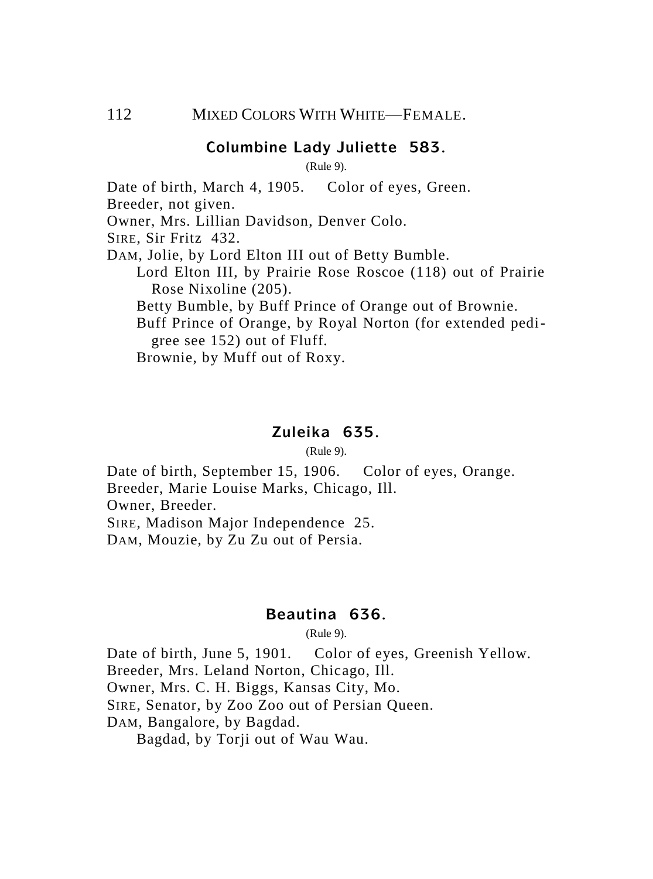### Columbine Lady Juliette 583.

(Rule 9).

Date of birth, March 4, 1905. Color of eyes, Green.
Breeder, not given.
Owner, Mrs. Lillian Davidson, Denver Colo.
SIRE, Sir Fritz 432.
DAM, Jolie, by Lord Elton III out of Betty Bumble.

Lord Elton III, by Prairie Rose Roscoe (118) out of Prairie Rose Nixoline (205).

Betty Bumble, by Buff Prince of Orange out of Brownie.

Buff Prince of Orange, by Royal Norton (for extended pedigree see 152) out of Fluff.

Brownie, by Muff out of Roxy.

### Zuleika 635.

(Rule 9).

Date of birth, September 15, 1906. Color of eyes, Orange.
Breeder, Marie Louise Marks, Chicago, Ill.
Owner, Breeder.
SIRE, Madison Major Independence 25.
DAM, Mouzie, by Zu Zu out of Persia.

### Beautina 636.

(Rule 9).

Date of birth, June 5, 1901. Color of eyes, Greenish Yellow.
Breeder, Mrs. Leland Norton, Chicago, Ill.
Owner, Mrs. C. H. Biggs, Kansas City, Mo.
SIRE, Senator, by Zoo Zoo out of Persian Queen.
DAM, Bangalore, by Bagdad.

Bagdad, by Torji out of Wau Wau.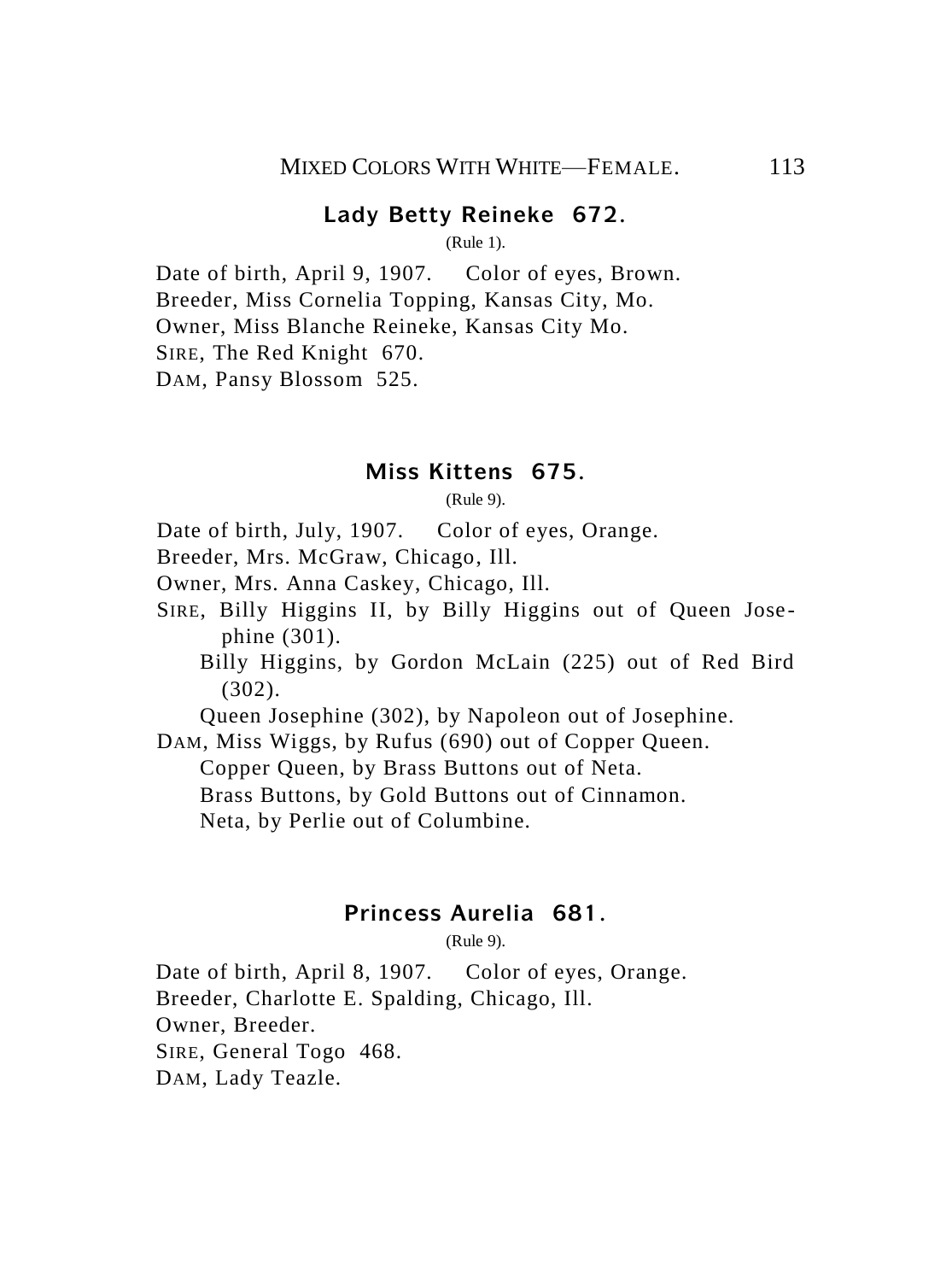### Lady Betty Reineke 672.

(Rule 1).

Date of birth, April 9, 1907. Color of eyes, Brown.
Breeder, Miss Cornelia Topping, Kansas City, Mo.
Owner, Miss Blanche Reineke, Kansas City Mo.
SIRE, The Red Knight 670.
DAM, Pansy Blossom 525.

### Miss Kittens 675.

(Rule 9).

Date of birth, July, 1907. Color of eyes, Orange.
Breeder, Mrs. McGraw, Chicago, Ill.
Owner, Mrs. Anna Caskey, Chicago, Ill.
SIRE, Billy Higgins II, by Billy Higgins out of Queen Josephine (301).
Billy Higgins, by Gordon McLain (225) out of Red Bird (302).
Queen Josephine (302), by Napoleon out of Josephine.
DAM, Miss Wiggs, by Rufus (690) out of Copper Queen.
Copper Queen, by Brass Buttons out of Neta.
Brass Buttons, by Gold Buttons out of Cinnamon.
Neta, by Perlie out of Columbine.

### Princess Aurelia 681.

(Rule 9).

Date of birth, April 8, 1907. Color of eyes, Orange.
Breeder, Charlotte E. Spalding, Chicago, Ill.
Owner, Breeder.
SIRE, General Togo 468.
DAM, Lady Teazle.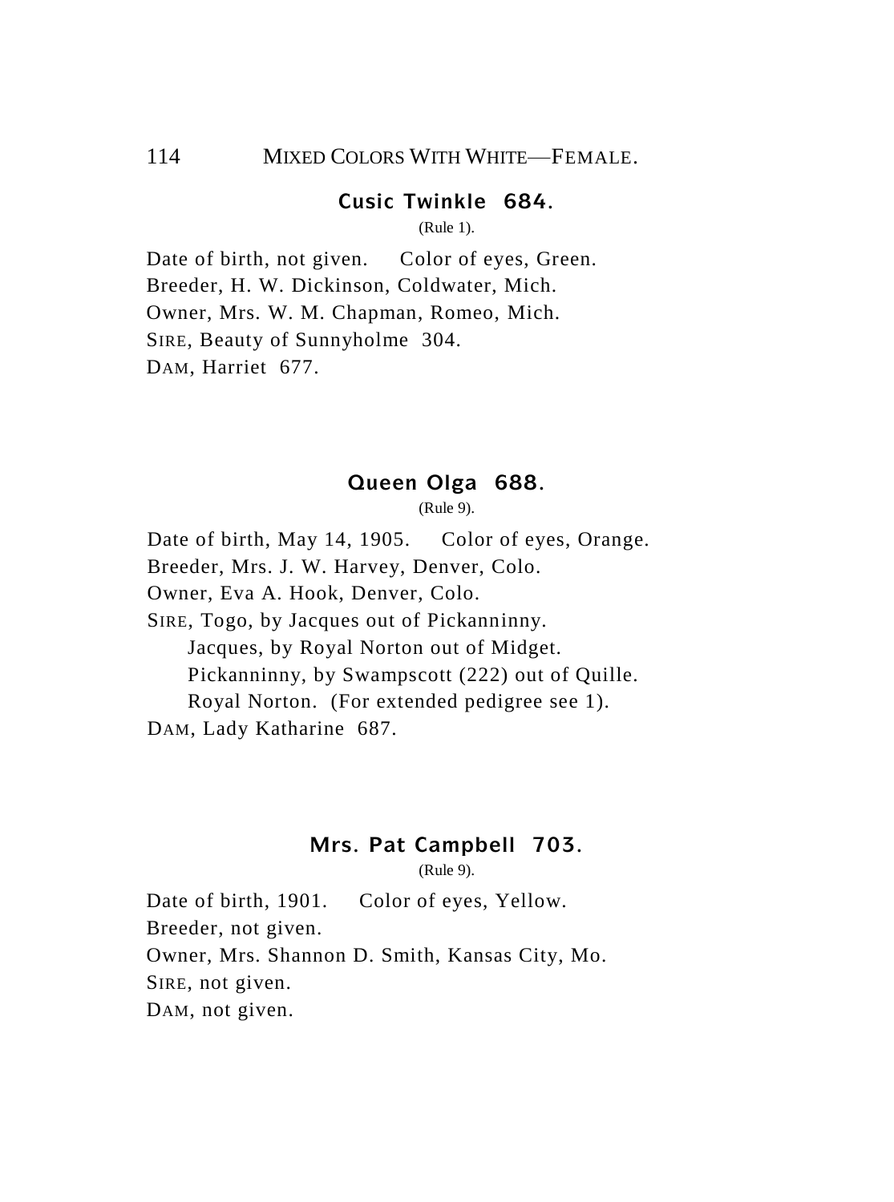## Cusic Twinkle 684.

(Rule 1).

Date of birth, not given. Color of eyes, Green.
Breeder, H. W. Dickinson, Coldwater, Mich.
Owner, Mrs. W. M. Chapman, Romeo, Mich.
SIRE, Beauty of Sunnyholme 304.
DAM, Harriet 677.

## Queen Olga 688.

(Rule 9).

Date of birth, May 14, 1905. Color of eyes, Orange.
Breeder, Mrs. J. W. Harvey, Denver, Colo.
Owner, Eva A. Hook, Denver, Colo.
SIRE, Togo, by Jacques out of Pickanninny.
  Jacques, by Royal Norton out of Midget.
  Pickanninny, by Swampscott (222) out of Quille.
  Royal Norton. (For extended pedigree see 1).
DAM, Lady Katharine 687.

## Mrs. Pat Campbell 703.

(Rule 9).

Date of birth, 1901. Color of eyes, Yellow.
Breeder, not given.
Owner, Mrs. Shannon D. Smith, Kansas City, Mo.
SIRE, not given.
DAM, not given.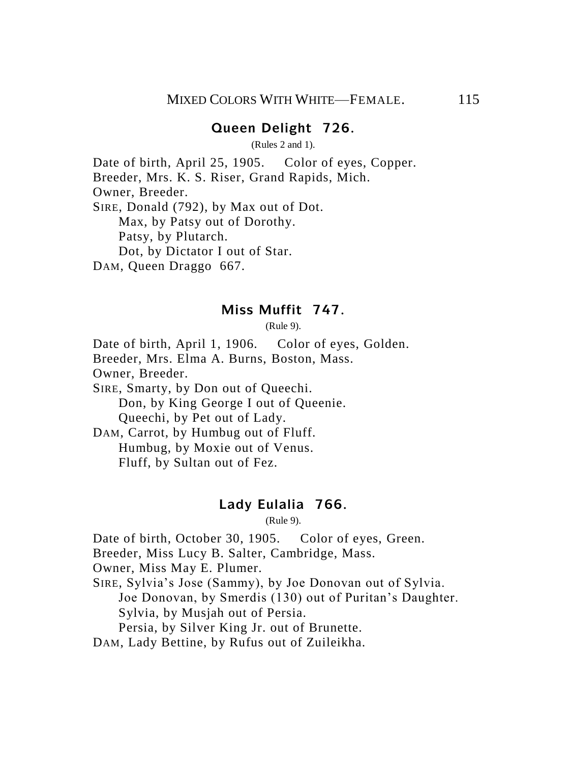## Queen Delight 726.

(Rules 2 and 1).

Date of birth, April 25, 1905. Color of eyes, Copper.
Breeder, Mrs. K. S. Riser, Grand Rapids, Mich.
Owner, Breeder.
SIRE, Donald (792), by Max out of Dot.
  Max, by Patsy out of Dorothy.
  Patsy, by Plutarch.
  Dot, by Dictator I out of Star.
DAM, Queen Draggo 667.

## Miss Muffit 747.

(Rule 9).

Date of birth, April 1, 1906. Color of eyes, Golden.
Breeder, Mrs. Elma A. Burns, Boston, Mass.
Owner, Breeder.
SIRE, Smarty, by Don out of Queechi.
  Don, by King George I out of Queenie.
  Queechi, by Pet out of Lady.
DAM, Carrot, by Humbug out of Fluff.
  Humbug, by Moxie out of Venus.
  Fluff, by Sultan out of Fez.

## Lady Eulalia 766.

(Rule 9).

Date of birth, October 30, 1905. Color of eyes, Green.
Breeder, Miss Lucy B. Salter, Cambridge, Mass.
Owner, Miss May E. Plumer.
SIRE, Sylvia's Jose (Sammy), by Joe Donovan out of Sylvia.
  Joe Donovan, by Smerdis (130) out of Puritan's Daughter.
  Sylvia, by Musjah out of Persia.
  Persia, by Silver King Jr. out of Brunette.
DAM, Lady Bettine, by Rufus out of Zuileikha.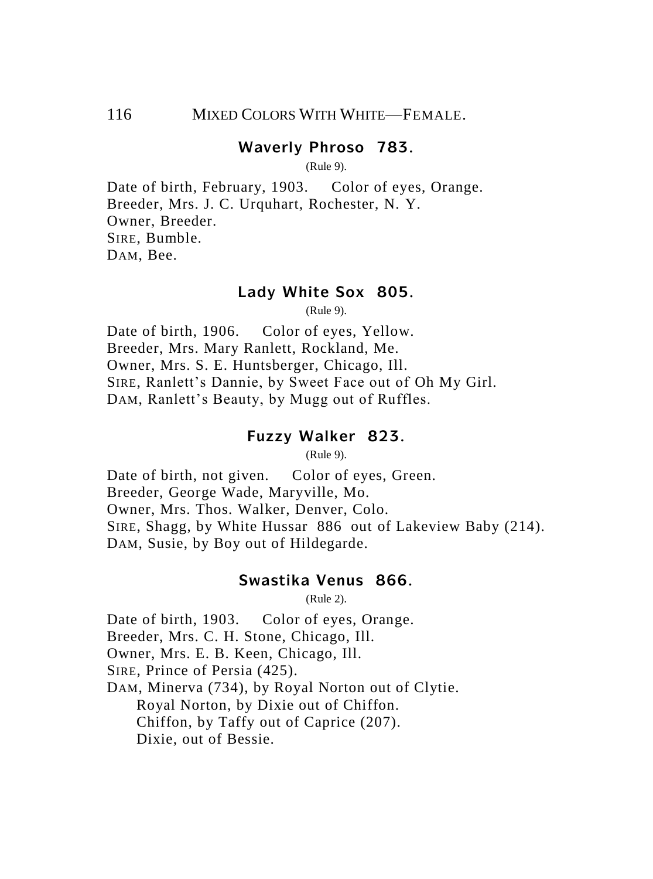### Waverly Phroso 783.

(Rule 9).

Date of birth, February, 1903. Color of eyes, Orange.
Breeder, Mrs. J. C. Urquhart, Rochester, N. Y.
Owner, Breeder.
SIRE, Bumble.
DAM, Bee.

### Lady White Sox 805.

(Rule 9).

Date of birth, 1906. Color of eyes, Yellow.
Breeder, Mrs. Mary Ranlett, Rockland, Me.
Owner, Mrs. S. E. Huntsberger, Chicago, Ill.
SIRE, Ranlett's Dannie, by Sweet Face out of Oh My Girl.
DAM, Ranlett's Beauty, by Mugg out of Ruffles.

### Fuzzy Walker 823.

(Rule 9).

Date of birth, not given. Color of eyes, Green.
Breeder, George Wade, Maryville, Mo.
Owner, Mrs. Thos. Walker, Denver, Colo.
SIRE, Shagg, by White Hussar 886 out of Lakeview Baby (214).
DAM, Susie, by Boy out of Hildegarde.

### Swastika Venus 866.

(Rule 2).

Date of birth, 1903. Color of eyes, Orange.
Breeder, Mrs. C. H. Stone, Chicago, Ill.
Owner, Mrs. E. B. Keen, Chicago, Ill.
SIRE, Prince of Persia (425).
DAM, Minerva (734), by Royal Norton out of Clytie.
Royal Norton, by Dixie out of Chiffon.
Chiffon, by Taffy out of Caprice (207).
Dixie, out of Bessie.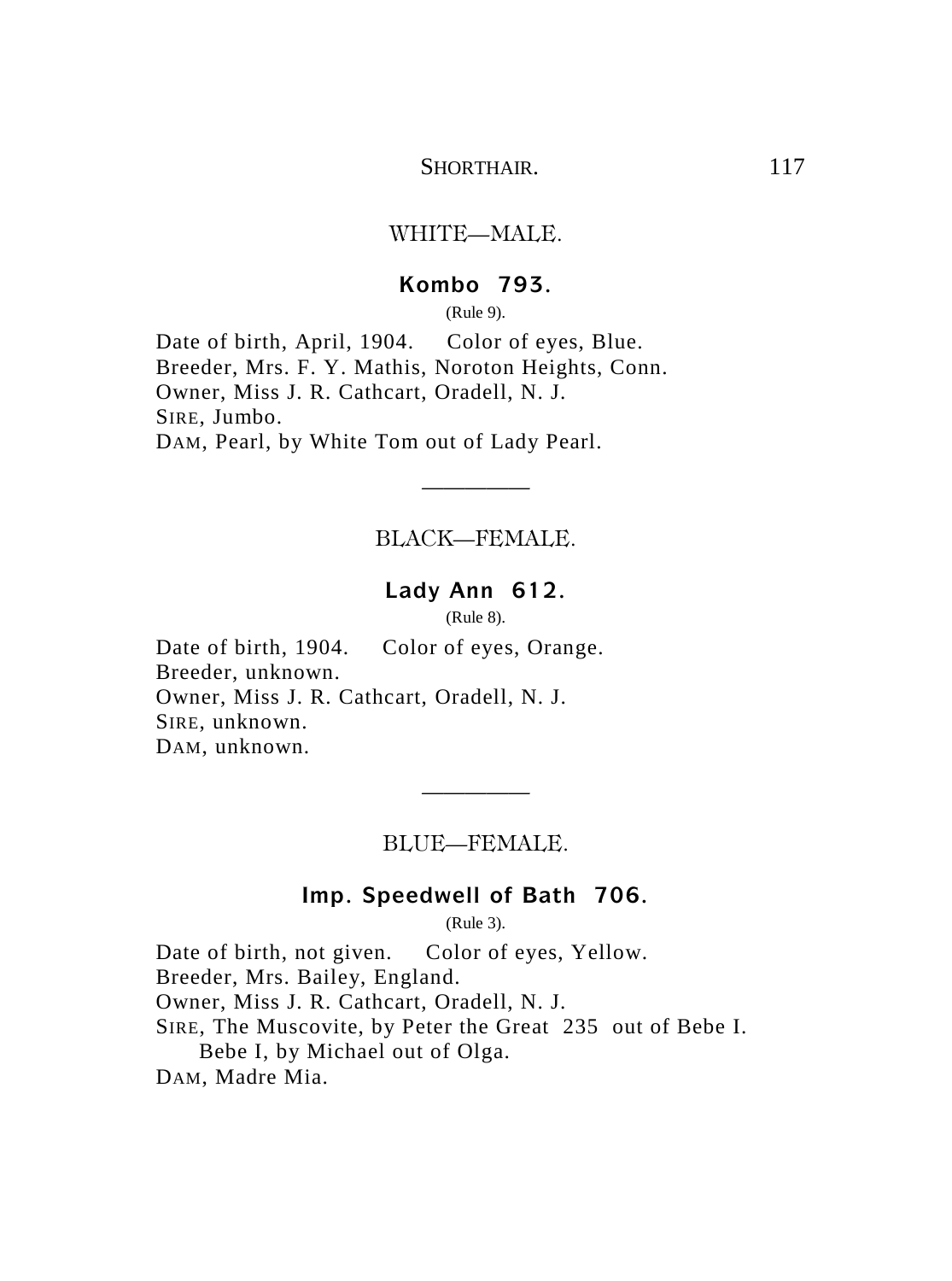## WHITE—MALE.

### Kombo 793.

(Rule 9).

Date of birth, April, 1904. Color of eyes, Blue.
Breeder, Mrs. F. Y. Mathis, Noroton Heights, Conn.
Owner, Miss J. R. Cathcart, Oradell, N. J.
SIRE, Jumbo.
DAM, Pearl, by White Tom out of Lady Pearl.

---

## BLACK—FEMALE.

### Lady Ann 612.

(Rule 8).

Date of birth, 1904. Color of eyes, Orange.
Breeder, unknown.
Owner, Miss J. R. Cathcart, Oradell, N. J.
SIRE, unknown.
DAM, unknown.

---

## BLUE—FEMALE.

### Imp. Speedwell of Bath 706.

(Rule 3).

Date of birth, not given. Color of eyes, Yellow.
Breeder, Mrs. Bailey, England.
Owner, Miss J. R. Cathcart, Oradell, N. J.
SIRE, The Muscovite, by Peter the Great 235 out of Bebe I.
  Bebe I, by Michael out of Olga.
DAM, Madre Mia.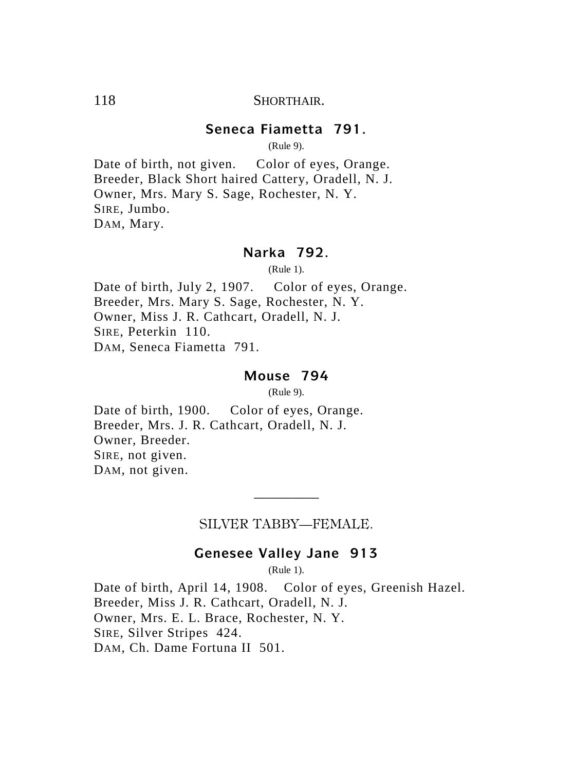### Seneca Fiametta 791.

(Rule 9).

Date of birth, not given. Color of eyes, Orange.
Breeder, Black Short haired Cattery, Oradell, N. J.
Owner, Mrs. Mary S. Sage, Rochester, N. Y.
SIRE, Jumbo.
DAM, Mary.

### Narka 792.

(Rule 1).

Date of birth, July 2, 1907. Color of eyes, Orange.
Breeder, Mrs. Mary S. Sage, Rochester, N. Y.
Owner, Miss J. R. Cathcart, Oradell, N. J.
SIRE, Peterkin 110.
DAM, Seneca Fiametta 791.

### Mouse 794

(Rule 9).

Date of birth, 1900. Color of eyes, Orange.
Breeder, Mrs. J. R. Cathcart, Oradell, N. J.
Owner, Breeder.
SIRE, not given.
DAM, not given.

---

## SILVER TABBY—FEMALE.

### Genesee Valley Jane 913

(Rule 1).

Date of birth, April 14, 1908. Color of eyes, Greenish Hazel.
Breeder, Miss J. R. Cathcart, Oradell, N. J.
Owner, Mrs. E. L. Brace, Rochester, N. Y.
SIRE, Silver Stripes 424.
DAM, Ch. Dame Fortuna II 501.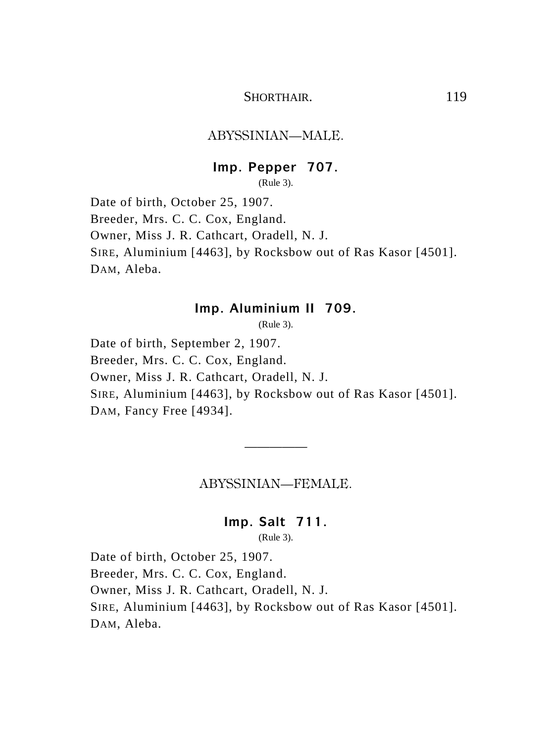## ABYSSINIAN—MALE.

### Imp. Pepper 707.

(Rule 3).

Date of birth, October 25, 1907.
Breeder, Mrs. C. C. Cox, England.
Owner, Miss J. R. Cathcart, Oradell, N. J.
SIRE, Aluminium [4463], by Rocksbow out of Ras Kasor [4501].
DAM, Aleba.

### Imp. Aluminium II 709.

(Rule 3).

Date of birth, September 2, 1907.
Breeder, Mrs. C. C. Cox, England.
Owner, Miss J. R. Cathcart, Oradell, N. J.
SIRE, Aluminium [4463], by Rocksbow out of Ras Kasor [4501].
DAM, Fancy Free [4934].

---

## ABYSSINIAN—FEMALE.

### Imp. Salt 711.

(Rule 3).

Date of birth, October 25, 1907.
Breeder, Mrs. C. C. Cox, England.
Owner, Miss J. R. Cathcart, Oradell, N. J.
SIRE, Aluminium [4463], by Rocksbow out of Ras Kasor [4501].
DAM, Aleba.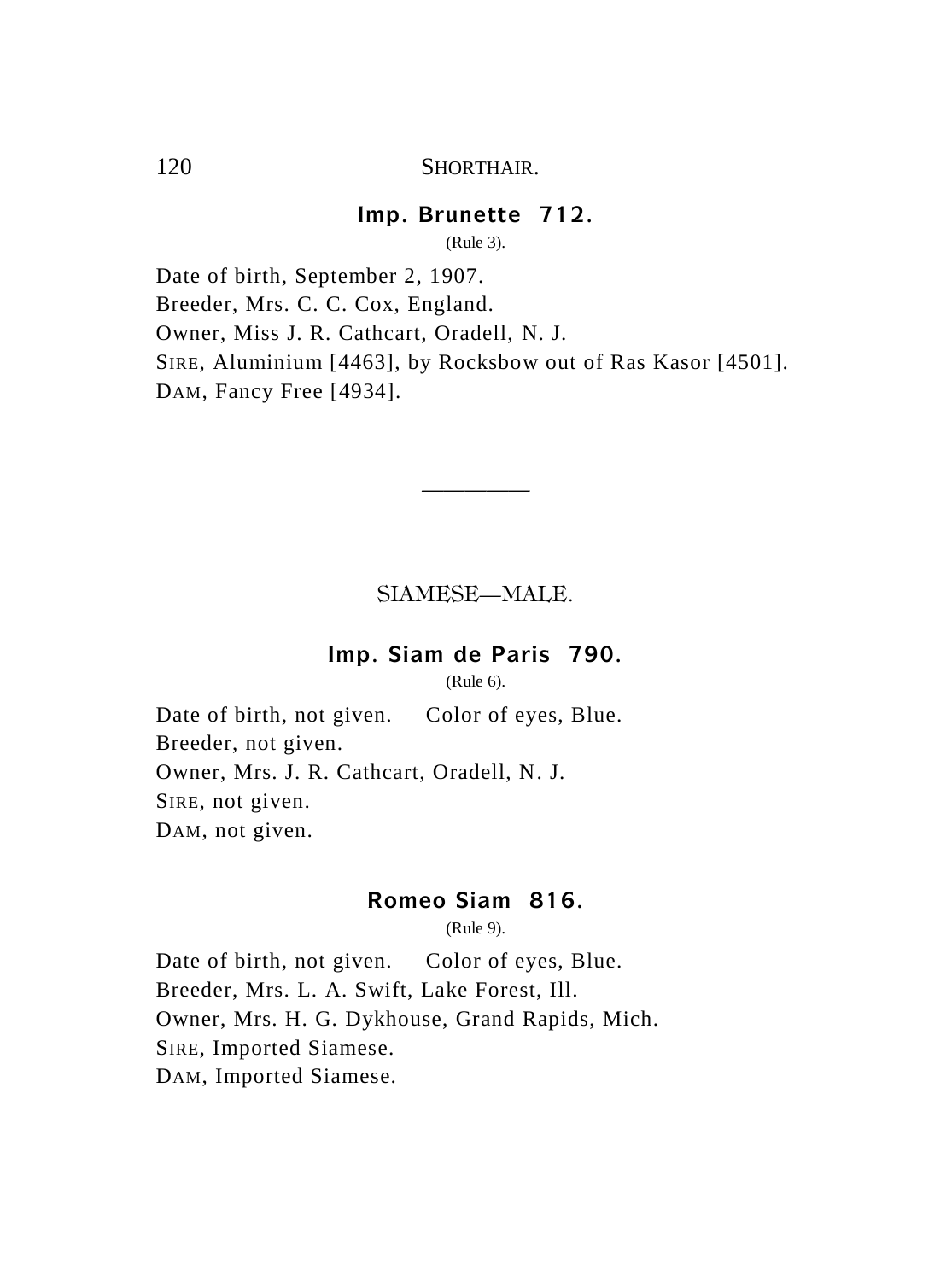### Imp. Brunette 712.

(Rule 3).

Date of birth, September 2, 1907.
Breeder, Mrs. C. C. Cox, England.
Owner, Miss J. R. Cathcart, Oradell, N. J.
SIRE, Aluminium [4463], by Rocksbow out of Ras Kasor [4501].
DAM, Fancy Free [4934].

---

## SIAMESE—MALE.

### Imp. Siam de Paris 790.

(Rule 6).

Date of birth, not given.  Color of eyes, Blue.
Breeder, not given.
Owner, Mrs. J. R. Cathcart, Oradell, N. J.
SIRE, not given.
DAM, not given.

### Romeo Siam 816.

(Rule 9).

Date of birth, not given.  Color of eyes, Blue.
Breeder, Mrs. L. A. Swift, Lake Forest, Ill.
Owner, Mrs. H. G. Dykhouse, Grand Rapids, Mich.
SIRE, Imported Siamese.
DAM, Imported Siamese.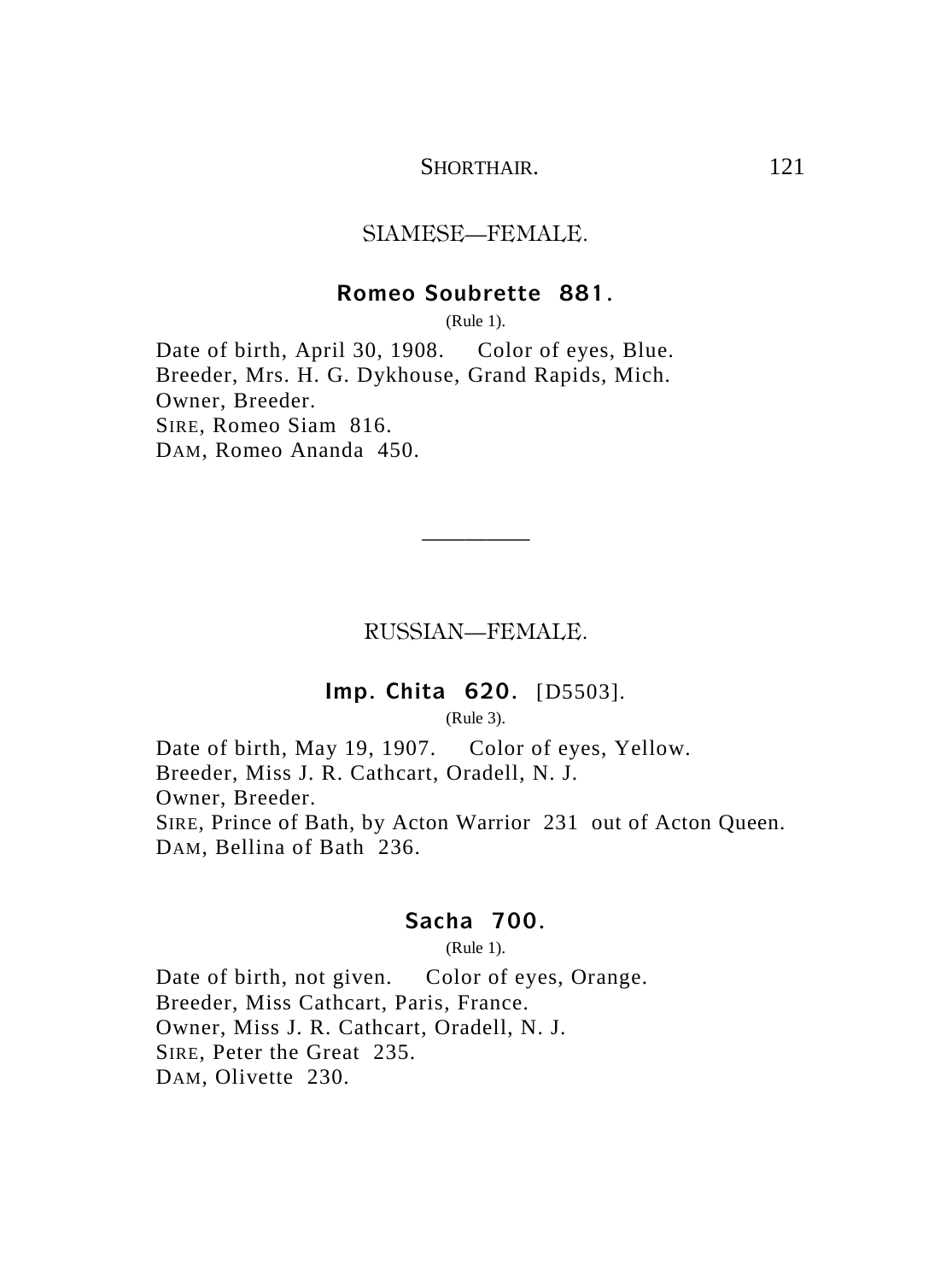## SIAMESE—FEMALE.

### Romeo Soubrette 881.

(Rule 1).

Date of birth, April 30, 1908. Color of eyes, Blue.
Breeder, Mrs. H. G. Dykhouse, Grand Rapids, Mich.
Owner, Breeder.
SIRE, Romeo Siam 816.
DAM, Romeo Ananda 450.

---

## RUSSIAN—FEMALE.

### Imp. Chita 620. [D5503].

(Rule 3).

Date of birth, May 19, 1907. Color of eyes, Yellow.
Breeder, Miss J. R. Cathcart, Oradell, N. J.
Owner, Breeder.
SIRE, Prince of Bath, by Acton Warrior 231 out of Acton Queen.
DAM, Bellina of Bath 236.

### Sacha 700.

(Rule 1).

Date of birth, not given. Color of eyes, Orange.
Breeder, Miss Cathcart, Paris, France.
Owner, Miss J. R. Cathcart, Oradell, N. J.
SIRE, Peter the Great 235.
DAM, Olivette 230.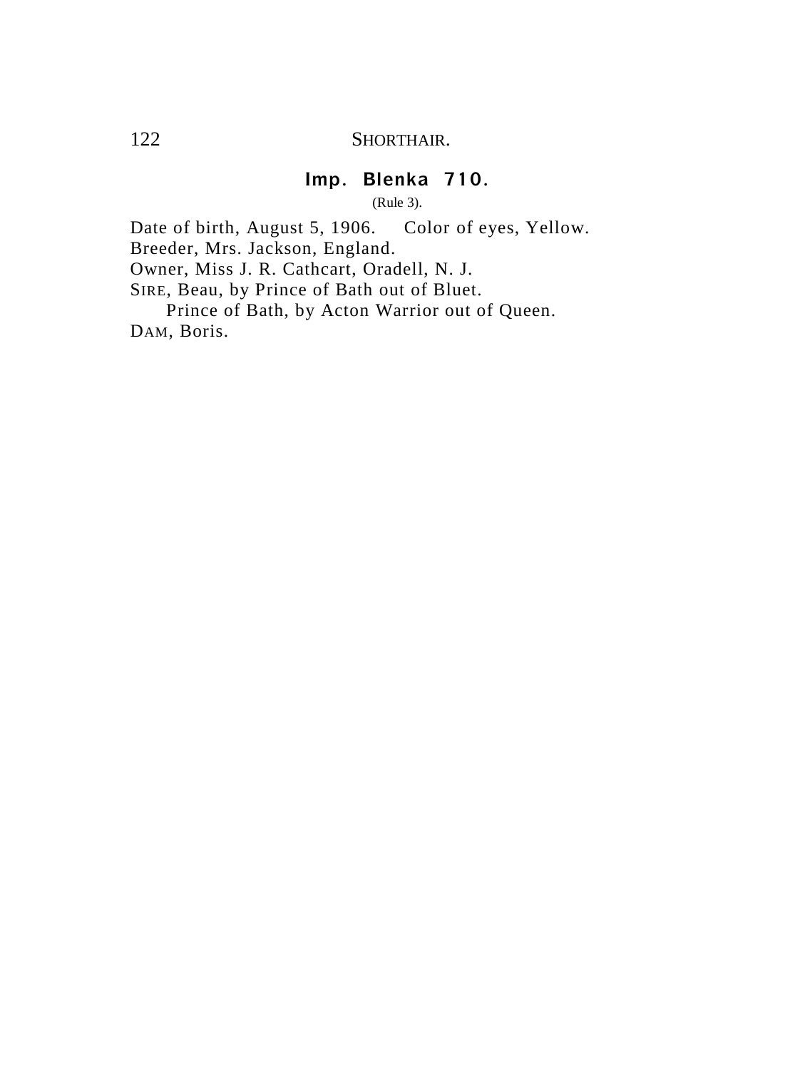## Imp. Blenka 710.

(Rule 3).

Date of birth, August 5, 1906. Color of eyes, Yellow.
Breeder, Mrs. Jackson, England.
Owner, Miss J. R. Cathcart, Oradell, N. J.
SIRE, Beau, by Prince of Bath out of Bluet.
Prince of Bath, by Acton Warrior out of Queen.
DAM, Boris.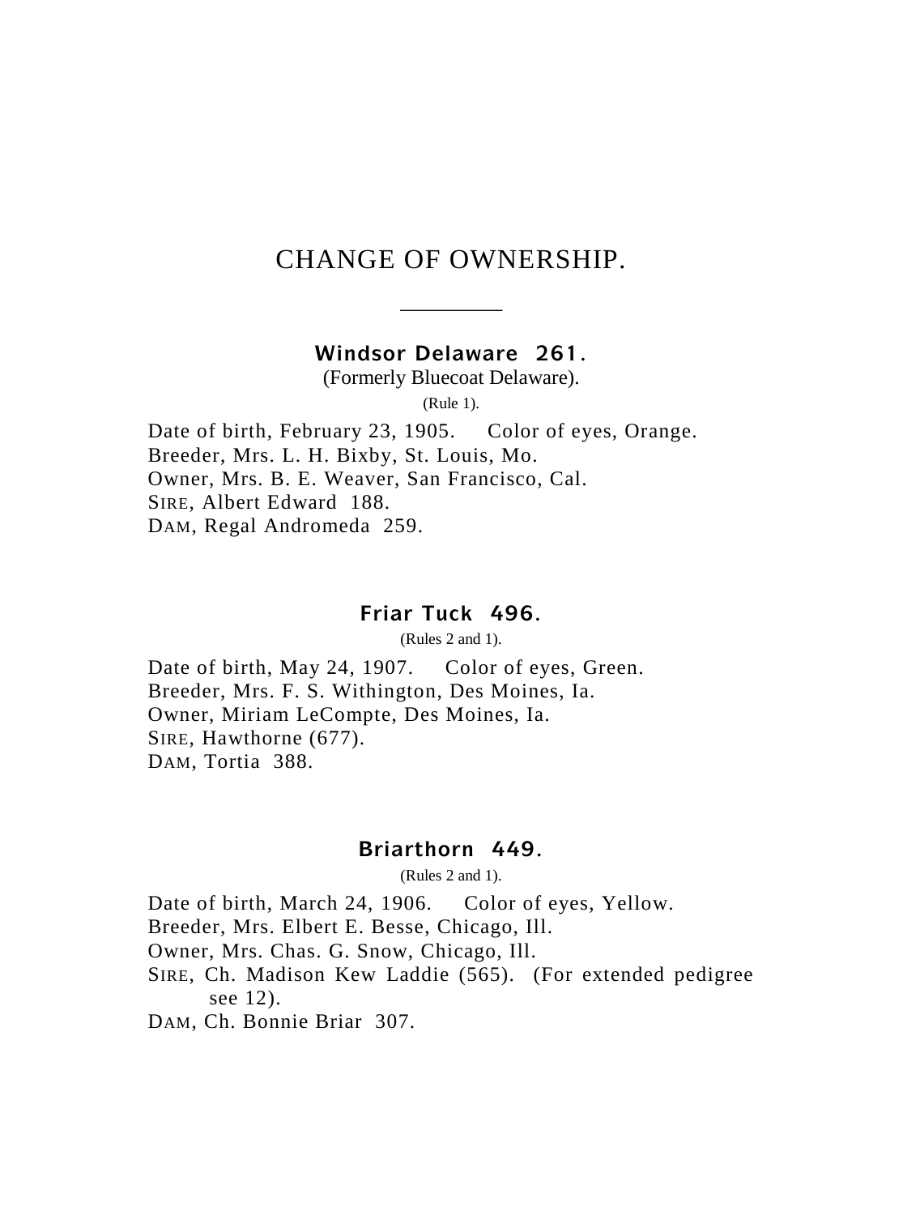# CHANGE OF OWNERSHIP.

---

### Windsor Delaware 261.

(Formerly Bluecoat Delaware).

(Rule 1).

Date of birth, February 23, 1905. Color of eyes, Orange.
Breeder, Mrs. L. H. Bixby, St. Louis, Mo.
Owner, Mrs. B. E. Weaver, San Francisco, Cal.
SIRE, Albert Edward 188.
DAM, Regal Andromeda 259.

### Friar Tuck 496.

(Rules 2 and 1).

Date of birth, May 24, 1907. Color of eyes, Green.
Breeder, Mrs. F. S. Withington, Des Moines, Ia.
Owner, Miriam LeCompte, Des Moines, Ia.
SIRE, Hawthorne (677).
DAM, Tortia 388.

### Briarthorn 449.

(Rules 2 and 1).

Date of birth, March 24, 1906. Color of eyes, Yellow.
Breeder, Mrs. Elbert E. Besse, Chicago, Ill.
Owner, Mrs. Chas. G. Snow, Chicago, Ill.
SIRE, Ch. Madison Kew Laddie (565). (For extended pedigree see 12).
DAM, Ch. Bonnie Briar 307.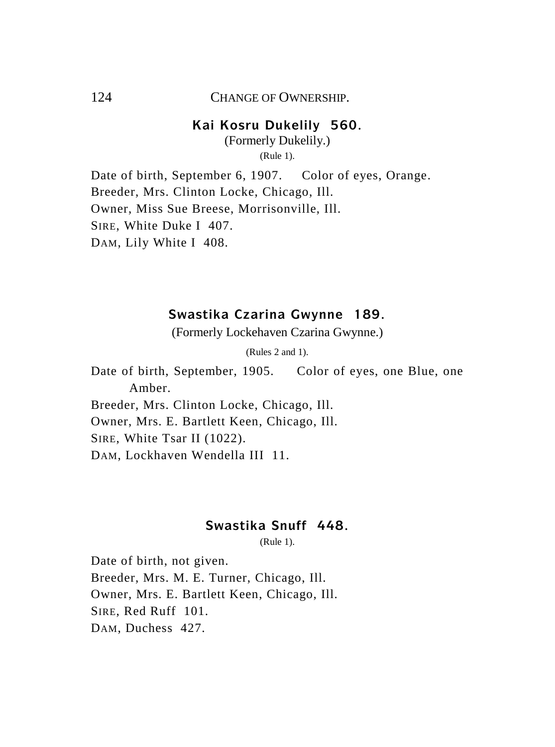### Kai Kosru Dukelily 560.

(Formerly Dukelily.)

(Rule 1).

Date of birth, September 6, 1907. Color of eyes, Orange.
Breeder, Mrs. Clinton Locke, Chicago, Ill.
Owner, Miss Sue Breese, Morrisonville, Ill.
SIRE, White Duke I 407.
DAM, Lily White I 408.

### Swastika Czarina Gwynne 189.

(Formerly Lockehaven Czarina Gwynne.)

(Rules 2 and 1).

Date of birth, September, 1905. Color of eyes, one Blue, one Amber.
Breeder, Mrs. Clinton Locke, Chicago, Ill.
Owner, Mrs. E. Bartlett Keen, Chicago, Ill.
SIRE, White Tsar II (1022).
DAM, Lockhaven Wendella III 11.

### Swastika Snuff 448.

(Rule 1).

Date of birth, not given.
Breeder, Mrs. M. E. Turner, Chicago, Ill.
Owner, Mrs. E. Bartlett Keen, Chicago, Ill.
SIRE, Red Ruff 101.
DAM, Duchess 427.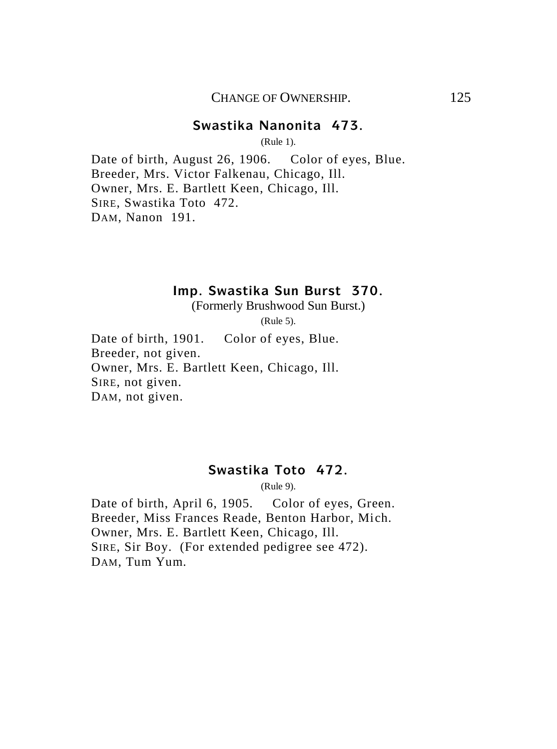## Swastika Nanonita 473.

(Rule 1).

Date of birth, August 26, 1906. Color of eyes, Blue.
Breeder, Mrs. Victor Falkenau, Chicago, Ill.
Owner, Mrs. E. Bartlett Keen, Chicago, Ill.
SIRE, Swastika Toto 472.
DAM, Nanon 191.

## Imp. Swastika Sun Burst 370.

(Formerly Brushwood Sun Burst.)

(Rule 5).

Date of birth, 1901. Color of eyes, Blue.
Breeder, not given.
Owner, Mrs. E. Bartlett Keen, Chicago, Ill.
SIRE, not given.
DAM, not given.

## Swastika Toto 472.

(Rule 9).

Date of birth, April 6, 1905. Color of eyes, Green.
Breeder, Miss Frances Reade, Benton Harbor, Mich.
Owner, Mrs. E. Bartlett Keen, Chicago, Ill.
SIRE, Sir Boy. (For extended pedigree see 472).
DAM, Tum Yum.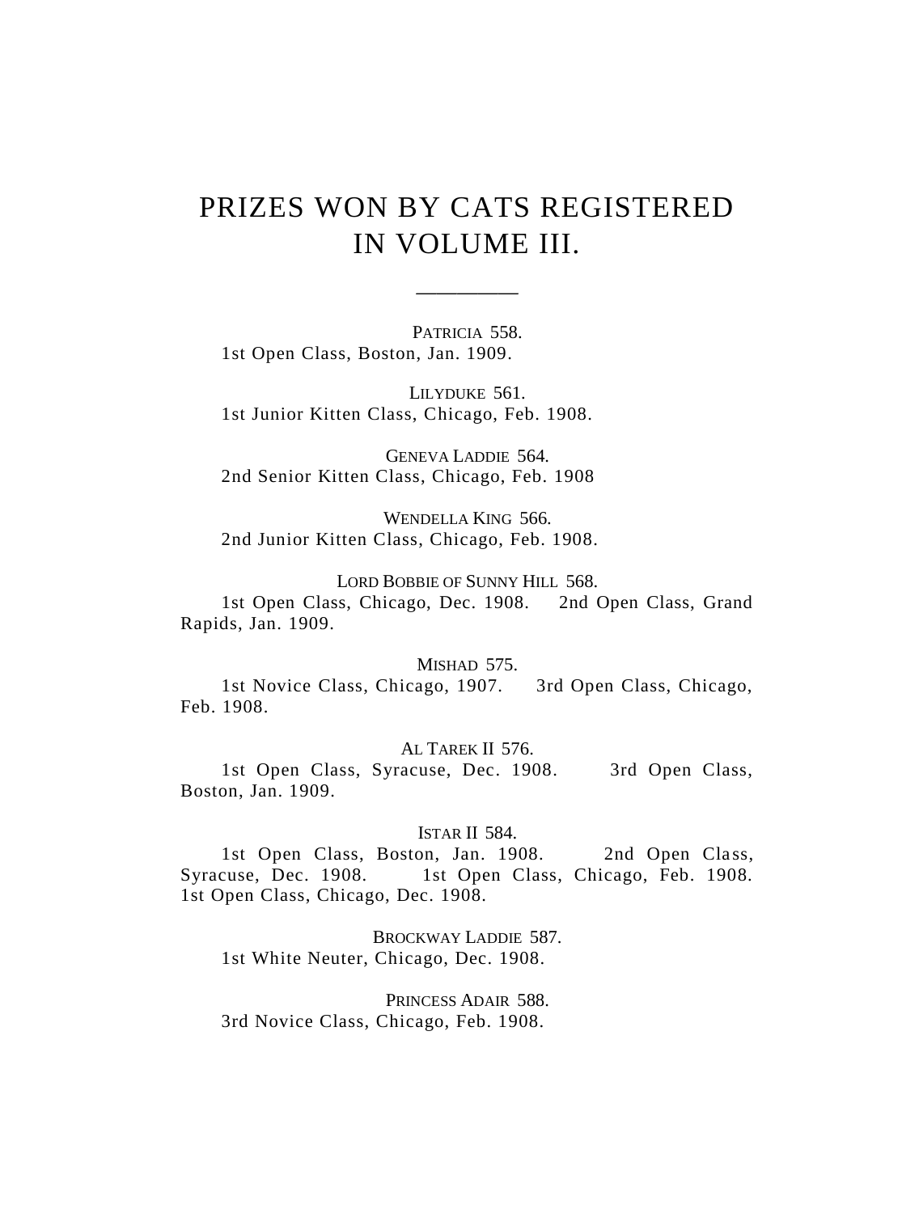# PRIZES WON BY CATS REGISTERED IN VOLUME III.

---

PATRICIA 558.

1st Open Class, Boston, Jan. 1909.

LILYDUKE 561.

1st Junior Kitten Class, Chicago, Feb. 1908.

GENEVA LADDIE 564.

2nd Senior Kitten Class, Chicago, Feb. 1908

WENDELLA KING 566.

2nd Junior Kitten Class, Chicago, Feb. 1908.

LORD BOBBIE OF SUNNY HILL 568.

1st Open Class, Chicago, Dec. 1908. 2nd Open Class, Grand Rapids, Jan. 1909.

MISHAD 575.

1st Novice Class, Chicago, 1907. 3rd Open Class, Chicago, Feb. 1908.

AL TAREK II 576.

1st Open Class, Syracuse, Dec. 1908. 3rd Open Class, Boston, Jan. 1909.

ISTAR II 584.

1st Open Class, Boston, Jan. 1908. 2nd Open Class, Syracuse, Dec. 1908. 1st Open Class, Chicago, Feb. 1908. 1st Open Class, Chicago, Dec. 1908.

BROCKWAY LADDIE 587.

1st White Neuter, Chicago, Dec. 1908.

PRINCESS ADAIR 588.

3rd Novice Class, Chicago, Feb. 1908.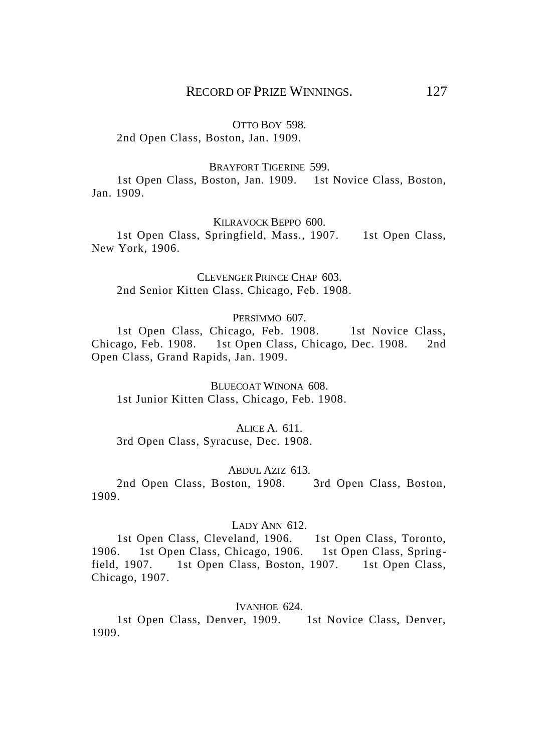OTTO BOY 598.

2nd Open Class, Boston, Jan. 1909.

BRAYFORT TIGERINE 599.

1st Open Class, Boston, Jan. 1909. 1st Novice Class, Boston, Jan. 1909.

KILRAVOCK BEPPO 600.

1st Open Class, Springfield, Mass., 1907. 1st Open Class, New York, 1906.

CLEVENGER PRINCE CHAP 603.

2nd Senior Kitten Class, Chicago, Feb. 1908.

PERSIMMO 607.

1st Open Class, Chicago, Feb. 1908. 1st Novice Class, Chicago, Feb. 1908. 1st Open Class, Chicago, Dec. 1908. 2nd Open Class, Grand Rapids, Jan. 1909.

BLUECOAT WINONA 608.

1st Junior Kitten Class, Chicago, Feb. 1908.

ALICE A. 611.

3rd Open Class, Syracuse, Dec. 1908.

ABDUL AZIZ 613.

2nd Open Class, Boston, 1908. 3rd Open Class, Boston, 1909.

LADY ANN 612.

1st Open Class, Cleveland, 1906. 1st Open Class, Toronto, 1906. 1st Open Class, Chicago, 1906. 1st Open Class, Springfield, 1907. 1st Open Class, Boston, 1907. 1st Open Class, Chicago, 1907.

IVANHOE 624.

1st Open Class, Denver, 1909. 1st Novice Class, Denver, 1909.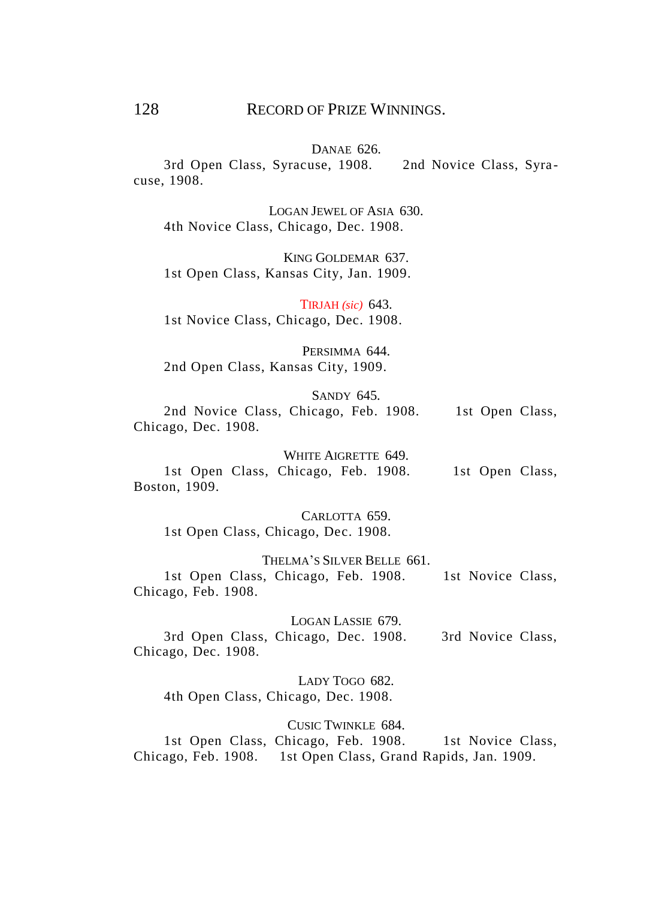DANAE 626.

3rd Open Class, Syracuse, 1908. 2nd Novice Class, Syracuse, 1908.

LOGAN JEWEL OF ASIA 630.

4th Novice Class, Chicago, Dec. 1908.

KING GOLDEMAR 637.

1st Open Class, Kansas City, Jan. 1909.

TIRJAH *(sic)* 643.

1st Novice Class, Chicago, Dec. 1908.

PERSIMMA 644.

2nd Open Class, Kansas City, 1909.

SANDY 645.

2nd Novice Class, Chicago, Feb. 1908. 1st Open Class, Chicago, Dec. 1908.

WHITE AIGRETTE 649.

1st Open Class, Chicago, Feb. 1908. 1st Open Class, Boston, 1909.

CARLOTTA 659.

1st Open Class, Chicago, Dec. 1908.

THELMA'S SILVER BELLE 661.

1st Open Class, Chicago, Feb. 1908. 1st Novice Class, Chicago, Feb. 1908.

LOGAN LASSIE 679.

3rd Open Class, Chicago, Dec. 1908. 3rd Novice Class, Chicago, Dec. 1908.

LADY TOGO 682.

4th Open Class, Chicago, Dec. 1908.

CUSIC TWINKLE 684.

1st Open Class, Chicago, Feb. 1908. 1st Novice Class, Chicago, Feb. 1908. 1st Open Class, Grand Rapids, Jan. 1909.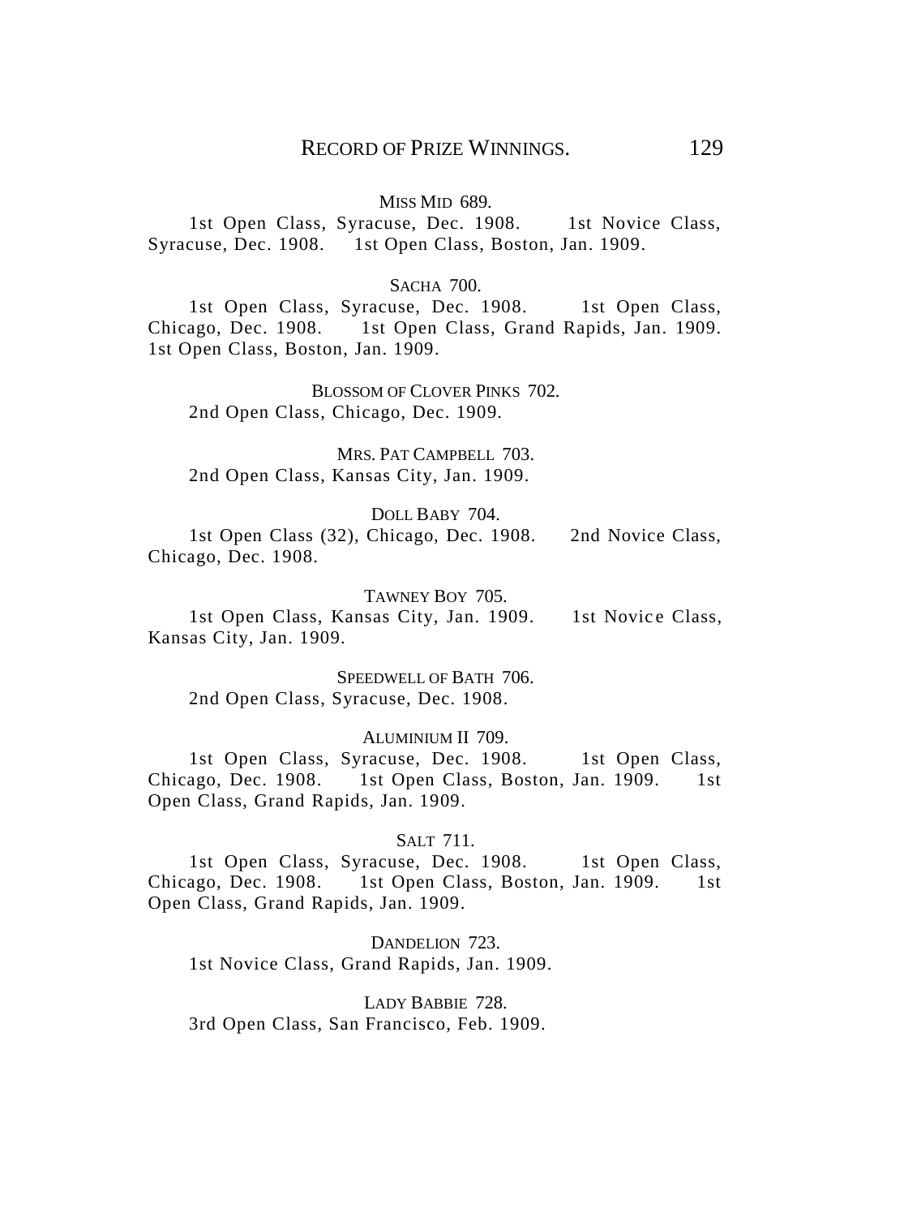MISS MID 689.

1st Open Class, Syracuse, Dec. 1908. 1st Novice Class, Syracuse, Dec. 1908. 1st Open Class, Boston, Jan. 1909.

SACHA 700.

1st Open Class, Syracuse, Dec. 1908. 1st Open Class, Chicago, Dec. 1908. 1st Open Class, Grand Rapids, Jan. 1909. 1st Open Class, Boston, Jan. 1909.

BLOSSOM OF CLOVER PINKS 702.

2nd Open Class, Chicago, Dec. 1909.

MRS. PAT CAMPBELL 703.

2nd Open Class, Kansas City, Jan. 1909.

DOLL BABY 704.

1st Open Class (32), Chicago, Dec. 1908. 2nd Novice Class, Chicago, Dec. 1908.

TAWNEY BOY 705.

1st Open Class, Kansas City, Jan. 1909. 1st Novice Class, Kansas City, Jan. 1909.

SPEEDWELL OF BATH 706.

2nd Open Class, Syracuse, Dec. 1908.

ALUMINIUM II 709.

1st Open Class, Syracuse, Dec. 1908. 1st Open Class, Chicago, Dec. 1908. 1st Open Class, Boston, Jan. 1909. 1st Open Class, Grand Rapids, Jan. 1909.

SALT 711.

1st Open Class, Syracuse, Dec. 1908. 1st Open Class, Chicago, Dec. 1908. 1st Open Class, Boston, Jan. 1909. 1st Open Class, Grand Rapids, Jan. 1909.

DANDELION 723.

1st Novice Class, Grand Rapids, Jan. 1909.

LADY BABBIE 728.

3rd Open Class, San Francisco, Feb. 1909.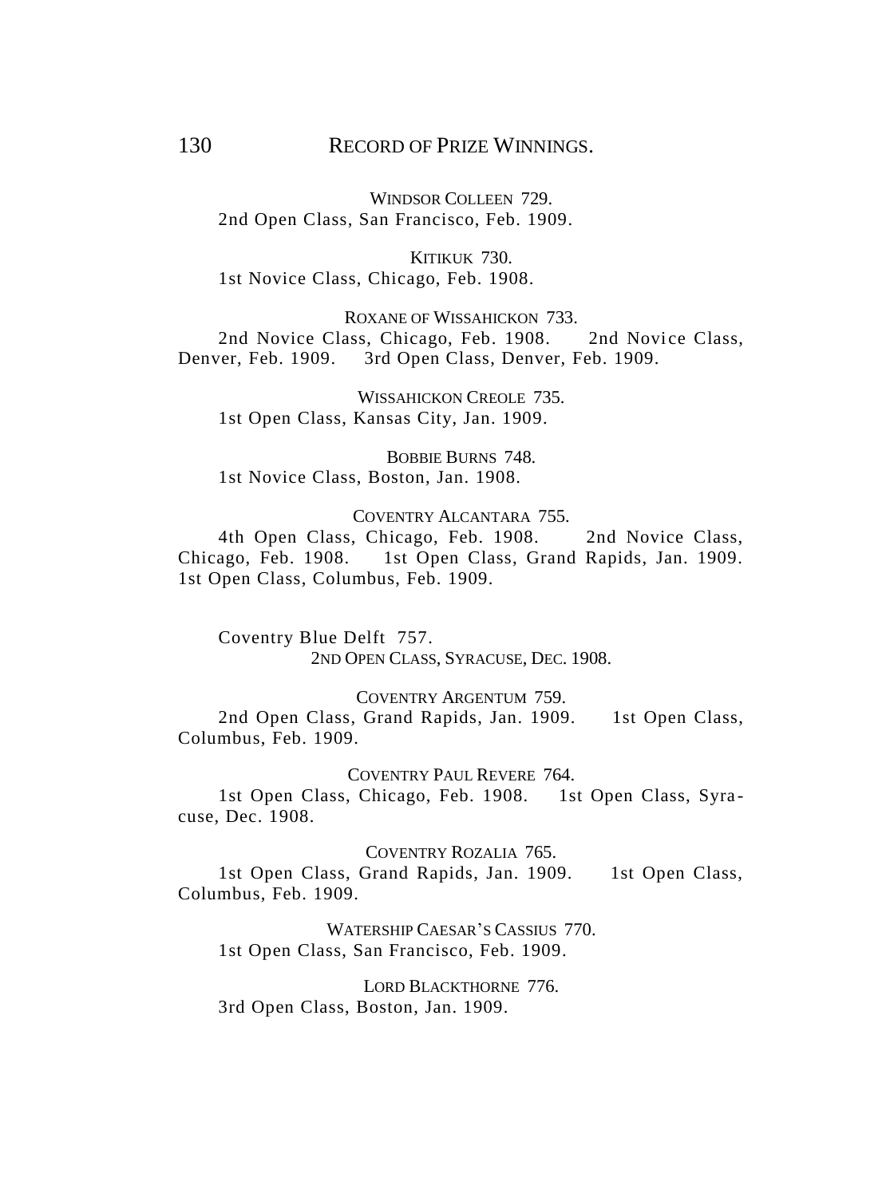WINDSOR COLLEEN 729.

2nd Open Class, San Francisco, Feb. 1909.

KITIKUK 730.

1st Novice Class, Chicago, Feb. 1908.

ROXANE OF WISSAHICKON 733.

2nd Novice Class, Chicago, Feb. 1908. 2nd Novice Class, Denver, Feb. 1909. 3rd Open Class, Denver, Feb. 1909.

WISSAHICKON CREOLE 735.

1st Open Class, Kansas City, Jan. 1909.

BOBBIE BURNS 748.

1st Novice Class, Boston, Jan. 1908.

COVENTRY ALCANTARA 755.

4th Open Class, Chicago, Feb. 1908. 2nd Novice Class, Chicago, Feb. 1908. 1st Open Class, Grand Rapids, Jan. 1909. 1st Open Class, Columbus, Feb. 1909.

Coventry Blue Delft 757.

2ND OPEN CLASS, SYRACUSE, DEC. 1908.

COVENTRY ARGENTUM 759.

2nd Open Class, Grand Rapids, Jan. 1909. 1st Open Class, Columbus, Feb. 1909.

COVENTRY PAUL REVERE 764.

1st Open Class, Chicago, Feb. 1908. 1st Open Class, Syracuse, Dec. 1908.

COVENTRY ROZALIA 765.

1st Open Class, Grand Rapids, Jan. 1909. 1st Open Class, Columbus, Feb. 1909.

WATERSHIP CAESAR'S CASSIUS 770.

1st Open Class, San Francisco, Feb. 1909.

LORD BLACKTHORNE 776.

3rd Open Class, Boston, Jan. 1909.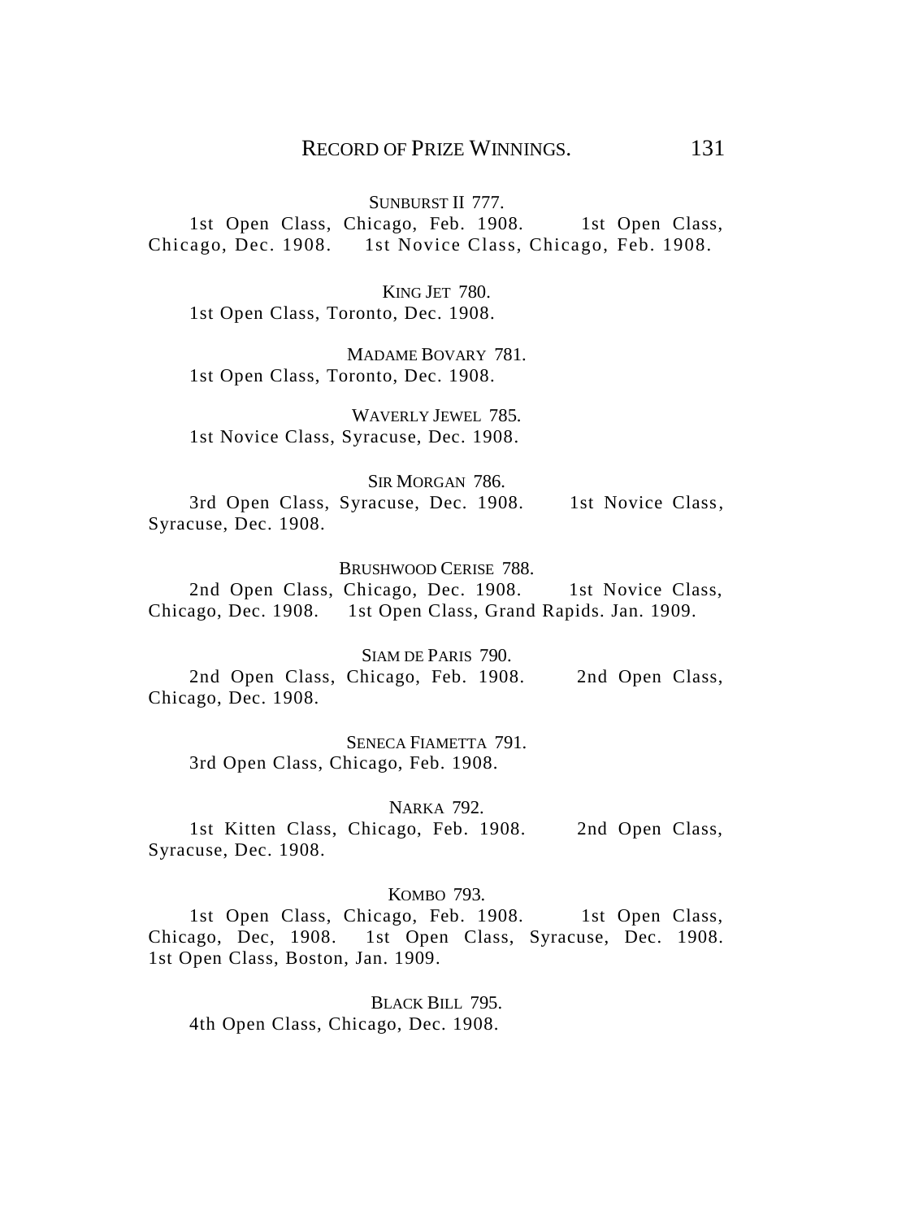SUNBURST II 777.

1st Open Class, Chicago, Feb. 1908. 1st Open Class, Chicago, Dec. 1908. 1st Novice Class, Chicago, Feb. 1908.

KING JET 780.

1st Open Class, Toronto, Dec. 1908.

MADAME BOVARY 781.

1st Open Class, Toronto, Dec. 1908.

WAVERLY JEWEL 785.

1st Novice Class, Syracuse, Dec. 1908.

SIR MORGAN 786.

3rd Open Class, Syracuse, Dec. 1908. 1st Novice Class, Syracuse, Dec. 1908.

BRUSHWOOD CERISE 788.

2nd Open Class, Chicago, Dec. 1908. 1st Novice Class, Chicago, Dec. 1908. 1st Open Class, Grand Rapids. Jan. 1909.

SIAM DE PARIS 790.

2nd Open Class, Chicago, Feb. 1908. 2nd Open Class, Chicago, Dec. 1908.

SENECA FIAMETTA 791.

3rd Open Class, Chicago, Feb. 1908.

NARKA 792.

1st Kitten Class, Chicago, Feb. 1908. 2nd Open Class, Syracuse, Dec. 1908.

KOMBO 793.

1st Open Class, Chicago, Feb. 1908. 1st Open Class, Chicago, Dec, 1908. 1st Open Class, Syracuse, Dec. 1908. 1st Open Class, Boston, Jan. 1909.

BLACK BILL 795.

4th Open Class, Chicago, Dec. 1908.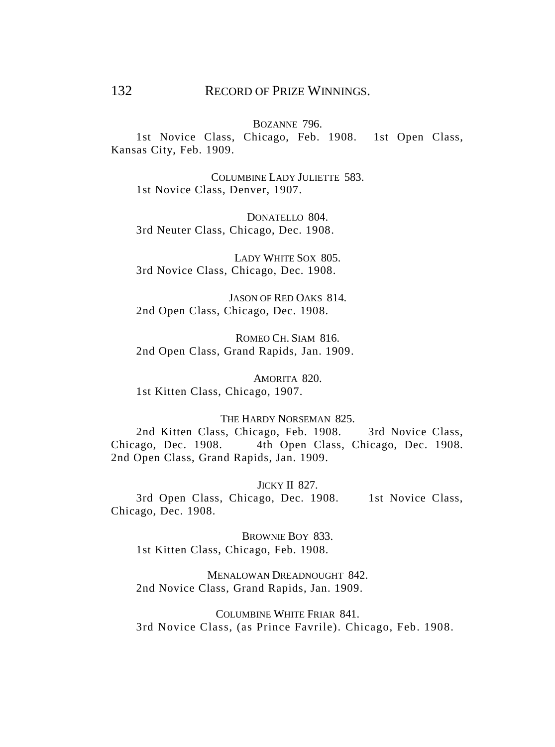BOZANNE 796.

1st Novice Class, Chicago, Feb. 1908. 1st Open Class, Kansas City, Feb. 1909.

COLUMBINE LADY JULIETTE 583.

1st Novice Class, Denver, 1907.

DONATELLO 804.

3rd Neuter Class, Chicago, Dec. 1908.

LADY WHITE SOX 805.

3rd Novice Class, Chicago, Dec. 1908.

JASON OF RED OAKS 814.

2nd Open Class, Chicago, Dec. 1908.

ROMEO CH. SIAM 816.

2nd Open Class, Grand Rapids, Jan. 1909.

AMORITA 820.

1st Kitten Class, Chicago, 1907.

THE HARDY NORSEMAN 825.

2nd Kitten Class, Chicago, Feb. 1908. 3rd Novice Class, Chicago, Dec. 1908. 4th Open Class, Chicago, Dec. 1908. 2nd Open Class, Grand Rapids, Jan. 1909.

JICKY II 827.

3rd Open Class, Chicago, Dec. 1908. 1st Novice Class, Chicago, Dec. 1908.

BROWNIE BOY 833.

1st Kitten Class, Chicago, Feb. 1908.

MENALOWAN DREADNOUGHT 842.

2nd Novice Class, Grand Rapids, Jan. 1909.

COLUMBINE WHITE FRIAR 841.

3rd Novice Class, (as Prince Favrile). Chicago, Feb. 1908.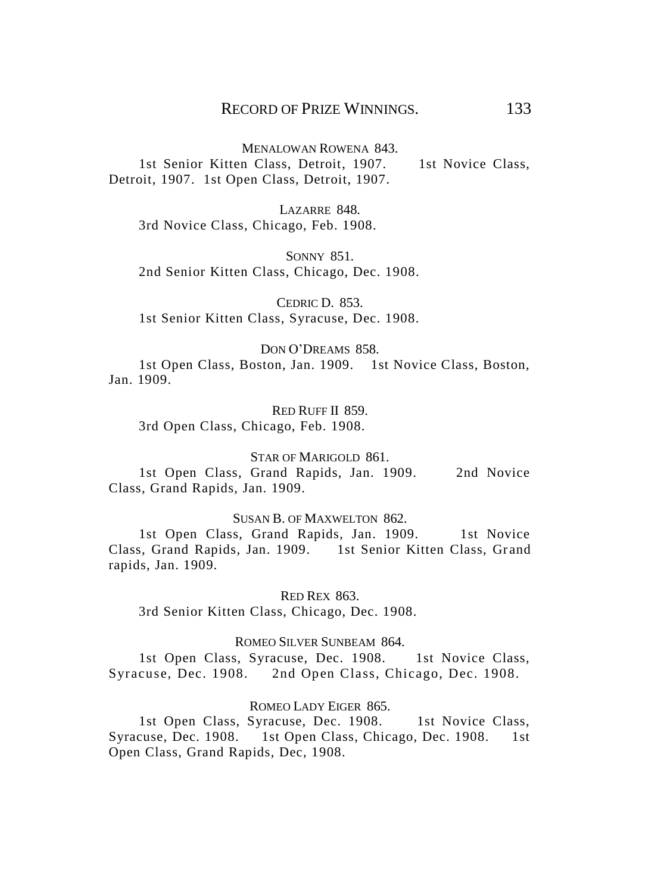MENALOWAN ROWENA 843.

1st Senior Kitten Class, Detroit, 1907. 1st Novice Class, Detroit, 1907. 1st Open Class, Detroit, 1907.

LAZARRE 848.

3rd Novice Class, Chicago, Feb. 1908.

SONNY 851.

2nd Senior Kitten Class, Chicago, Dec. 1908.

CEDRIC D. 853.

1st Senior Kitten Class, Syracuse, Dec. 1908.

DON O'DREAMS 858.

1st Open Class, Boston, Jan. 1909. 1st Novice Class, Boston, Jan. 1909.

RED RUFF II 859.

3rd Open Class, Chicago, Feb. 1908.

STAR OF MARIGOLD 861.

1st Open Class, Grand Rapids, Jan. 1909. 2nd Novice Class, Grand Rapids, Jan. 1909.

SUSAN B. OF MAXWELTON 862.

1st Open Class, Grand Rapids, Jan. 1909. 1st Novice Class, Grand Rapids, Jan. 1909. 1st Senior Kitten Class, Grand rapids, Jan. 1909.

RED REX 863.

3rd Senior Kitten Class, Chicago, Dec. 1908.

ROMEO SILVER SUNBEAM 864.

1st Open Class, Syracuse, Dec. 1908. 1st Novice Class, Syracuse, Dec. 1908. 2nd Open Class, Chicago, Dec. 1908.

ROMEO LADY EIGER 865.

1st Open Class, Syracuse, Dec. 1908. 1st Novice Class, Syracuse, Dec. 1908. 1st Open Class, Chicago, Dec. 1908. 1st Open Class, Grand Rapids, Dec, 1908.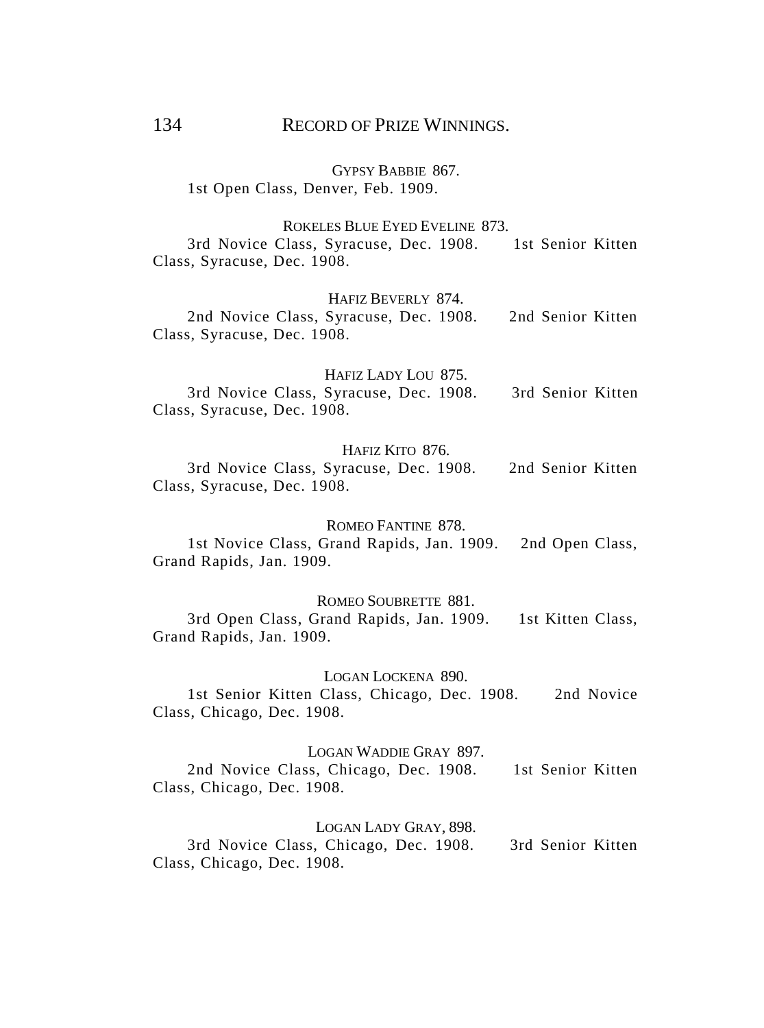GYPSY BABBIE 867.

1st Open Class, Denver, Feb. 1909.

ROKELES BLUE EYED EVELINE 873.

3rd Novice Class, Syracuse, Dec. 1908. 1st Senior Kitten Class, Syracuse, Dec. 1908.

HAFIZ BEVERLY 874.

2nd Novice Class, Syracuse, Dec. 1908. 2nd Senior Kitten Class, Syracuse, Dec. 1908.

HAFIZ LADY LOU 875.

3rd Novice Class, Syracuse, Dec. 1908. 3rd Senior Kitten Class, Syracuse, Dec. 1908.

HAFIZ KITO 876.

3rd Novice Class, Syracuse, Dec. 1908. 2nd Senior Kitten Class, Syracuse, Dec. 1908.

ROMEO FANTINE 878.

1st Novice Class, Grand Rapids, Jan. 1909. 2nd Open Class, Grand Rapids, Jan. 1909.

ROMEO SOUBRETTE 881.

3rd Open Class, Grand Rapids, Jan. 1909. 1st Kitten Class, Grand Rapids, Jan. 1909.

LOGAN LOCKENA 890.

1st Senior Kitten Class, Chicago, Dec. 1908. 2nd Novice Class, Chicago, Dec. 1908.

LOGAN WADDIE GRAY 897.

2nd Novice Class, Chicago, Dec. 1908. 1st Senior Kitten Class, Chicago, Dec. 1908.

LOGAN LADY GRAY, 898.

3rd Novice Class, Chicago, Dec. 1908. 3rd Senior Kitten Class, Chicago, Dec. 1908.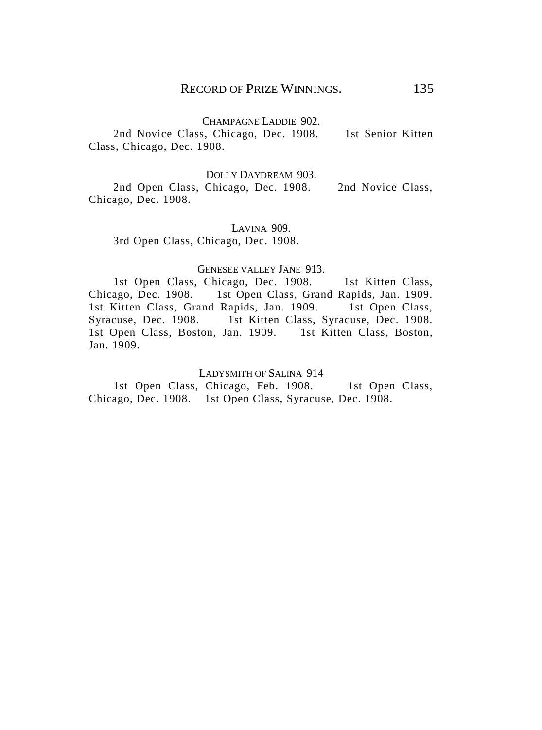CHAMPAGNE LADDIE 902.

2nd Novice Class, Chicago, Dec. 1908. 1st Senior Kitten Class, Chicago, Dec. 1908.

DOLLY DAYDREAM 903.

2nd Open Class, Chicago, Dec. 1908. 2nd Novice Class, Chicago, Dec. 1908.

LAVINA 909.

3rd Open Class, Chicago, Dec. 1908.

GENESEE VALLEY JANE 913.

1st Open Class, Chicago, Dec. 1908. 1st Kitten Class, Chicago, Dec. 1908. 1st Open Class, Grand Rapids, Jan. 1909. 1st Kitten Class, Grand Rapids, Jan. 1909. 1st Open Class, Syracuse, Dec. 1908. 1st Kitten Class, Syracuse, Dec. 1908. 1st Open Class, Boston, Jan. 1909. 1st Kitten Class, Boston, Jan. 1909.

LADYSMITH OF SALINA 914

1st Open Class, Chicago, Feb. 1908. 1st Open Class, Chicago, Dec. 1908. 1st Open Class, Syracuse, Dec. 1908.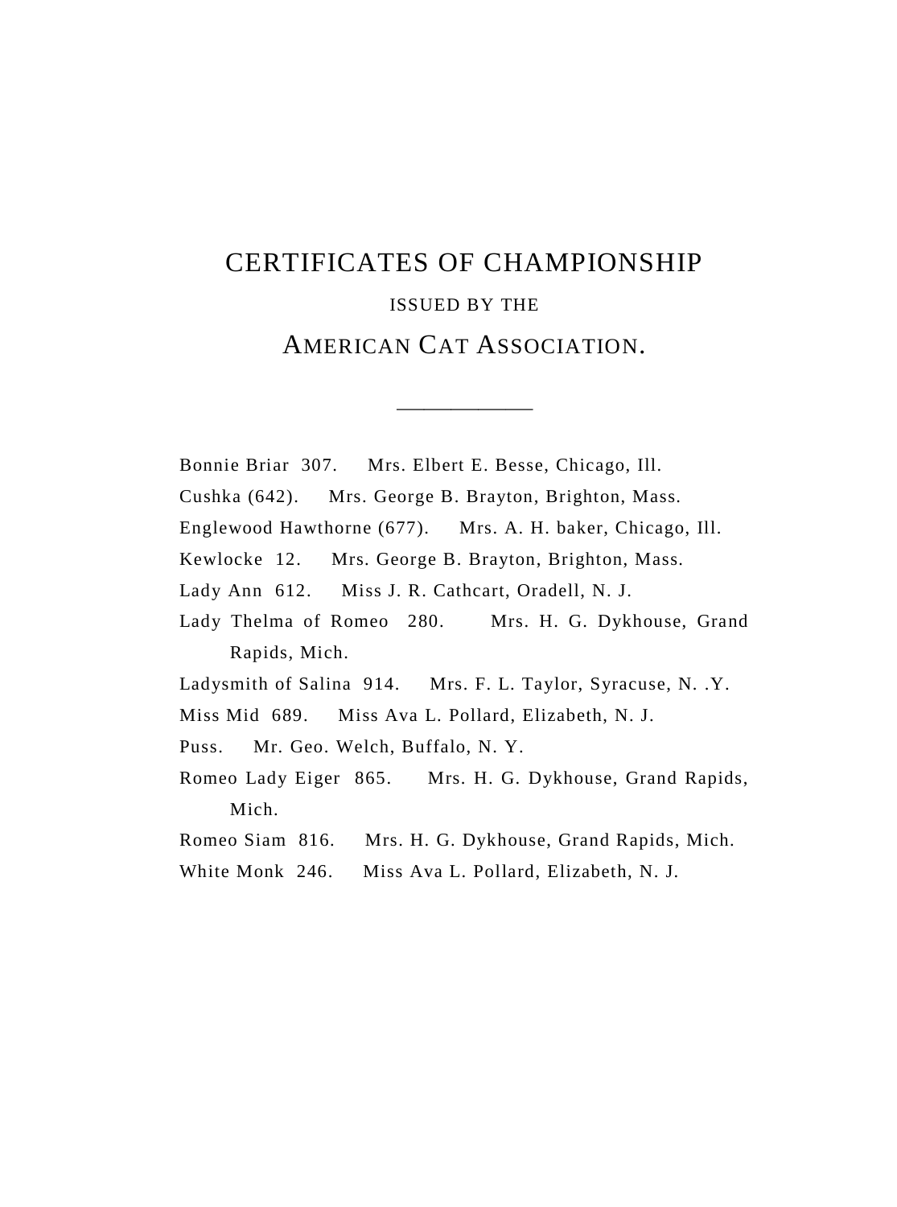# CERTIFICATES OF CHAMPIONSHIP

ISSUED BY THE

## AMERICAN CAT ASSOCIATION.

---

Bonnie Briar 307. Mrs. Elbert E. Besse, Chicago, Ill.

Cushka (642). Mrs. George B. Brayton, Brighton, Mass.

Englewood Hawthorne (677). Mrs. A. H. baker, Chicago, Ill.

Kewlocke 12. Mrs. George B. Brayton, Brighton, Mass.

Lady Ann 612. Miss J. R. Cathcart, Oradell, N. J.

Lady Thelma of Romeo 280. Mrs. H. G. Dykhouse, Grand Rapids, Mich.

Ladysmith of Salina 914. Mrs. F. L. Taylor, Syracuse, N. .Y.

Miss Mid 689. Miss Ava L. Pollard, Elizabeth, N. J.

Puss. Mr. Geo. Welch, Buffalo, N. Y.

Romeo Lady Eiger 865. Mrs. H. G. Dykhouse, Grand Rapids, Mich.

Romeo Siam 816. Mrs. H. G. Dykhouse, Grand Rapids, Mich.

White Monk 246. Miss Ava L. Pollard, Elizabeth, N. J.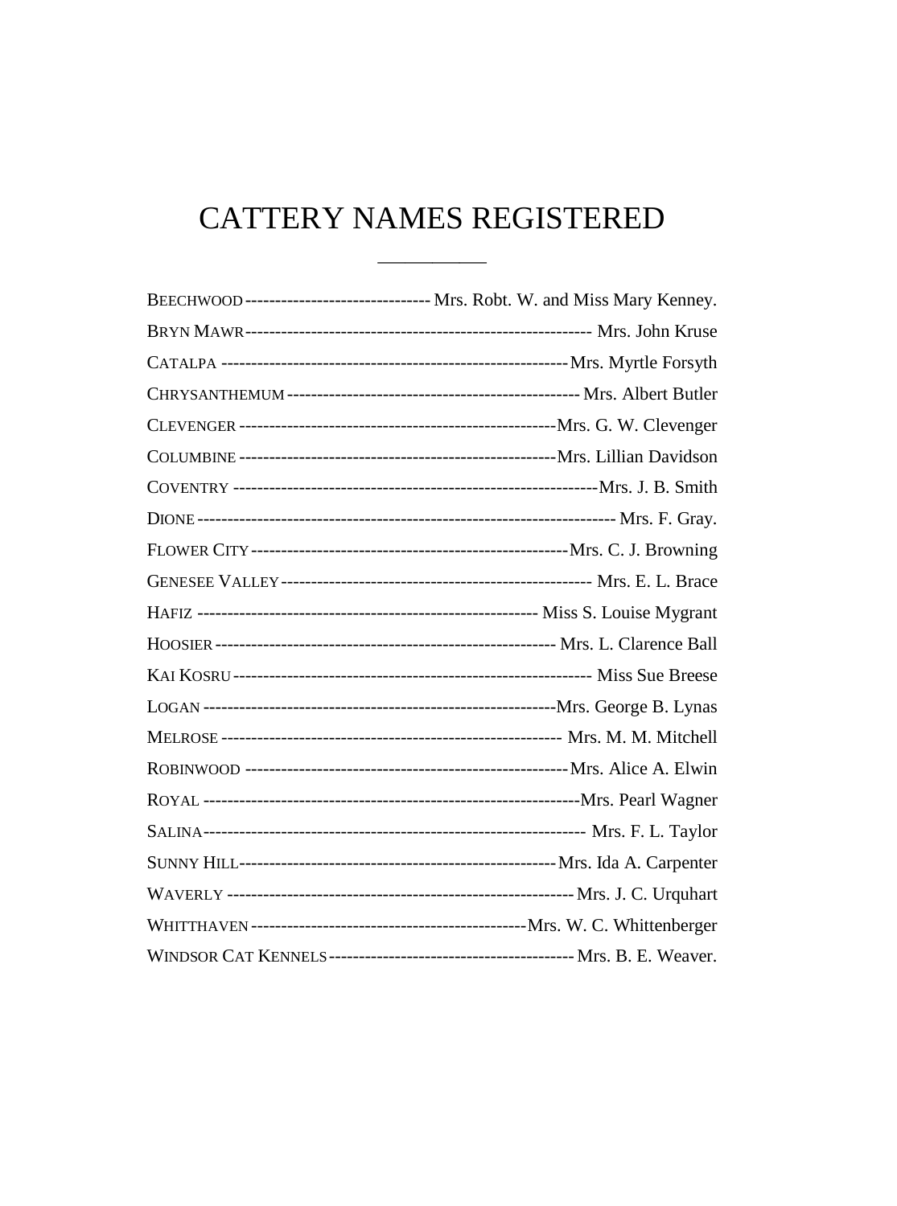# CATTERY NAMES REGISTERED

---

| Cattery | Owner |
|---|---|
| BEECHWOOD | Mrs. Robt. W. and Miss Mary Kenney. |
| BRYN MAWR | Mrs. John Kruse |
| CATALPA | Mrs. Myrtle Forsyth |
| CHRYSANTHEMUM | Mrs. Albert Butler |
| CLEVENGER | Mrs. G. W. Clevenger |
| COLUMBINE | Mrs. Lillian Davidson |
| COVENTRY | Mrs. J. B. Smith |
| DIONE | Mrs. F. Gray. |
| FLOWER CITY | Mrs. C. J. Browning |
| GENESEE VALLEY | Mrs. E. L. Brace |
| HAFIZ | Miss S. Louise Mygrant |
| HOOSIER | Mrs. L. Clarence Ball |
| KAI KOSRU | Miss Sue Breese |
| LOGAN | Mrs. George B. Lynas |
| MELROSE | Mrs. M. M. Mitchell |
| ROBINWOOD | Mrs. Alice A. Elwin |
| ROYAL | Mrs. Pearl Wagner |
| SALINA | Mrs. F. L. Taylor |
| SUNNY HILL | Mrs. Ida A. Carpenter |
| WAVERLY | Mrs. J. C. Urquhart |
| WHITTHAVEN | Mrs. W. C. Whittenberger |
| WINDSOR CAT KENNELS | Mrs. B. E. Weaver. |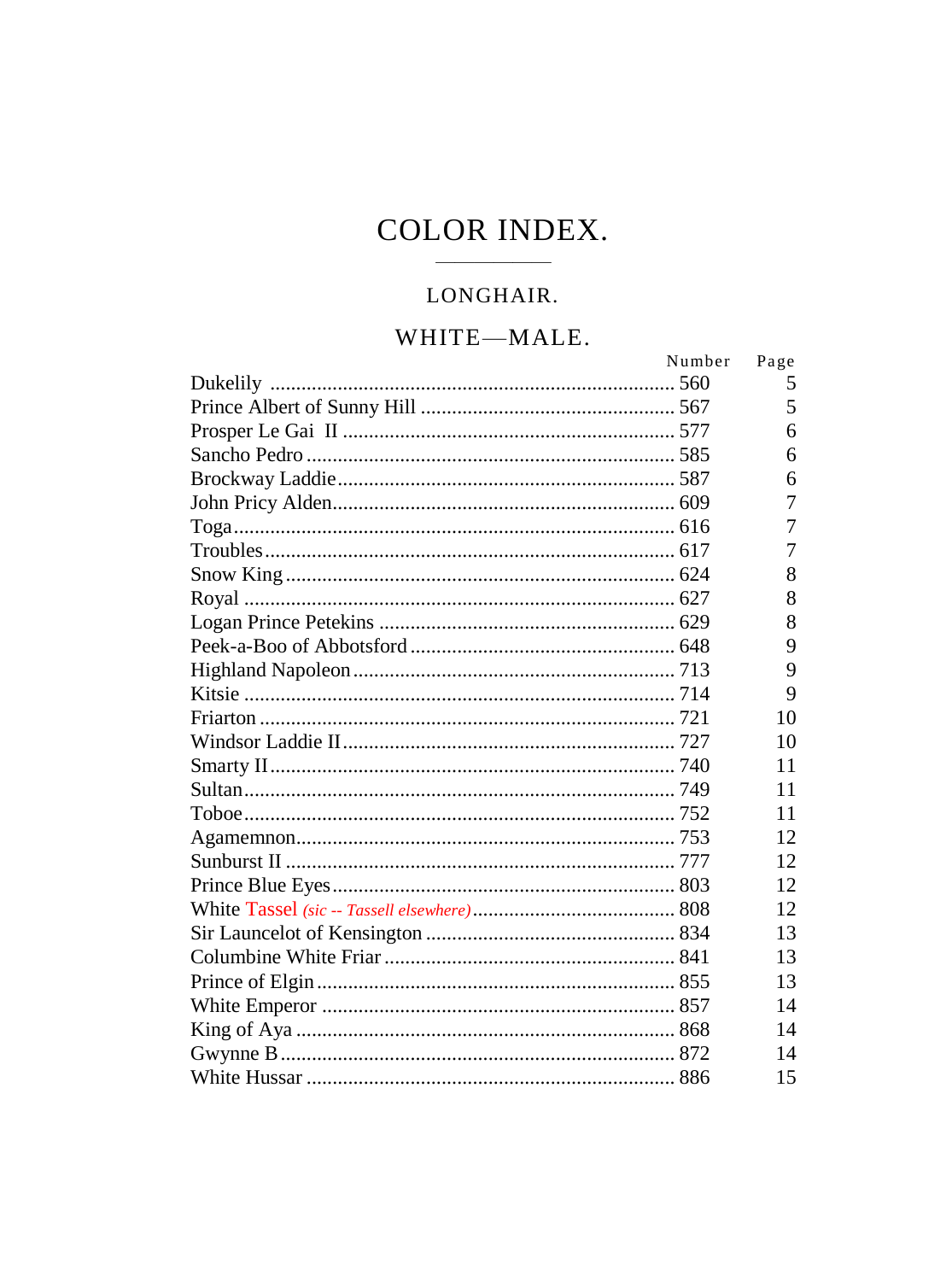# COLOR INDEX.

## LONGHAIR.

### WHITE—MALE.

| | Number | Page |
|---|---|---|
| Dukelily | 560 | 5 |
| Prince Albert of Sunny Hill | 567 | 5 |
| Prosper Le Gai II | 577 | 6 |
| Sancho Pedro | 585 | 6 |
| Brockway Laddie | 587 | 6 |
| John Pricy Alden | 609 | 7 |
| Toga | 616 | 7 |
| Troubles | 617 | 7 |
| Snow King | 624 | 8 |
| Royal | 627 | 8 |
| Logan Prince Petekins | 629 | 8 |
| Peek-a-Boo of Abbotsford | 648 | 9 |
| Highland Napoleon | 713 | 9 |
| Kitsie | 714 | 9 |
| Friarton | 721 | 10 |
| Windsor Laddie II | 727 | 10 |
| Smarty II | 740 | 11 |
| Sultan | 749 | 11 |
| Toboe | 752 | 11 |
| Agamemnon | 753 | 12 |
| Sunburst II | 777 | 12 |
| Prince Blue Eyes | 803 | 12 |
| White Tassel *(sic -- Tassell elsewhere)* | 808 | 12 |
| Sir Launcelot of Kensington | 834 | 13 |
| Columbine White Friar | 841 | 13 |
| Prince of Elgin | 855 | 13 |
| White Emperor | 857 | 14 |
| King of Aya | 868 | 14 |
| Gwynne B | 872 | 14 |
| White Hussar | 886 | 15 |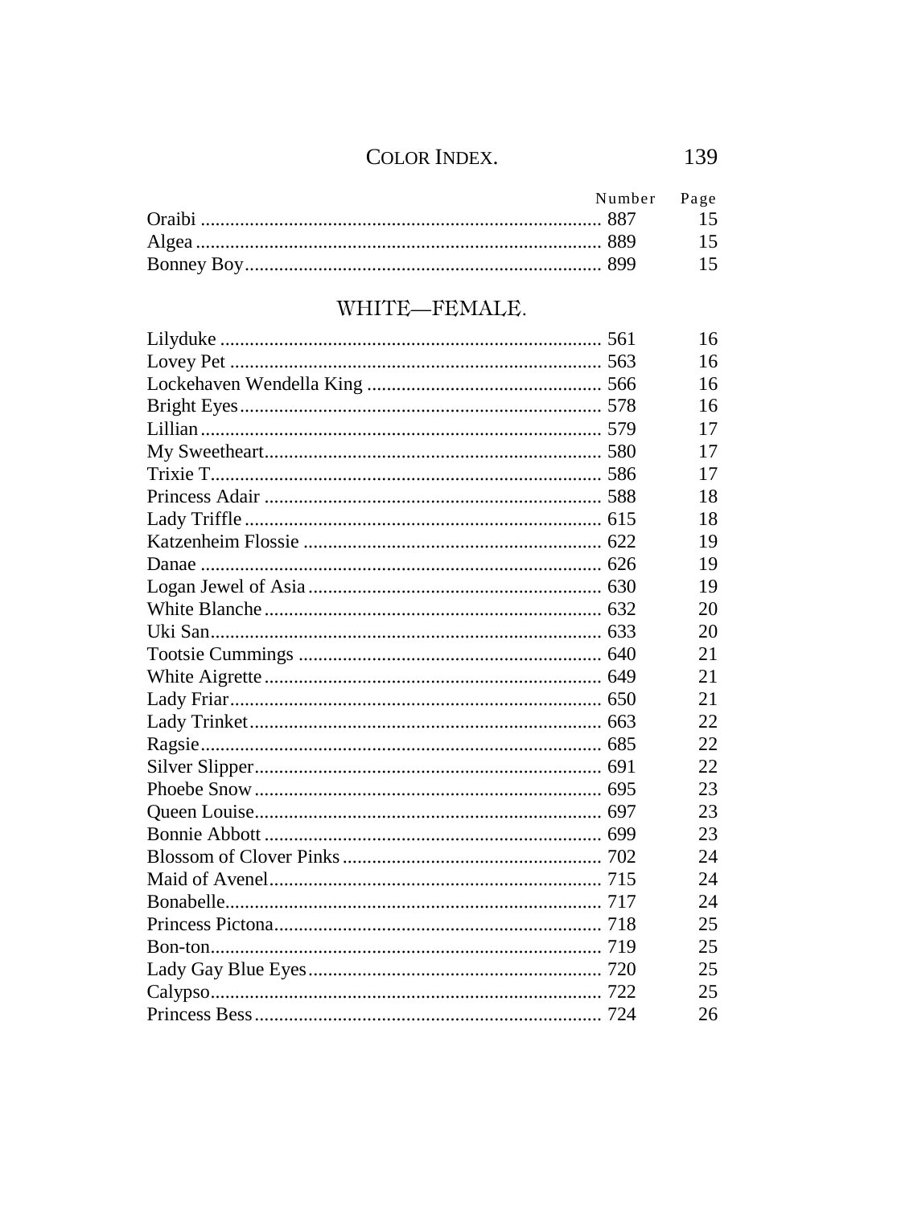| | Number | Page |
|---|---|---|
| Oraibi | 887 | 15 |
| Algea | 889 | 15 |
| Bonney Boy | 899 | 15 |

## WHITE—FEMALE.

| | | |
|---|---|---|
| Lilyduke | 561 | 16 |
| Lovey Pet | 563 | 16 |
| Lockehaven Wendella King | 566 | 16 |
| Bright Eyes | 578 | 16 |
| Lillian | 579 | 17 |
| My Sweetheart | 580 | 17 |
| Trixie T. | 586 | 17 |
| Princess Adair | 588 | 18 |
| Lady Triffle | 615 | 18 |
| Katzenheim Flossie | 622 | 19 |
| Danae | 626 | 19 |
| Logan Jewel of Asia | 630 | 19 |
| White Blanche | 632 | 20 |
| Uki San | 633 | 20 |
| Tootsie Cummings | 640 | 21 |
| White Aigrette | 649 | 21 |
| Lady Friar | 650 | 21 |
| Lady Trinket | 663 | 22 |
| Ragsie | 685 | 22 |
| Silver Slipper | 691 | 22 |
| Phoebe Snow | 695 | 23 |
| Queen Louise | 697 | 23 |
| Bonnie Abbott | 699 | 23 |
| Blossom of Clover Pinks | 702 | 24 |
| Maid of Avenel | 715 | 24 |
| Bonabelle | 717 | 24 |
| Princess Pictona | 718 | 25 |
| Bon-ton | 719 | 25 |
| Lady Gay Blue Eyes | 720 | 25 |
| Calypso | 722 | 25 |
| Princess Bess | 724 | 26 |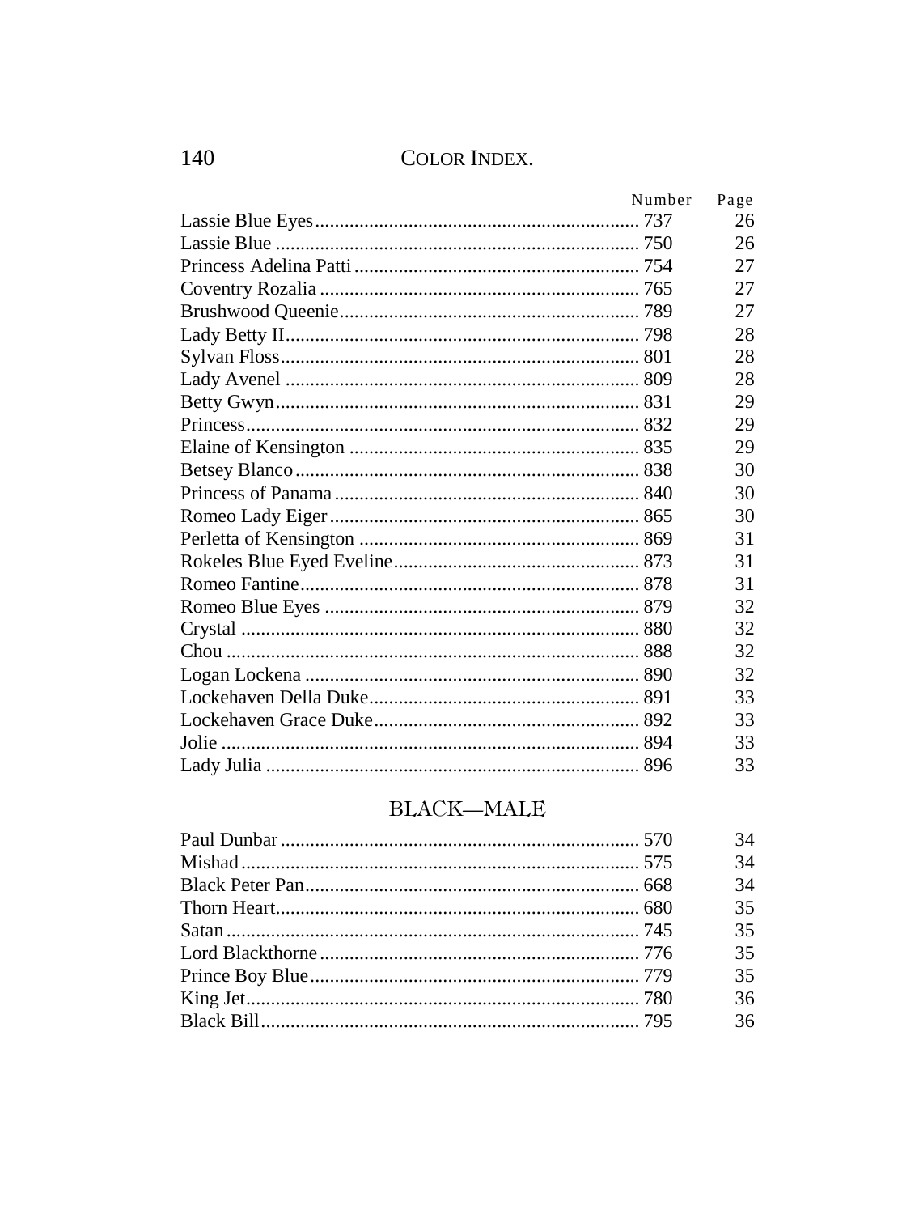| | Number | Page |
|---|---|---|
| Lassie Blue Eyes | 737 | 26 |
| Lassie Blue | 750 | 26 |
| Princess Adelina Patti | 754 | 27 |
| Coventry Rozalia | 765 | 27 |
| Brushwood Queenie | 789 | 27 |
| Lady Betty II | 798 | 28 |
| Sylvan Floss | 801 | 28 |
| Lady Avenel | 809 | 28 |
| Betty Gwyn | 831 | 29 |
| Princess | 832 | 29 |
| Elaine of Kensington | 835 | 29 |
| Betsey Blanco | 838 | 30 |
| Princess of Panama | 840 | 30 |
| Romeo Lady Eiger | 865 | 30 |
| Perletta of Kensington | 869 | 31 |
| Rokeles Blue Eyed Eveline | 873 | 31 |
| Romeo Fantine | 878 | 31 |
| Romeo Blue Eyes | 879 | 32 |
| Crystal | 880 | 32 |
| Chou | 888 | 32 |
| Logan Lockena | 890 | 32 |
| Lockehaven Della Duke | 891 | 33 |
| Lockehaven Grace Duke | 892 | 33 |
| Jolie | 894 | 33 |
| Lady Julia | 896 | 33 |

## BLACK—MALE

| | Number | Page |
|---|---|---|
| Paul Dunbar | 570 | 34 |
| Mishad | 575 | 34 |
| Black Peter Pan | 668 | 34 |
| Thorn Heart | 680 | 35 |
| Satan | 745 | 35 |
| Lord Blackthorne | 776 | 35 |
| Prince Boy Blue | 779 | 35 |
| King Jet | 780 | 36 |
| Black Bill | 795 | 36 |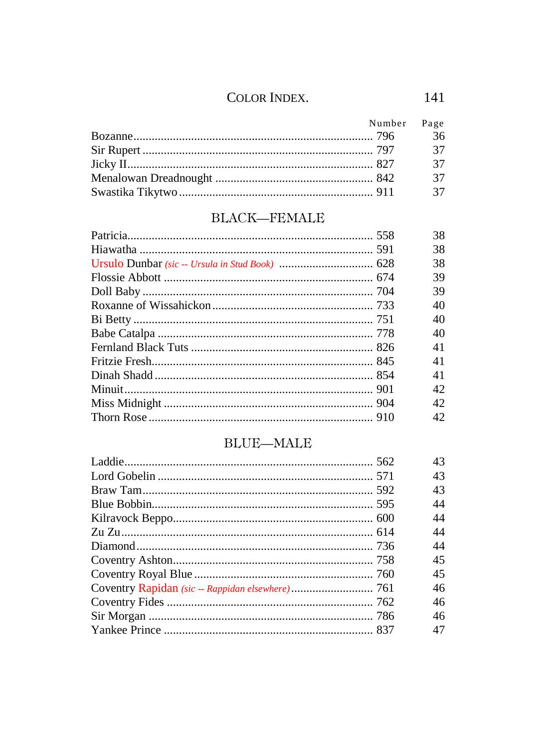| | Number | Page |
|---|---|---|
| Bozanne | 796 | 36 |
| Sir Rupert | 797 | 37 |
| Jicky II | 827 | 37 |
| Menalowan Dreadnought | 842 | 37 |
| Swastika Tikytwo | 911 | 37 |

## BLACK—FEMALE

| | Number | Page |
|---|---|---|
| Patricia | 558 | 38 |
| Hiawatha | 591 | 38 |
| Ursulo Dunbar *(sic -- Ursula in Stud Book)* | 628 | 38 |
| Flossie Abbott | 674 | 39 |
| Doll Baby | 704 | 39 |
| Roxanne of Wissahickon | 733 | 40 |
| Bi Betty | 751 | 40 |
| Babe Catalpa | 778 | 40 |
| Fernland Black Tuts | 826 | 41 |
| Fritzie Fresh | 845 | 41 |
| Dinah Shadd | 854 | 41 |
| Minuit | 901 | 42 |
| Miss Midnight | 904 | 42 |
| Thorn Rose | 910 | 42 |

## BLUE—MALE

| | Number | Page |
|---|---|---|
| Laddie | 562 | 43 |
| Lord Gobelin | 571 | 43 |
| Braw Tam | 592 | 43 |
| Blue Bobbin | 595 | 44 |
| Kilravock Beppo | 600 | 44 |
| Zu Zu | 614 | 44 |
| Diamond | 736 | 44 |
| Coventry Ashton | 758 | 45 |
| Coventry Royal Blue | 760 | 45 |
| Coventry Rapidan *(sic -- Rappidan elsewhere)* | 761 | 46 |
| Coventry Fides | 762 | 46 |
| Sir Morgan | 786 | 46 |
| Yankee Prince | 837 | 47 |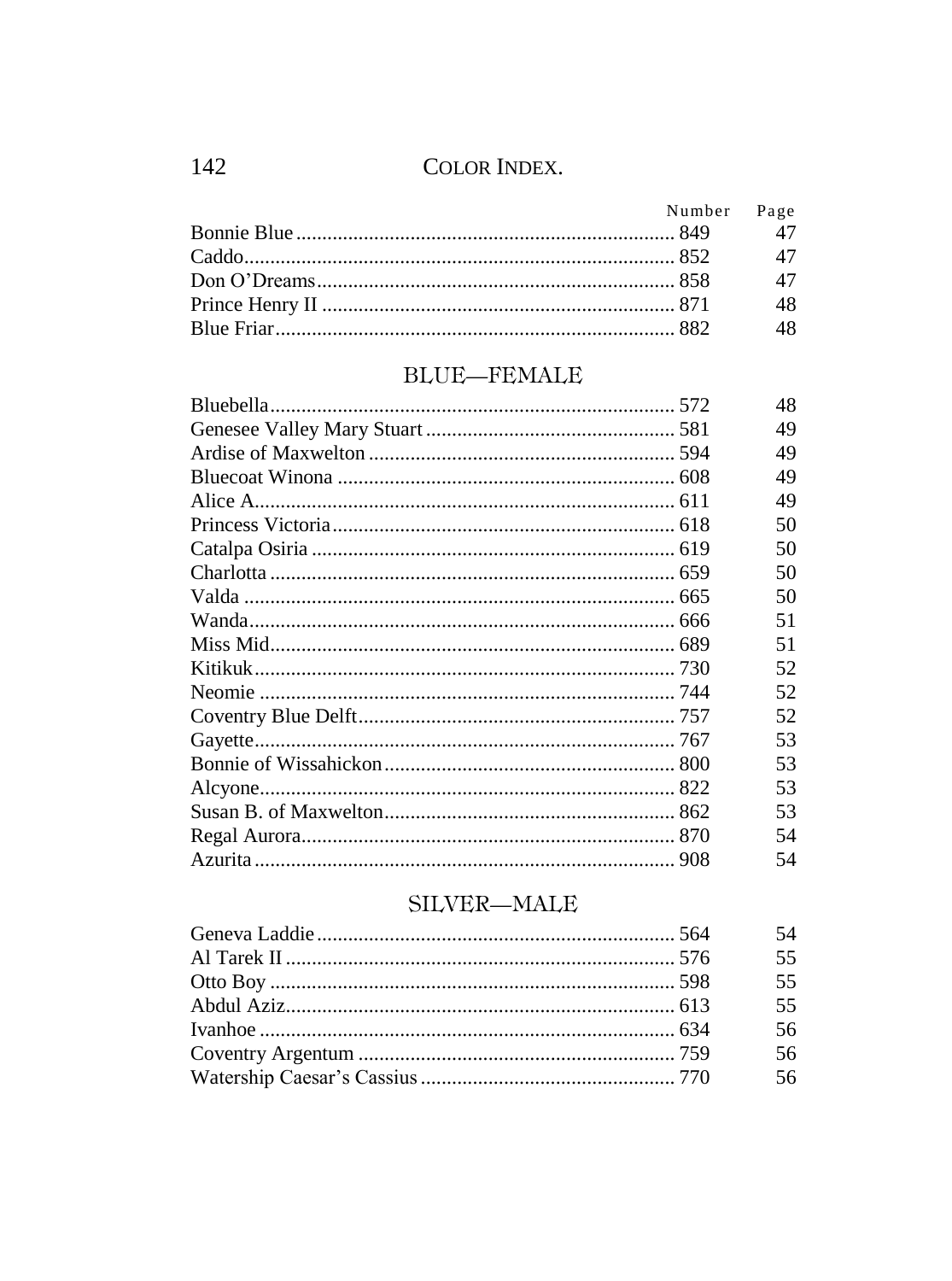| | Number | Page |
|---|---|---|
| Bonnie Blue | 849 | 47 |
| Caddo | 852 | 47 |
| Don O'Dreams | 858 | 47 |
| Prince Henry II | 871 | 48 |
| Blue Friar | 882 | 48 |

## BLUE—FEMALE

| | Number | Page |
|---|---|---|
| Bluebella | 572 | 48 |
| Genesee Valley Mary Stuart | 581 | 49 |
| Ardise of Maxwelton | 594 | 49 |
| Bluecoat Winona | 608 | 49 |
| Alice A. | 611 | 49 |
| Princess Victoria | 618 | 50 |
| Catalpa Osiria | 619 | 50 |
| Charlotta | 659 | 50 |
| Valda | 665 | 50 |
| Wanda | 666 | 51 |
| Miss Mid | 689 | 51 |
| Kitikuk | 730 | 52 |
| Neomie | 744 | 52 |
| Coventry Blue Delft | 757 | 52 |
| Gayette | 767 | 53 |
| Bonnie of Wissahickon | 800 | 53 |
| Alcyone | 822 | 53 |
| Susan B. of Maxwelton | 862 | 53 |
| Regal Aurora | 870 | 54 |
| Azurita | 908 | 54 |

## SILVER—MALE

| | Number | Page |
|---|---|---|
| Geneva Laddie | 564 | 54 |
| Al Tarek II | 576 | 55 |
| Otto Boy | 598 | 55 |
| Abdul Aziz | 613 | 55 |
| Ivanhoe | 634 | 56 |
| Coventry Argentum | 759 | 56 |
| Watership Caesar's Cassius | 770 | 56 |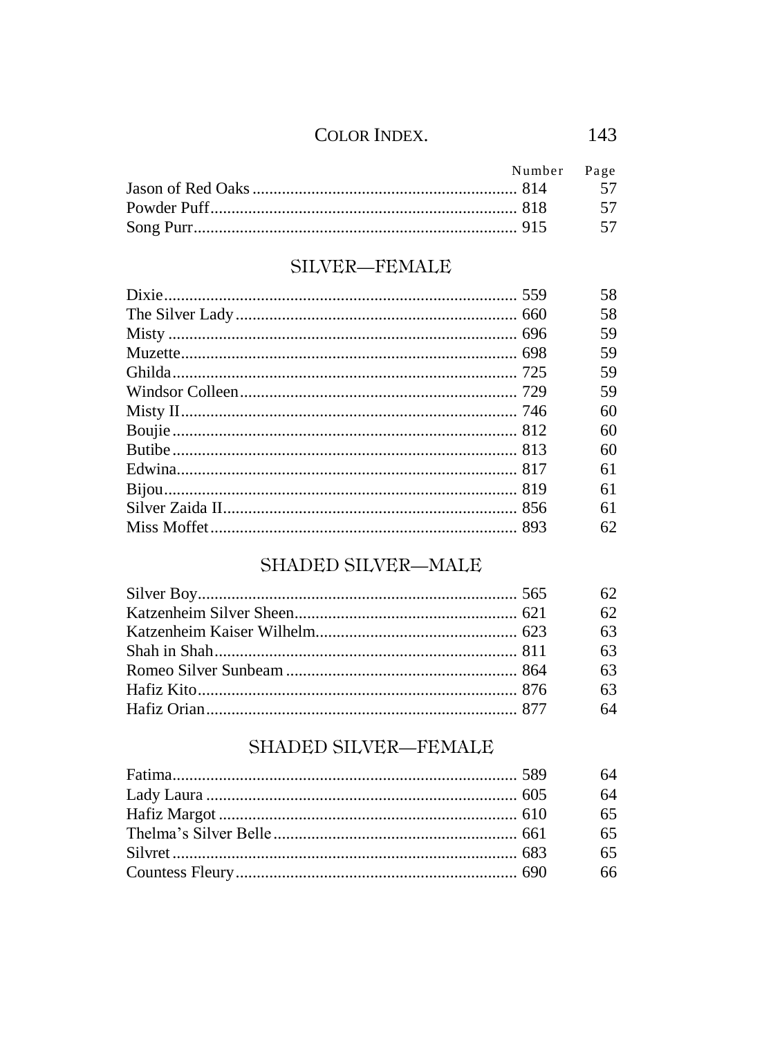| | Number | Page |
|---|---|---|
| Jason of Red Oaks | 814 | 57 |
| Powder Puff | 818 | 57 |
| Song Purr | 915 | 57 |

## SILVER—FEMALE

| | Number | Page |
|---|---|---|
| Dixie | 559 | 58 |
| The Silver Lady | 660 | 58 |
| Misty | 696 | 59 |
| Muzette | 698 | 59 |
| Ghilda | 725 | 59 |
| Windsor Colleen | 729 | 59 |
| Misty II | 746 | 60 |
| Boujie | 812 | 60 |
| Butibe | 813 | 60 |
| Edwina | 817 | 61 |
| Bijou | 819 | 61 |
| Silver Zaida II | 856 | 61 |
| Miss Moffet | 893 | 62 |

## SHADED SILVER—MALE

| | Number | Page |
|---|---|---|
| Silver Boy | 565 | 62 |
| Katzenheim Silver Sheen | 621 | 62 |
| Katzenheim Kaiser Wilhelm | 623 | 63 |
| Shah in Shah | 811 | 63 |
| Romeo Silver Sunbeam | 864 | 63 |
| Hafiz Kito | 876 | 63 |
| Hafiz Orian | 877 | 64 |

## SHADED SILVER—FEMALE

| | Number | Page |
|---|---|---|
| Fatima | 589 | 64 |
| Lady Laura | 605 | 64 |
| Hafiz Margot | 610 | 65 |
| Thelma's Silver Belle | 661 | 65 |
| Silvret | 683 | 65 |
| Countess Fleury | 690 | 66 |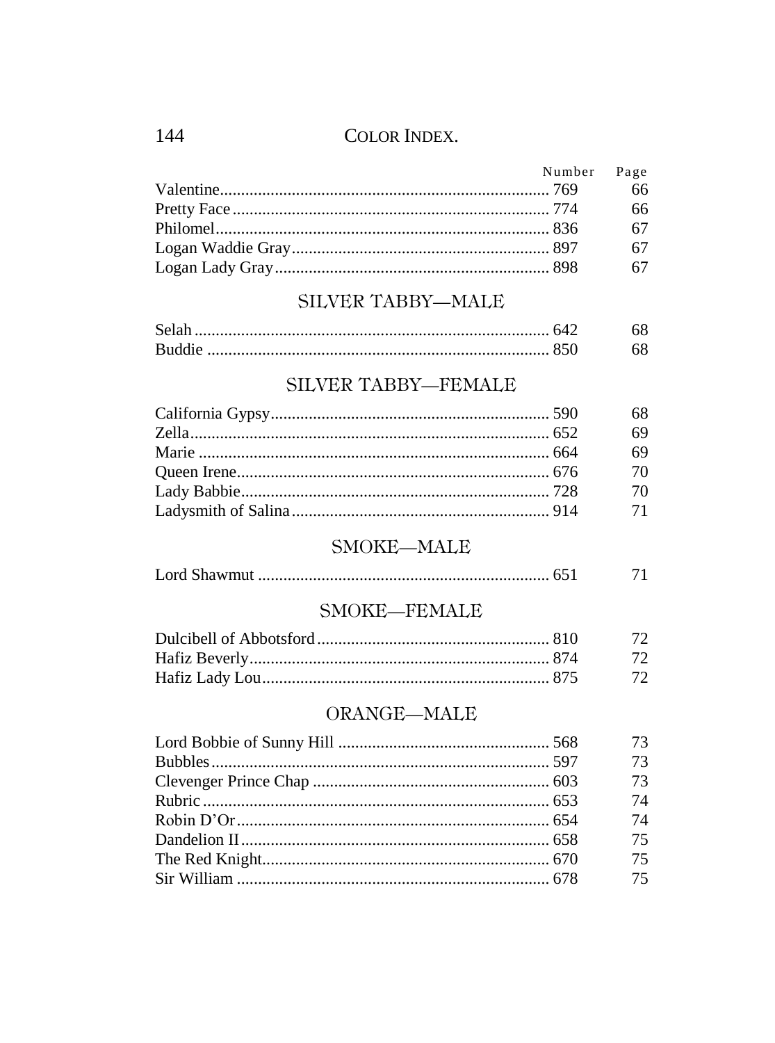| | Number | Page |
|---|---|---|
| Valentine | 769 | 66 |
| Pretty Face | 774 | 66 |
| Philomel | 836 | 67 |
| Logan Waddie Gray | 897 | 67 |
| Logan Lady Gray | 898 | 67 |

## SILVER TABBY—MALE

| | | |
|---|---|---|
| Selah | 642 | 68 |
| Buddie | 850 | 68 |

## SILVER TABBY—FEMALE

| | | |
|---|---|---|
| California Gypsy | 590 | 68 |
| Zella | 652 | 69 |
| Marie | 664 | 69 |
| Queen Irene | 676 | 70 |
| Lady Babbie | 728 | 70 |
| Ladysmith of Salina | 914 | 71 |

## SMOKE—MALE

| | | |
|---|---|---|
| Lord Shawmut | 651 | 71 |

## SMOKE—FEMALE

| | | |
|---|---|---|
| Dulcibell of Abbotsford | 810 | 72 |
| Hafiz Beverly | 874 | 72 |
| Hafiz Lady Lou | 875 | 72 |

## ORANGE—MALE

| | | |
|---|---|---|
| Lord Bobbie of Sunny Hill | 568 | 73 |
| Bubbles | 597 | 73 |
| Clevenger Prince Chap | 603 | 73 |
| Rubric | 653 | 74 |
| Robin D'Or | 654 | 74 |
| Dandelion II | 658 | 75 |
| The Red Knight | 670 | 75 |
| Sir William | 678 | 75 |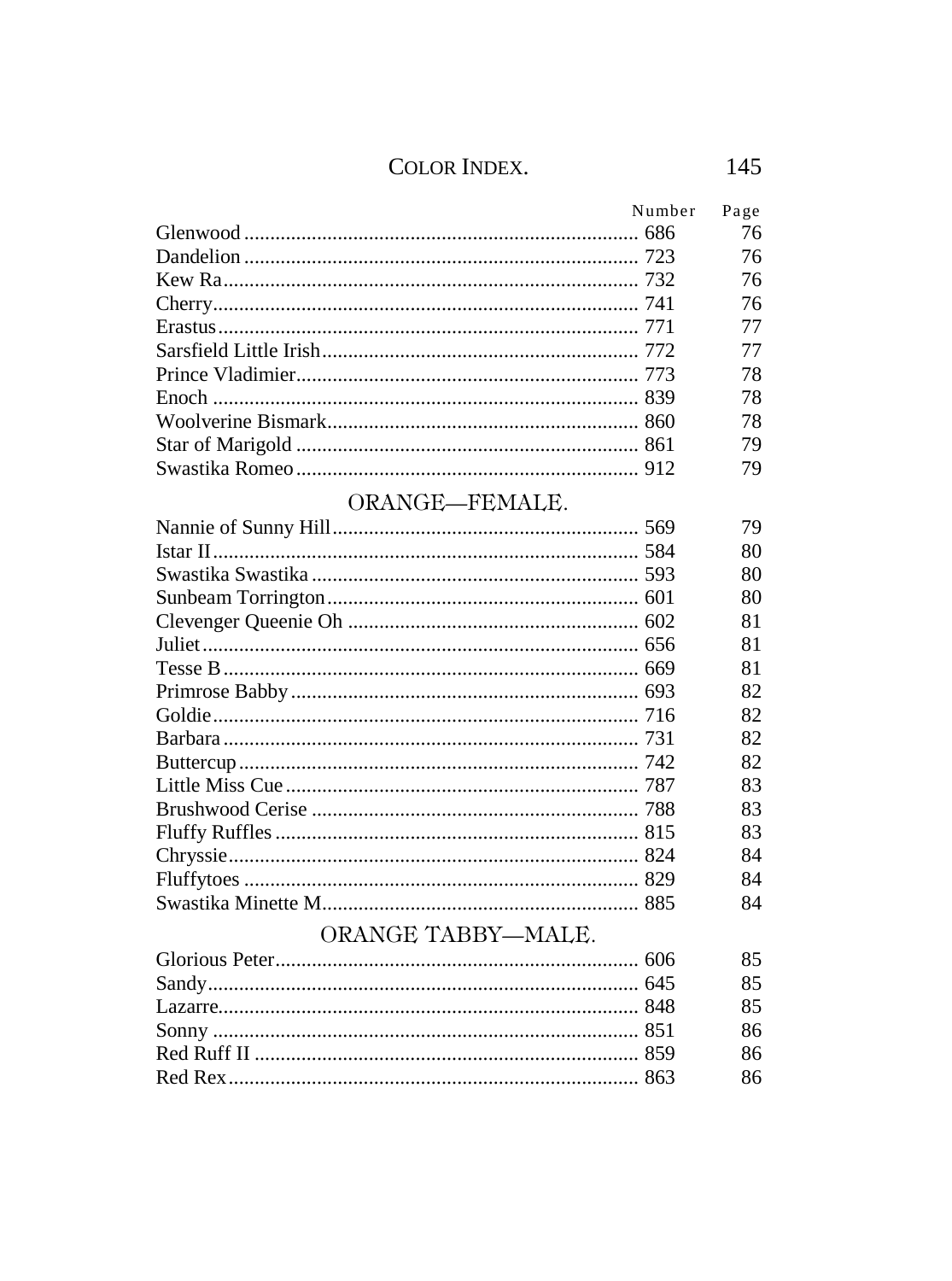| | Number | Page |
|---|---|---|
| Glenwood | 686 | 76 |
| Dandelion | 723 | 76 |
| Kew Ra | 732 | 76 |
| Cherry | 741 | 76 |
| Erastus | 771 | 77 |
| Sarsfield Little Irish | 772 | 77 |
| Prince Vladimier | 773 | 78 |
| Enoch | 839 | 78 |
| Woolverine Bismark | 860 | 78 |
| Star of Marigold | 861 | 79 |
| Swastika Romeo | 912 | 79 |

## ORANGE—FEMALE.

| | Number | Page |
|---|---|---|
| Nannie of Sunny Hill | 569 | 79 |
| Istar II | 584 | 80 |
| Swastika Swastika | 593 | 80 |
| Sunbeam Torrington | 601 | 80 |
| Clevenger Queenie Oh | 602 | 81 |
| Juliet | 656 | 81 |
| Tesse B | 669 | 81 |
| Primrose Babby | 693 | 82 |
| Goldie | 716 | 82 |
| Barbara | 731 | 82 |
| Buttercup | 742 | 82 |
| Little Miss Cue | 787 | 83 |
| Brushwood Cerise | 788 | 83 |
| Fluffy Ruffles | 815 | 83 |
| Chryssie | 824 | 84 |
| Fluffytoes | 829 | 84 |
| Swastika Minette M | 885 | 84 |

## ORANGE TABBY—MALE.

| | Number | Page |
|---|---|---|
| Glorious Peter | 606 | 85 |
| Sandy | 645 | 85 |
| Lazarre | 848 | 85 |
| Sonny | 851 | 86 |
| Red Ruff II | 859 | 86 |
| Red Rex | 863 | 86 |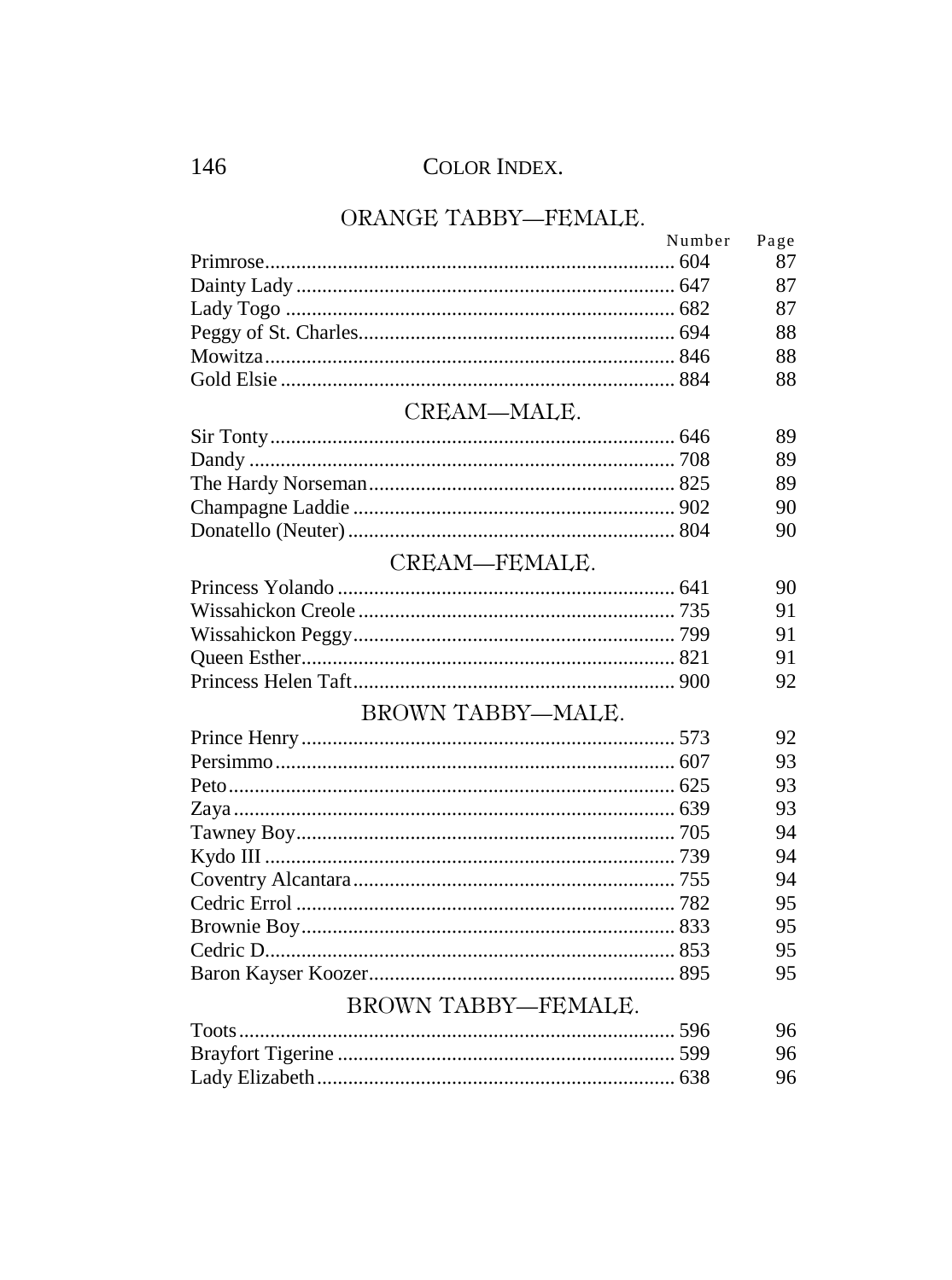## ORANGE TABBY—FEMALE.

| | Number | Page |
|---|---|---|
| Primrose | 604 | 87 |
| Dainty Lady | 647 | 87 |
| Lady Togo | 682 | 87 |
| Peggy of St. Charles | 694 | 88 |
| Mowitza | 846 | 88 |
| Gold Elsie | 884 | 88 |

## CREAM—MALE.

| | Number | Page |
|---|---|---|
| Sir Tonty | 646 | 89 |
| Dandy | 708 | 89 |
| The Hardy Norseman | 825 | 89 |
| Champagne Laddie | 902 | 90 |
| Donatello (Neuter) | 804 | 90 |

## CREAM—FEMALE.

| | Number | Page |
|---|---|---|
| Princess Yolando | 641 | 90 |
| Wissahickon Creole | 735 | 91 |
| Wissahickon Peggy | 799 | 91 |
| Queen Esther | 821 | 91 |
| Princess Helen Taft | 900 | 92 |

## BROWN TABBY—MALE.

| | Number | Page |
|---|---|---|
| Prince Henry | 573 | 92 |
| Persimmo | 607 | 93 |
| Peto | 625 | 93 |
| Zaya | 639 | 93 |
| Tawney Boy | 705 | 94 |
| Kydo III | 739 | 94 |
| Coventry Alcantara | 755 | 94 |
| Cedric Errol | 782 | 95 |
| Brownie Boy | 833 | 95 |
| Cedric D. | 853 | 95 |
| Baron Kayser Koozer | 895 | 95 |

## BROWN TABBY—FEMALE.

| | Number | Page |
|---|---|---|
| Toots | 596 | 96 |
| Brayfort Tigerine | 599 | 96 |
| Lady Elizabeth | 638 | 96 |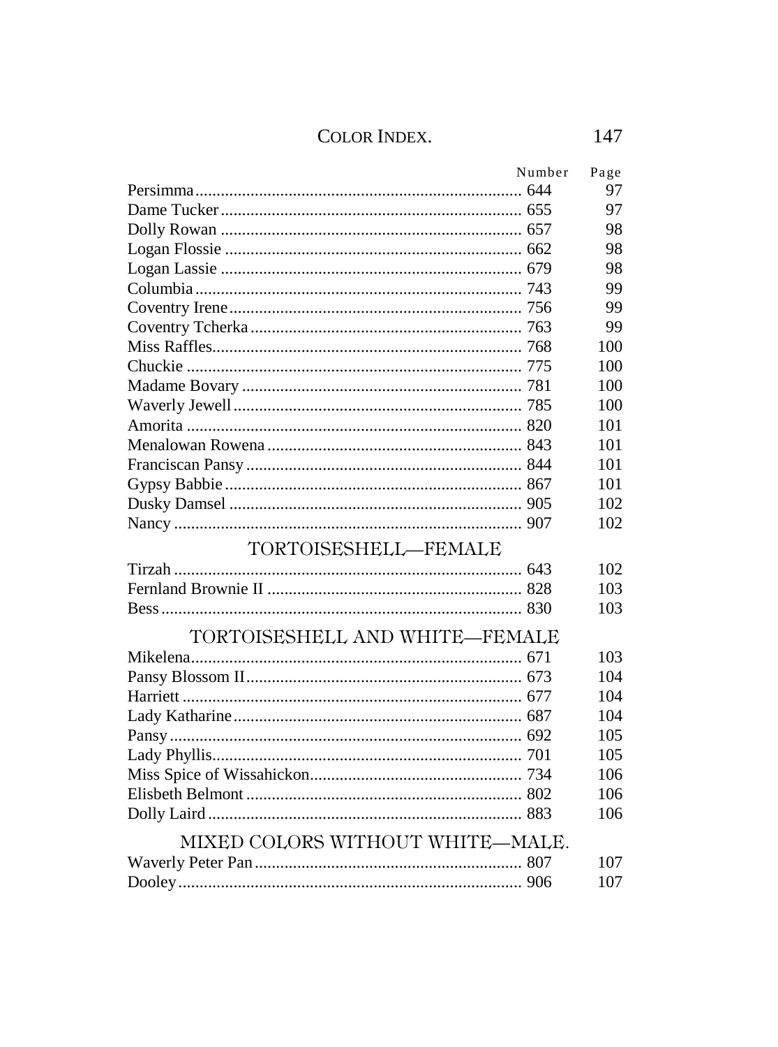| | Number | Page |
|---|---|---|
| Persimma | 644 | 97 |
| Dame Tucker | 655 | 97 |
| Dolly Rowan | 657 | 98 |
| Logan Flossie | 662 | 98 |
| Logan Lassie | 679 | 98 |
| Columbia | 743 | 99 |
| Coventry Irene | 756 | 99 |
| Coventry Tcherka | 763 | 99 |
| Miss Raffles | 768 | 100 |
| Chuckie | 775 | 100 |
| Madame Bovary | 781 | 100 |
| Waverly Jewell | 785 | 100 |
| Amorita | 820 | 101 |
| Menalowan Rowena | 843 | 101 |
| Franciscan Pansy | 844 | 101 |
| Gypsy Babbie | 867 | 101 |
| Dusky Damsel | 905 | 102 |
| Nancy | 907 | 102 |

## TORTOISESHELL—FEMALE

| | Number | Page |
|---|---|---|
| Tirzah | 643 | 102 |
| Fernland Brownie II | 828 | 103 |
| Bess | 830 | 103 |

## TORTOISESHELL AND WHITE—FEMALE

| | Number | Page |
|---|---|---|
| Mikelena | 671 | 103 |
| Pansy Blossom II | 673 | 104 |
| Harriett | 677 | 104 |
| Lady Katharine | 687 | 104 |
| Pansy | 692 | 105 |
| Lady Phyllis | 701 | 105 |
| Miss Spice of Wissahickon | 734 | 106 |
| Elisbeth Belmont | 802 | 106 |
| Dolly Laird | 883 | 106 |

## MIXED COLORS WITHOUT WHITE—MALE.

| | Number | Page |
|---|---|---|
| Waverly Peter Pan | 807 | 107 |
| Dooley | 906 | 107 |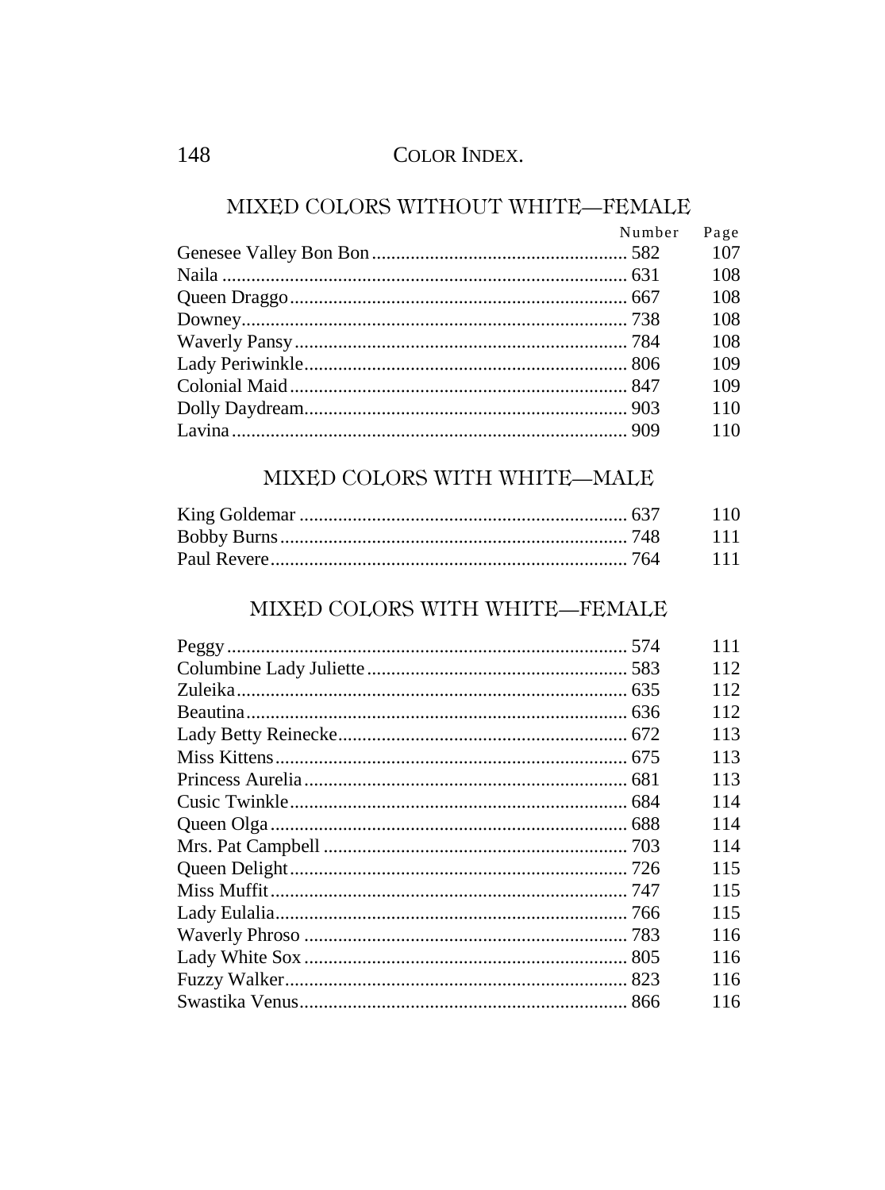## MIXED COLORS WITHOUT WHITE—FEMALE

| | Number | Page |
|---|---|---|
| Genesee Valley Bon Bon | 582 | 107 |
| Naila | 631 | 108 |
| Queen Draggo | 667 | 108 |
| Downey | 738 | 108 |
| Waverly Pansy | 784 | 108 |
| Lady Periwinkle | 806 | 109 |
| Colonial Maid | 847 | 109 |
| Dolly Daydream | 903 | 110 |
| Lavina | 909 | 110 |

## MIXED COLORS WITH WHITE—MALE

| | Number | Page |
|---|---|---|
| King Goldemar | 637 | 110 |
| Bobby Burns | 748 | 111 |
| Paul Revere | 764 | 111 |

## MIXED COLORS WITH WHITE—FEMALE

| | Number | Page |
|---|---|---|
| Peggy | 574 | 111 |
| Columbine Lady Juliette | 583 | 112 |
| Zuleika | 635 | 112 |
| Beautina | 636 | 112 |
| Lady Betty Reinecke | 672 | 113 |
| Miss Kittens | 675 | 113 |
| Princess Aurelia | 681 | 113 |
| Cusic Twinkle | 684 | 114 |
| Queen Olga | 688 | 114 |
| Mrs. Pat Campbell | 703 | 114 |
| Queen Delight | 726 | 115 |
| Miss Muffit | 747 | 115 |
| Lady Eulalia | 766 | 115 |
| Waverly Phroso | 783 | 116 |
| Lady White Sox | 805 | 116 |
| Fuzzy Walker | 823 | 116 |
| Swastika Venus | 866 | 116 |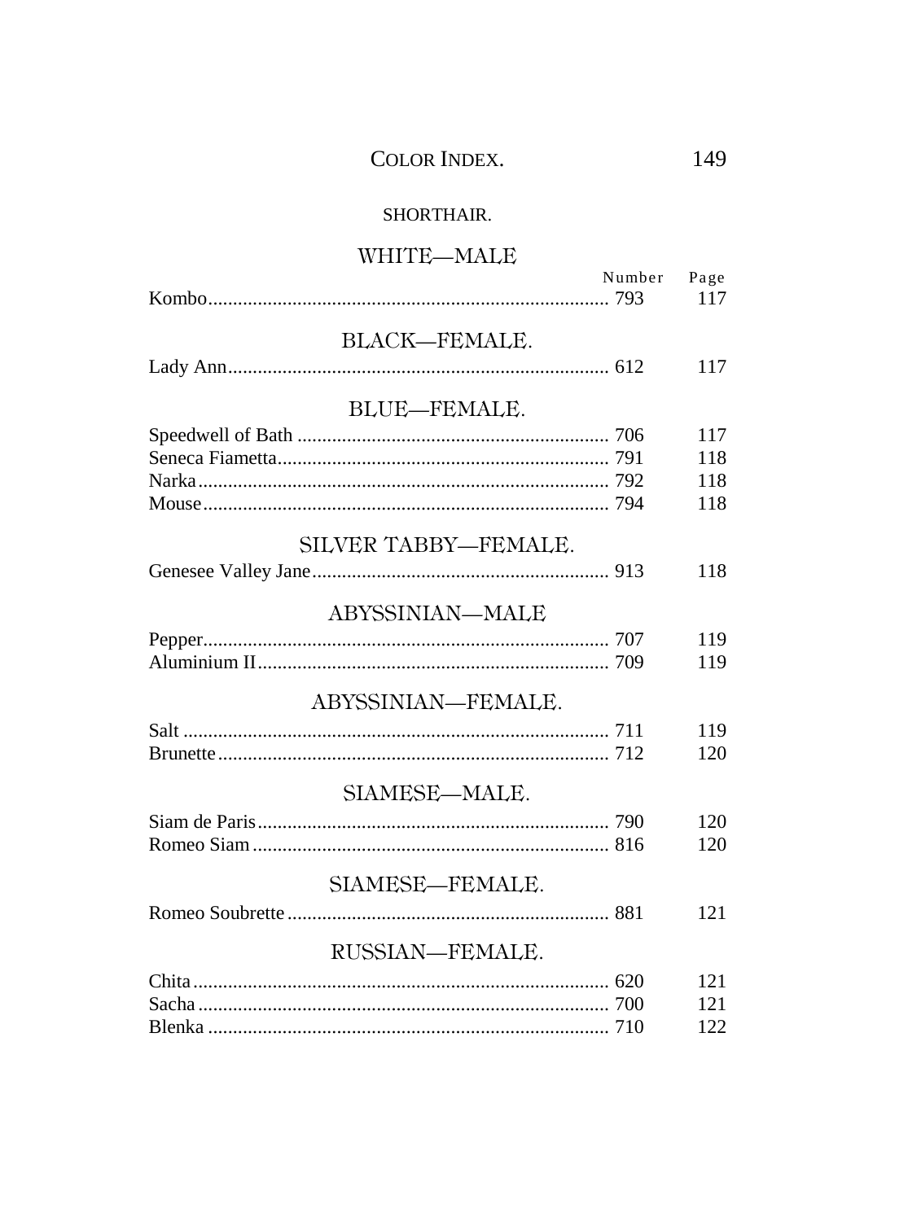# COLOR INDEX.

## SHORTHAIR.

### WHITE—MALE

| | Number | Page |
|---|---|---|
| Kombo | 793 | 117 |

### BLACK—FEMALE.

| | Number | Page |
|---|---|---|
| Lady Ann | 612 | 117 |

### BLUE—FEMALE.

| | Number | Page |
|---|---|---|
| Speedwell of Bath | 706 | 117 |
| Seneca Fiametta | 791 | 118 |
| Narka | 792 | 118 |
| Mouse | 794 | 118 |

### SILVER TABBY—FEMALE.

| | Number | Page |
|---|---|---|
| Genesee Valley Jane | 913 | 118 |

### ABYSSINIAN—MALE

| | Number | Page |
|---|---|---|
| Pepper | 707 | 119 |
| Aluminium II | 709 | 119 |

### ABYSSINIAN—FEMALE.

| | Number | Page |
|---|---|---|
| Salt | 711 | 119 |
| Brunette | 712 | 120 |

### SIAMESE—MALE.

| | Number | Page |
|---|---|---|
| Siam de Paris | 790 | 120 |
| Romeo Siam | 816 | 120 |

### SIAMESE—FEMALE.

| | Number | Page |
|---|---|---|
| Romeo Soubrette | 881 | 121 |

### RUSSIAN—FEMALE.

| | Number | Page |
|---|---|---|
| Chita | 620 | 121 |
| Sacha | 700 | 121 |
| Blenka | 710 | 122 |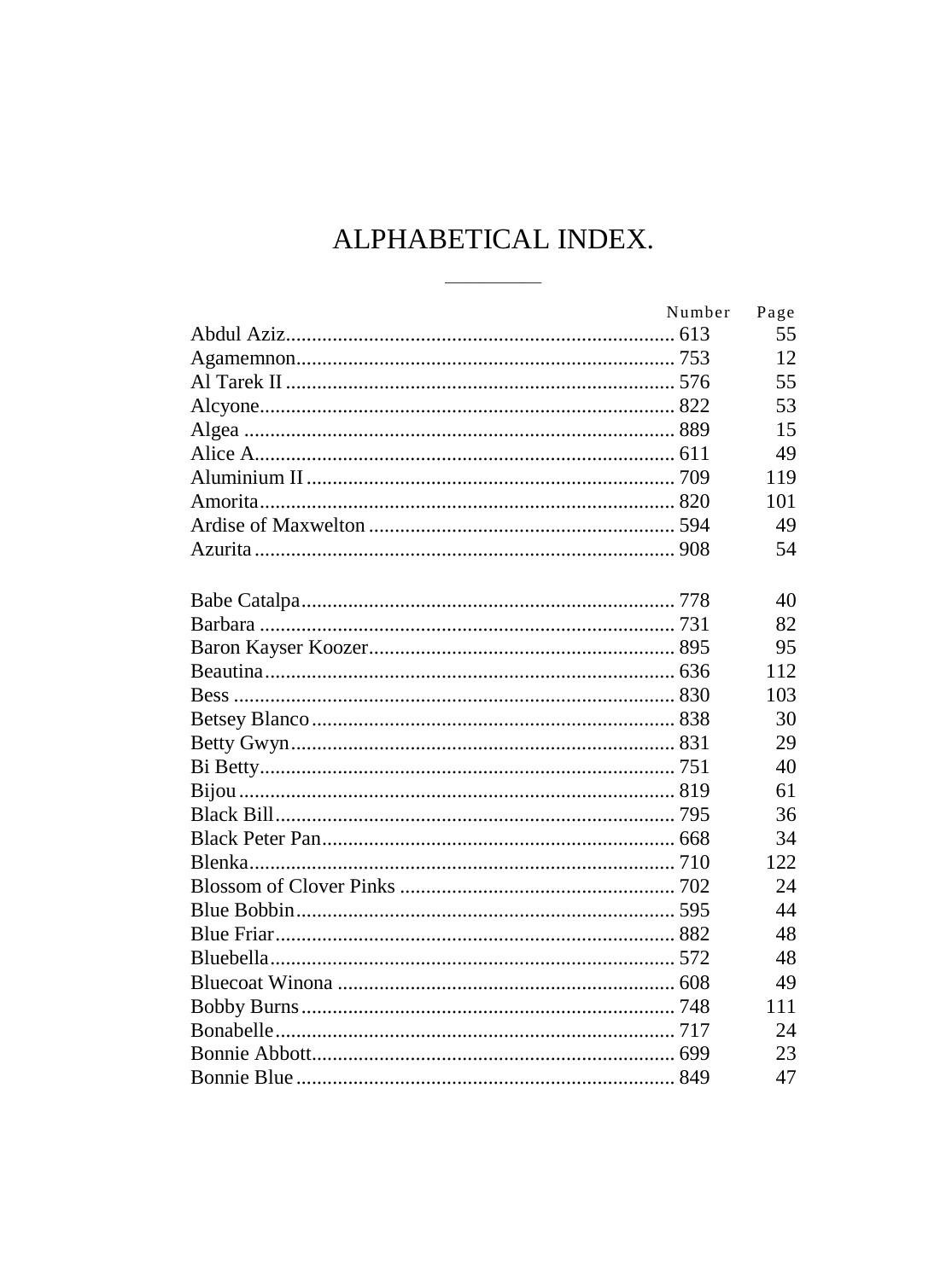# ALPHABETICAL INDEX.

| | Number | Page |
|---|---|---|
| Abdul Aziz | 613 | 55 |
| Agamemnon | 753 | 12 |
| Al Tarek II | 576 | 55 |
| Alcyone | 822 | 53 |
| Algea | 889 | 15 |
| Alice A. | 611 | 49 |
| Aluminium II | 709 | 119 |
| Amorita | 820 | 101 |
| Ardise of Maxwelton | 594 | 49 |
| Azurita | 908 | 54 |
| | | |
| Babe Catalpa | 778 | 40 |
| Barbara | 731 | 82 |
| Baron Kayser Koozer | 895 | 95 |
| Beautina | 636 | 112 |
| Bess | 830 | 103 |
| Betsey Blanco | 838 | 30 |
| Betty Gwyn | 831 | 29 |
| Bi Betty | 751 | 40 |
| Bijou | 819 | 61 |
| Black Bill | 795 | 36 |
| Black Peter Pan | 668 | 34 |
| Blenka | 710 | 122 |
| Blossom of Clover Pinks | 702 | 24 |
| Blue Bobbin | 595 | 44 |
| Blue Friar | 882 | 48 |
| Bluebella | 572 | 48 |
| Bluecoat Winona | 608 | 49 |
| Bobby Burns | 748 | 111 |
| Bonabelle | 717 | 24 |
| Bonnie Abbott | 699 | 23 |
| Bonnie Blue | 849 | 47 |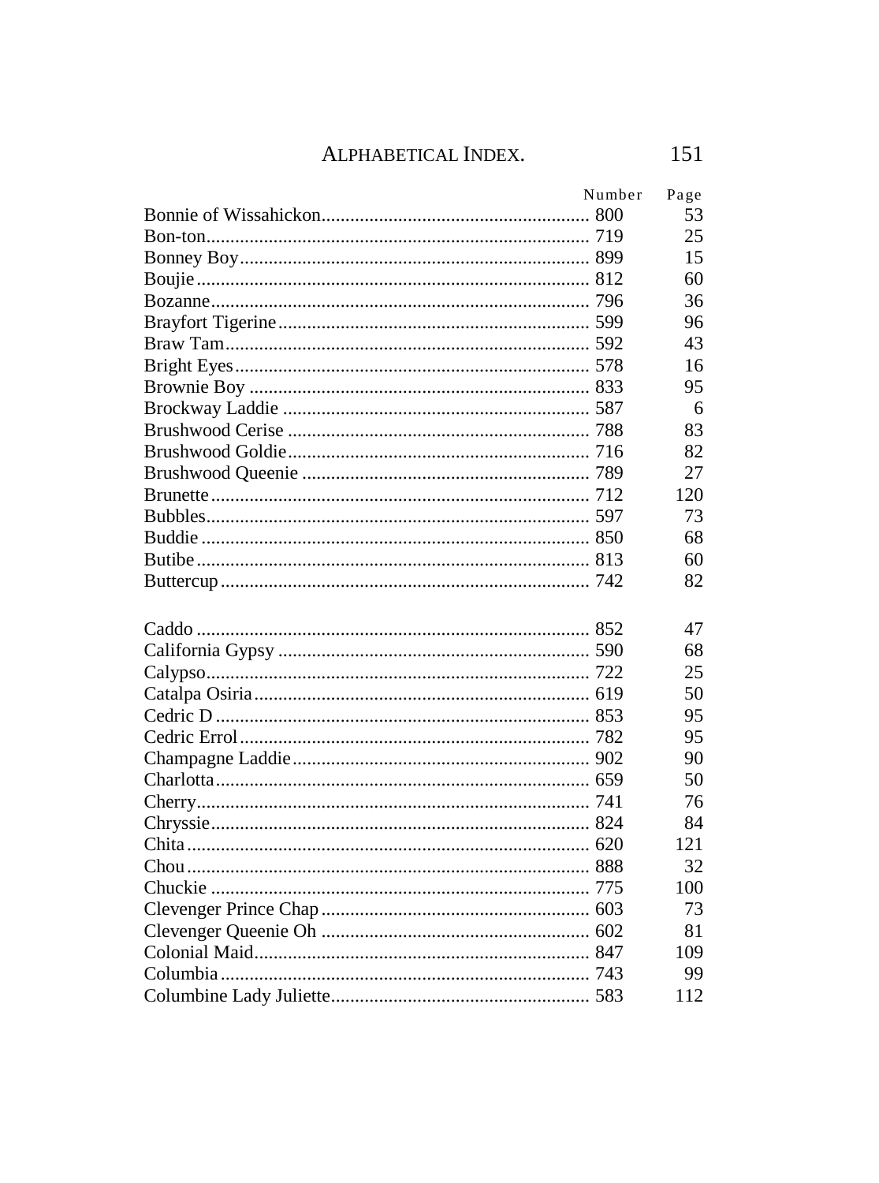| | Number | Page |
|---|---|---|
| Bonnie of Wissahickon | 800 | 53 |
| Bon-ton | 719 | 25 |
| Bonney Boy | 899 | 15 |
| Boujie | 812 | 60 |
| Bozanne | 796 | 36 |
| Brayfort Tigerine | 599 | 96 |
| Braw Tam | 592 | 43 |
| Bright Eyes | 578 | 16 |
| Brownie Boy | 833 | 95 |
| Brockway Laddie | 587 | 6 |
| Brushwood Cerise | 788 | 83 |
| Brushwood Goldie | 716 | 82 |
| Brushwood Queenie | 789 | 27 |
| Brunette | 712 | 120 |
| Bubbles | 597 | 73 |
| Buddie | 850 | 68 |
| Butibe | 813 | 60 |
| Buttercup | 742 | 82 |
| | | |
| Caddo | 852 | 47 |
| California Gypsy | 590 | 68 |
| Calypso | 722 | 25 |
| Catalpa Osiria | 619 | 50 |
| Cedric D | 853 | 95 |
| Cedric Errol | 782 | 95 |
| Champagne Laddie | 902 | 90 |
| Charlotta | 659 | 50 |
| Cherry | 741 | 76 |
| Chryssie | 824 | 84 |
| Chita | 620 | 121 |
| Chou | 888 | 32 |
| Chuckie | 775 | 100 |
| Clevenger Prince Chap | 603 | 73 |
| Clevenger Queenie Oh | 602 | 81 |
| Colonial Maid | 847 | 109 |
| Columbia | 743 | 99 |
| Columbine Lady Juliette | 583 | 112 |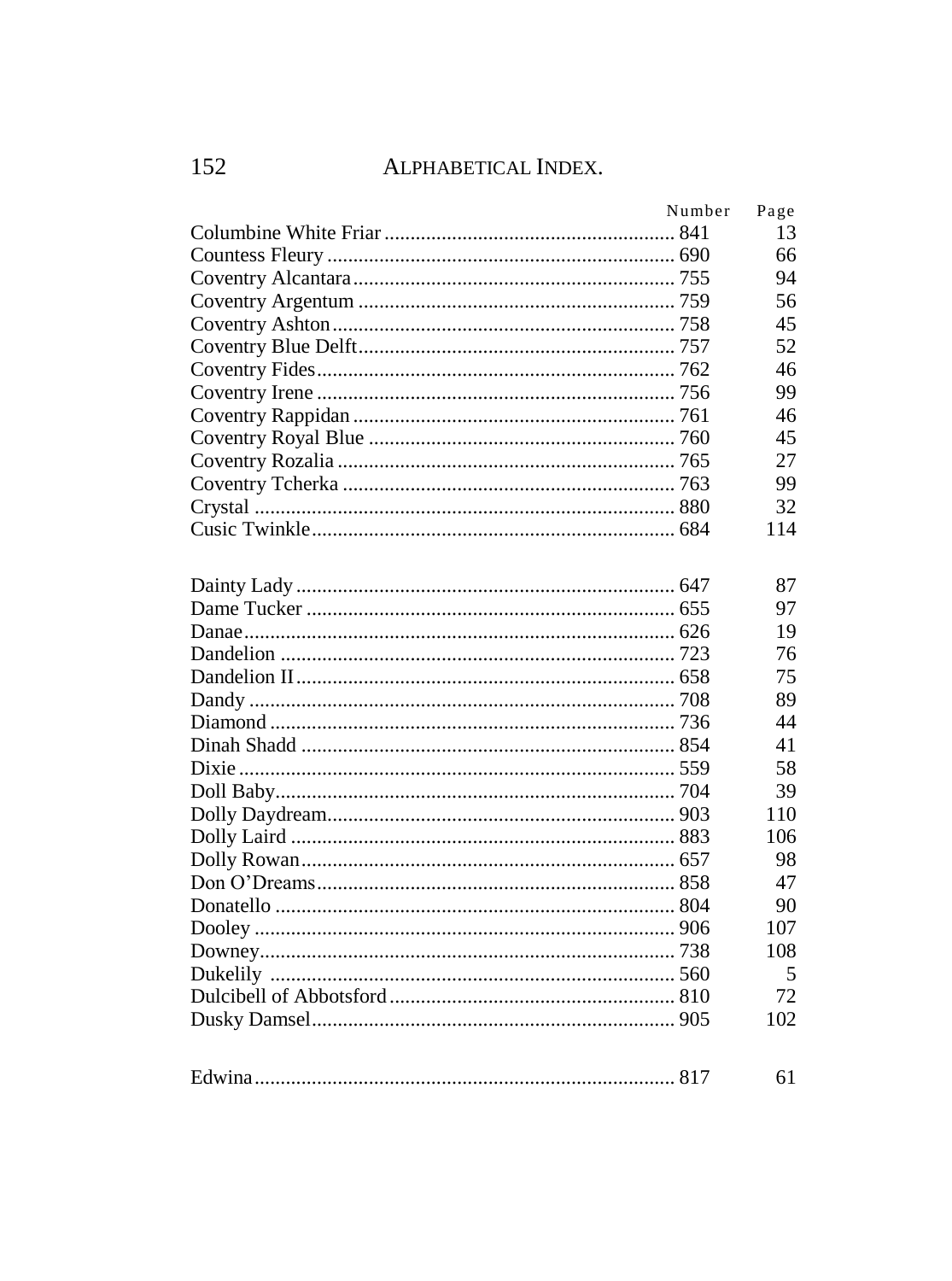| | Number | Page |
|---|---|---|
| Columbine White Friar | 841 | 13 |
| Countess Fleury | 690 | 66 |
| Coventry Alcantara | 755 | 94 |
| Coventry Argentum | 759 | 56 |
| Coventry Ashton | 758 | 45 |
| Coventry Blue Delft | 757 | 52 |
| Coventry Fides | 762 | 46 |
| Coventry Irene | 756 | 99 |
| Coventry Rappidan | 761 | 46 |
| Coventry Royal Blue | 760 | 45 |
| Coventry Rozalia | 765 | 27 |
| Coventry Tcherka | 763 | 99 |
| Crystal | 880 | 32 |
| Cusic Twinkle | 684 | 114 |
| | | |
| Dainty Lady | 647 | 87 |
| Dame Tucker | 655 | 97 |
| Danae | 626 | 19 |
| Dandelion | 723 | 76 |
| Dandelion II | 658 | 75 |
| Dandy | 708 | 89 |
| Diamond | 736 | 44 |
| Dinah Shadd | 854 | 41 |
| Dixie | 559 | 58 |
| Doll Baby | 704 | 39 |
| Dolly Daydream | 903 | 110 |
| Dolly Laird | 883 | 106 |
| Dolly Rowan | 657 | 98 |
| Don O'Dreams | 858 | 47 |
| Donatello | 804 | 90 |
| Dooley | 906 | 107 |
| Downey | 738 | 108 |
| Dukelily | 560 | 5 |
| Dulcibell of Abbotsford | 810 | 72 |
| Dusky Damsel | 905 | 102 |
| | | |
| Edwina | 817 | 61 |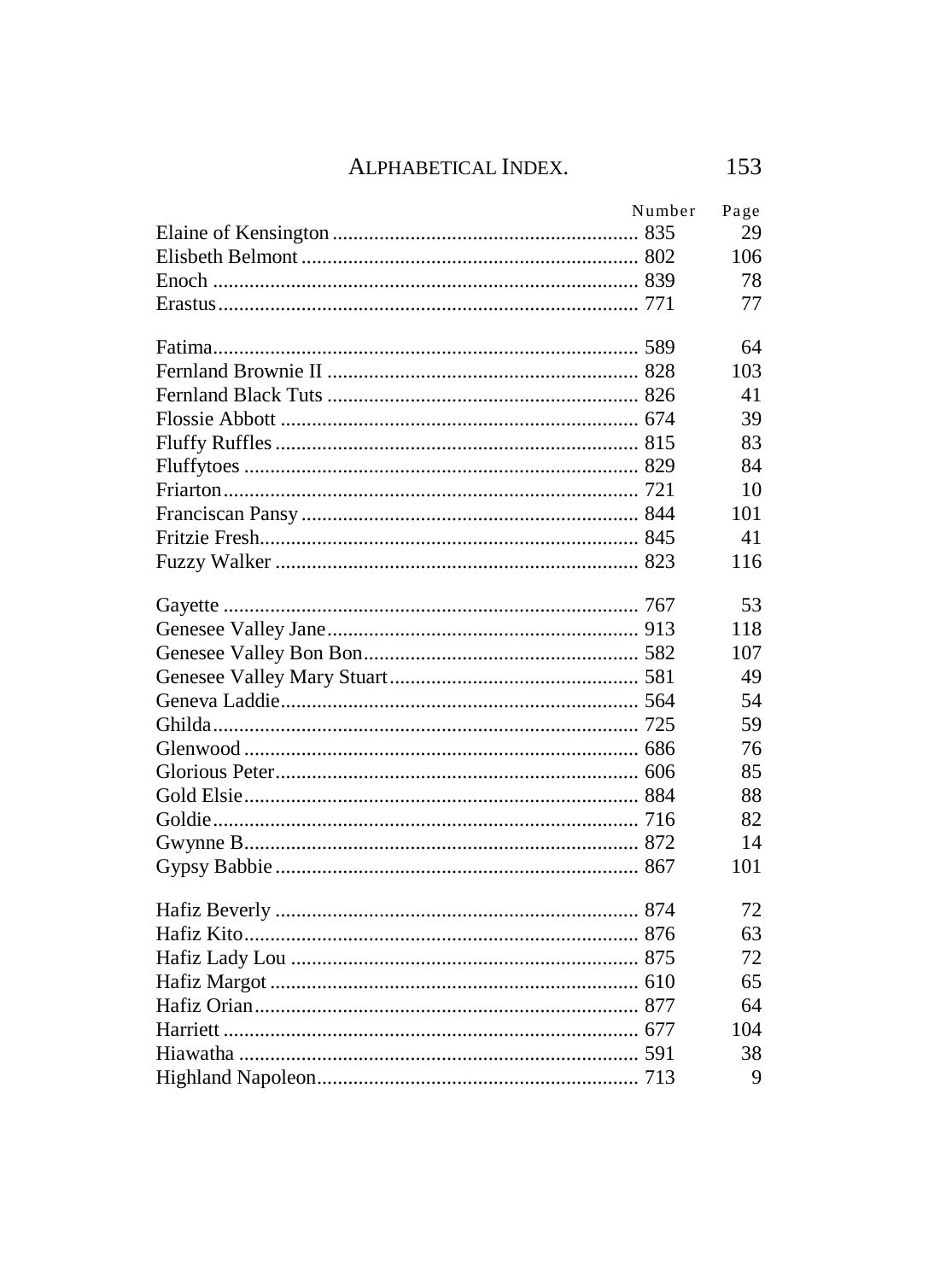| | Number | Page |
|---|---|---|
| Elaine of Kensington | 835 | 29 |
| Elisbeth Belmont | 802 | 106 |
| Enoch | 839 | 78 |
| Erastus | 771 | 77 |
| | | |
| Fatima | 589 | 64 |
| Fernland Brownie II | 828 | 103 |
| Fernland Black Tuts | 826 | 41 |
| Flossie Abbott | 674 | 39 |
| Fluffy Ruffles | 815 | 83 |
| Fluffytoes | 829 | 84 |
| Friarton | 721 | 10 |
| Franciscan Pansy | 844 | 101 |
| Fritzie Fresh | 845 | 41 |
| Fuzzy Walker | 823 | 116 |
| | | |
| Gayette | 767 | 53 |
| Genesee Valley Jane | 913 | 118 |
| Genesee Valley Bon Bon | 582 | 107 |
| Genesee Valley Mary Stuart | 581 | 49 |
| Geneva Laddie | 564 | 54 |
| Ghilda | 725 | 59 |
| Glenwood | 686 | 76 |
| Glorious Peter | 606 | 85 |
| Gold Elsie | 884 | 88 |
| Goldie | 716 | 82 |
| Gwynne B. | 872 | 14 |
| Gypsy Babbie | 867 | 101 |
| | | |
| Hafiz Beverly | 874 | 72 |
| Hafiz Kito | 876 | 63 |
| Hafiz Lady Lou | 875 | 72 |
| Hafiz Margot | 610 | 65 |
| Hafiz Orian | 877 | 64 |
| Harriett | 677 | 104 |
| Hiawatha | 591 | 38 |
| Highland Napoleon | 713 | 9 |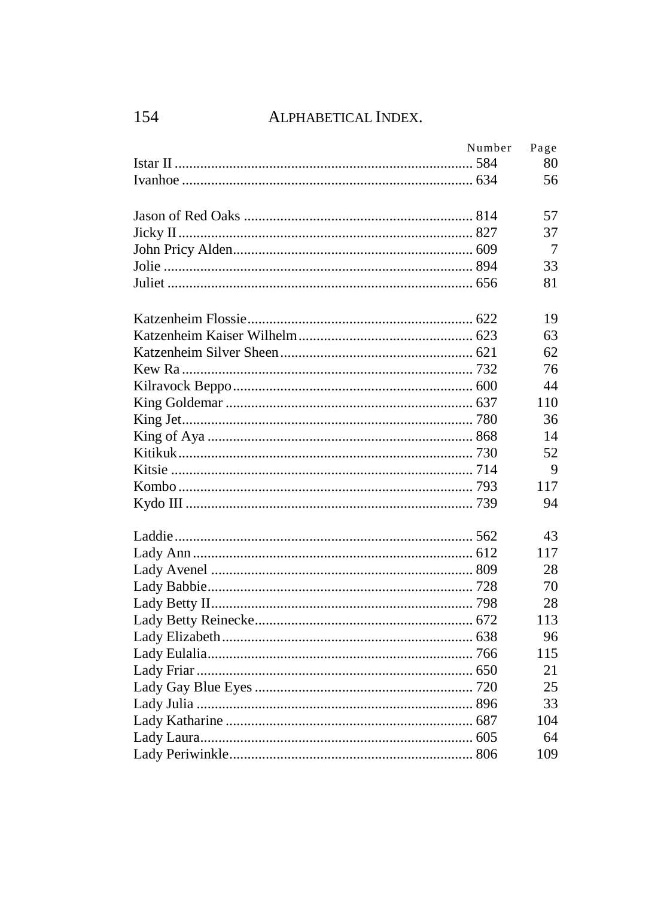## ALPHABETICAL INDEX.

| | Number | Page |
|---|---|---|
| Istar II | 584 | 80 |
| Ivanhoe | 634 | 56 |
| | | |
| Jason of Red Oaks | 814 | 57 |
| Jicky II | 827 | 37 |
| John Pricy Alden | 609 | 7 |
| Jolie | 894 | 33 |
| Juliet | 656 | 81 |
| | | |
| Katzenheim Flossie | 622 | 19 |
| Katzenheim Kaiser Wilhelm | 623 | 63 |
| Katzenheim Silver Sheen | 621 | 62 |
| Kew Ra | 732 | 76 |
| Kilravock Beppo | 600 | 44 |
| King Goldemar | 637 | 110 |
| King Jet | 780 | 36 |
| King of Aya | 868 | 14 |
| Kitikuk | 730 | 52 |
| Kitsie | 714 | 9 |
| Kombo | 793 | 117 |
| Kydo III | 739 | 94 |
| | | |
| Laddie | 562 | 43 |
| Lady Ann | 612 | 117 |
| Lady Avenel | 809 | 28 |
| Lady Babbie | 728 | 70 |
| Lady Betty II | 798 | 28 |
| Lady Betty Reinecke | 672 | 113 |
| Lady Elizabeth | 638 | 96 |
| Lady Eulalia | 766 | 115 |
| Lady Friar | 650 | 21 |
| Lady Gay Blue Eyes | 720 | 25 |
| Lady Julia | 896 | 33 |
| Lady Katharine | 687 | 104 |
| Lady Laura | 605 | 64 |
| Lady Periwinkle | 806 | 109 |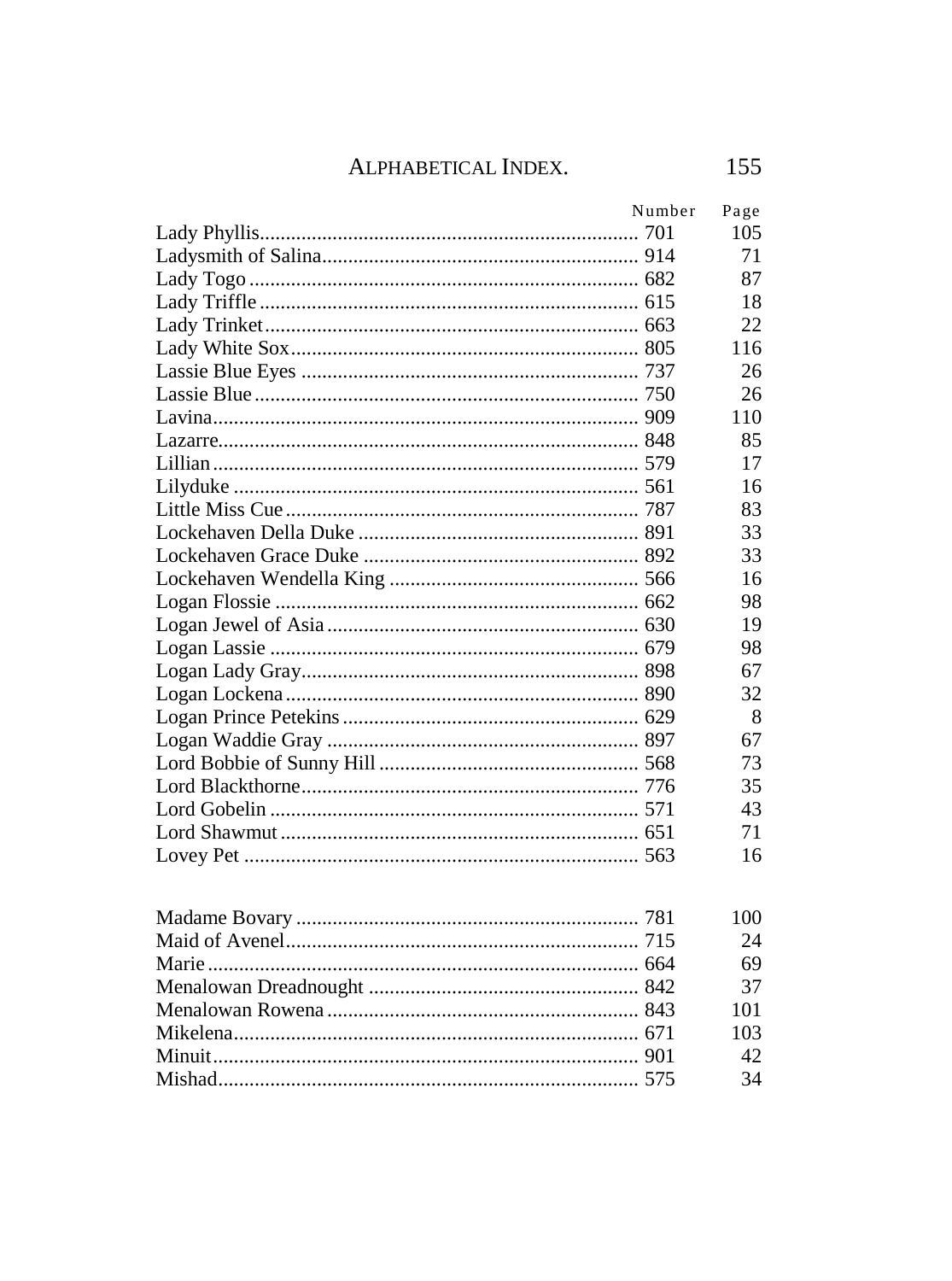## Alphabetical Index.

| | Number | Page |
|---|---|---|
| Lady Phyllis | 701 | 105 |
| Ladysmith of Salina | 914 | 71 |
| Lady Togo | 682 | 87 |
| Lady Triffle | 615 | 18 |
| Lady Trinket | 663 | 22 |
| Lady White Sox | 805 | 116 |
| Lassie Blue Eyes | 737 | 26 |
| Lassie Blue | 750 | 26 |
| Lavina | 909 | 110 |
| Lazarre | 848 | 85 |
| Lillian | 579 | 17 |
| Lilyduke | 561 | 16 |
| Little Miss Cue | 787 | 83 |
| Lockehaven Della Duke | 891 | 33 |
| Lockehaven Grace Duke | 892 | 33 |
| Lockehaven Wendella King | 566 | 16 |
| Logan Flossie | 662 | 98 |
| Logan Jewel of Asia | 630 | 19 |
| Logan Lassie | 679 | 98 |
| Logan Lady Gray | 898 | 67 |
| Logan Lockena | 890 | 32 |
| Logan Prince Petekins | 629 | 8 |
| Logan Waddie Gray | 897 | 67 |
| Lord Bobbie of Sunny Hill | 568 | 73 |
| Lord Blackthorne | 776 | 35 |
| Lord Gobelin | 571 | 43 |
| Lord Shawmut | 651 | 71 |
| Lovey Pet | 563 | 16 |
| | | |
| Madame Bovary | 781 | 100 |
| Maid of Avenel | 715 | 24 |
| Marie | 664 | 69 |
| Menalowan Dreadnought | 842 | 37 |
| Menalowan Rowena | 843 | 101 |
| Mikelena | 671 | 103 |
| Minuit | 901 | 42 |
| Mishad | 575 | 34 |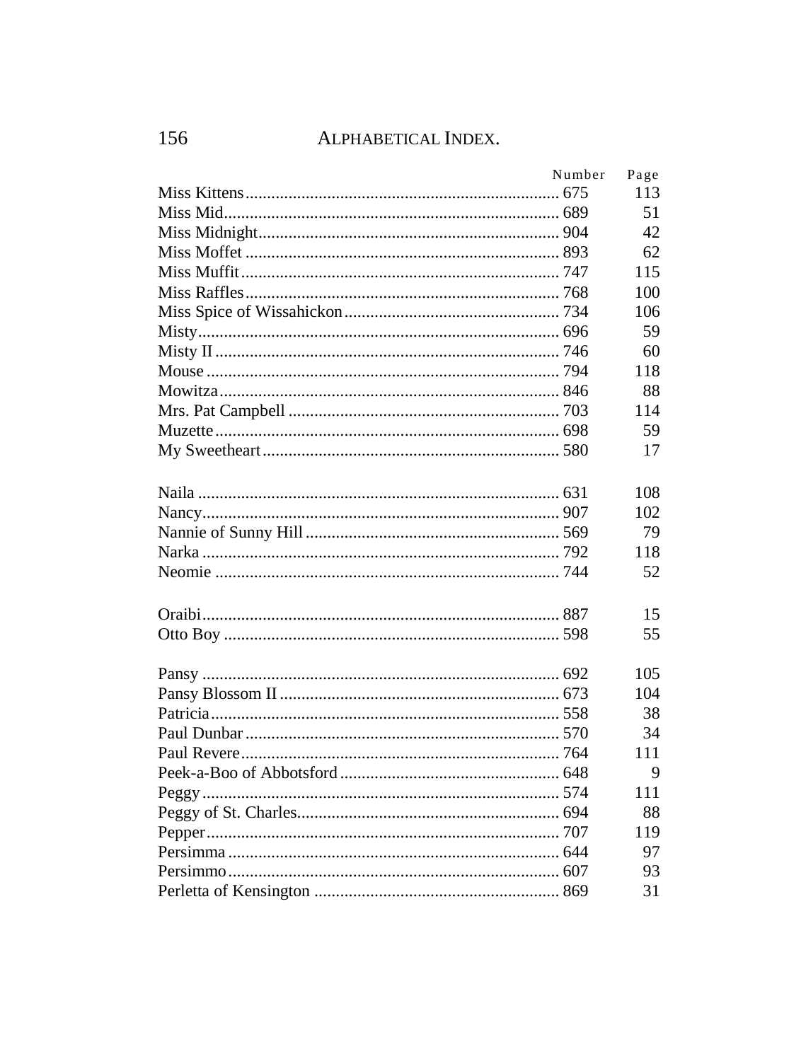## ALPHABETICAL INDEX.

| | Number | Page |
|---|---|---|
| Miss Kittens | 675 | 113 |
| Miss Mid | 689 | 51 |
| Miss Midnight | 904 | 42 |
| Miss Moffet | 893 | 62 |
| Miss Muffit | 747 | 115 |
| Miss Raffles | 768 | 100 |
| Miss Spice of Wissahickon | 734 | 106 |
| Misty | 696 | 59 |
| Misty II | 746 | 60 |
| Mouse | 794 | 118 |
| Mowitza | 846 | 88 |
| Mrs. Pat Campbell | 703 | 114 |
| Muzette | 698 | 59 |
| My Sweetheart | 580 | 17 |
| | | |
| Naila | 631 | 108 |
| Nancy | 907 | 102 |
| Nannie of Sunny Hill | 569 | 79 |
| Narka | 792 | 118 |
| Neomie | 744 | 52 |
| | | |
| Oraibi | 887 | 15 |
| Otto Boy | 598 | 55 |
| | | |
| Pansy | 692 | 105 |
| Pansy Blossom II | 673 | 104 |
| Patricia | 558 | 38 |
| Paul Dunbar | 570 | 34 |
| Paul Revere | 764 | 111 |
| Peek-a-Boo of Abbotsford | 648 | 9 |
| Peggy | 574 | 111 |
| Peggy of St. Charles | 694 | 88 |
| Pepper | 707 | 119 |
| Persimma | 644 | 97 |
| Persimmo | 607 | 93 |
| Perletta of Kensington | 869 | 31 |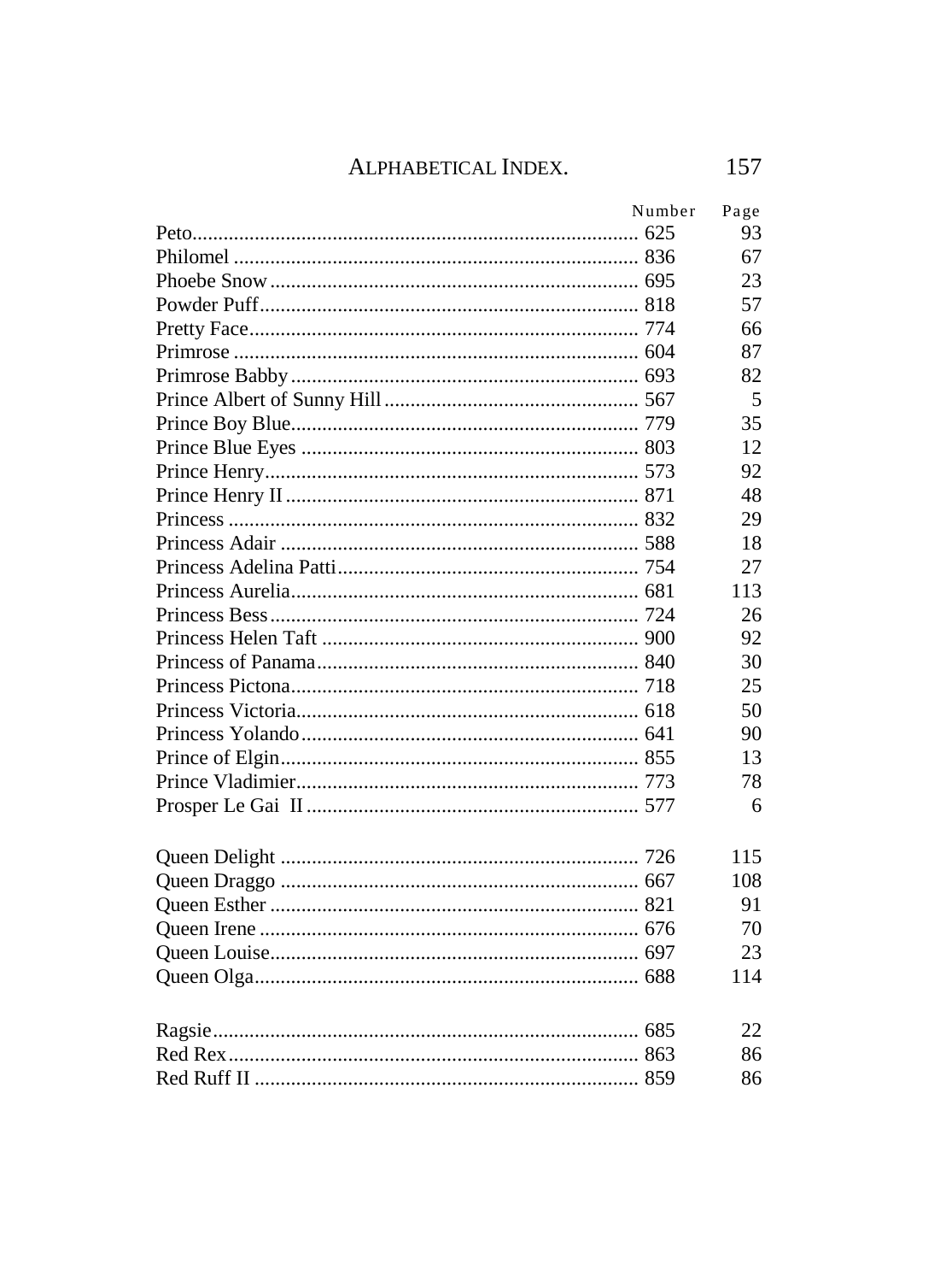| | Number | Page |
|---|---|---|
| Peto | 625 | 93 |
| Philomel | 836 | 67 |
| Phoebe Snow | 695 | 23 |
| Powder Puff | 818 | 57 |
| Pretty Face | 774 | 66 |
| Primrose | 604 | 87 |
| Primrose Babby | 693 | 82 |
| Prince Albert of Sunny Hill | 567 | 5 |
| Prince Boy Blue | 779 | 35 |
| Prince Blue Eyes | 803 | 12 |
| Prince Henry | 573 | 92 |
| Prince Henry II | 871 | 48 |
| Princess | 832 | 29 |
| Princess Adair | 588 | 18 |
| Princess Adelina Patti | 754 | 27 |
| Princess Aurelia | 681 | 113 |
| Princess Bess | 724 | 26 |
| Princess Helen Taft | 900 | 92 |
| Princess of Panama | 840 | 30 |
| Princess Pictona | 718 | 25 |
| Princess Victoria | 618 | 50 |
| Princess Yolando | 641 | 90 |
| Prince of Elgin | 855 | 13 |
| Prince Vladimier | 773 | 78 |
| Prosper Le Gai II | 577 | 6 |
| | | |
| Queen Delight | 726 | 115 |
| Queen Draggo | 667 | 108 |
| Queen Esther | 821 | 91 |
| Queen Irene | 676 | 70 |
| Queen Louise | 697 | 23 |
| Queen Olga | 688 | 114 |
| | | |
| Ragsie | 685 | 22 |
| Red Rex | 863 | 86 |
| Red Ruff II | 859 | 86 |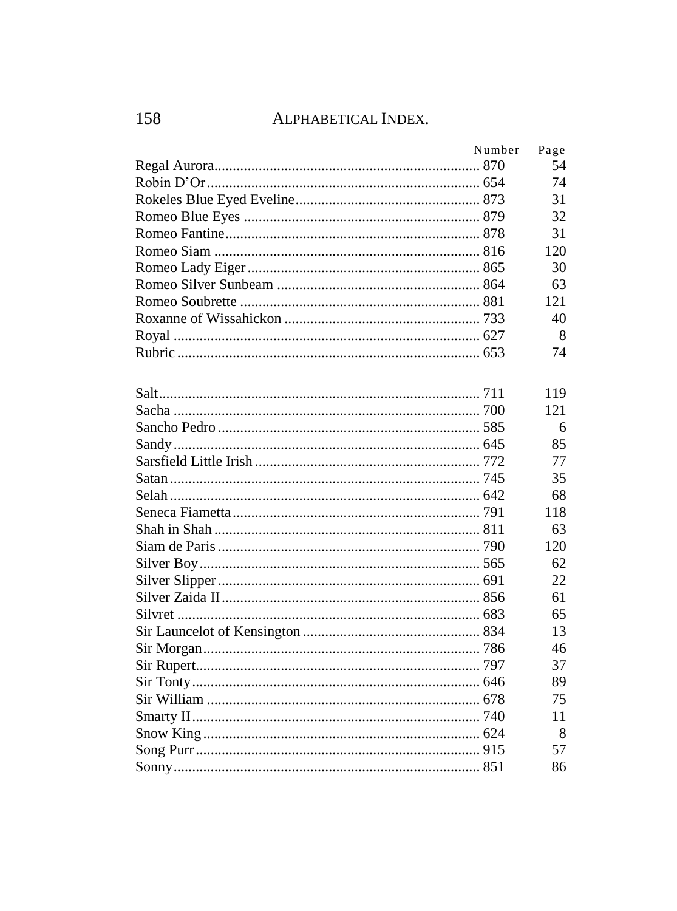## ALPHABETICAL INDEX.

| | Number | Page |
|---|---|---|
| Regal Aurora | 870 | 54 |
| Robin D'Or | 654 | 74 |
| Rokeles Blue Eyed Eveline | 873 | 31 |
| Romeo Blue Eyes | 879 | 32 |
| Romeo Fantine | 878 | 31 |
| Romeo Siam | 816 | 120 |
| Romeo Lady Eiger | 865 | 30 |
| Romeo Silver Sunbeam | 864 | 63 |
| Romeo Soubrette | 881 | 121 |
| Roxanne of Wissahickon | 733 | 40 |
| Royal | 627 | 8 |
| Rubric | 653 | 74 |
| | | |
| Salt | 711 | 119 |
| Sacha | 700 | 121 |
| Sancho Pedro | 585 | 6 |
| Sandy | 645 | 85 |
| Sarsfield Little Irish | 772 | 77 |
| Satan | 745 | 35 |
| Selah | 642 | 68 |
| Seneca Fiametta | 791 | 118 |
| Shah in Shah | 811 | 63 |
| Siam de Paris | 790 | 120 |
| Silver Boy | 565 | 62 |
| Silver Slipper | 691 | 22 |
| Silver Zaida II | 856 | 61 |
| Silvret | 683 | 65 |
| Sir Launcelot of Kensington | 834 | 13 |
| Sir Morgan | 786 | 46 |
| Sir Rupert | 797 | 37 |
| Sir Tonty | 646 | 89 |
| Sir William | 678 | 75 |
| Smarty II | 740 | 11 |
| Snow King | 624 | 8 |
| Song Purr | 915 | 57 |
| Sonny | 851 | 86 |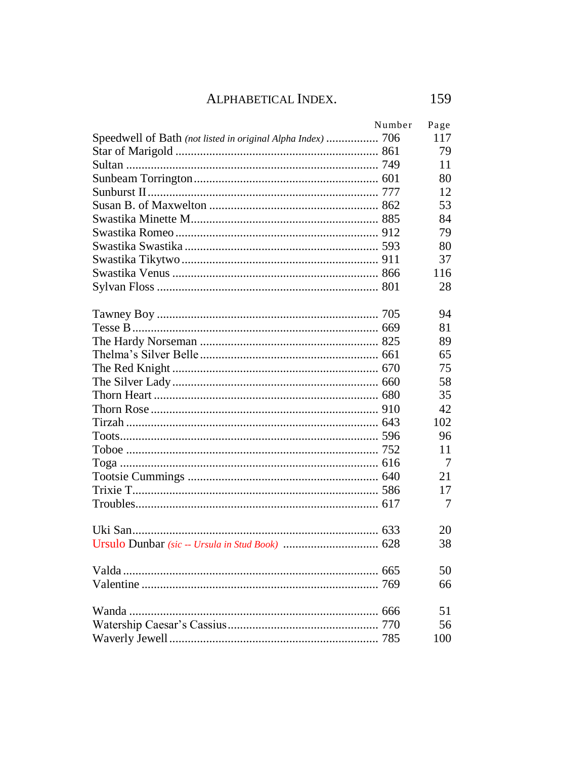# Alphabetical Index.

| | Number | Page |
|---|---|---|
| Speedwell of Bath *(not listed in original Alpha Index)* | 706 | 117 |
| Star of Marigold | 861 | 79 |
| Sultan | 749 | 11 |
| Sunbeam Torrington | 601 | 80 |
| Sunburst II | 777 | 12 |
| Susan B. of Maxwelton | 862 | 53 |
| Swastika Minette M. | 885 | 84 |
| Swastika Romeo | 912 | 79 |
| Swastika Swastika | 593 | 80 |
| Swastika Tikytwo | 911 | 37 |
| Swastika Venus | 866 | 116 |
| Sylvan Floss | 801 | 28 |
| | | |
| Tawney Boy | 705 | 94 |
| Tesse B | 669 | 81 |
| The Hardy Norseman | 825 | 89 |
| Thelma's Silver Belle | 661 | 65 |
| The Red Knight | 670 | 75 |
| The Silver Lady | 660 | 58 |
| Thorn Heart | 680 | 35 |
| Thorn Rose | 910 | 42 |
| Tirzah | 643 | 102 |
| Toots | 596 | 96 |
| Toboe | 752 | 11 |
| Toga | 616 | 7 |
| Tootsie Cummings | 640 | 21 |
| Trixie T. | 586 | 17 |
| Troubles | 617 | 7 |
| | | |
| Uki San | 633 | 20 |
| Ursulo Dunbar *(sic -- Ursula in Stud Book)* | 628 | 38 |
| | | |
| Valda | 665 | 50 |
| Valentine | 769 | 66 |
| | | |
| Wanda | 666 | 51 |
| Watership Caesar's Cassius | 770 | 56 |
| Waverly Jewell | 785 | 100 |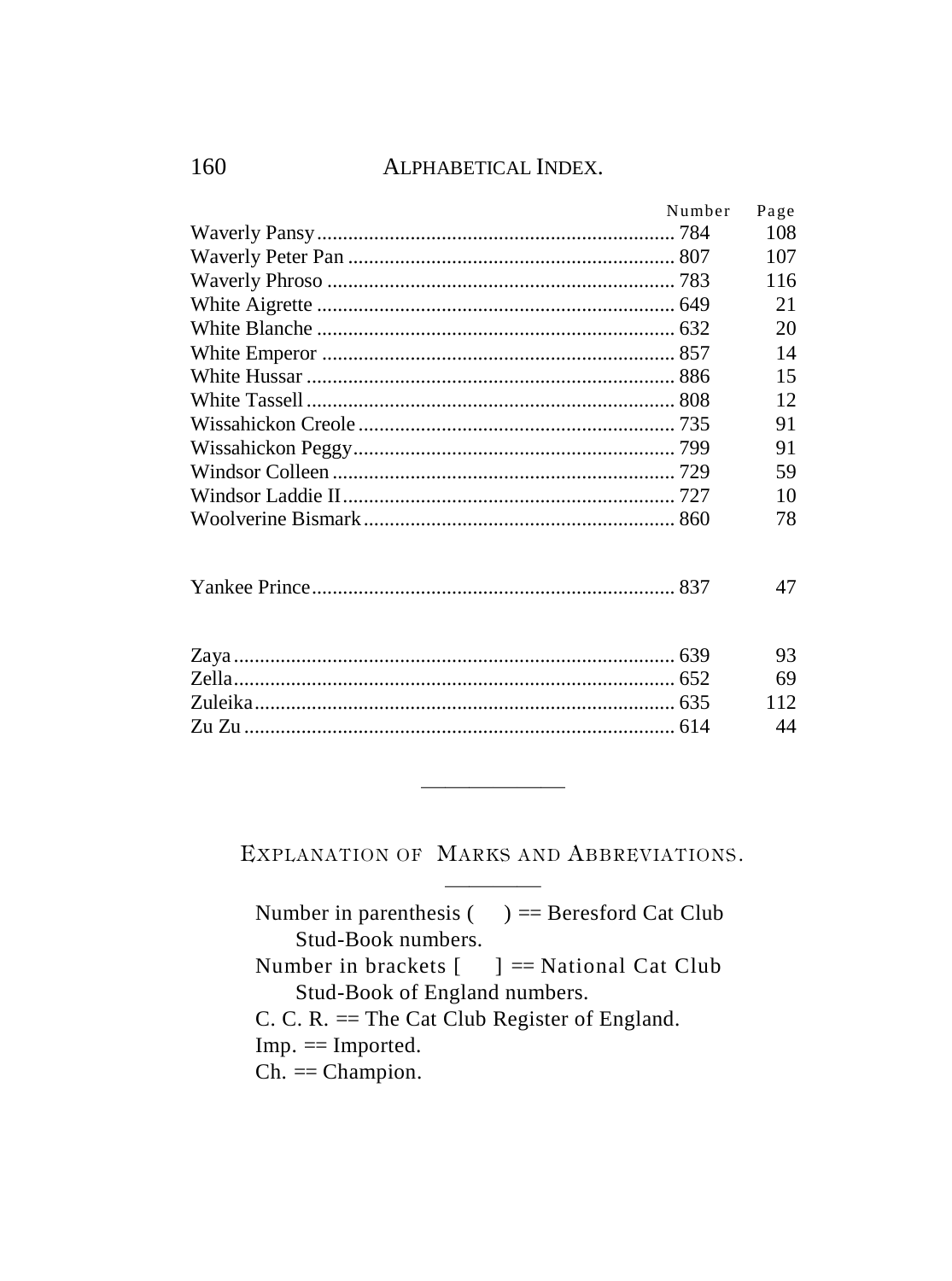| | Number | Page |
|---|---|---|
| Waverly Pansy | 784 | 108 |
| Waverly Peter Pan | 807 | 107 |
| Waverly Phroso | 783 | 116 |
| White Aigrette | 649 | 21 |
| White Blanche | 632 | 20 |
| White Emperor | 857 | 14 |
| White Hussar | 886 | 15 |
| White Tassell | 808 | 12 |
| Wissahickon Creole | 735 | 91 |
| Wissahickon Peggy | 799 | 91 |
| Windsor Colleen | 729 | 59 |
| Windsor Laddie II | 727 | 10 |
| Woolverine Bismark | 860 | 78 |
| Yankee Prince | 837 | 47 |
| Zaya | 639 | 93 |
| Zella | 652 | 69 |
| Zuleika | 635 | 112 |
| Zu Zu | 614 | 44 |

---

## EXPLANATION OF MARKS AND ABBREVIATIONS.

Number in parenthesis (    ) == Beresford Cat Club Stud-Book numbers.

Number in brackets [    ] == National Cat Club Stud-Book of England numbers.

C. C. R. == The Cat Club Register of England.

Imp. == Imported.

Ch. == Champion.